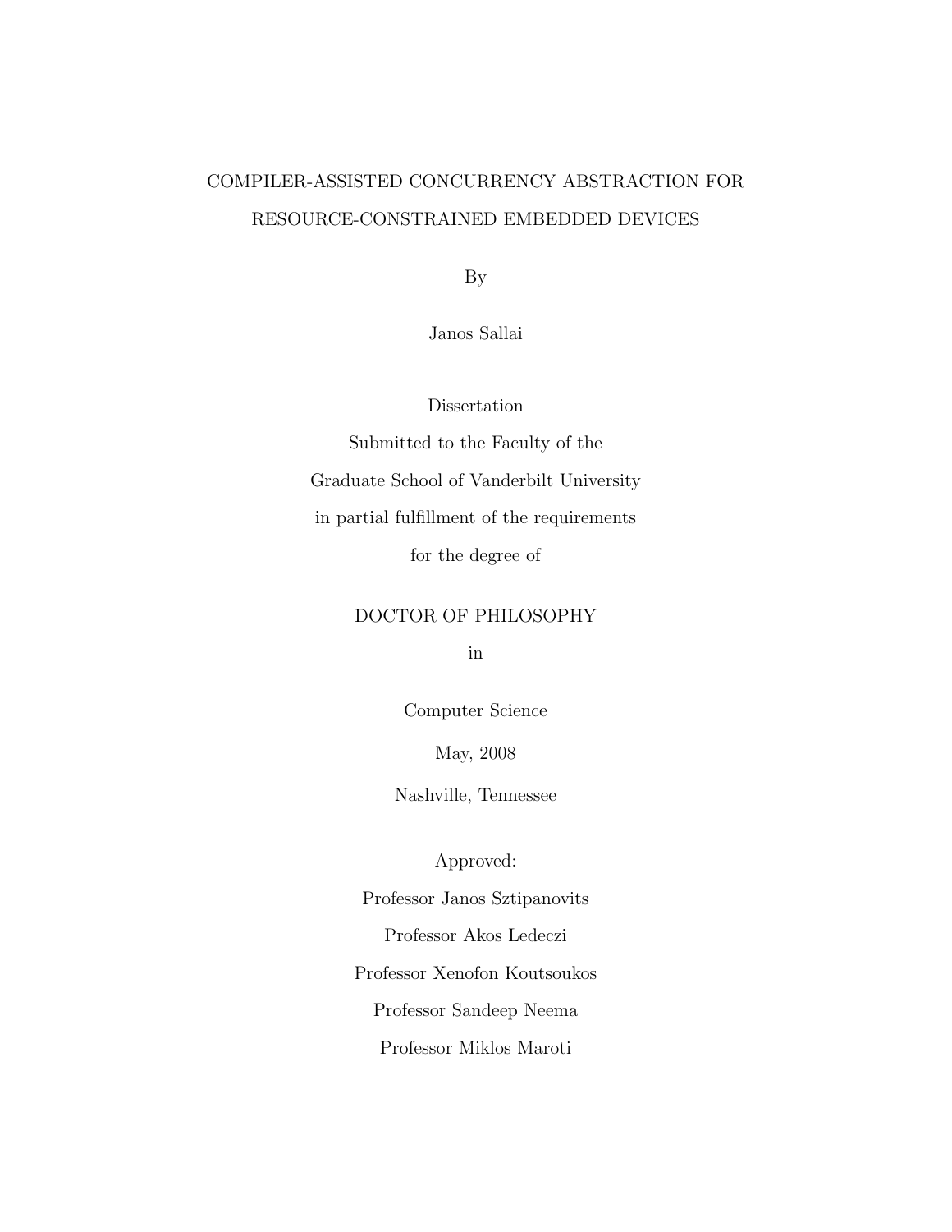# COMPILER-ASSISTED CONCURRENCY ABSTRACTION FOR RESOURCE-CONSTRAINED EMBEDDED DEVICES

By

Janos Sallai

Dissertation

Submitted to the Faculty of the

Graduate School of Vanderbilt University

in partial fulfillment of the requirements

for the degree of

DOCTOR OF PHILOSOPHY

in

Computer Science

May, 2008

Nashville, Tennessee

Approved:

Professor Janos Sztipanovits

Professor Akos Ledeczi

Professor Xenofon Koutsoukos

Professor Sandeep Neema

Professor Miklos Maroti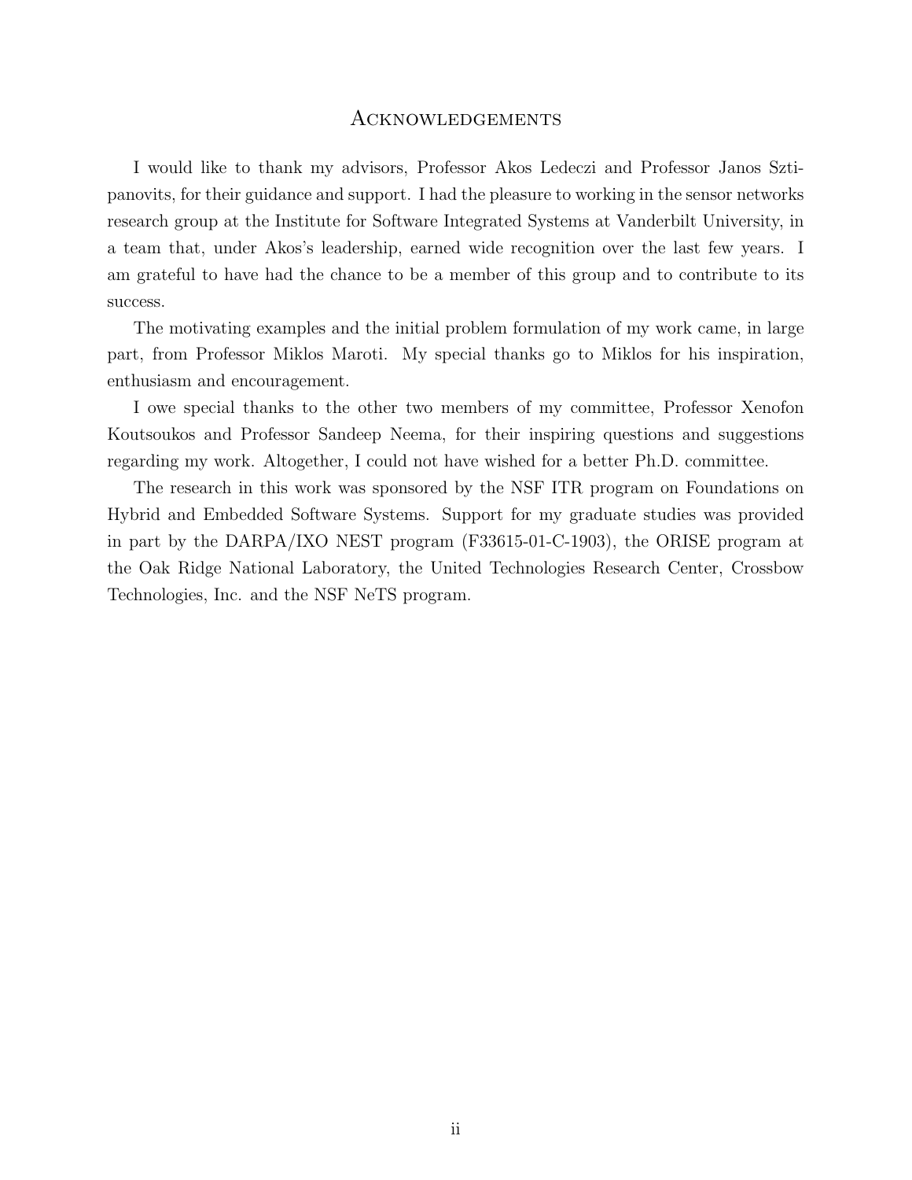# Acknowledgements

I would like to thank my advisors, Professor Akos Ledeczi and Professor Janos Sztipanovits, for their guidance and support. I had the pleasure to working in the sensor networks research group at the Institute for Software Integrated Systems at Vanderbilt University, in a team that, under Akos's leadership, earned wide recognition over the last few years. I am grateful to have had the chance to be a member of this group and to contribute to its success.

The motivating examples and the initial problem formulation of my work came, in large part, from Professor Miklos Maroti. My special thanks go to Miklos for his inspiration, enthusiasm and encouragement.

I owe special thanks to the other two members of my committee, Professor Xenofon Koutsoukos and Professor Sandeep Neema, for their inspiring questions and suggestions regarding my work. Altogether, I could not have wished for a better Ph.D. committee.

The research in this work was sponsored by the NSF ITR program on Foundations on Hybrid and Embedded Software Systems. Support for my graduate studies was provided in part by the DARPA/IXO NEST program (F33615-01-C-1903), the ORISE program at the Oak Ridge National Laboratory, the United Technologies Research Center, Crossbow Technologies, Inc. and the NSF NeTS program.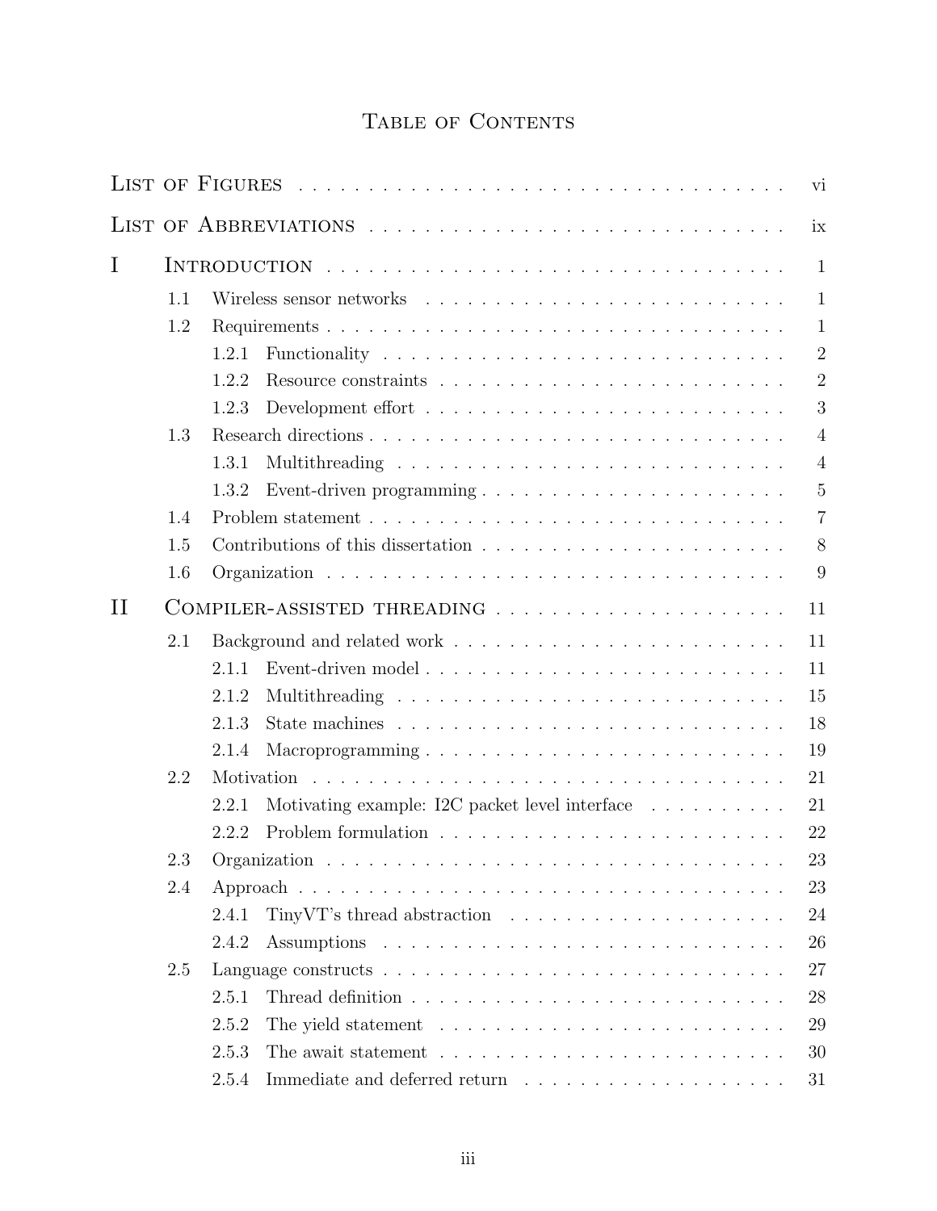# Table of Contents

| | | | |
|---|---|---|---|
| List of Figures | | | vi |
| List of Abbreviations | | | ix |
| I | Introduction | | 1 |
| | 1.1 | Wireless sensor networks | 1 |
| | 1.2 | Requirements | 1 |
| | | 1.2.1 Functionality | 2 |
| | | 1.2.2 Resource constraints | 2 |
| | | 1.2.3 Development effort | 3 |
| | 1.3 | Research directions | 4 |
| | | 1.3.1 Multithreading | 4 |
| | | 1.3.2 Event-driven programming | 5 |
| | 1.4 | Problem statement | 7 |
| | 1.5 | Contributions of this dissertation | 8 |
| | 1.6 | Organization | 9 |
| II | Compiler-assisted threading | | 11 |
| | 2.1 | Background and related work | 11 |
| | | 2.1.1 Event-driven model | 11 |
| | | 2.1.2 Multithreading | 15 |
| | | 2.1.3 State machines | 18 |
| | | 2.1.4 Macroprogramming | 19 |
| | 2.2 | Motivation | 21 |
| | | 2.2.1 Motivating example: I2C packet level interface | 21 |
| | | 2.2.2 Problem formulation | 22 |
| | 2.3 | Organization | 23 |
| | 2.4 | Approach | 23 |
| | | 2.4.1 TinyVT's thread abstraction | 24 |
| | | 2.4.2 Assumptions | 26 |
| | 2.5 | Language constructs | 27 |
| | | 2.5.1 Thread definition | 28 |
| | | 2.5.2 The yield statement | 29 |
| | | 2.5.3 The await statement | 30 |
| | | 2.5.4 Immediate and deferred return | 31 |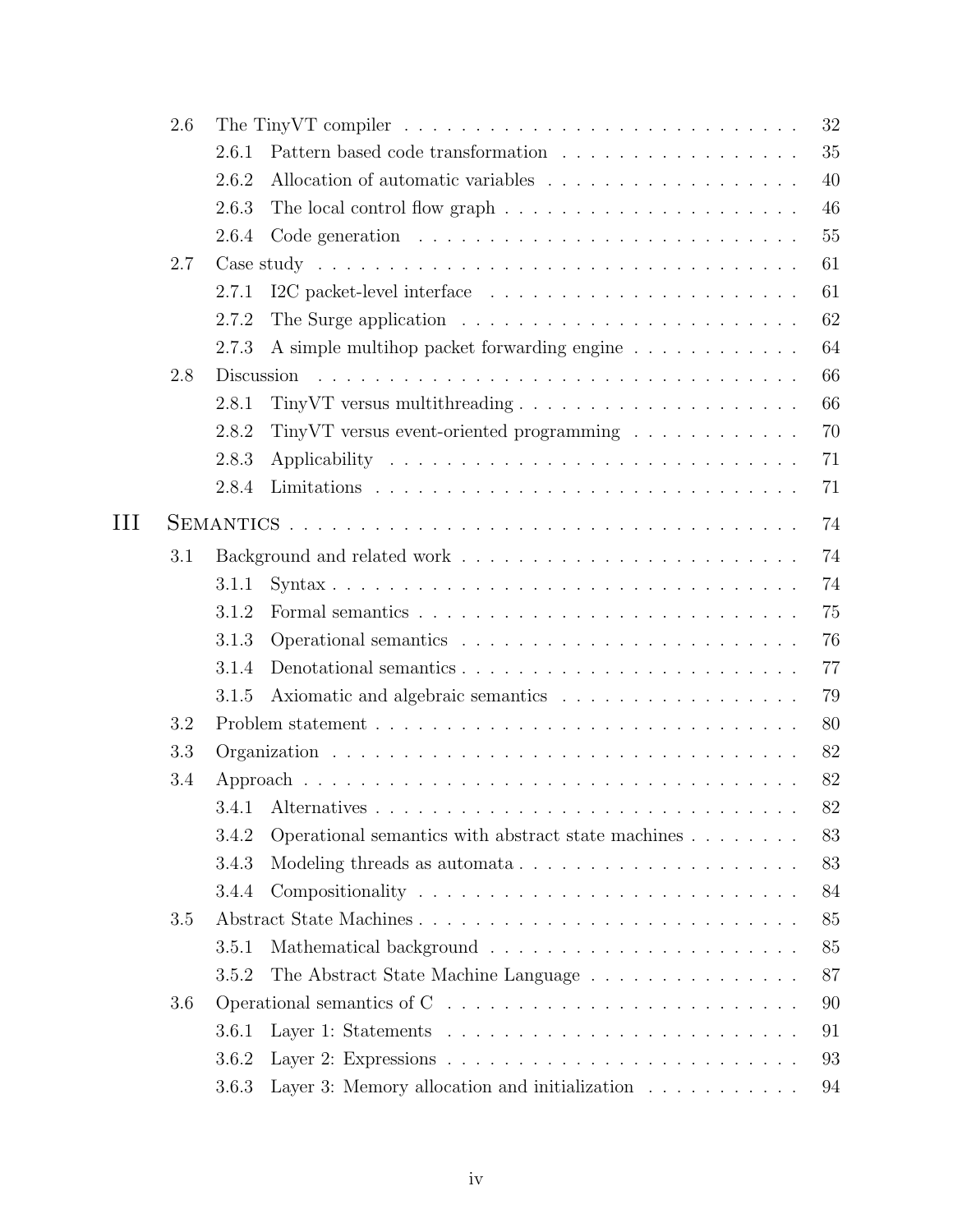- 2.6 The TinyVT compiler . . . . . 32
  - 2.6.1 Pattern based code transformation . . . . . 35
  - 2.6.2 Allocation of automatic variables . . . . . 40
  - 2.6.3 The local control flow graph . . . . . 46
  - 2.6.4 Code generation . . . . . 55
- 2.7 Case study . . . . . 61
  - 2.7.1 I2C packet-level interface . . . . . 61
  - 2.7.2 The Surge application . . . . . 62
  - 2.7.3 A simple multihop packet forwarding engine . . . . . 64
- 2.8 Discussion . . . . . 66
  - 2.8.1 TinyVT versus multithreading . . . . . 66
  - 2.8.2 TinyVT versus event-oriented programming . . . . . 70
  - 2.8.3 Applicability . . . . . 71
  - 2.8.4 Limitations . . . . . 71

III SEMANTICS . . . . . 74

- 3.1 Background and related work . . . . . 74
  - 3.1.1 Syntax . . . . . 74
  - 3.1.2 Formal semantics . . . . . 75
  - 3.1.3 Operational semantics . . . . . 76
  - 3.1.4 Denotational semantics . . . . . 77
  - 3.1.5 Axiomatic and algebraic semantics . . . . . 79
- 3.2 Problem statement . . . . . 80
- 3.3 Organization . . . . . 82
- 3.4 Approach . . . . . 82
  - 3.4.1 Alternatives . . . . . 82
  - 3.4.2 Operational semantics with abstract state machines . . . . . 83
  - 3.4.3 Modeling threads as automata . . . . . 83
  - 3.4.4 Compositionality . . . . . 84
- 3.5 Abstract State Machines . . . . . 85
  - 3.5.1 Mathematical background . . . . . 85
  - 3.5.2 The Abstract State Machine Language . . . . . 87
- 3.6 Operational semantics of C . . . . . 90
  - 3.6.1 Layer 1: Statements . . . . . 91
  - 3.6.2 Layer 2: Expressions . . . . . 93
  - 3.6.3 Layer 3: Memory allocation and initialization . . . . . 94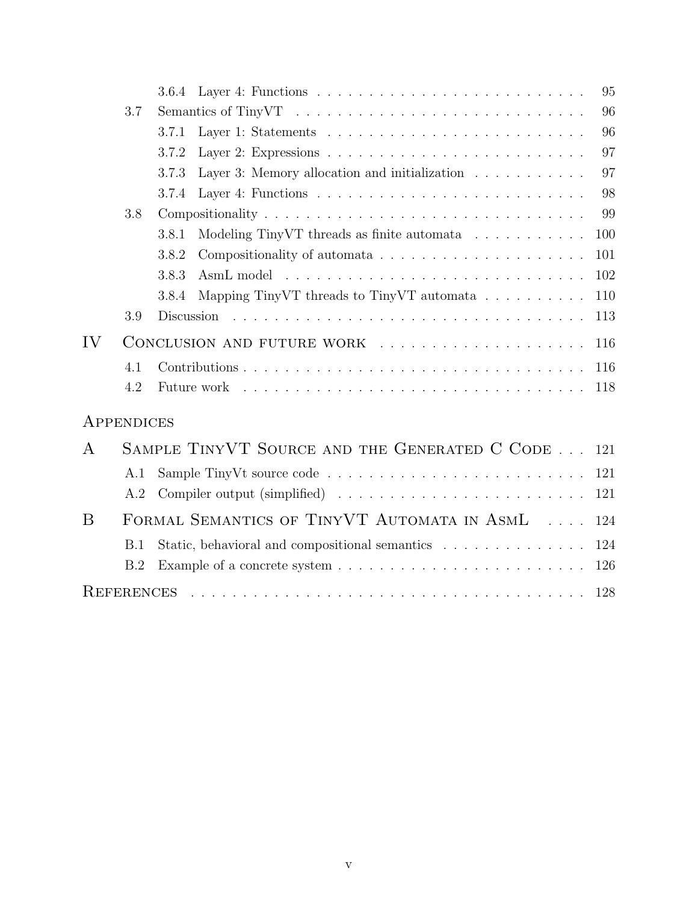- 3.6.4 Layer 4: Functions . . . . . 95
- 3.7 Semantics of TinyVT . . . . . 96
  - 3.7.1 Layer 1: Statements . . . . . 96
  - 3.7.2 Layer 2: Expressions . . . . . 97
  - 3.7.3 Layer 3: Memory allocation and initialization . . . . . 97
  - 3.7.4 Layer 4: Functions . . . . . 98
- 3.8 Compositionality . . . . . 99
  - 3.8.1 Modeling TinyVT threads as finite automata . . . . . 100
  - 3.8.2 Compositionality of automata . . . . . 101
  - 3.8.3 AsmL model . . . . . 102
  - 3.8.4 Mapping TinyVT threads to TinyVT automata . . . . . 110
- 3.9 Discussion . . . . . 113

IV CONCLUSION AND FUTURE WORK . . . . . 116
- 4.1 Contributions . . . . . 116
- 4.2 Future work . . . . . 118

APPENDICES

A SAMPLE TINYVT SOURCE AND THE GENERATED C CODE . . . 121
- A.1 Sample TinyVt source code . . . . . 121
- A.2 Compiler output (simplified) . . . . . 121

B FORMAL SEMANTICS OF TINYVT AUTOMATA IN ASML . . . . 124
- B.1 Static, behavioral and compositional semantics . . . . . 124
- B.2 Example of a concrete system . . . . . 126

REFERENCES . . . . . 128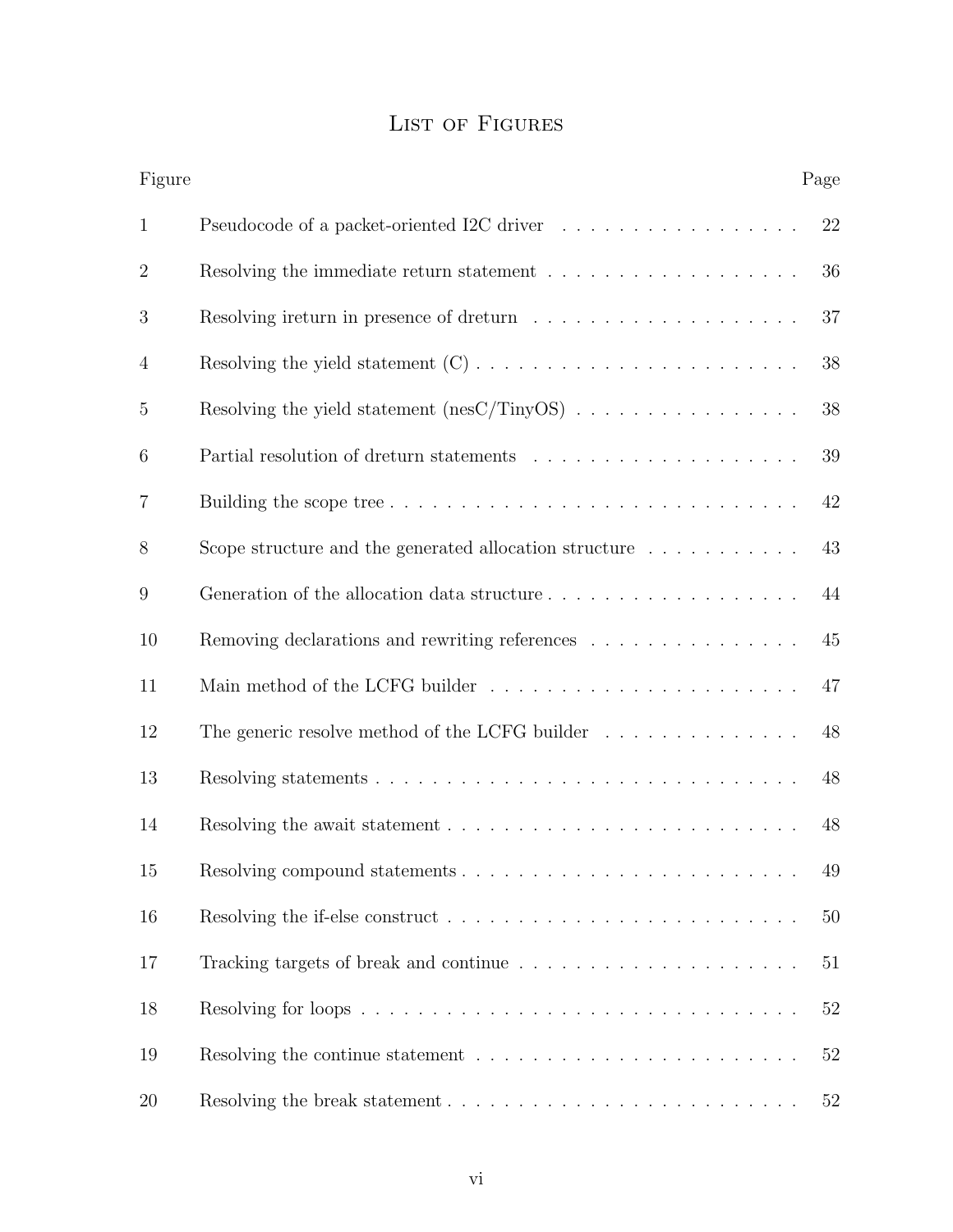# List of Figures

| Figure | | Page |
|---|---|---|
| 1 | Pseudocode of a packet-oriented I2C driver | 22 |
| 2 | Resolving the immediate return statement | 36 |
| 3 | Resolving ireturn in presence of dreturn | 37 |
| 4 | Resolving the yield statement (C) | 38 |
| 5 | Resolving the yield statement (nesC/TinyOS) | 38 |
| 6 | Partial resolution of dreturn statements | 39 |
| 7 | Building the scope tree | 42 |
| 8 | Scope structure and the generated allocation structure | 43 |
| 9 | Generation of the allocation data structure | 44 |
| 10 | Removing declarations and rewriting references | 45 |
| 11 | Main method of the LCFG builder | 47 |
| 12 | The generic resolve method of the LCFG builder | 48 |
| 13 | Resolving statements | 48 |
| 14 | Resolving the await statement | 48 |
| 15 | Resolving compound statements | 49 |
| 16 | Resolving the if-else construct | 50 |
| 17 | Tracking targets of break and continue | 51 |
| 18 | Resolving for loops | 52 |
| 19 | Resolving the continue statement | 52 |
| 20 | Resolving the break statement | 52 |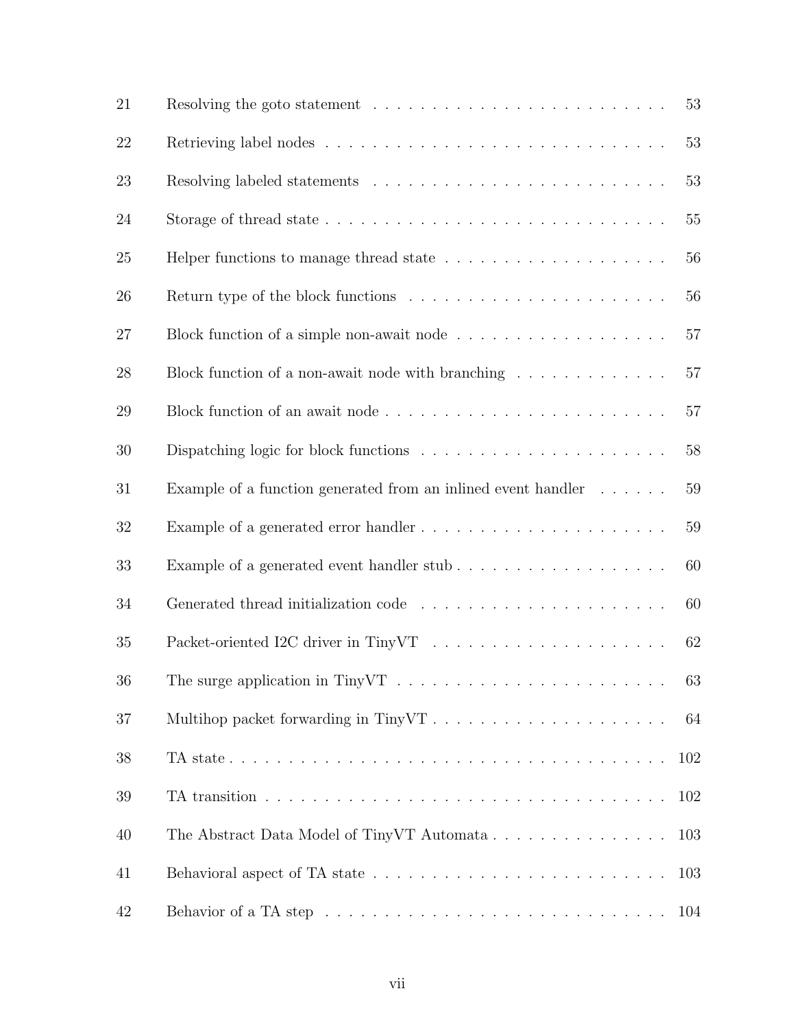| | | |
|---|---|---|
| 21 | Resolving the goto statement | 53 |
| 22 | Retrieving label nodes | 53 |
| 23 | Resolving labeled statements | 53 |
| 24 | Storage of thread state | 55 |
| 25 | Helper functions to manage thread state | 56 |
| 26 | Return type of the block functions | 56 |
| 27 | Block function of a simple non-await node | 57 |
| 28 | Block function of a non-await node with branching | 57 |
| 29 | Block function of an await node | 57 |
| 30 | Dispatching logic for block functions | 58 |
| 31 | Example of a function generated from an inlined event handler | 59 |
| 32 | Example of a generated error handler | 59 |
| 33 | Example of a generated event handler stub | 60 |
| 34 | Generated thread initialization code | 60 |
| 35 | Packet-oriented I2C driver in TinyVT | 62 |
| 36 | The surge application in TinyVT | 63 |
| 37 | Multihop packet forwarding in TinyVT | 64 |
| 38 | TA state | 102 |
| 39 | TA transition | 102 |
| 40 | The Abstract Data Model of TinyVT Automata | 103 |
| 41 | Behavioral aspect of TA state | 103 |
| 42 | Behavior of a TA step | 104 |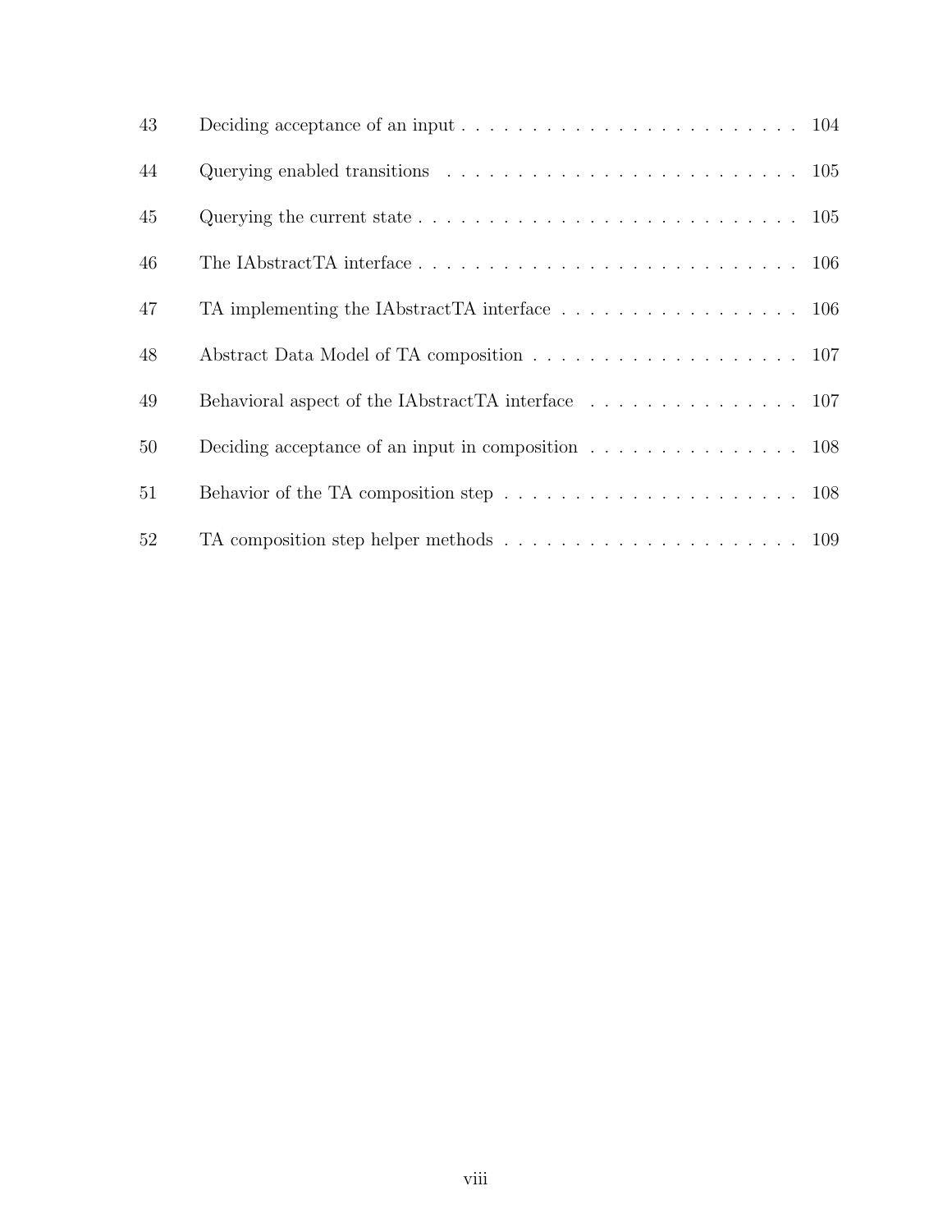| | | |
|---|---|---|
| 43 | Deciding acceptance of an input | 104 |
| 44 | Querying enabled transitions | 105 |
| 45 | Querying the current state | 105 |
| 46 | The IAbstractTA interface | 106 |
| 47 | TA implementing the IAbstractTA interface | 106 |
| 48 | Abstract Data Model of TA composition | 107 |
| 49 | Behavioral aspect of the IAbstractTA interface | 107 |
| 50 | Deciding acceptance of an input in composition | 108 |
| 51 | Behavior of the TA composition step | 108 |
| 52 | TA composition step helper methods | 109 |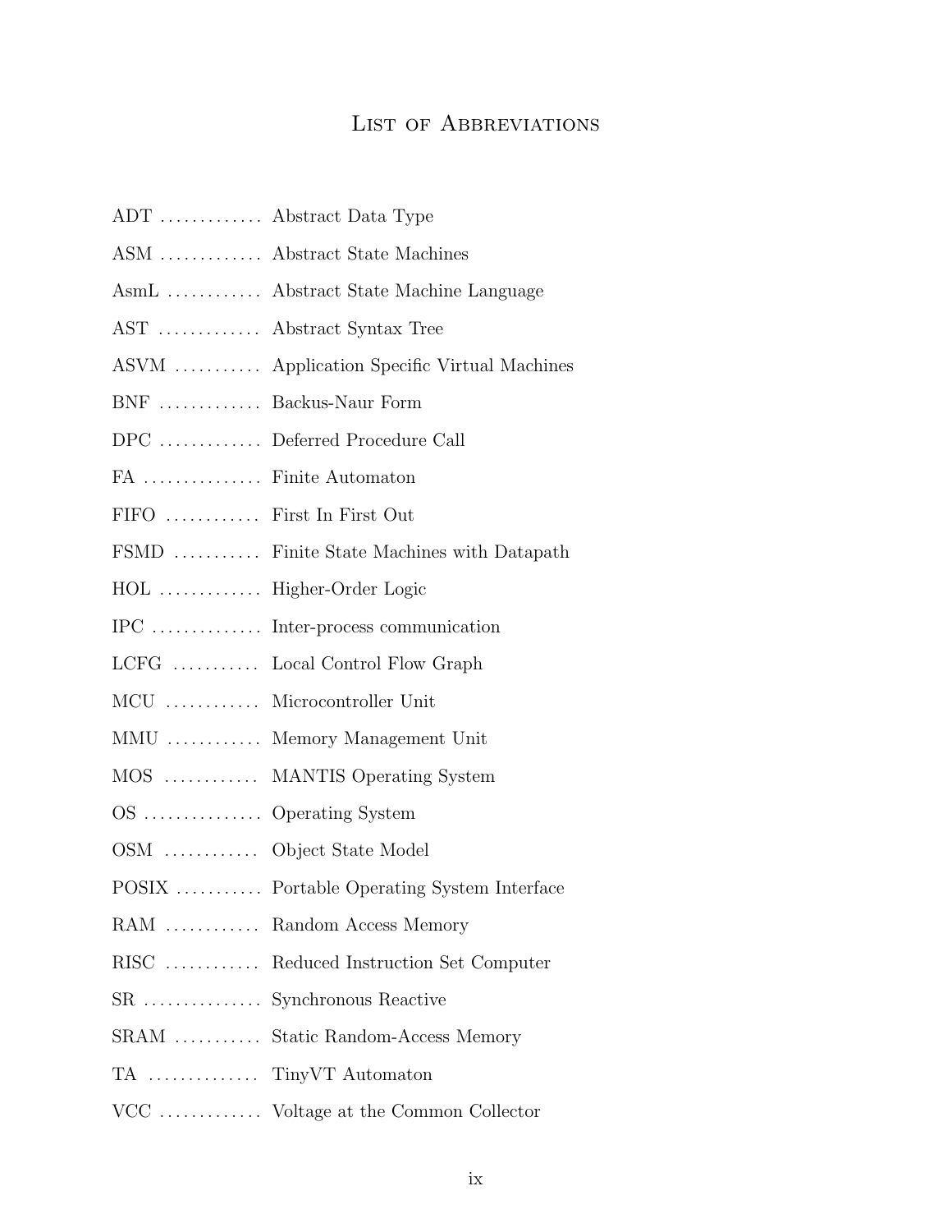# List of Abbreviations

ADT ............. Abstract Data Type

ASM ............. Abstract State Machines

AsmL ............ Abstract State Machine Language

AST ............. Abstract Syntax Tree

ASVM ........... Application Specific Virtual Machines

BNF ............. Backus-Naur Form

DPC ............. Deferred Procedure Call

FA ............... Finite Automaton

FIFO ............ First In First Out

FSMD ........... Finite State Machines with Datapath

HOL ............. Higher-Order Logic

IPC .............. Inter-process communication

LCFG ........... Local Control Flow Graph

MCU ............ Microcontroller Unit

MMU ............ Memory Management Unit

MOS ............ MANTIS Operating System

OS ............... Operating System

OSM ............ Object State Model

POSIX ........... Portable Operating System Interface

RAM ............ Random Access Memory

RISC ............ Reduced Instruction Set Computer

SR ............... Synchronous Reactive

SRAM ........... Static Random-Access Memory

TA .............. TinyVT Automaton

VCC ............. Voltage at the Common Collector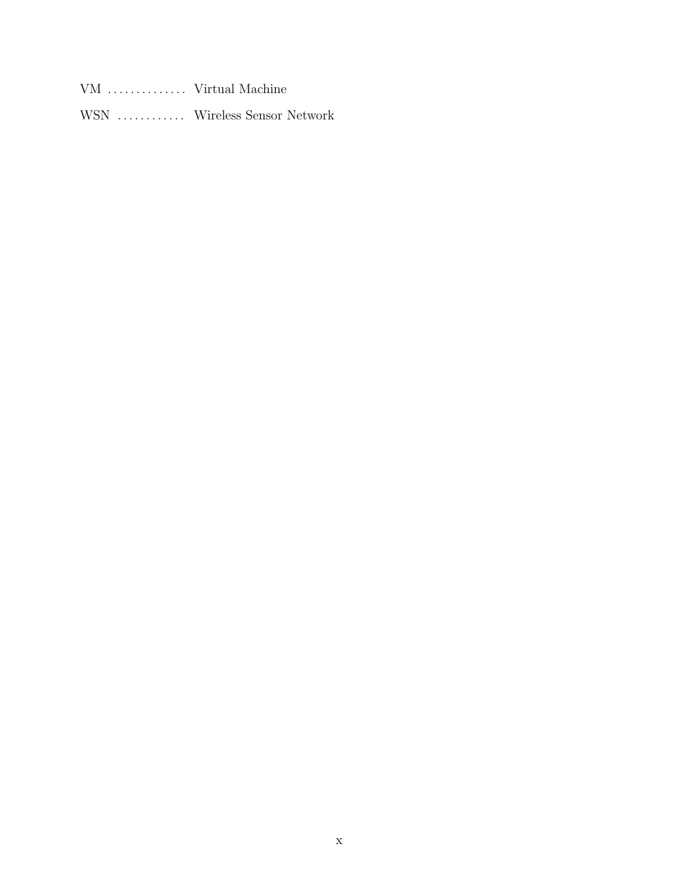VM .............. Virtual Machine

WSN ............ Wireless Sensor Network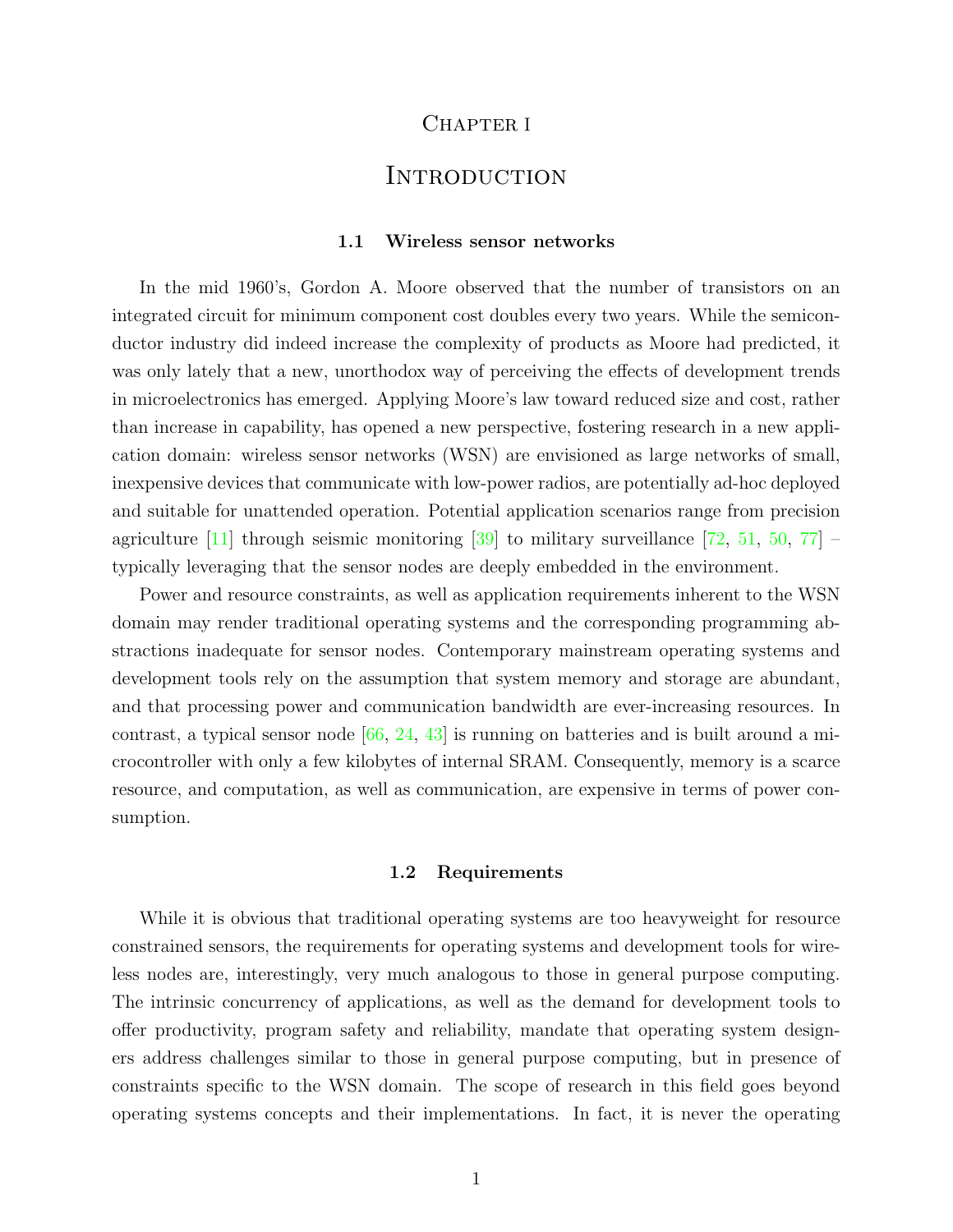# Chapter I

# Introduction

## 1.1 Wireless sensor networks

In the mid 1960's, Gordon A. Moore observed that the number of transistors on an integrated circuit for minimum component cost doubles every two years. While the semiconductor industry did indeed increase the complexity of products as Moore had predicted, it was only lately that a new, unorthodox way of perceiving the effects of development trends in microelectronics has emerged. Applying Moore's law toward reduced size and cost, rather than increase in capability, has opened a new perspective, fostering research in a new application domain: wireless sensor networks (WSN) are envisioned as large networks of small, inexpensive devices that communicate with low-power radios, are potentially ad-hoc deployed and suitable for unattended operation. Potential application scenarios range from precision agriculture [11] through seismic monitoring [39] to military surveillance [72, 51, 50, 77] – typically leveraging that the sensor nodes are deeply embedded in the environment.

Power and resource constraints, as well as application requirements inherent to the WSN domain may render traditional operating systems and the corresponding programming abstractions inadequate for sensor nodes. Contemporary mainstream operating systems and development tools rely on the assumption that system memory and storage are abundant, and that processing power and communication bandwidth are ever-increasing resources. In contrast, a typical sensor node [66, 24, 43] is running on batteries and is built around a microcontroller with only a few kilobytes of internal SRAM. Consequently, memory is a scarce resource, and computation, as well as communication, are expensive in terms of power consumption.

## 1.2 Requirements

While it is obvious that traditional operating systems are too heavyweight for resource constrained sensors, the requirements for operating systems and development tools for wireless nodes are, interestingly, very much analogous to those in general purpose computing. The intrinsic concurrency of applications, as well as the demand for development tools to offer productivity, program safety and reliability, mandate that operating system designers address challenges similar to those in general purpose computing, but in presence of constraints specific to the WSN domain. The scope of research in this field goes beyond operating systems concepts and their implementations. In fact, it is never the operating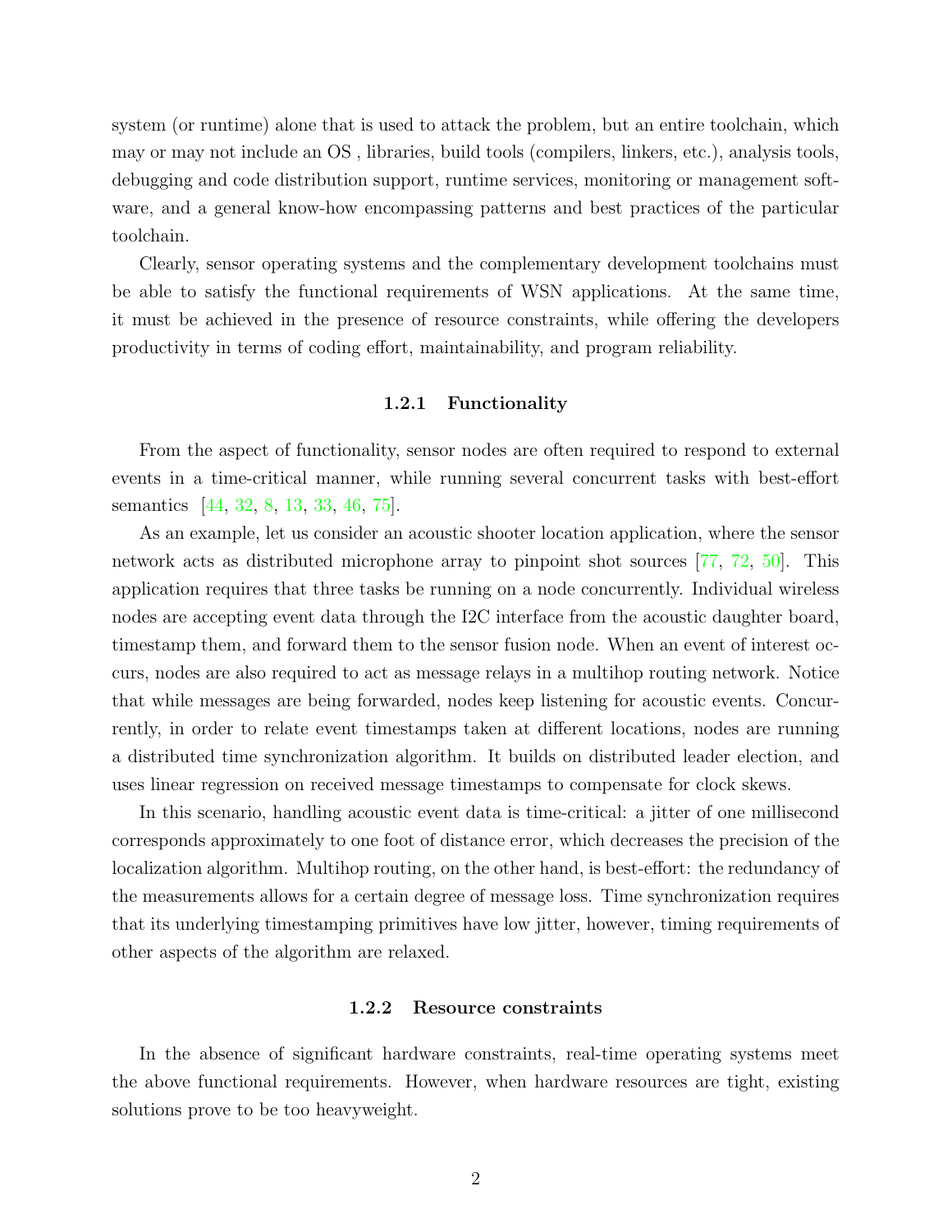system (or runtime) alone that is used to attack the problem, but an entire toolchain, which may or may not include an OS , libraries, build tools (compilers, linkers, etc.), analysis tools, debugging and code distribution support, runtime services, monitoring or management software, and a general know-how encompassing patterns and best practices of the particular toolchain.

Clearly, sensor operating systems and the complementary development toolchains must be able to satisfy the functional requirements of WSN applications. At the same time, it must be achieved in the presence of resource constraints, while offering the developers productivity in terms of coding effort, maintainability, and program reliability.

### 1.2.1 Functionality

From the aspect of functionality, sensor nodes are often required to respond to external events in a time-critical manner, while running several concurrent tasks with best-effort semantics [44, 32, 8, 13, 33, 46, 75].

As an example, let us consider an acoustic shooter location application, where the sensor network acts as distributed microphone array to pinpoint shot sources [77, 72, 50]. This application requires that three tasks be running on a node concurrently. Individual wireless nodes are accepting event data through the I2C interface from the acoustic daughter board, timestamp them, and forward them to the sensor fusion node. When an event of interest occurs, nodes are also required to act as message relays in a multihop routing network. Notice that while messages are being forwarded, nodes keep listening for acoustic events. Concurrently, in order to relate event timestamps taken at different locations, nodes are running a distributed time synchronization algorithm. It builds on distributed leader election, and uses linear regression on received message timestamps to compensate for clock skews.

In this scenario, handling acoustic event data is time-critical: a jitter of one millisecond corresponds approximately to one foot of distance error, which decreases the precision of the localization algorithm. Multihop routing, on the other hand, is best-effort: the redundancy of the measurements allows for a certain degree of message loss. Time synchronization requires that its underlying timestamping primitives have low jitter, however, timing requirements of other aspects of the algorithm are relaxed.

### 1.2.2 Resource constraints

In the absence of significant hardware constraints, real-time operating systems meet the above functional requirements. However, when hardware resources are tight, existing solutions prove to be too heavyweight.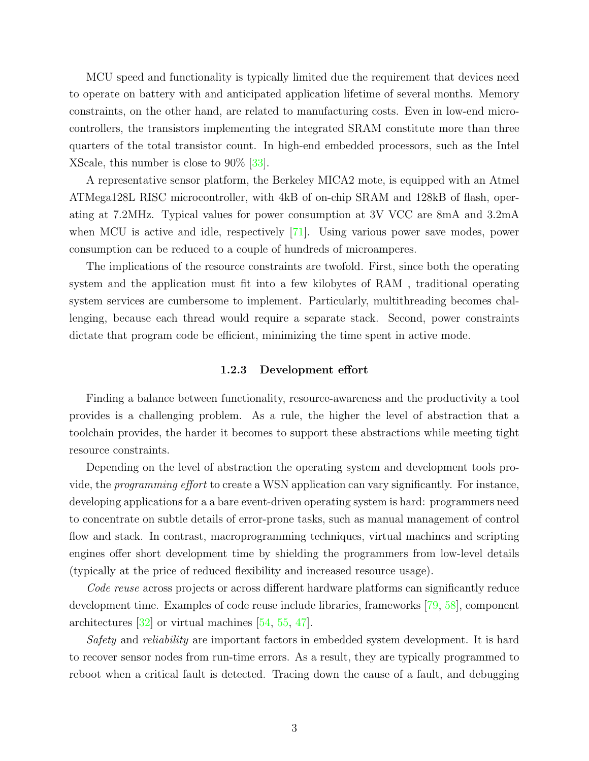MCU speed and functionality is typically limited due the requirement that devices need to operate on battery with and anticipated application lifetime of several months. Memory constraints, on the other hand, are related to manufacturing costs. Even in low-end microcontrollers, the transistors implementing the integrated SRAM constitute more than three quarters of the total transistor count. In high-end embedded processors, such as the Intel XScale, this number is close to 90% [33].

A representative sensor platform, the Berkeley MICA2 mote, is equipped with an Atmel ATMega128L RISC microcontroller, with 4kB of on-chip SRAM and 128kB of flash, operating at 7.2MHz. Typical values for power consumption at 3V VCC are 8mA and 3.2mA when MCU is active and idle, respectively [71]. Using various power save modes, power consumption can be reduced to a couple of hundreds of microamperes.

The implications of the resource constraints are twofold. First, since both the operating system and the application must fit into a few kilobytes of RAM , traditional operating system services are cumbersome to implement. Particularly, multithreading becomes challenging, because each thread would require a separate stack. Second, power constraints dictate that program code be efficient, minimizing the time spent in active mode.

### 1.2.3 Development effort

Finding a balance between functionality, resource-awareness and the productivity a tool provides is a challenging problem. As a rule, the higher the level of abstraction that a toolchain provides, the harder it becomes to support these abstractions while meeting tight resource constraints.

Depending on the level of abstraction the operating system and development tools provide, the *programming effort* to create a WSN application can vary significantly. For instance, developing applications for a a bare event-driven operating system is hard: programmers need to concentrate on subtle details of error-prone tasks, such as manual management of control flow and stack. In contrast, macroprogramming techniques, virtual machines and scripting engines offer short development time by shielding the programmers from low-level details (typically at the price of reduced flexibility and increased resource usage).

*Code reuse* across projects or across different hardware platforms can significantly reduce development time. Examples of code reuse include libraries, frameworks [79, 58], component architectures [32] or virtual machines [54, 55, 47].

*Safety* and *reliability* are important factors in embedded system development. It is hard to recover sensor nodes from run-time errors. As a result, they are typically programmed to reboot when a critical fault is detected. Tracing down the cause of a fault, and debugging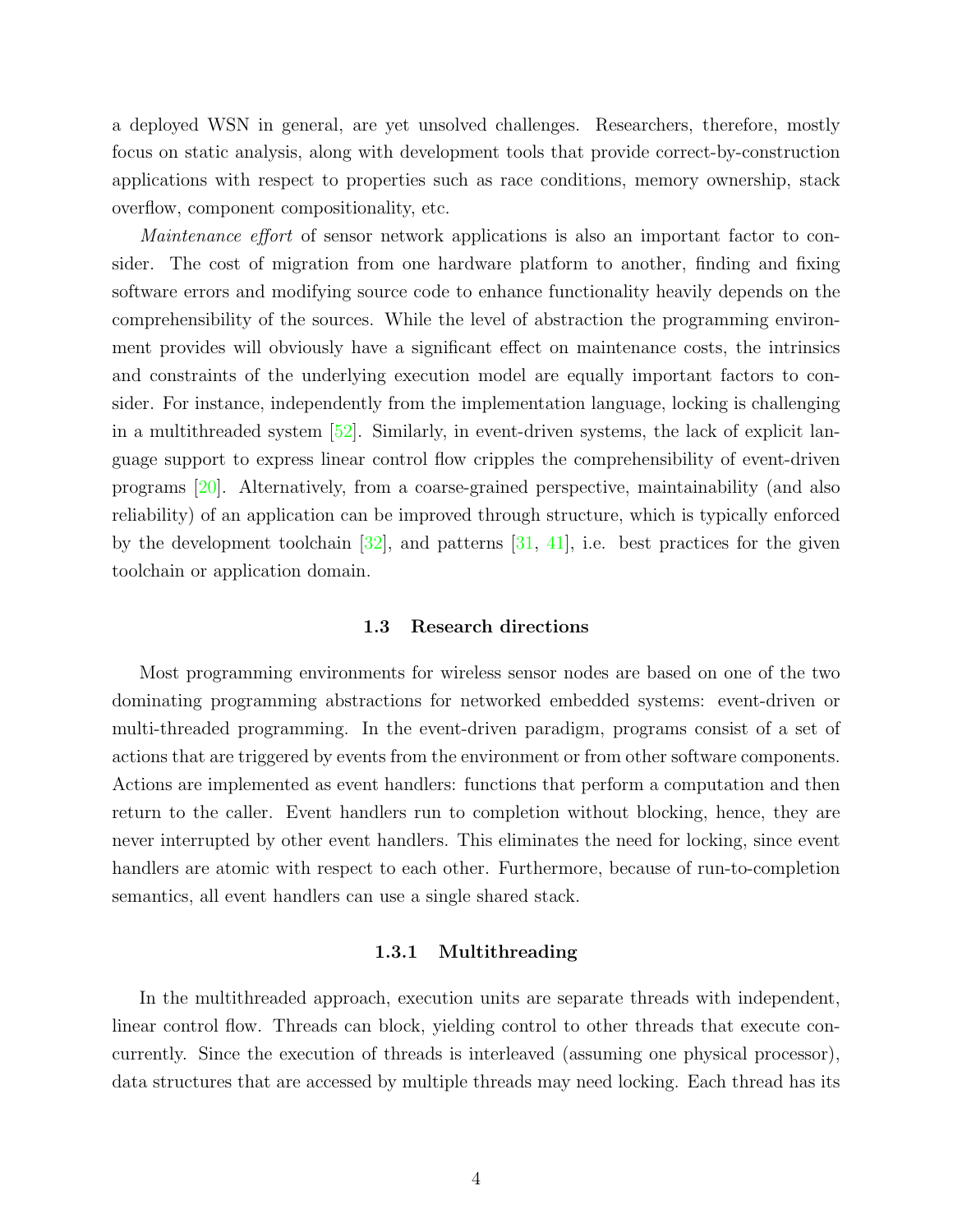a deployed WSN in general, are yet unsolved challenges. Researchers, therefore, mostly focus on static analysis, along with development tools that provide correct-by-construction applications with respect to properties such as race conditions, memory ownership, stack overflow, component compositionality, etc.

*Maintenance effort* of sensor network applications is also an important factor to consider. The cost of migration from one hardware platform to another, finding and fixing software errors and modifying source code to enhance functionality heavily depends on the comprehensibility of the sources. While the level of abstraction the programming environment provides will obviously have a significant effect on maintenance costs, the intrinsics and constraints of the underlying execution model are equally important factors to consider. For instance, independently from the implementation language, locking is challenging in a multithreaded system [52]. Similarly, in event-driven systems, the lack of explicit language support to express linear control flow cripples the comprehensibility of event-driven programs [20]. Alternatively, from a coarse-grained perspective, maintainability (and also reliability) of an application can be improved through structure, which is typically enforced by the development toolchain [32], and patterns [31, 41], i.e. best practices for the given toolchain or application domain.

## 1.3 Research directions

Most programming environments for wireless sensor nodes are based on one of the two dominating programming abstractions for networked embedded systems: event-driven or multi-threaded programming. In the event-driven paradigm, programs consist of a set of actions that are triggered by events from the environment or from other software components. Actions are implemented as event handlers: functions that perform a computation and then return to the caller. Event handlers run to completion without blocking, hence, they are never interrupted by other event handlers. This eliminates the need for locking, since event handlers are atomic with respect to each other. Furthermore, because of run-to-completion semantics, all event handlers can use a single shared stack.

### 1.3.1 Multithreading

In the multithreaded approach, execution units are separate threads with independent, linear control flow. Threads can block, yielding control to other threads that execute concurrently. Since the execution of threads is interleaved (assuming one physical processor), data structures that are accessed by multiple threads may need locking. Each thread has its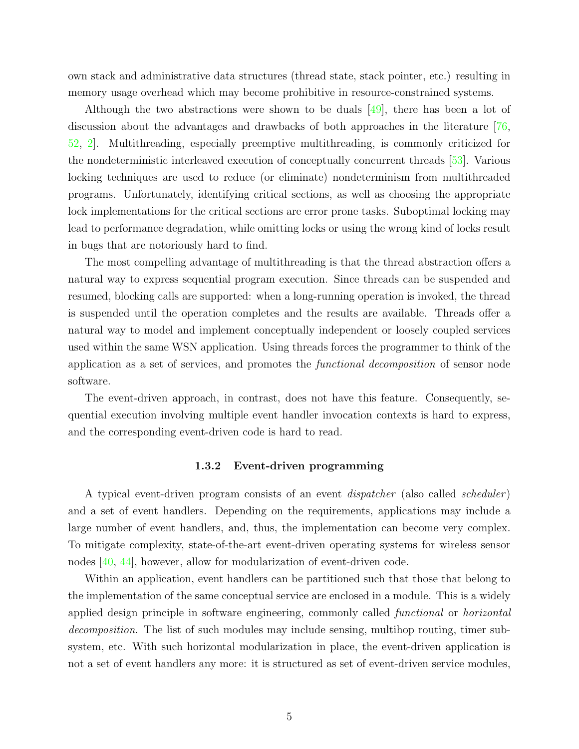own stack and administrative data structures (thread state, stack pointer, etc.) resulting in memory usage overhead which may become prohibitive in resource-constrained systems.

Although the two abstractions were shown to be duals [49], there has been a lot of discussion about the advantages and drawbacks of both approaches in the literature [76, 52, 2]. Multithreading, especially preemptive multithreading, is commonly criticized for the nondeterministic interleaved execution of conceptually concurrent threads [53]. Various locking techniques are used to reduce (or eliminate) nondeterminism from multithreaded programs. Unfortunately, identifying critical sections, as well as choosing the appropriate lock implementations for the critical sections are error prone tasks. Suboptimal locking may lead to performance degradation, while omitting locks or using the wrong kind of locks result in bugs that are notoriously hard to find.

The most compelling advantage of multithreading is that the thread abstraction offers a natural way to express sequential program execution. Since threads can be suspended and resumed, blocking calls are supported: when a long-running operation is invoked, the thread is suspended until the operation completes and the results are available. Threads offer a natural way to model and implement conceptually independent or loosely coupled services used within the same WSN application. Using threads forces the programmer to think of the application as a set of services, and promotes the *functional decomposition* of sensor node software.

The event-driven approach, in contrast, does not have this feature. Consequently, sequential execution involving multiple event handler invocation contexts is hard to express, and the corresponding event-driven code is hard to read.

### 1.3.2 Event-driven programming

A typical event-driven program consists of an event *dispatcher* (also called *scheduler*) and a set of event handlers. Depending on the requirements, applications may include a large number of event handlers, and, thus, the implementation can become very complex. To mitigate complexity, state-of-the-art event-driven operating systems for wireless sensor nodes [40, 44], however, allow for modularization of event-driven code.

Within an application, event handlers can be partitioned such that those that belong to the implementation of the same conceptual service are enclosed in a module. This is a widely applied design principle in software engineering, commonly called *functional* or *horizontal decomposition*. The list of such modules may include sensing, multihop routing, timer subsystem, etc. With such horizontal modularization in place, the event-driven application is not a set of event handlers any more: it is structured as set of event-driven service modules,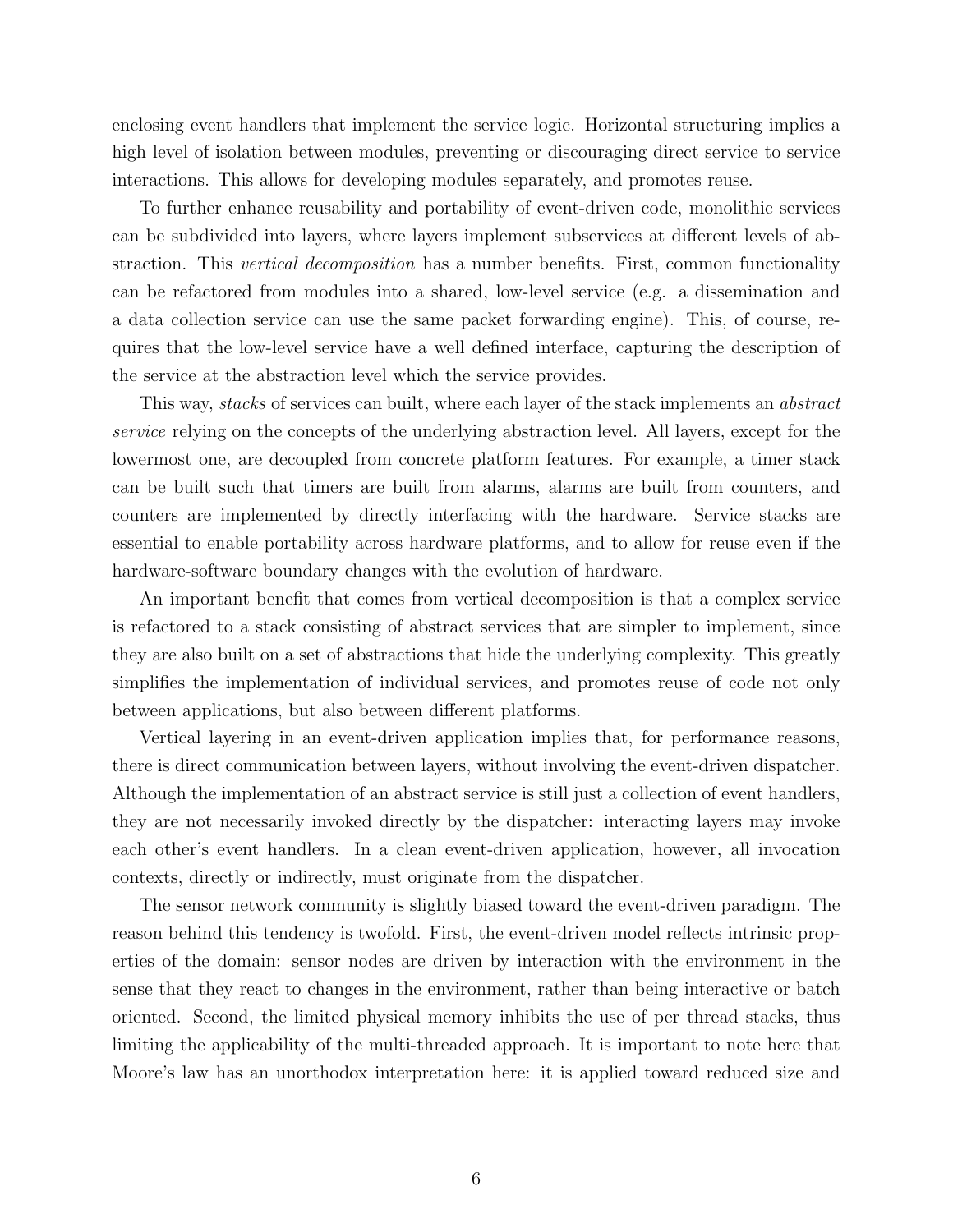enclosing event handlers that implement the service logic. Horizontal structuring implies a high level of isolation between modules, preventing or discouraging direct service to service interactions. This allows for developing modules separately, and promotes reuse.

To further enhance reusability and portability of event-driven code, monolithic services can be subdivided into layers, where layers implement subservices at different levels of abstraction. This *vertical decomposition* has a number benefits. First, common functionality can be refactored from modules into a shared, low-level service (e.g. a dissemination and a data collection service can use the same packet forwarding engine). This, of course, requires that the low-level service have a well defined interface, capturing the description of the service at the abstraction level which the service provides.

This way, *stacks* of services can built, where each layer of the stack implements an *abstract service* relying on the concepts of the underlying abstraction level. All layers, except for the lowermost one, are decoupled from concrete platform features. For example, a timer stack can be built such that timers are built from alarms, alarms are built from counters, and counters are implemented by directly interfacing with the hardware. Service stacks are essential to enable portability across hardware platforms, and to allow for reuse even if the hardware-software boundary changes with the evolution of hardware.

An important benefit that comes from vertical decomposition is that a complex service is refactored to a stack consisting of abstract services that are simpler to implement, since they are also built on a set of abstractions that hide the underlying complexity. This greatly simplifies the implementation of individual services, and promotes reuse of code not only between applications, but also between different platforms.

Vertical layering in an event-driven application implies that, for performance reasons, there is direct communication between layers, without involving the event-driven dispatcher. Although the implementation of an abstract service is still just a collection of event handlers, they are not necessarily invoked directly by the dispatcher: interacting layers may invoke each other's event handlers. In a clean event-driven application, however, all invocation contexts, directly or indirectly, must originate from the dispatcher.

The sensor network community is slightly biased toward the event-driven paradigm. The reason behind this tendency is twofold. First, the event-driven model reflects intrinsic properties of the domain: sensor nodes are driven by interaction with the environment in the sense that they react to changes in the environment, rather than being interactive or batch oriented. Second, the limited physical memory inhibits the use of per thread stacks, thus limiting the applicability of the multi-threaded approach. It is important to note here that Moore's law has an unorthodox interpretation here: it is applied toward reduced size and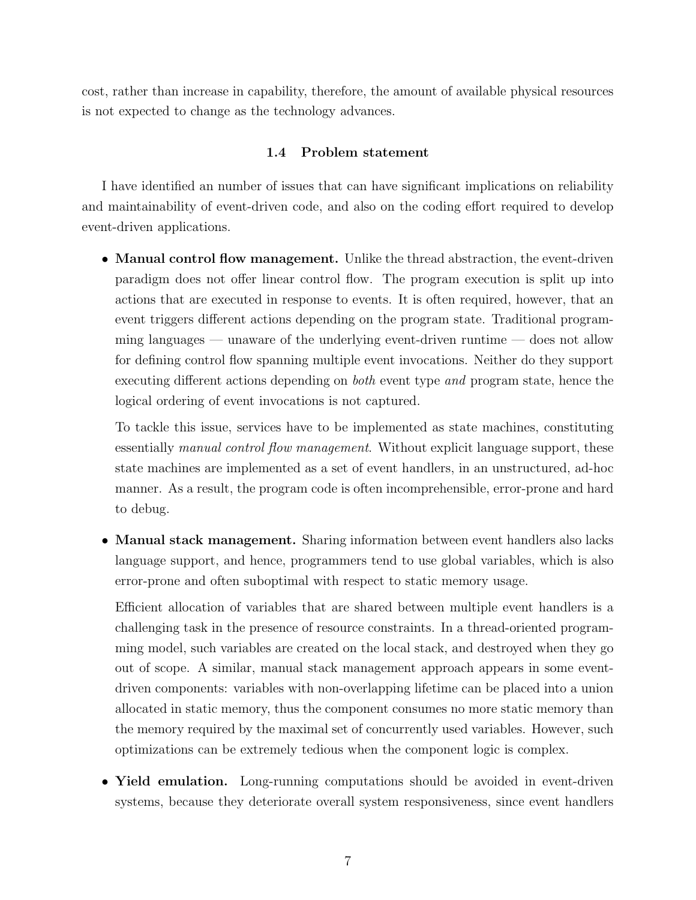cost, rather than increase in capability, therefore, the amount of available physical resources is not expected to change as the technology advances.

### 1.4 Problem statement

I have identified an number of issues that can have significant implications on reliability and maintainability of event-driven code, and also on the coding effort required to develop event-driven applications.

- **Manual control flow management.** Unlike the thread abstraction, the event-driven paradigm does not offer linear control flow. The program execution is split up into actions that are executed in response to events. It is often required, however, that an event triggers different actions depending on the program state. Traditional programming languages — unaware of the underlying event-driven runtime — does not allow for defining control flow spanning multiple event invocations. Neither do they support executing different actions depending on *both* event type *and* program state, hence the logical ordering of event invocations is not captured.

  To tackle this issue, services have to be implemented as state machines, constituting essentially *manual control flow management*. Without explicit language support, these state machines are implemented as a set of event handlers, in an unstructured, ad-hoc manner. As a result, the program code is often incomprehensible, error-prone and hard to debug.

- **Manual stack management.** Sharing information between event handlers also lacks language support, and hence, programmers tend to use global variables, which is also error-prone and often suboptimal with respect to static memory usage.

  Efficient allocation of variables that are shared between multiple event handlers is a challenging task in the presence of resource constraints. In a thread-oriented programming model, such variables are created on the local stack, and destroyed when they go out of scope. A similar, manual stack management approach appears in some event-driven components: variables with non-overlapping lifetime can be placed into a union allocated in static memory, thus the component consumes no more static memory than the memory required by the maximal set of concurrently used variables. However, such optimizations can be extremely tedious when the component logic is complex.

- **Yield emulation.** Long-running computations should be avoided in event-driven systems, because they deteriorate overall system responsiveness, since event handlers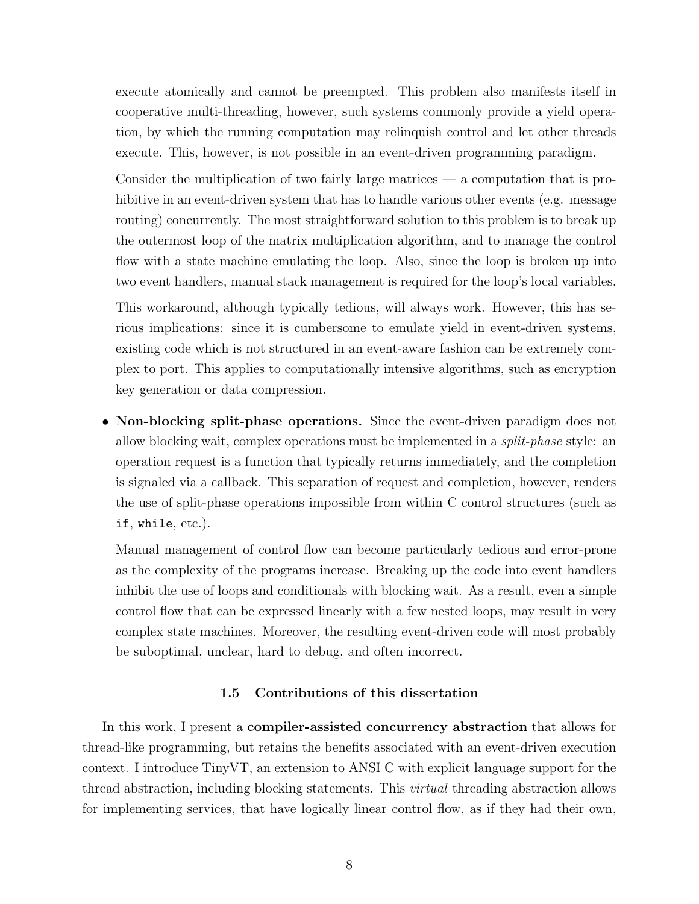execute atomically and cannot be preempted. This problem also manifests itself in cooperative multi-threading, however, such systems commonly provide a yield operation, by which the running computation may relinquish control and let other threads execute. This, however, is not possible in an event-driven programming paradigm.

Consider the multiplication of two fairly large matrices — a computation that is prohibitive in an event-driven system that has to handle various other events (e.g. message routing) concurrently. The most straightforward solution to this problem is to break up the outermost loop of the matrix multiplication algorithm, and to manage the control flow with a state machine emulating the loop. Also, since the loop is broken up into two event handlers, manual stack management is required for the loop's local variables.

This workaround, although typically tedious, will always work. However, this has serious implications: since it is cumbersome to emulate yield in event-driven systems, existing code which is not structured in an event-aware fashion can be extremely complex to port. This applies to computationally intensive algorithms, such as encryption key generation or data compression.

- **Non-blocking split-phase operations.** Since the event-driven paradigm does not allow blocking wait, complex operations must be implemented in a *split-phase* style: an operation request is a function that typically returns immediately, and the completion is signaled via a callback. This separation of request and completion, however, renders the use of split-phase operations impossible from within C control structures (such as `if`, `while`, etc.).

  Manual management of control flow can become particularly tedious and error-prone as the complexity of the programs increase. Breaking up the code into event handlers inhibit the use of loops and conditionals with blocking wait. As a result, even a simple control flow that can be expressed linearly with a few nested loops, may result in very complex state machines. Moreover, the resulting event-driven code will most probably be suboptimal, unclear, hard to debug, and often incorrect.

### 1.5 Contributions of this dissertation

In this work, I present a **compiler-assisted concurrency abstraction** that allows for thread-like programming, but retains the benefits associated with an event-driven execution context. I introduce TinyVT, an extension to ANSI C with explicit language support for the thread abstraction, including blocking statements. This *virtual* threading abstraction allows for implementing services, that have logically linear control flow, as if they had their own,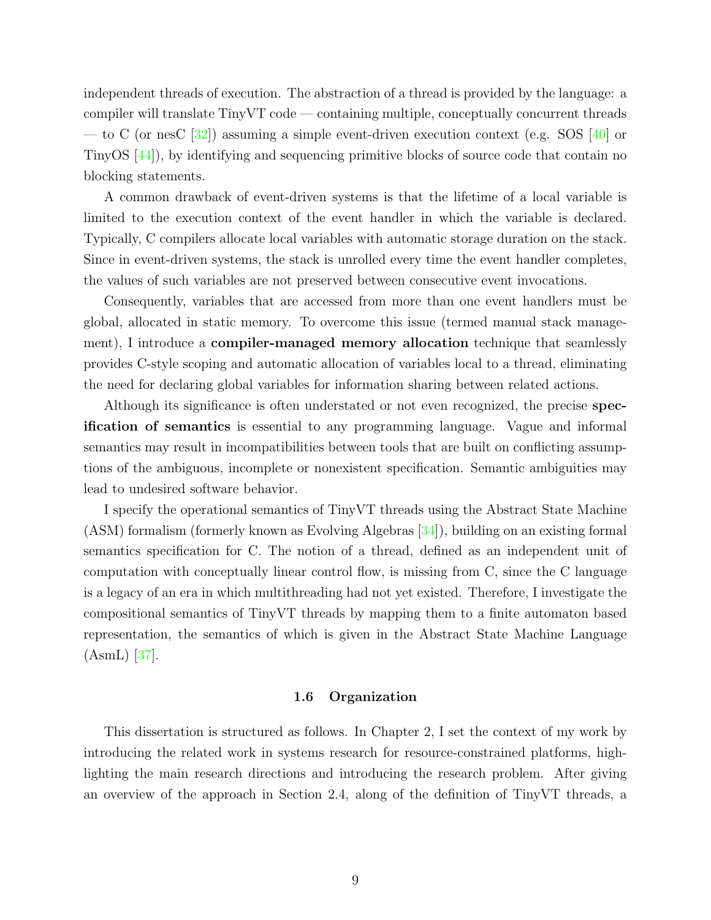independent threads of execution. The abstraction of a thread is provided by the language: a compiler will translate TinyVT code — containing multiple, conceptually concurrent threads — to C (or nesC [32]) assuming a simple event-driven execution context (e.g. SOS [40] or TinyOS [44]), by identifying and sequencing primitive blocks of source code that contain no blocking statements.

A common drawback of event-driven systems is that the lifetime of a local variable is limited to the execution context of the event handler in which the variable is declared. Typically, C compilers allocate local variables with automatic storage duration on the stack. Since in event-driven systems, the stack is unrolled every time the event handler completes, the values of such variables are not preserved between consecutive event invocations.

Consequently, variables that are accessed from more than one event handlers must be global, allocated in static memory. To overcome this issue (termed manual stack management), I introduce a **compiler-managed memory allocation** technique that seamlessly provides C-style scoping and automatic allocation of variables local to a thread, eliminating the need for declaring global variables for information sharing between related actions.

Although its significance is often understated or not even recognized, the precise **specification of semantics** is essential to any programming language. Vague and informal semantics may result in incompatibilities between tools that are built on conflicting assumptions of the ambiguous, incomplete or nonexistent specification. Semantic ambiguities may lead to undesired software behavior.

I specify the operational semantics of TinyVT threads using the Abstract State Machine (ASM) formalism (formerly known as Evolving Algebras [34]), building on an existing formal semantics specification for C. The notion of a thread, defined as an independent unit of computation with conceptually linear control flow, is missing from C, since the C language is a legacy of an era in which multithreading had not yet existed. Therefore, I investigate the compositional semantics of TinyVT threads by mapping them to a finite automaton based representation, the semantics of which is given in the Abstract State Machine Language (AsmL) [37].

### 1.6 Organization

This dissertation is structured as follows. In Chapter 2, I set the context of my work by introducing the related work in systems research for resource-constrained platforms, highlighting the main research directions and introducing the research problem. After giving an overview of the approach in Section 2.4, along of the definition of TinyVT threads, a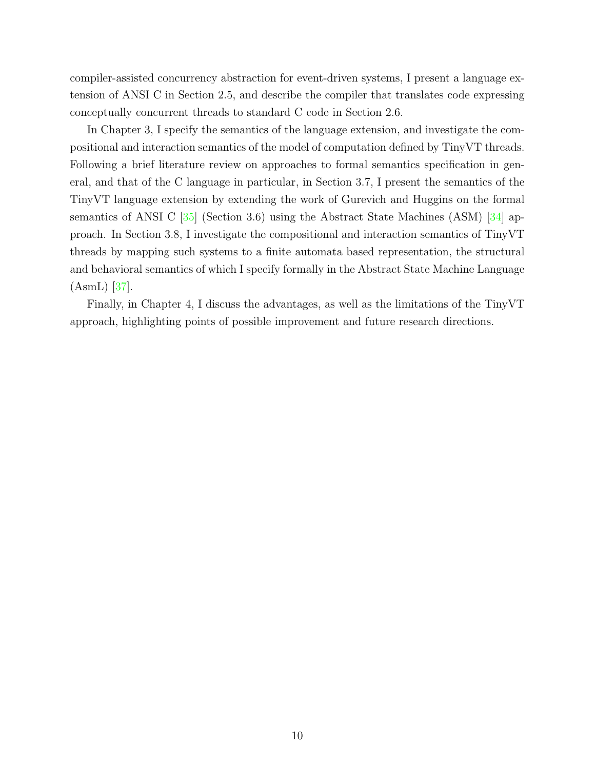compiler-assisted concurrency abstraction for event-driven systems, I present a language extension of ANSI C in Section 2.5, and describe the compiler that translates code expressing conceptually concurrent threads to standard C code in Section 2.6.

In Chapter 3, I specify the semantics of the language extension, and investigate the compositional and interaction semantics of the model of computation defined by TinyVT threads. Following a brief literature review on approaches to formal semantics specification in general, and that of the C language in particular, in Section 3.7, I present the semantics of the TinyVT language extension by extending the work of Gurevich and Huggins on the formal semantics of ANSI C [35] (Section 3.6) using the Abstract State Machines (ASM) [34] approach. In Section 3.8, I investigate the compositional and interaction semantics of TinyVT threads by mapping such systems to a finite automata based representation, the structural and behavioral semantics of which I specify formally in the Abstract State Machine Language (AsmL) [37].

Finally, in Chapter 4, I discuss the advantages, as well as the limitations of the TinyVT approach, highlighting points of possible improvement and future research directions.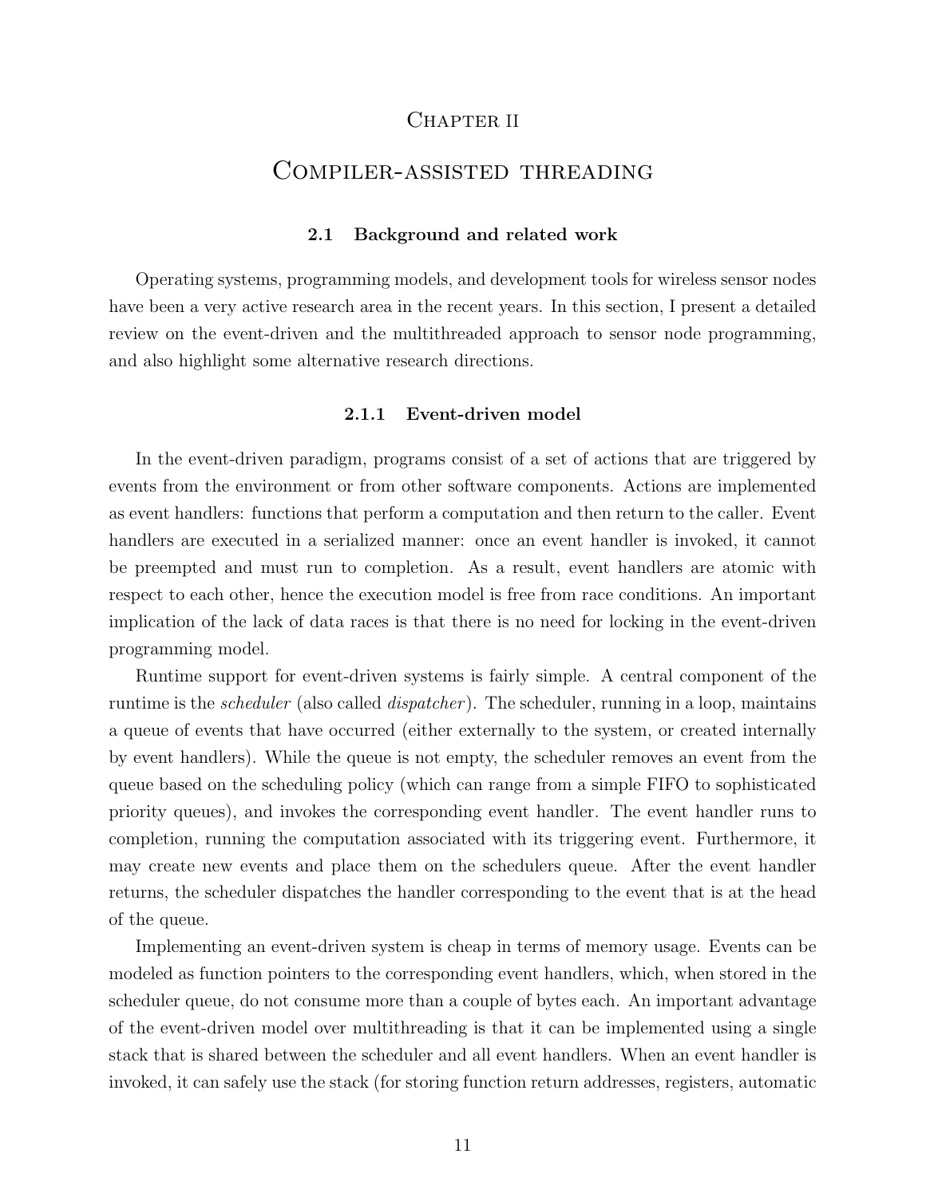# Chapter II

# Compiler-assisted threading

## 2.1 Background and related work

Operating systems, programming models, and development tools for wireless sensor nodes have been a very active research area in the recent years. In this section, I present a detailed review on the event-driven and the multithreaded approach to sensor node programming, and also highlight some alternative research directions.

### 2.1.1 Event-driven model

In the event-driven paradigm, programs consist of a set of actions that are triggered by events from the environment or from other software components. Actions are implemented as event handlers: functions that perform a computation and then return to the caller. Event handlers are executed in a serialized manner: once an event handler is invoked, it cannot be preempted and must run to completion. As a result, event handlers are atomic with respect to each other, hence the execution model is free from race conditions. An important implication of the lack of data races is that there is no need for locking in the event-driven programming model.

Runtime support for event-driven systems is fairly simple. A central component of the runtime is the *scheduler* (also called *dispatcher*). The scheduler, running in a loop, maintains a queue of events that have occurred (either externally to the system, or created internally by event handlers). While the queue is not empty, the scheduler removes an event from the queue based on the scheduling policy (which can range from a simple FIFO to sophisticated priority queues), and invokes the corresponding event handler. The event handler runs to completion, running the computation associated with its triggering event. Furthermore, it may create new events and place them on the schedulers queue. After the event handler returns, the scheduler dispatches the handler corresponding to the event that is at the head of the queue.

Implementing an event-driven system is cheap in terms of memory usage. Events can be modeled as function pointers to the corresponding event handlers, which, when stored in the scheduler queue, do not consume more than a couple of bytes each. An important advantage of the event-driven model over multithreading is that it can be implemented using a single stack that is shared between the scheduler and all event handlers. When an event handler is invoked, it can safely use the stack (for storing function return addresses, registers, automatic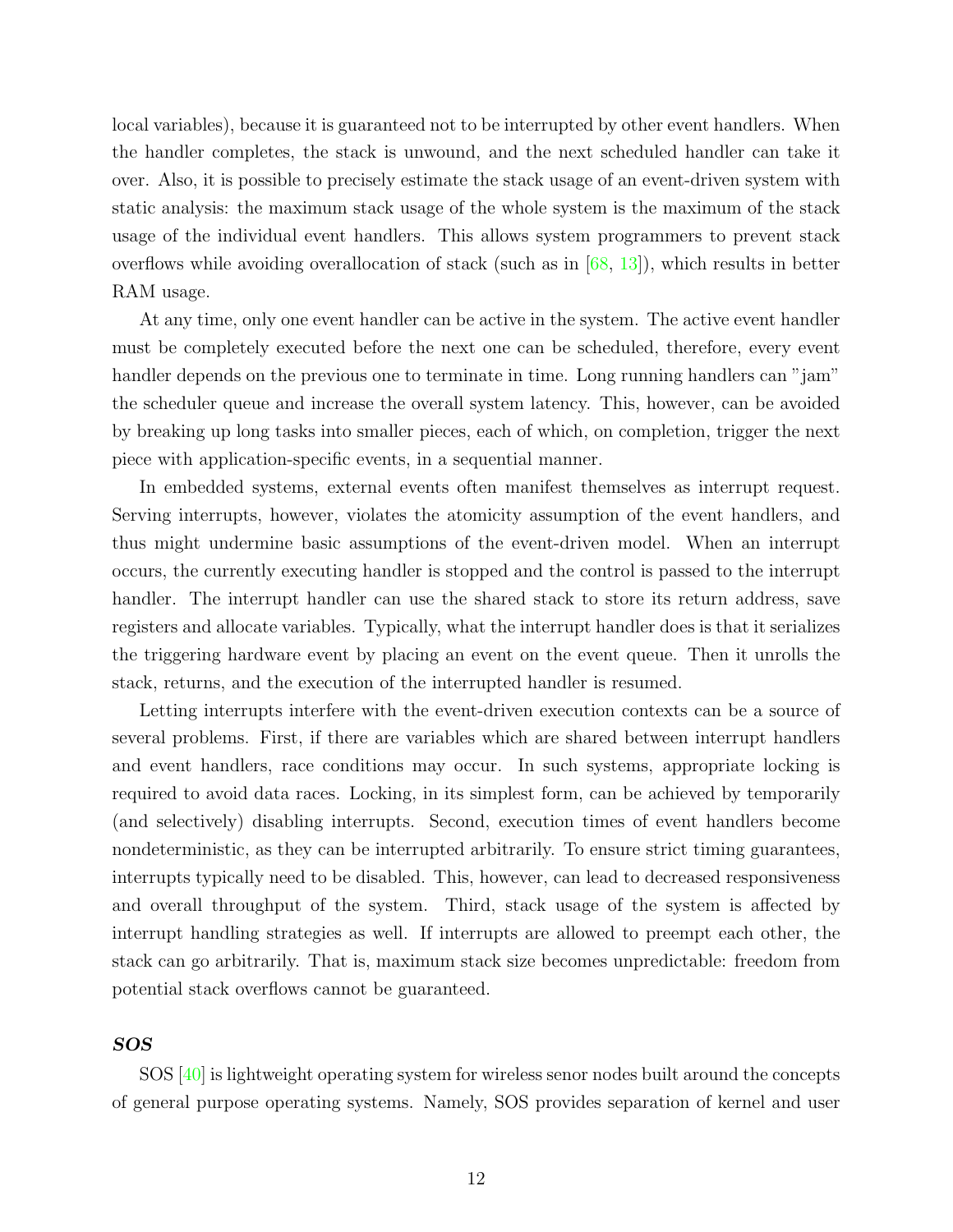local variables), because it is guaranteed not to be interrupted by other event handlers. When the handler completes, the stack is unwound, and the next scheduled handler can take it over. Also, it is possible to precisely estimate the stack usage of an event-driven system with static analysis: the maximum stack usage of the whole system is the maximum of the stack usage of the individual event handlers. This allows system programmers to prevent stack overflows while avoiding overallocation of stack (such as in [68, 13]), which results in better RAM usage.

At any time, only one event handler can be active in the system. The active event handler must be completely executed before the next one can be scheduled, therefore, every event handler depends on the previous one to terminate in time. Long running handlers can "jam" the scheduler queue and increase the overall system latency. This, however, can be avoided by breaking up long tasks into smaller pieces, each of which, on completion, trigger the next piece with application-specific events, in a sequential manner.

In embedded systems, external events often manifest themselves as interrupt request. Serving interrupts, however, violates the atomicity assumption of the event handlers, and thus might undermine basic assumptions of the event-driven model. When an interrupt occurs, the currently executing handler is stopped and the control is passed to the interrupt handler. The interrupt handler can use the shared stack to store its return address, save registers and allocate variables. Typically, what the interrupt handler does is that it serializes the triggering hardware event by placing an event on the event queue. Then it unrolls the stack, returns, and the execution of the interrupted handler is resumed.

Letting interrupts interfere with the event-driven execution contexts can be a source of several problems. First, if there are variables which are shared between interrupt handlers and event handlers, race conditions may occur. In such systems, appropriate locking is required to avoid data races. Locking, in its simplest form, can be achieved by temporarily (and selectively) disabling interrupts. Second, execution times of event handlers become nondeterministic, as they can be interrupted arbitrarily. To ensure strict timing guarantees, interrupts typically need to be disabled. This, however, can lead to decreased responsiveness and overall throughput of the system. Third, stack usage of the system is affected by interrupt handling strategies as well. If interrupts are allowed to preempt each other, the stack can go arbitrarily. That is, maximum stack size becomes unpredictable: freedom from potential stack overflows cannot be guaranteed.

#### ***SOS***

SOS [40] is lightweight operating system for wireless senor nodes built around the concepts of general purpose operating systems. Namely, SOS provides separation of kernel and user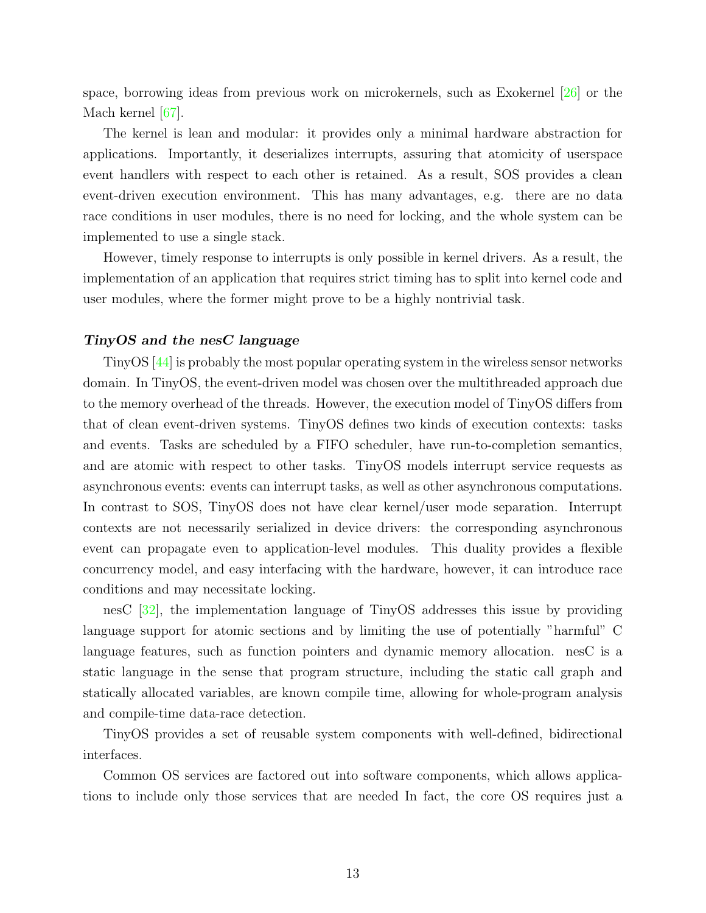space, borrowing ideas from previous work on microkernels, such as Exokernel [26] or the Mach kernel [67].

The kernel is lean and modular: it provides only a minimal hardware abstraction for applications. Importantly, it deserializes interrupts, assuring that atomicity of userspace event handlers with respect to each other is retained. As a result, SOS provides a clean event-driven execution environment. This has many advantages, e.g. there are no data race conditions in user modules, there is no need for locking, and the whole system can be implemented to use a single stack.

However, timely response to interrupts is only possible in kernel drivers. As a result, the implementation of an application that requires strict timing has to split into kernel code and user modules, where the former might prove to be a highly nontrivial task.

#### ***TinyOS and the nesC language***

TinyOS [44] is probably the most popular operating system in the wireless sensor networks domain. In TinyOS, the event-driven model was chosen over the multithreaded approach due to the memory overhead of the threads. However, the execution model of TinyOS differs from that of clean event-driven systems. TinyOS defines two kinds of execution contexts: tasks and events. Tasks are scheduled by a FIFO scheduler, have run-to-completion semantics, and are atomic with respect to other tasks. TinyOS models interrupt service requests as asynchronous events: events can interrupt tasks, as well as other asynchronous computations. In contrast to SOS, TinyOS does not have clear kernel/user mode separation. Interrupt contexts are not necessarily serialized in device drivers: the corresponding asynchronous event can propagate even to application-level modules. This duality provides a flexible concurrency model, and easy interfacing with the hardware, however, it can introduce race conditions and may necessitate locking.

nesC [32], the implementation language of TinyOS addresses this issue by providing language support for atomic sections and by limiting the use of potentially "harmful" C language features, such as function pointers and dynamic memory allocation. nesC is a static language in the sense that program structure, including the static call graph and statically allocated variables, are known compile time, allowing for whole-program analysis and compile-time data-race detection.

TinyOS provides a set of reusable system components with well-defined, bidirectional interfaces.

Common OS services are factored out into software components, which allows applications to include only those services that are needed In fact, the core OS requires just a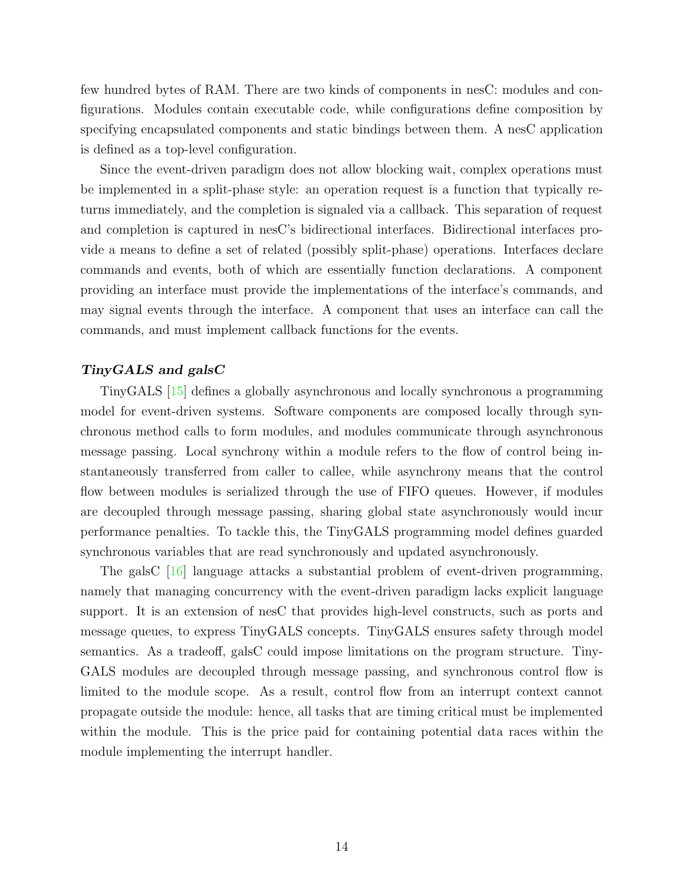few hundred bytes of RAM. There are two kinds of components in nesC: modules and configurations. Modules contain executable code, while configurations define composition by specifying encapsulated components and static bindings between them. A nesC application is defined as a top-level configuration.

Since the event-driven paradigm does not allow blocking wait, complex operations must be implemented in a split-phase style: an operation request is a function that typically returns immediately, and the completion is signaled via a callback. This separation of request and completion is captured in nesC's bidirectional interfaces. Bidirectional interfaces provide a means to define a set of related (possibly split-phase) operations. Interfaces declare commands and events, both of which are essentially function declarations. A component providing an interface must provide the implementations of the interface's commands, and may signal events through the interface. A component that uses an interface can call the commands, and must implement callback functions for the events.

#### *TinyGALS and galsC*

TinyGALS [15] defines a globally asynchronous and locally synchronous a programming model for event-driven systems. Software components are composed locally through synchronous method calls to form modules, and modules communicate through asynchronous message passing. Local synchrony within a module refers to the flow of control being instantaneously transferred from caller to callee, while asynchrony means that the control flow between modules is serialized through the use of FIFO queues. However, if modules are decoupled through message passing, sharing global state asynchronously would incur performance penalties. To tackle this, the TinyGALS programming model defines guarded synchronous variables that are read synchronously and updated asynchronously.

The galsC [16] language attacks a substantial problem of event-driven programming, namely that managing concurrency with the event-driven paradigm lacks explicit language support. It is an extension of nesC that provides high-level constructs, such as ports and message queues, to express TinyGALS concepts. TinyGALS ensures safety through model semantics. As a tradeoff, galsC could impose limitations on the program structure. TinyGALS modules are decoupled through message passing, and synchronous control flow is limited to the module scope. As a result, control flow from an interrupt context cannot propagate outside the module: hence, all tasks that are timing critical must be implemented within the module. This is the price paid for containing potential data races within the module implementing the interrupt handler.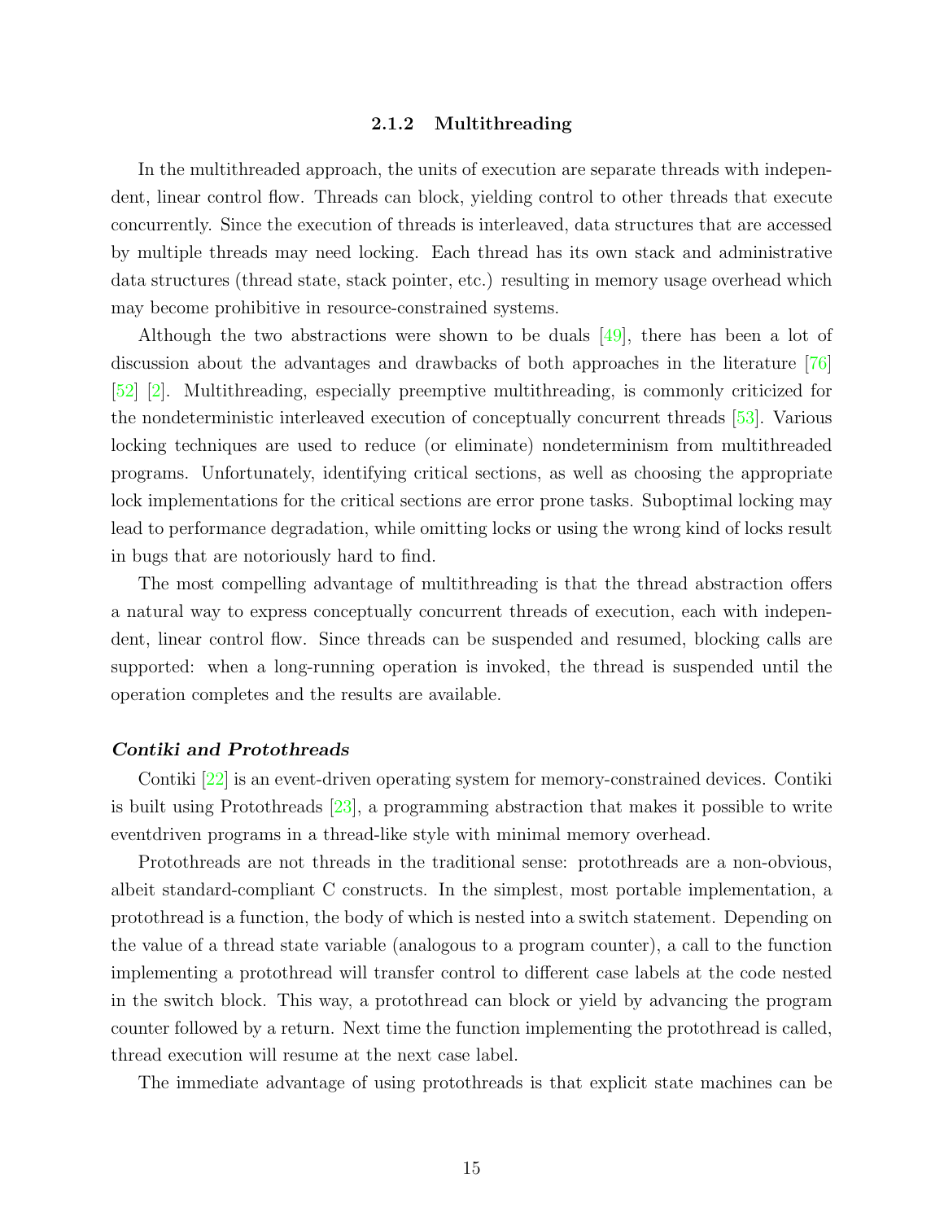### 2.1.2 Multithreading

In the multithreaded approach, the units of execution are separate threads with independent, linear control flow. Threads can block, yielding control to other threads that execute concurrently. Since the execution of threads is interleaved, data structures that are accessed by multiple threads may need locking. Each thread has its own stack and administrative data structures (thread state, stack pointer, etc.) resulting in memory usage overhead which may become prohibitive in resource-constrained systems.

Although the two abstractions were shown to be duals [49], there has been a lot of discussion about the advantages and drawbacks of both approaches in the literature [76] [52] [2]. Multithreading, especially preemptive multithreading, is commonly criticized for the nondeterministic interleaved execution of conceptually concurrent threads [53]. Various locking techniques are used to reduce (or eliminate) nondeterminism from multithreaded programs. Unfortunately, identifying critical sections, as well as choosing the appropriate lock implementations for the critical sections are error prone tasks. Suboptimal locking may lead to performance degradation, while omitting locks or using the wrong kind of locks result in bugs that are notoriously hard to find.

The most compelling advantage of multithreading is that the thread abstraction offers a natural way to express conceptually concurrent threads of execution, each with independent, linear control flow. Since threads can be suspended and resumed, blocking calls are supported: when a long-running operation is invoked, the thread is suspended until the operation completes and the results are available.

***Contiki and Protothreads***

Contiki [22] is an event-driven operating system for memory-constrained devices. Contiki is built using Protothreads [23], a programming abstraction that makes it possible to write eventdriven programs in a thread-like style with minimal memory overhead.

Protothreads are not threads in the traditional sense: protothreads are a non-obvious, albeit standard-compliant C constructs. In the simplest, most portable implementation, a protothread is a function, the body of which is nested into a switch statement. Depending on the value of a thread state variable (analogous to a program counter), a call to the function implementing a protothread will transfer control to different case labels at the code nested in the switch block. This way, a protothread can block or yield by advancing the program counter followed by a return. Next time the function implementing the protothread is called, thread execution will resume at the next case label.

The immediate advantage of using protothreads is that explicit state machines can be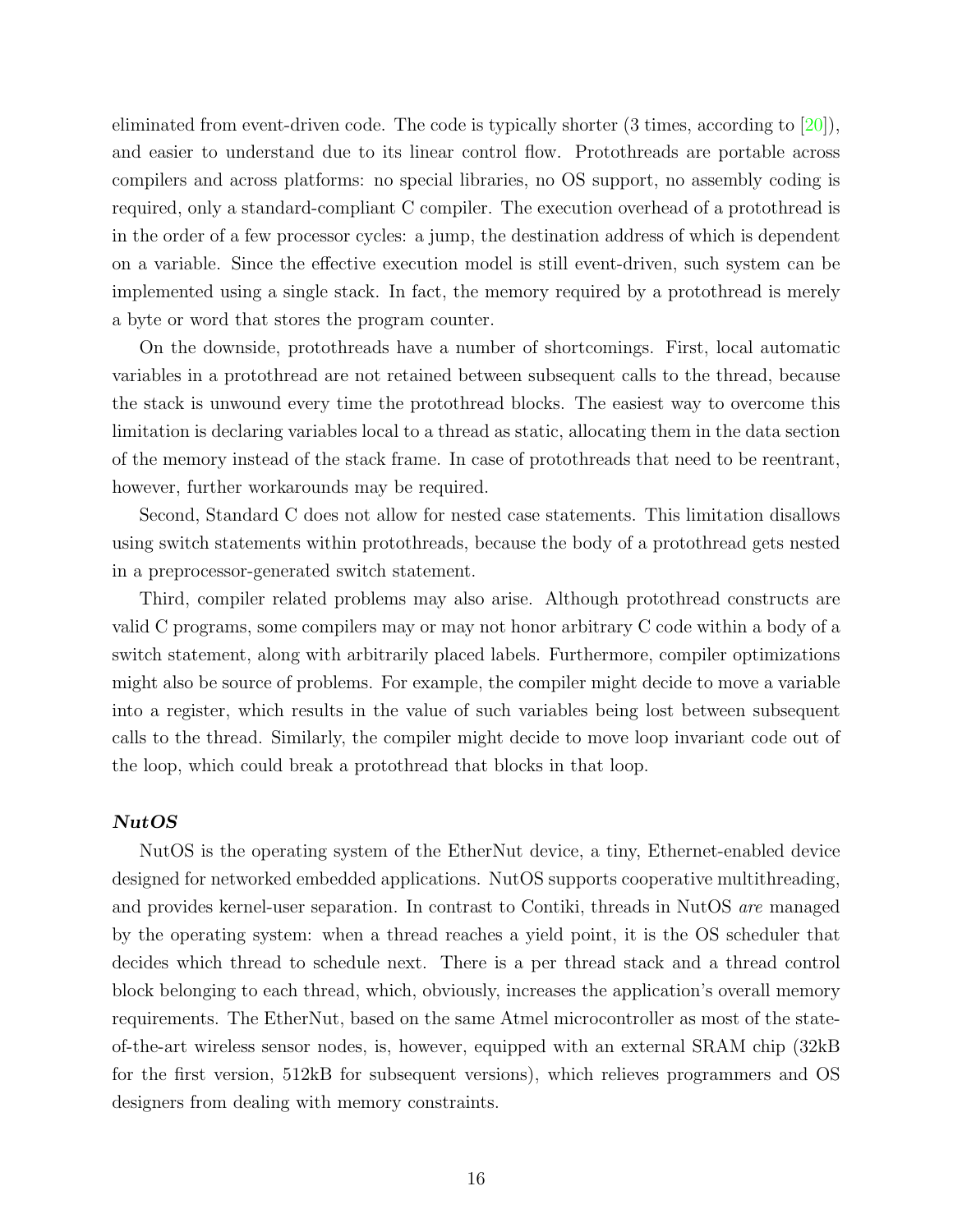eliminated from event-driven code. The code is typically shorter (3 times, according to [20]), and easier to understand due to its linear control flow. Protothreads are portable across compilers and across platforms: no special libraries, no OS support, no assembly coding is required, only a standard-compliant C compiler. The execution overhead of a protothread is in the order of a few processor cycles: a jump, the destination address of which is dependent on a variable. Since the effective execution model is still event-driven, such system can be implemented using a single stack. In fact, the memory required by a protothread is merely a byte or word that stores the program counter.

On the downside, protothreads have a number of shortcomings. First, local automatic variables in a protothread are not retained between subsequent calls to the thread, because the stack is unwound every time the protothread blocks. The easiest way to overcome this limitation is declaring variables local to a thread as static, allocating them in the data section of the memory instead of the stack frame. In case of protothreads that need to be reentrant, however, further workarounds may be required.

Second, Standard C does not allow for nested case statements. This limitation disallows using switch statements within protothreads, because the body of a protothread gets nested in a preprocessor-generated switch statement.

Third, compiler related problems may also arise. Although protothread constructs are valid C programs, some compilers may or may not honor arbitrary C code within a body of a switch statement, along with arbitrarily placed labels. Furthermore, compiler optimizations might also be source of problems. For example, the compiler might decide to move a variable into a register, which results in the value of such variables being lost between subsequent calls to the thread. Similarly, the compiler might decide to move loop invariant code out of the loop, which could break a protothread that blocks in that loop.

***NutOS***

NutOS is the operating system of the EtherNut device, a tiny, Ethernet-enabled device designed for networked embedded applications. NutOS supports cooperative multithreading, and provides kernel-user separation. In contrast to Contiki, threads in NutOS *are* managed by the operating system: when a thread reaches a yield point, it is the OS scheduler that decides which thread to schedule next. There is a per thread stack and a thread control block belonging to each thread, which, obviously, increases the application's overall memory requirements. The EtherNut, based on the same Atmel microcontroller as most of the state-of-the-art wireless sensor nodes, is, however, equipped with an external SRAM chip (32kB for the first version, 512kB for subsequent versions), which relieves programmers and OS designers from dealing with memory constraints.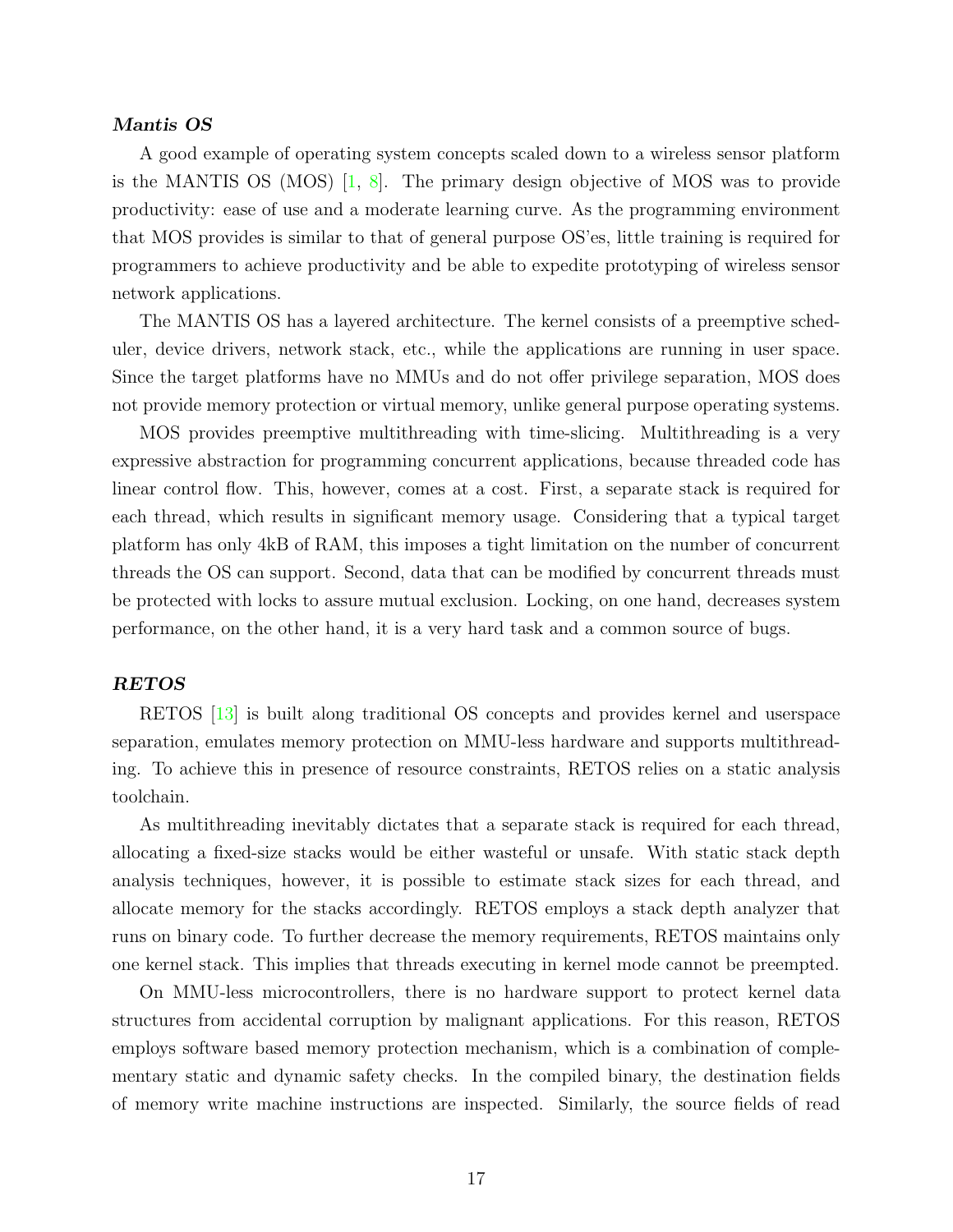### ***Mantis OS***

A good example of operating system concepts scaled down to a wireless sensor platform is the MANTIS OS (MOS) [1, 8]. The primary design objective of MOS was to provide productivity: ease of use and a moderate learning curve. As the programming environment that MOS provides is similar to that of general purpose OS'es, little training is required for programmers to achieve productivity and be able to expedite prototyping of wireless sensor network applications.

The MANTIS OS has a layered architecture. The kernel consists of a preemptive scheduler, device drivers, network stack, etc., while the applications are running in user space. Since the target platforms have no MMUs and do not offer privilege separation, MOS does not provide memory protection or virtual memory, unlike general purpose operating systems.

MOS provides preemptive multithreading with time-slicing. Multithreading is a very expressive abstraction for programming concurrent applications, because threaded code has linear control flow. This, however, comes at a cost. First, a separate stack is required for each thread, which results in significant memory usage. Considering that a typical target platform has only 4kB of RAM, this imposes a tight limitation on the number of concurrent threads the OS can support. Second, data that can be modified by concurrent threads must be protected with locks to assure mutual exclusion. Locking, on one hand, decreases system performance, on the other hand, it is a very hard task and a common source of bugs.

### ***RETOS***

RETOS [13] is built along traditional OS concepts and provides kernel and userspace separation, emulates memory protection on MMU-less hardware and supports multithreading. To achieve this in presence of resource constraints, RETOS relies on a static analysis toolchain.

As multithreading inevitably dictates that a separate stack is required for each thread, allocating a fixed-size stacks would be either wasteful or unsafe. With static stack depth analysis techniques, however, it is possible to estimate stack sizes for each thread, and allocate memory for the stacks accordingly. RETOS employs a stack depth analyzer that runs on binary code. To further decrease the memory requirements, RETOS maintains only one kernel stack. This implies that threads executing in kernel mode cannot be preempted.

On MMU-less microcontrollers, there is no hardware support to protect kernel data structures from accidental corruption by malignant applications. For this reason, RETOS employs software based memory protection mechanism, which is a combination of complementary static and dynamic safety checks. In the compiled binary, the destination fields of memory write machine instructions are inspected. Similarly, the source fields of read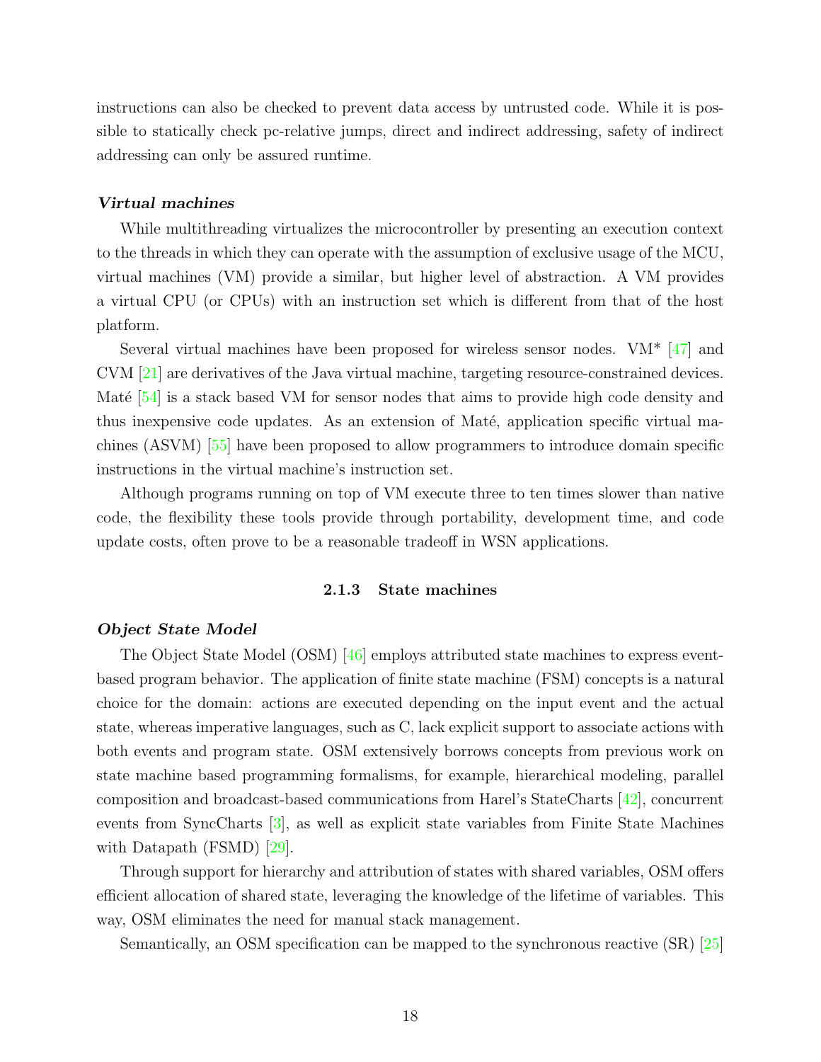instructions can also be checked to prevent data access by untrusted code. While it is possible to statically check pc-relative jumps, direct and indirect addressing, safety of indirect addressing can only be assured runtime.

***Virtual machines***

While multithreading virtualizes the microcontroller by presenting an execution context to the threads in which they can operate with the assumption of exclusive usage of the MCU, virtual machines (VM) provide a similar, but higher level of abstraction. A VM provides a virtual CPU (or CPUs) with an instruction set which is different from that of the host platform.

Several virtual machines have been proposed for wireless sensor nodes. VM* [47] and CVM [21] are derivatives of the Java virtual machine, targeting resource-constrained devices. Maté [54] is a stack based VM for sensor nodes that aims to provide high code density and thus inexpensive code updates. As an extension of Maté, application specific virtual machines (ASVM) [55] have been proposed to allow programmers to introduce domain specific instructions in the virtual machine's instruction set.

Although programs running on top of VM execute three to ten times slower than native code, the flexibility these tools provide through portability, development time, and code update costs, often prove to be a reasonable tradeoff in WSN applications.

### 2.1.3 State machines

***Object State Model***

The Object State Model (OSM) [46] employs attributed state machines to express event-based program behavior. The application of finite state machine (FSM) concepts is a natural choice for the domain: actions are executed depending on the input event and the actual state, whereas imperative languages, such as C, lack explicit support to associate actions with both events and program state. OSM extensively borrows concepts from previous work on state machine based programming formalisms, for example, hierarchical modeling, parallel composition and broadcast-based communications from Harel's StateCharts [42], concurrent events from SyncCharts [3], as well as explicit state variables from Finite State Machines with Datapath (FSMD) [29].

Through support for hierarchy and attribution of states with shared variables, OSM offers efficient allocation of shared state, leveraging the knowledge of the lifetime of variables. This way, OSM eliminates the need for manual stack management.

Semantically, an OSM specification can be mapped to the synchronous reactive (SR) [25]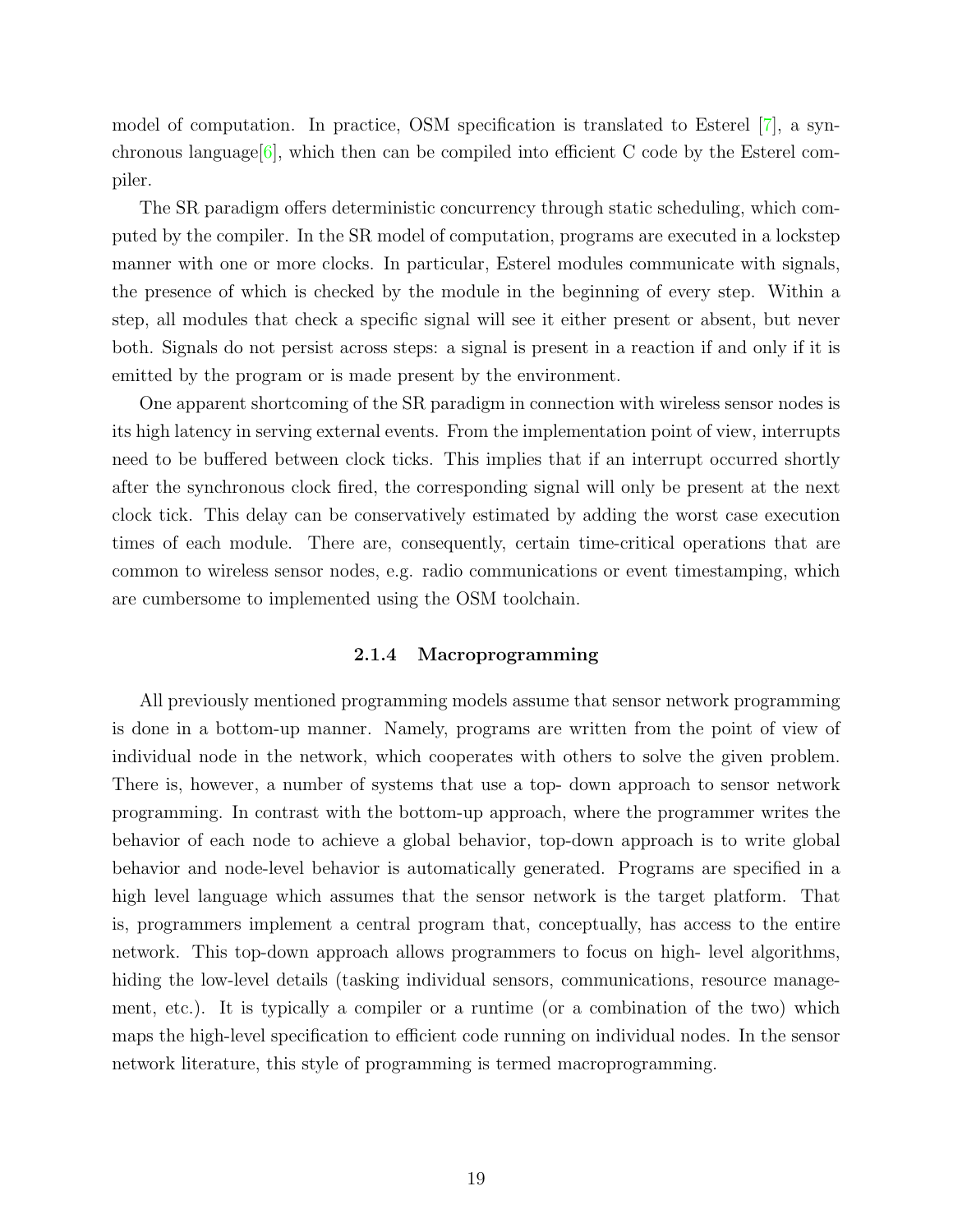model of computation. In practice, OSM specification is translated to Esterel [7], a synchronous language[6], which then can be compiled into efficient C code by the Esterel compiler.

The SR paradigm offers deterministic concurrency through static scheduling, which computed by the compiler. In the SR model of computation, programs are executed in a lockstep manner with one or more clocks. In particular, Esterel modules communicate with signals, the presence of which is checked by the module in the beginning of every step. Within a step, all modules that check a specific signal will see it either present or absent, but never both. Signals do not persist across steps: a signal is present in a reaction if and only if it is emitted by the program or is made present by the environment.

One apparent shortcoming of the SR paradigm in connection with wireless sensor nodes is its high latency in serving external events. From the implementation point of view, interrupts need to be buffered between clock ticks. This implies that if an interrupt occurred shortly after the synchronous clock fired, the corresponding signal will only be present at the next clock tick. This delay can be conservatively estimated by adding the worst case execution times of each module. There are, consequently, certain time-critical operations that are common to wireless sensor nodes, e.g. radio communications or event timestamping, which are cumbersome to implemented using the OSM toolchain.

### 2.1.4 Macroprogramming

All previously mentioned programming models assume that sensor network programming is done in a bottom-up manner. Namely, programs are written from the point of view of individual node in the network, which cooperates with others to solve the given problem. There is, however, a number of systems that use a top- down approach to sensor network programming. In contrast with the bottom-up approach, where the programmer writes the behavior of each node to achieve a global behavior, top-down approach is to write global behavior and node-level behavior is automatically generated. Programs are specified in a high level language which assumes that the sensor network is the target platform. That is, programmers implement a central program that, conceptually, has access to the entire network. This top-down approach allows programmers to focus on high- level algorithms, hiding the low-level details (tasking individual sensors, communications, resource management, etc.). It is typically a compiler or a runtime (or a combination of the two) which maps the high-level specification to efficient code running on individual nodes. In the sensor network literature, this style of programming is termed macroprogramming.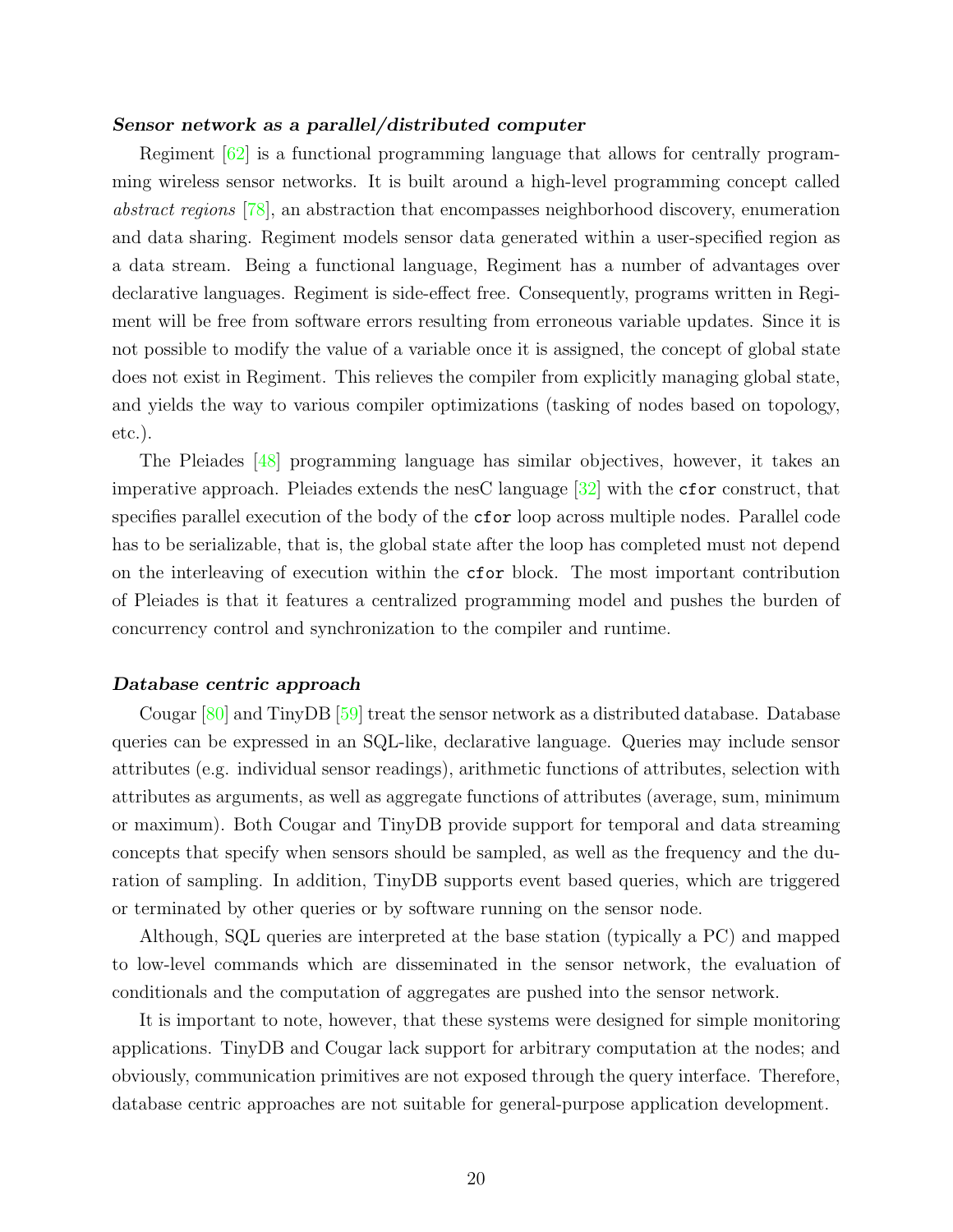***Sensor network as a parallel/distributed computer***

Regiment [62] is a functional programming language that allows for centrally programming wireless sensor networks. It is built around a high-level programming concept called *abstract regions* [78], an abstraction that encompasses neighborhood discovery, enumeration and data sharing. Regiment models sensor data generated within a user-specified region as a data stream. Being a functional language, Regiment has a number of advantages over declarative languages. Regiment is side-effect free. Consequently, programs written in Regiment will be free from software errors resulting from erroneous variable updates. Since it is not possible to modify the value of a variable once it is assigned, the concept of global state does not exist in Regiment. This relieves the compiler from explicitly managing global state, and yields the way to various compiler optimizations (tasking of nodes based on topology, etc.).

The Pleiades [48] programming language has similar objectives, however, it takes an imperative approach. Pleiades extends the nesC language [32] with the `cfor` construct, that specifies parallel execution of the body of the `cfor` loop across multiple nodes. Parallel code has to be serializable, that is, the global state after the loop has completed must not depend on the interleaving of execution within the `cfor` block. The most important contribution of Pleiades is that it features a centralized programming model and pushes the burden of concurrency control and synchronization to the compiler and runtime.

***Database centric approach***

Cougar [80] and TinyDB [59] treat the sensor network as a distributed database. Database queries can be expressed in an SQL-like, declarative language. Queries may include sensor attributes (e.g. individual sensor readings), arithmetic functions of attributes, selection with attributes as arguments, as well as aggregate functions of attributes (average, sum, minimum or maximum). Both Cougar and TinyDB provide support for temporal and data streaming concepts that specify when sensors should be sampled, as well as the frequency and the duration of sampling. In addition, TinyDB supports event based queries, which are triggered or terminated by other queries or by software running on the sensor node.

Although, SQL queries are interpreted at the base station (typically a PC) and mapped to low-level commands which are disseminated in the sensor network, the evaluation of conditionals and the computation of aggregates are pushed into the sensor network.

It is important to note, however, that these systems were designed for simple monitoring applications. TinyDB and Cougar lack support for arbitrary computation at the nodes; and obviously, communication primitives are not exposed through the query interface. Therefore, database centric approaches are not suitable for general-purpose application development.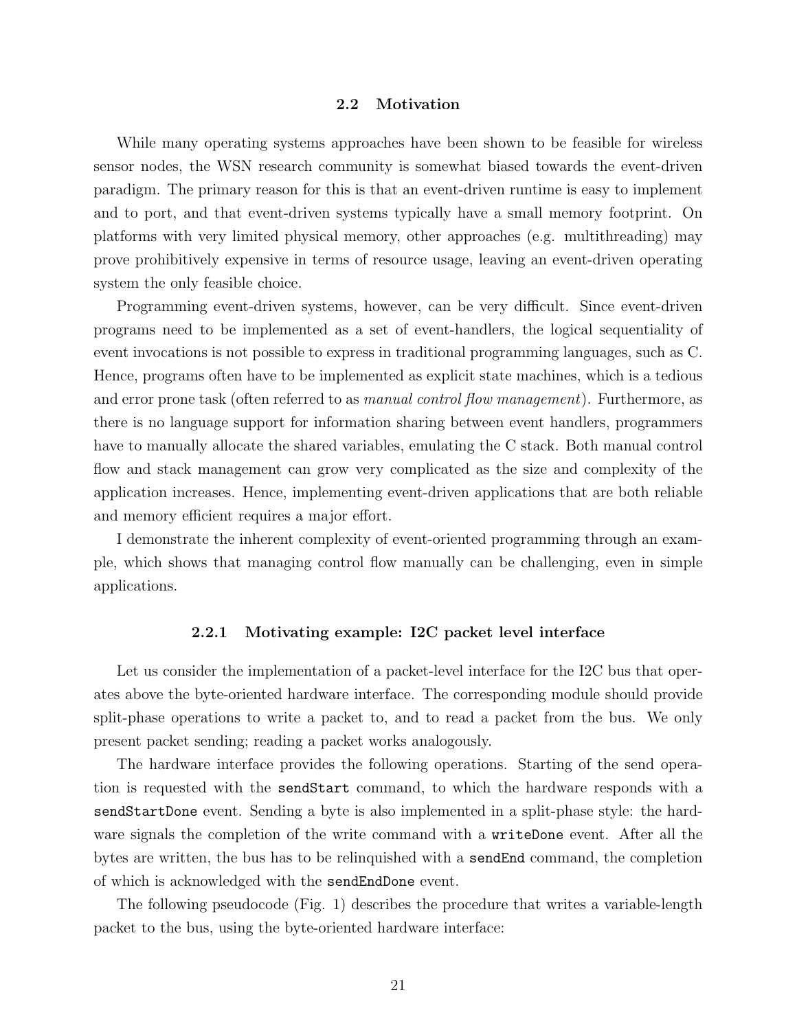## 2.2 Motivation

While many operating systems approaches have been shown to be feasible for wireless sensor nodes, the WSN research community is somewhat biased towards the event-driven paradigm. The primary reason for this is that an event-driven runtime is easy to implement and to port, and that event-driven systems typically have a small memory footprint. On platforms with very limited physical memory, other approaches (e.g. multithreading) may prove prohibitively expensive in terms of resource usage, leaving an event-driven operating system the only feasible choice.

Programming event-driven systems, however, can be very difficult. Since event-driven programs need to be implemented as a set of event-handlers, the logical sequentiality of event invocations is not possible to express in traditional programming languages, such as C. Hence, programs often have to be implemented as explicit state machines, which is a tedious and error prone task (often referred to as *manual control flow management*). Furthermore, as there is no language support for information sharing between event handlers, programmers have to manually allocate the shared variables, emulating the C stack. Both manual control flow and stack management can grow very complicated as the size and complexity of the application increases. Hence, implementing event-driven applications that are both reliable and memory efficient requires a major effort.

I demonstrate the inherent complexity of event-oriented programming through an example, which shows that managing control flow manually can be challenging, even in simple applications.

### 2.2.1 Motivating example: I2C packet level interface

Let us consider the implementation of a packet-level interface for the I2C bus that operates above the byte-oriented hardware interface. The corresponding module should provide split-phase operations to write a packet to, and to read a packet from the bus. We only present packet sending; reading a packet works analogously.

The hardware interface provides the following operations. Starting of the send operation is requested with the `sendStart` command, to which the hardware responds with a `sendStartDone` event. Sending a byte is also implemented in a split-phase style: the hardware signals the completion of the write command with a `writeDone` event. After all the bytes are written, the bus has to be relinquished with a `sendEnd` command, the completion of which is acknowledged with the `sendEndDone` event.

The following pseudocode (Fig. 1) describes the procedure that writes a variable-length packet to the bus, using the byte-oriented hardware interface: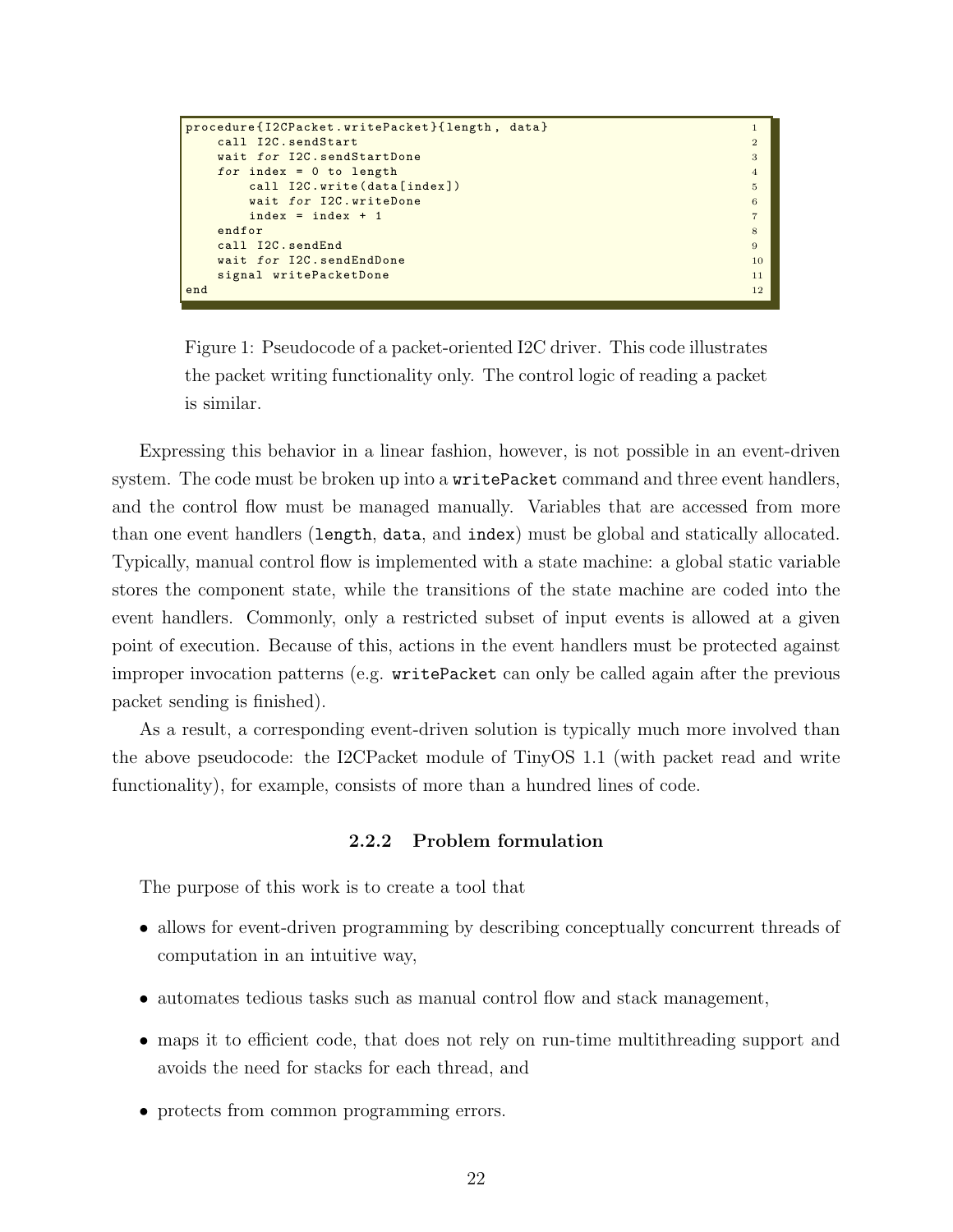```
procedure{I2CPacket.writePacket}{length, data}
    call I2C.sendStart
    wait for I2C.sendStartDone
    for index = 0 to length
        call I2C.write(data[index])
        wait for I2C.writeDone
        index = index + 1
    endfor
    call I2C.sendEnd
    wait for I2C.sendEndDone
    signal writePacketDone
end
```

Figure 1: Pseudocode of a packet-oriented I2C driver. This code illustrates the packet writing functionality only. The control logic of reading a packet is similar.

Expressing this behavior in a linear fashion, however, is not possible in an event-driven system. The code must be broken up into a `writePacket` command and three event handlers, and the control flow must be managed manually. Variables that are accessed from more than one event handlers (`length`, `data`, and `index`) must be global and statically allocated. Typically, manual control flow is implemented with a state machine: a global static variable stores the component state, while the transitions of the state machine are coded into the event handlers. Commonly, only a restricted subset of input events is allowed at a given point of execution. Because of this, actions in the event handlers must be protected against improper invocation patterns (e.g. `writePacket` can only be called again after the previous packet sending is finished).

As a result, a corresponding event-driven solution is typically much more involved than the above pseudocode: the I2CPacket module of TinyOS 1.1 (with packet read and write functionality), for example, consists of more than a hundred lines of code.

### 2.2.2 Problem formulation

The purpose of this work is to create a tool that

- allows for event-driven programming by describing conceptually concurrent threads of computation in an intuitive way,
- automates tedious tasks such as manual control flow and stack management,
- maps it to efficient code, that does not rely on run-time multithreading support and avoids the need for stacks for each thread, and
- protects from common programming errors.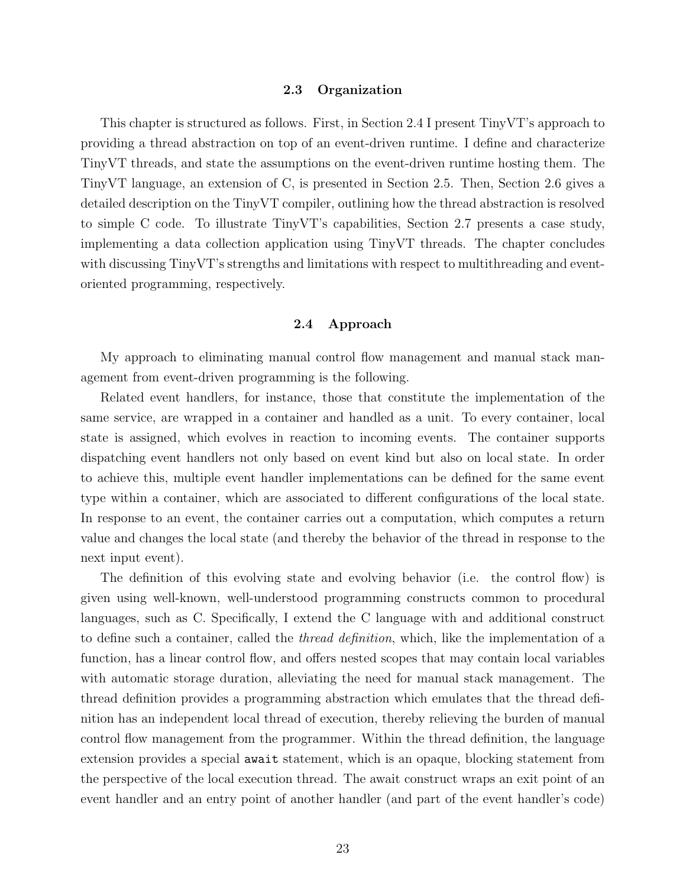## 2.3 Organization

This chapter is structured as follows. First, in Section 2.4 I present TinyVT's approach to providing a thread abstraction on top of an event-driven runtime. I define and characterize TinyVT threads, and state the assumptions on the event-driven runtime hosting them. The TinyVT language, an extension of C, is presented in Section 2.5. Then, Section 2.6 gives a detailed description on the TinyVT compiler, outlining how the thread abstraction is resolved to simple C code. To illustrate TinyVT's capabilities, Section 2.7 presents a case study, implementing a data collection application using TinyVT threads. The chapter concludes with discussing TinyVT's strengths and limitations with respect to multithreading and event-oriented programming, respectively.

## 2.4 Approach

My approach to eliminating manual control flow management and manual stack management from event-driven programming is the following.

Related event handlers, for instance, those that constitute the implementation of the same service, are wrapped in a container and handled as a unit. To every container, local state is assigned, which evolves in reaction to incoming events. The container supports dispatching event handlers not only based on event kind but also on local state. In order to achieve this, multiple event handler implementations can be defined for the same event type within a container, which are associated to different configurations of the local state. In response to an event, the container carries out a computation, which computes a return value and changes the local state (and thereby the behavior of the thread in response to the next input event).

The definition of this evolving state and evolving behavior (i.e. the control flow) is given using well-known, well-understood programming constructs common to procedural languages, such as C. Specifically, I extend the C language with and additional construct to define such a container, called the *thread definition*, which, like the implementation of a function, has a linear control flow, and offers nested scopes that may contain local variables with automatic storage duration, alleviating the need for manual stack management. The thread definition provides a programming abstraction which emulates that the thread definition has an independent local thread of execution, thereby relieving the burden of manual control flow management from the programmer. Within the thread definition, the language extension provides a special `await` statement, which is an opaque, blocking statement from the perspective of the local execution thread. The await construct wraps an exit point of an event handler and an entry point of another handler (and part of the event handler's code)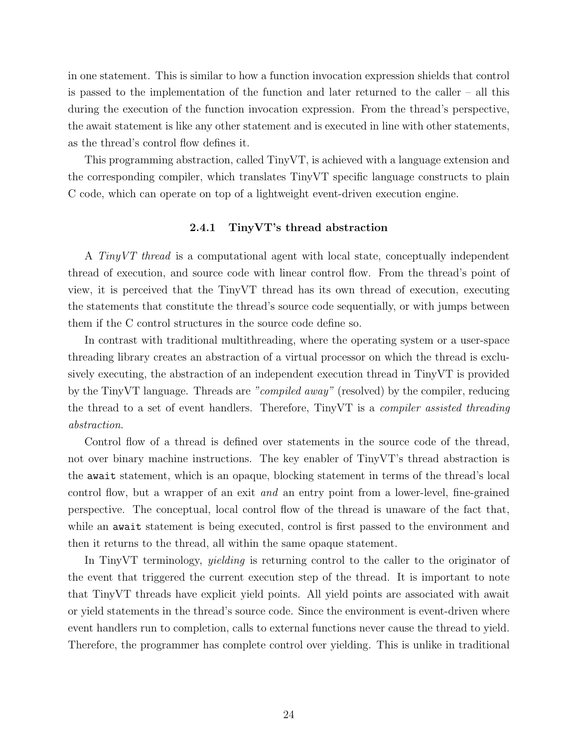in one statement. This is similar to how a function invocation expression shields that control is passed to the implementation of the function and later returned to the caller – all this during the execution of the function invocation expression. From the thread's perspective, the await statement is like any other statement and is executed in line with other statements, as the thread's control flow defines it.

This programming abstraction, called TinyVT, is achieved with a language extension and the corresponding compiler, which translates TinyVT specific language constructs to plain C code, which can operate on top of a lightweight event-driven execution engine.

### 2.4.1 TinyVT's thread abstraction

A *TinyVT thread* is a computational agent with local state, conceptually independent thread of execution, and source code with linear control flow. From the thread's point of view, it is perceived that the TinyVT thread has its own thread of execution, executing the statements that constitute the thread's source code sequentially, or with jumps between them if the C control structures in the source code define so.

In contrast with traditional multithreading, where the operating system or a user-space threading library creates an abstraction of a virtual processor on which the thread is exclusively executing, the abstraction of an independent execution thread in TinyVT is provided by the TinyVT language. Threads are *"compiled away"* (resolved) by the compiler, reducing the thread to a set of event handlers. Therefore, TinyVT is a *compiler assisted threading abstraction*.

Control flow of a thread is defined over statements in the source code of the thread, not over binary machine instructions. The key enabler of TinyVT's thread abstraction is the `await` statement, which is an opaque, blocking statement in terms of the thread's local control flow, but a wrapper of an exit *and* an entry point from a lower-level, fine-grained perspective. The conceptual, local control flow of the thread is unaware of the fact that, while an `await` statement is being executed, control is first passed to the environment and then it returns to the thread, all within the same opaque statement.

In TinyVT terminology, *yielding* is returning control to the caller to the originator of the event that triggered the current execution step of the thread. It is important to note that TinyVT threads have explicit yield points. All yield points are associated with await or yield statements in the thread's source code. Since the environment is event-driven where event handlers run to completion, calls to external functions never cause the thread to yield. Therefore, the programmer has complete control over yielding. This is unlike in traditional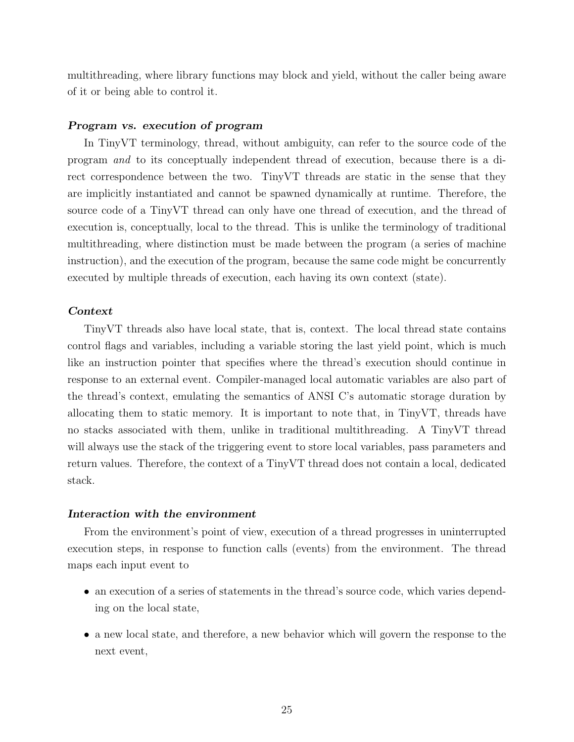multithreading, where library functions may block and yield, without the caller being aware of it or being able to control it.

***Program vs. execution of program***

In TinyVT terminology, thread, without ambiguity, can refer to the source code of the program *and* to its conceptually independent thread of execution, because there is a direct correspondence between the two. TinyVT threads are static in the sense that they are implicitly instantiated and cannot be spawned dynamically at runtime. Therefore, the source code of a TinyVT thread can only have one thread of execution, and the thread of execution is, conceptually, local to the thread. This is unlike the terminology of traditional multithreading, where distinction must be made between the program (a series of machine instruction), and the execution of the program, because the same code might be concurrently executed by multiple threads of execution, each having its own context (state).

***Context***

TinyVT threads also have local state, that is, context. The local thread state contains control flags and variables, including a variable storing the last yield point, which is much like an instruction pointer that specifies where the thread's execution should continue in response to an external event. Compiler-managed local automatic variables are also part of the thread's context, emulating the semantics of ANSI C's automatic storage duration by allocating them to static memory. It is important to note that, in TinyVT, threads have no stacks associated with them, unlike in traditional multithreading. A TinyVT thread will always use the stack of the triggering event to store local variables, pass parameters and return values. Therefore, the context of a TinyVT thread does not contain a local, dedicated stack.

***Interaction with the environment***

From the environment's point of view, execution of a thread progresses in uninterrupted execution steps, in response to function calls (events) from the environment. The thread maps each input event to

- an execution of a series of statements in the thread's source code, which varies depending on the local state,
- a new local state, and therefore, a new behavior which will govern the response to the next event,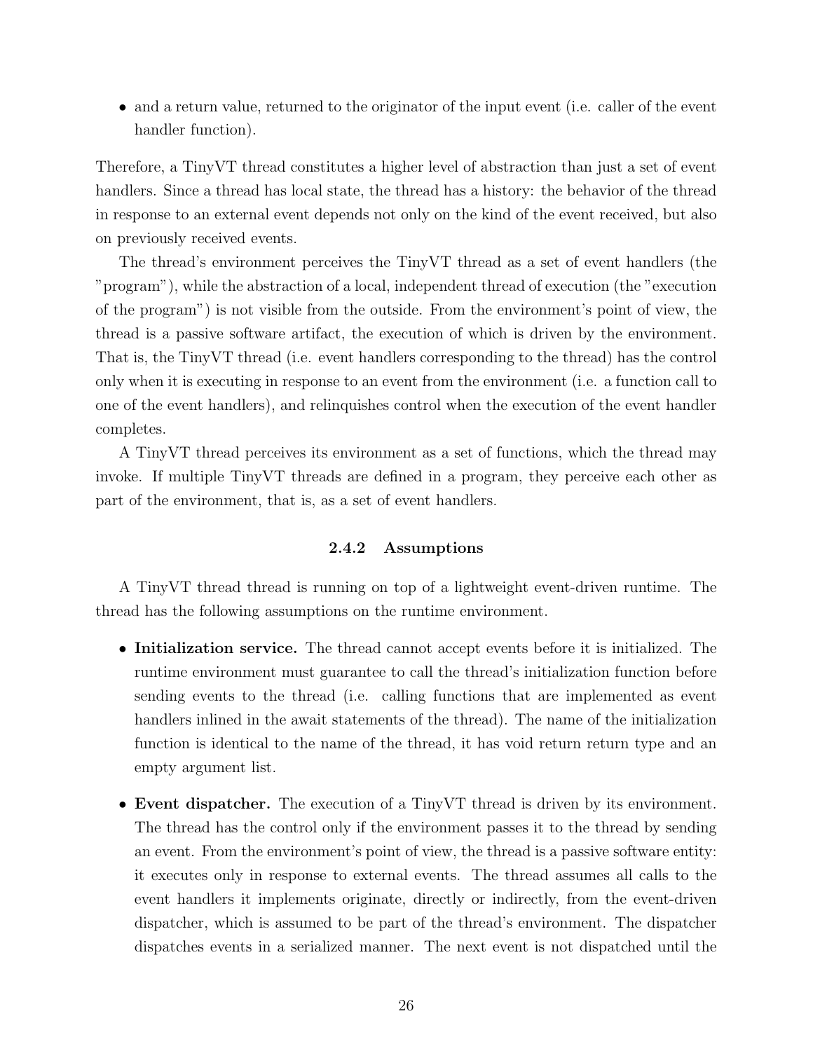- and a return value, returned to the originator of the input event (i.e. caller of the event handler function).

Therefore, a TinyVT thread constitutes a higher level of abstraction than just a set of event handlers. Since a thread has local state, the thread has a history: the behavior of the thread in response to an external event depends not only on the kind of the event received, but also on previously received events.

The thread's environment perceives the TinyVT thread as a set of event handlers (the "program"), while the abstraction of a local, independent thread of execution (the "execution of the program") is not visible from the outside. From the environment's point of view, the thread is a passive software artifact, the execution of which is driven by the environment. That is, the TinyVT thread (i.e. event handlers corresponding to the thread) has the control only when it is executing in response to an event from the environment (i.e. a function call to one of the event handlers), and relinquishes control when the execution of the event handler completes.

A TinyVT thread perceives its environment as a set of functions, which the thread may invoke. If multiple TinyVT threads are defined in a program, they perceive each other as part of the environment, that is, as a set of event handlers.

### 2.4.2 Assumptions

A TinyVT thread thread is running on top of a lightweight event-driven runtime. The thread has the following assumptions on the runtime environment.

- **Initialization service.** The thread cannot accept events before it is initialized. The runtime environment must guarantee to call the thread's initialization function before sending events to the thread (i.e. calling functions that are implemented as event handlers inlined in the await statements of the thread). The name of the initialization function is identical to the name of the thread, it has void return return type and an empty argument list.
- **Event dispatcher.** The execution of a TinyVT thread is driven by its environment. The thread has the control only if the environment passes it to the thread by sending an event. From the environment's point of view, the thread is a passive software entity: it executes only in response to external events. The thread assumes all calls to the event handlers it implements originate, directly or indirectly, from the event-driven dispatcher, which is assumed to be part of the thread's environment. The dispatcher dispatches events in a serialized manner. The next event is not dispatched until the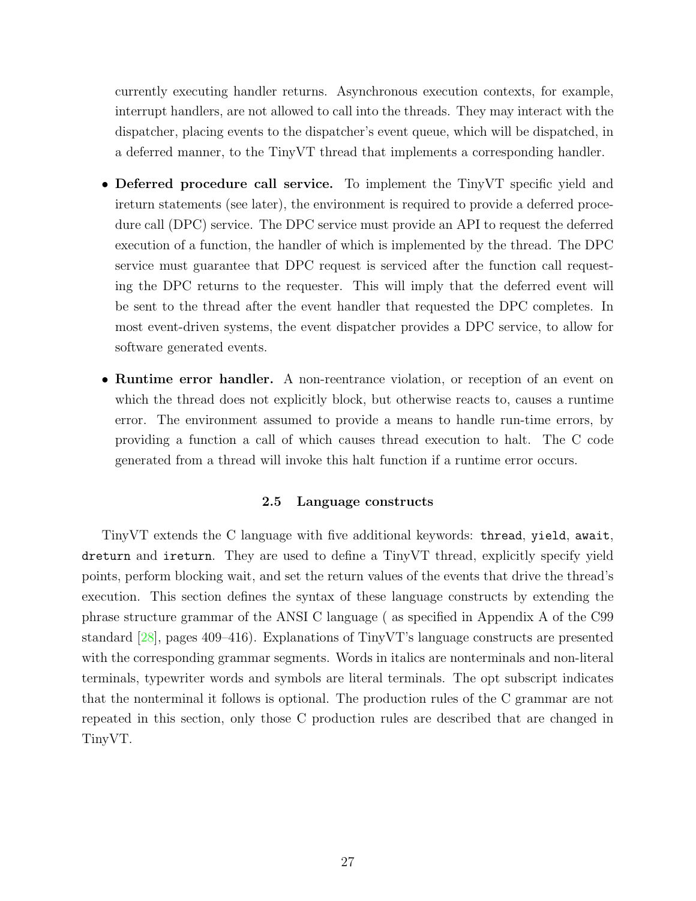currently executing handler returns. Asynchronous execution contexts, for example, interrupt handlers, are not allowed to call into the threads. They may interact with the dispatcher, placing events to the dispatcher's event queue, which will be dispatched, in a deferred manner, to the TinyVT thread that implements a corresponding handler.

- **Deferred procedure call service.** To implement the TinyVT specific yield and ireturn statements (see later), the environment is required to provide a deferred procedure call (DPC) service. The DPC service must provide an API to request the deferred execution of a function, the handler of which is implemented by the thread. The DPC service must guarantee that DPC request is serviced after the function call requesting the DPC returns to the requester. This will imply that the deferred event will be sent to the thread after the event handler that requested the DPC completes. In most event-driven systems, the event dispatcher provides a DPC service, to allow for software generated events.

- **Runtime error handler.** A non-reentrance violation, or reception of an event on which the thread does not explicitly block, but otherwise reacts to, causes a runtime error. The environment assumed to provide a means to handle run-time errors, by providing a function a call of which causes thread execution to halt. The C code generated from a thread will invoke this halt function if a runtime error occurs.

### 2.5 Language constructs

TinyVT extends the C language with five additional keywords: `thread`, `yield`, `await`, `dreturn` and `ireturn`. They are used to define a TinyVT thread, explicitly specify yield points, perform blocking wait, and set the return values of the events that drive the thread's execution. This section defines the syntax of these language constructs by extending the phrase structure grammar of the ANSI C language ( as specified in Appendix A of the C99 standard [28], pages 409–416). Explanations of TinyVT's language constructs are presented with the corresponding grammar segments. Words in italics are nonterminals and non-literal terminals, typewriter words and symbols are literal terminals. The opt subscript indicates that the nonterminal it follows is optional. The production rules of the C grammar are not repeated in this section, only those C production rules are described that are changed in TinyVT.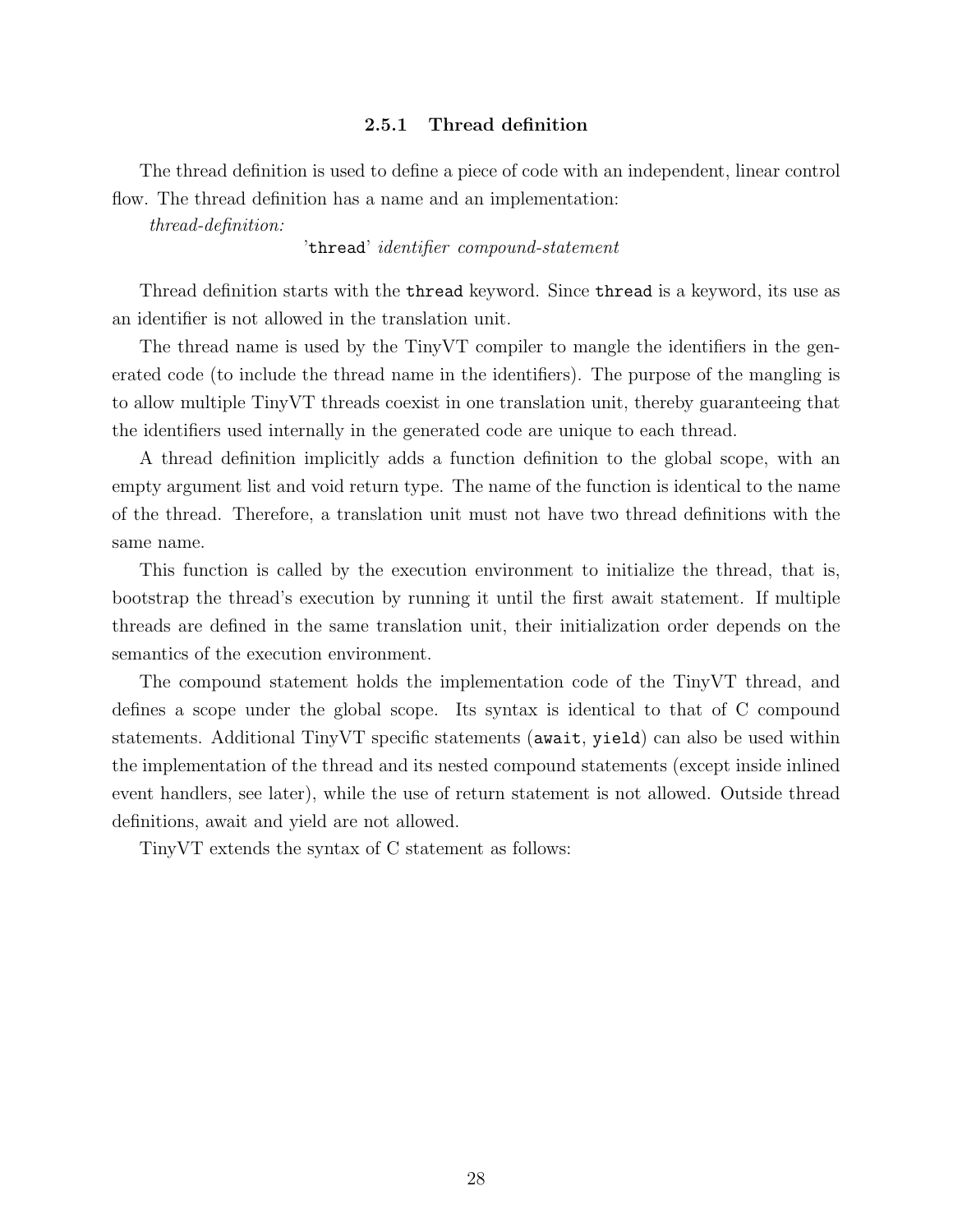### 2.5.1 Thread definition

The thread definition is used to define a piece of code with an independent, linear control flow. The thread definition has a name and an implementation:

*thread-definition:*

'`thread`' *identifier compound-statement*

Thread definition starts with the `thread` keyword. Since `thread` is a keyword, its use as an identifier is not allowed in the translation unit.

The thread name is used by the TinyVT compiler to mangle the identifiers in the generated code (to include the thread name in the identifiers). The purpose of the mangling is to allow multiple TinyVT threads coexist in one translation unit, thereby guaranteeing that the identifiers used internally in the generated code are unique to each thread.

A thread definition implicitly adds a function definition to the global scope, with an empty argument list and void return type. The name of the function is identical to the name of the thread. Therefore, a translation unit must not have two thread definitions with the same name.

This function is called by the execution environment to initialize the thread, that is, bootstrap the thread's execution by running it until the first await statement. If multiple threads are defined in the same translation unit, their initialization order depends on the semantics of the execution environment.

The compound statement holds the implementation code of the TinyVT thread, and defines a scope under the global scope. Its syntax is identical to that of C compound statements. Additional TinyVT specific statements (`await`, `yield`) can also be used within the implementation of the thread and its nested compound statements (except inside inlined event handlers, see later), while the use of return statement is not allowed. Outside thread definitions, await and yield are not allowed.

TinyVT extends the syntax of C statement as follows: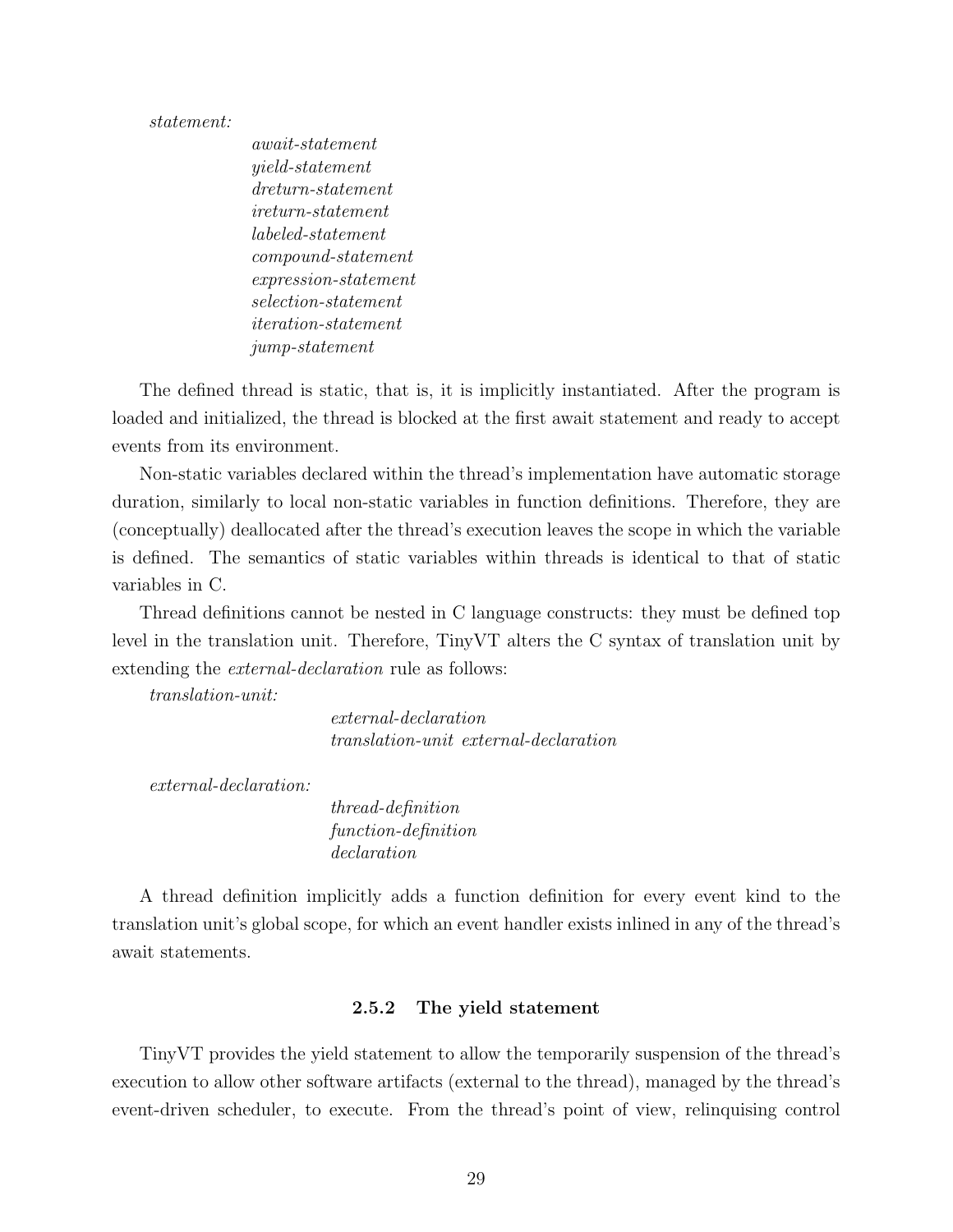*statement:*

*await-statement*
*yield-statement*
*dreturn-statement*
*ireturn-statement*
*labeled-statement*
*compound-statement*
*expression-statement*
*selection-statement*
*iteration-statement*
*jump-statement*

The defined thread is static, that is, it is implicitly instantiated. After the program is loaded and initialized, the thread is blocked at the first await statement and ready to accept events from its environment.

Non-static variables declared within the thread's implementation have automatic storage duration, similarly to local non-static variables in function definitions. Therefore, they are (conceptually) deallocated after the thread's execution leaves the scope in which the variable is defined. The semantics of static variables within threads is identical to that of static variables in C.

Thread definitions cannot be nested in C language constructs: they must be defined top level in the translation unit. Therefore, TinyVT alters the C syntax of translation unit by extending the *external-declaration* rule as follows:

*translation-unit:*

*external-declaration*
*translation-unit external-declaration*

*external-declaration:*

*thread-definition*
*function-definition*
*declaration*

A thread definition implicitly adds a function definition for every event kind to the translation unit's global scope, for which an event handler exists inlined in any of the thread's await statements.

### 2.5.2 The yield statement

TinyVT provides the yield statement to allow the temporarily suspension of the thread's execution to allow other software artifacts (external to the thread), managed by the thread's event-driven scheduler, to execute. From the thread's point of view, relinquising control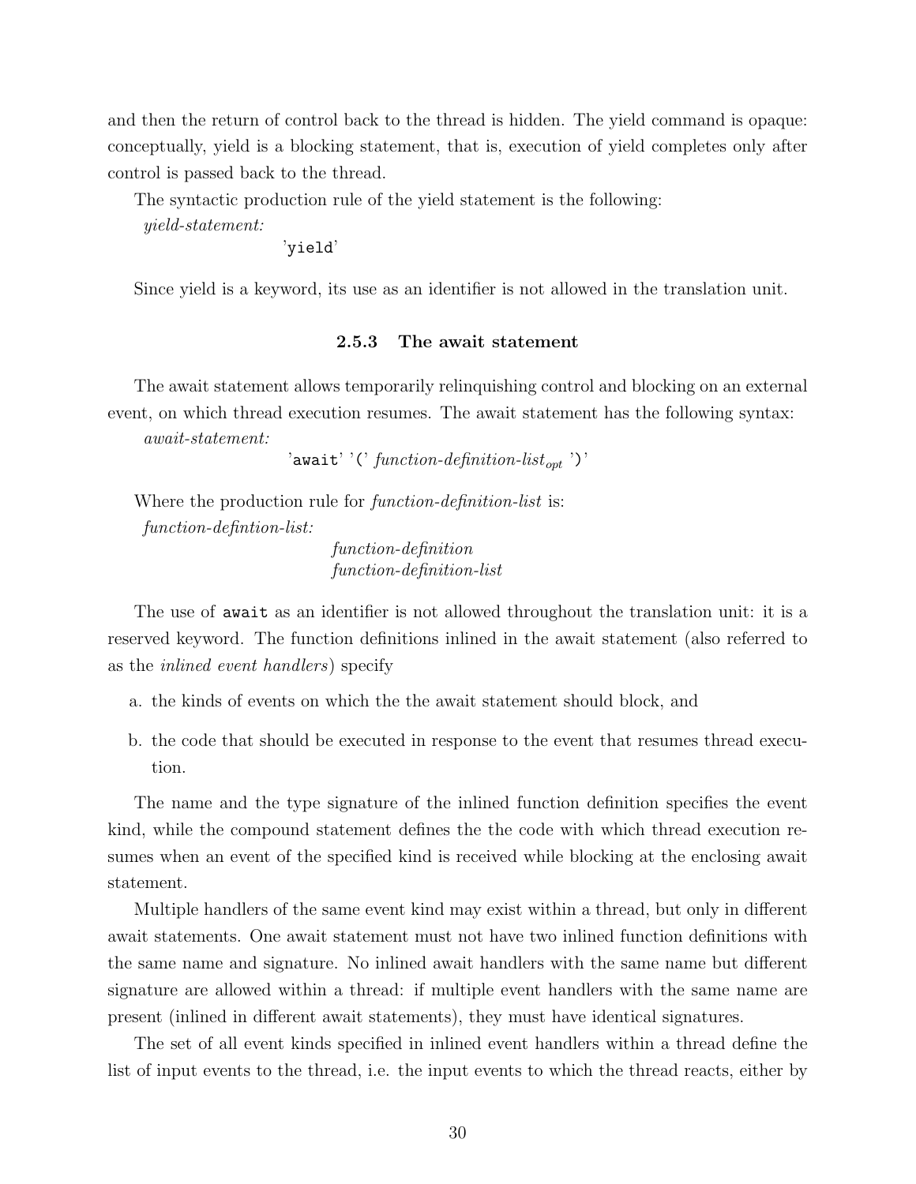and then the return of control back to the thread is hidden. The yield command is opaque: conceptually, yield is a blocking statement, that is, execution of yield completes only after control is passed back to the thread.

The syntactic production rule of the yield statement is the following:

*yield-statement:*

  'yield'

Since yield is a keyword, its use as an identifier is not allowed in the translation unit.

### 2.5.3 The await statement

The await statement allows temporarily relinquishing control and blocking on an external event, on which thread execution resumes. The await statement has the following syntax:

*await-statement:*

  'await' '(' *function-definition-list*$_{opt}$ ')'

Where the production rule for *function-definition-list* is:

*function-defintion-list:*

  *function-definition*
  *function-definition-list*

The use of `await` as an identifier is not allowed throughout the translation unit: it is a reserved keyword. The function definitions inlined in the await statement (also referred to as the *inlined event handlers*) specify

a. the kinds of events on which the the await statement should block, and

b. the code that should be executed in response to the event that resumes thread execution.

The name and the type signature of the inlined function definition specifies the event kind, while the compound statement defines the the code with which thread execution resumes when an event of the specified kind is received while blocking at the enclosing await statement.

Multiple handlers of the same event kind may exist within a thread, but only in different await statements. One await statement must not have two inlined function definitions with the same name and signature. No inlined await handlers with the same name but different signature are allowed within a thread: if multiple event handlers with the same name are present (inlined in different await statements), they must have identical signatures.

The set of all event kinds specified in inlined event handlers within a thread define the list of input events to the thread, i.e. the input events to which the thread reacts, either by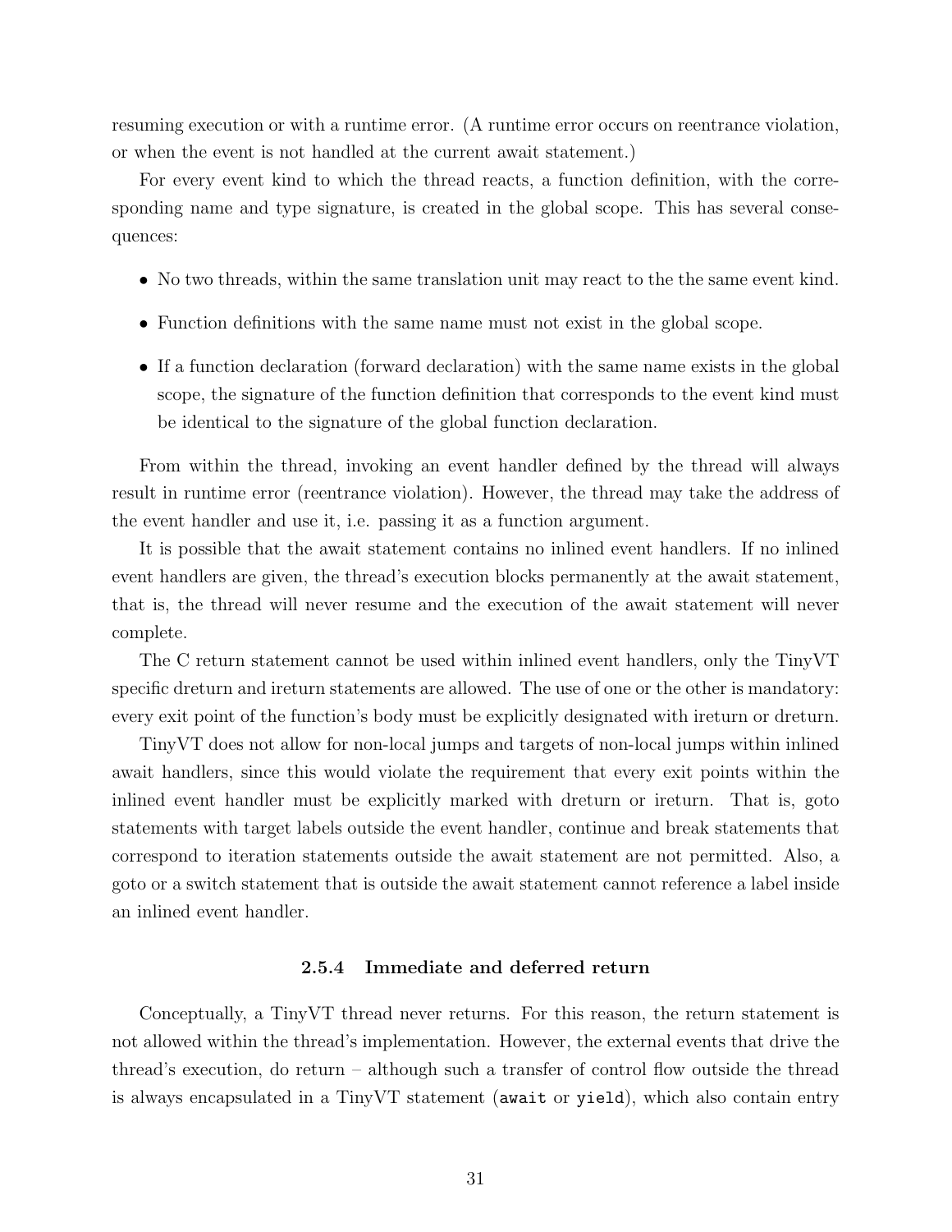resuming execution or with a runtime error. (A runtime error occurs on reentrance violation, or when the event is not handled at the current await statement.)

For every event kind to which the thread reacts, a function definition, with the corresponding name and type signature, is created in the global scope. This has several consequences:

- No two threads, within the same translation unit may react to the the same event kind.
- Function definitions with the same name must not exist in the global scope.
- If a function declaration (forward declaration) with the same name exists in the global scope, the signature of the function definition that corresponds to the event kind must be identical to the signature of the global function declaration.

From within the thread, invoking an event handler defined by the thread will always result in runtime error (reentrance violation). However, the thread may take the address of the event handler and use it, i.e. passing it as a function argument.

It is possible that the await statement contains no inlined event handlers. If no inlined event handlers are given, the thread's execution blocks permanently at the await statement, that is, the thread will never resume and the execution of the await statement will never complete.

The C return statement cannot be used within inlined event handlers, only the TinyVT specific dreturn and ireturn statements are allowed. The use of one or the other is mandatory: every exit point of the function's body must be explicitly designated with ireturn or dreturn.

TinyVT does not allow for non-local jumps and targets of non-local jumps within inlined await handlers, since this would violate the requirement that every exit points within the inlined event handler must be explicitly marked with dreturn or ireturn. That is, goto statements with target labels outside the event handler, continue and break statements that correspond to iteration statements outside the await statement are not permitted. Also, a goto or a switch statement that is outside the await statement cannot reference a label inside an inlined event handler.

### 2.5.4 Immediate and deferred return

Conceptually, a TinyVT thread never returns. For this reason, the return statement is not allowed within the thread's implementation. However, the external events that drive the thread's execution, do return – although such a transfer of control flow outside the thread is always encapsulated in a TinyVT statement (`await` or `yield`), which also contain entry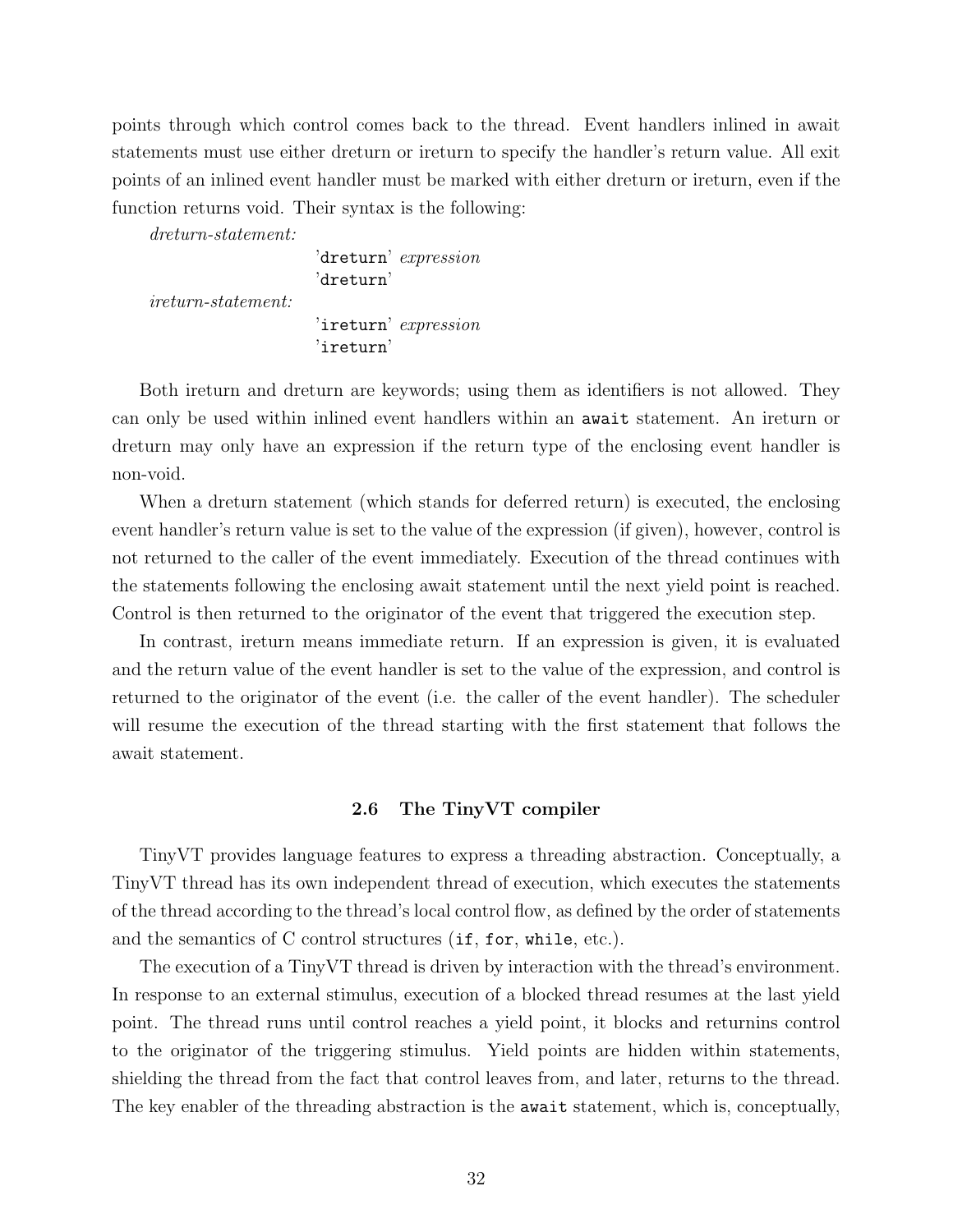points through which control comes back to the thread. Event handlers inlined in await statements must use either dreturn or ireturn to specify the handler's return value. All exit points of an inlined event handler must be marked with either dreturn or ireturn, even if the function returns void. Their syntax is the following:

*dreturn-statement:*

  'dreturn' *expression*
  'dreturn'

*ireturn-statement:*

  'ireturn' *expression*
  'ireturn'

Both ireturn and dreturn are keywords; using them as identifiers is not allowed. They can only be used within inlined event handlers within an `await` statement. An ireturn or dreturn may only have an expression if the return type of the enclosing event handler is non-void.

When a dreturn statement (which stands for deferred return) is executed, the enclosing event handler's return value is set to the value of the expression (if given), however, control is not returned to the caller of the event immediately. Execution of the thread continues with the statements following the enclosing await statement until the next yield point is reached. Control is then returned to the originator of the event that triggered the execution step.

In contrast, ireturn means immediate return. If an expression is given, it is evaluated and the return value of the event handler is set to the value of the expression, and control is returned to the originator of the event (i.e. the caller of the event handler). The scheduler will resume the execution of the thread starting with the first statement that follows the await statement.

### 2.6 The TinyVT compiler

TinyVT provides language features to express a threading abstraction. Conceptually, a TinyVT thread has its own independent thread of execution, which executes the statements of the thread according to the thread's local control flow, as defined by the order of statements and the semantics of C control structures (`if`, `for`, `while`, etc.).

The execution of a TinyVT thread is driven by interaction with the thread's environment. In response to an external stimulus, execution of a blocked thread resumes at the last yield point. The thread runs until control reaches a yield point, it blocks and returnins control to the originator of the triggering stimulus. Yield points are hidden within statements, shielding the thread from the fact that control leaves from, and later, returns to the thread. The key enabler of the threading abstraction is the `await` statement, which is, conceptually,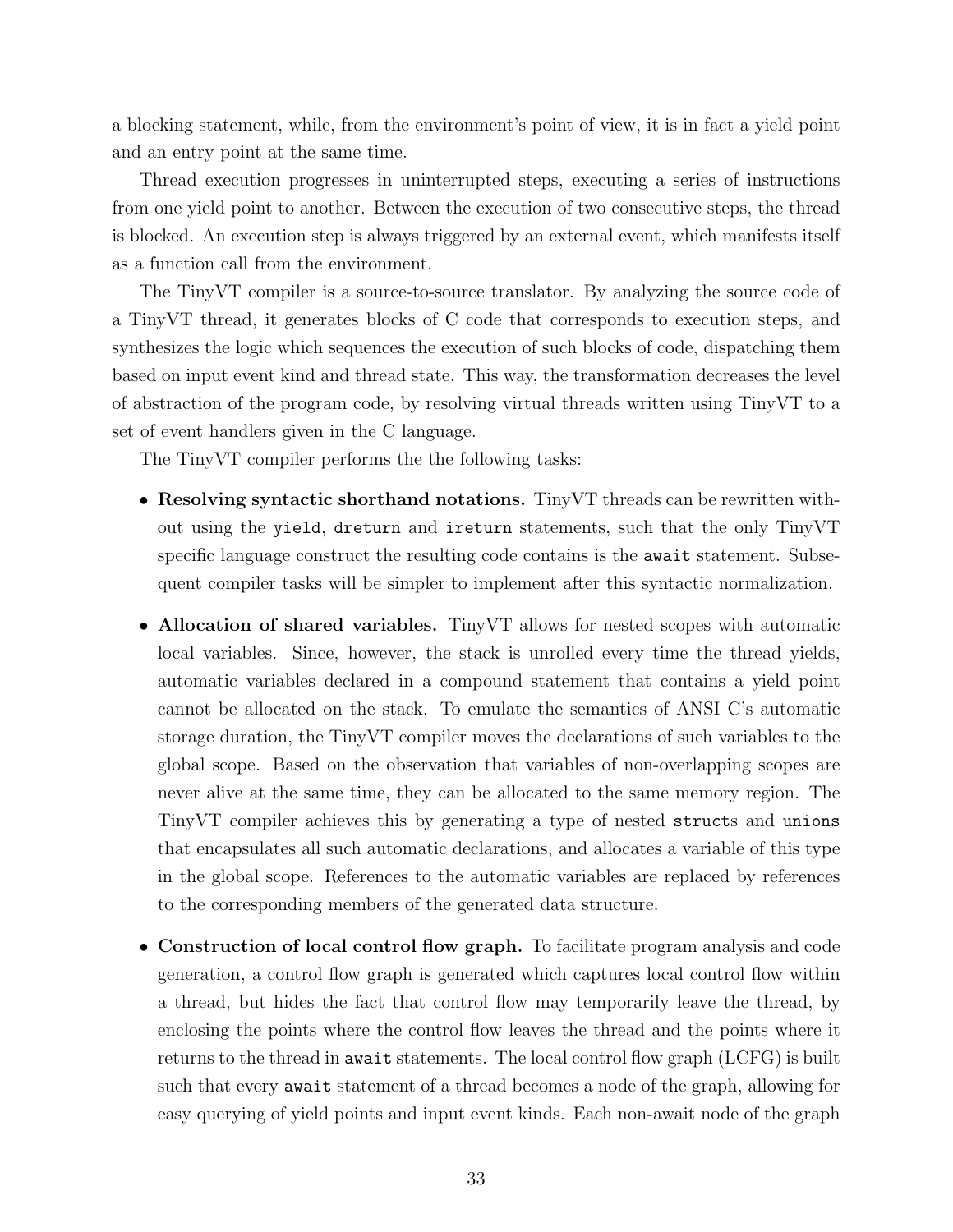a blocking statement, while, from the environment's point of view, it is in fact a yield point and an entry point at the same time.

Thread execution progresses in uninterrupted steps, executing a series of instructions from one yield point to another. Between the execution of two consecutive steps, the thread is blocked. An execution step is always triggered by an external event, which manifests itself as a function call from the environment.

The TinyVT compiler is a source-to-source translator. By analyzing the source code of a TinyVT thread, it generates blocks of C code that corresponds to execution steps, and synthesizes the logic which sequences the execution of such blocks of code, dispatching them based on input event kind and thread state. This way, the transformation decreases the level of abstraction of the program code, by resolving virtual threads written using TinyVT to a set of event handlers given in the C language.

The TinyVT compiler performs the the following tasks:

- **Resolving syntactic shorthand notations.** TinyVT threads can be rewritten without using the `yield`, `dreturn` and `ireturn` statements, such that the only TinyVT specific language construct the resulting code contains is the `await` statement. Subsequent compiler tasks will be simpler to implement after this syntactic normalization.

- **Allocation of shared variables.** TinyVT allows for nested scopes with automatic local variables. Since, however, the stack is unrolled every time the thread yields, automatic variables declared in a compound statement that contains a yield point cannot be allocated on the stack. To emulate the semantics of ANSI C's automatic storage duration, the TinyVT compiler moves the declarations of such variables to the global scope. Based on the observation that variables of non-overlapping scopes are never alive at the same time, they can be allocated to the same memory region. The TinyVT compiler achieves this by generating a type of nested `struct`s and `unions` that encapsulates all such automatic declarations, and allocates a variable of this type in the global scope. References to the automatic variables are replaced by references to the corresponding members of the generated data structure.

- **Construction of local control flow graph.** To facilitate program analysis and code generation, a control flow graph is generated which captures local control flow within a thread, but hides the fact that control flow may temporarily leave the thread, by enclosing the points where the control flow leaves the thread and the points where it returns to the thread in `await` statements. The local control flow graph (LCFG) is built such that every `await` statement of a thread becomes a node of the graph, allowing for easy querying of yield points and input event kinds. Each non-await node of the graph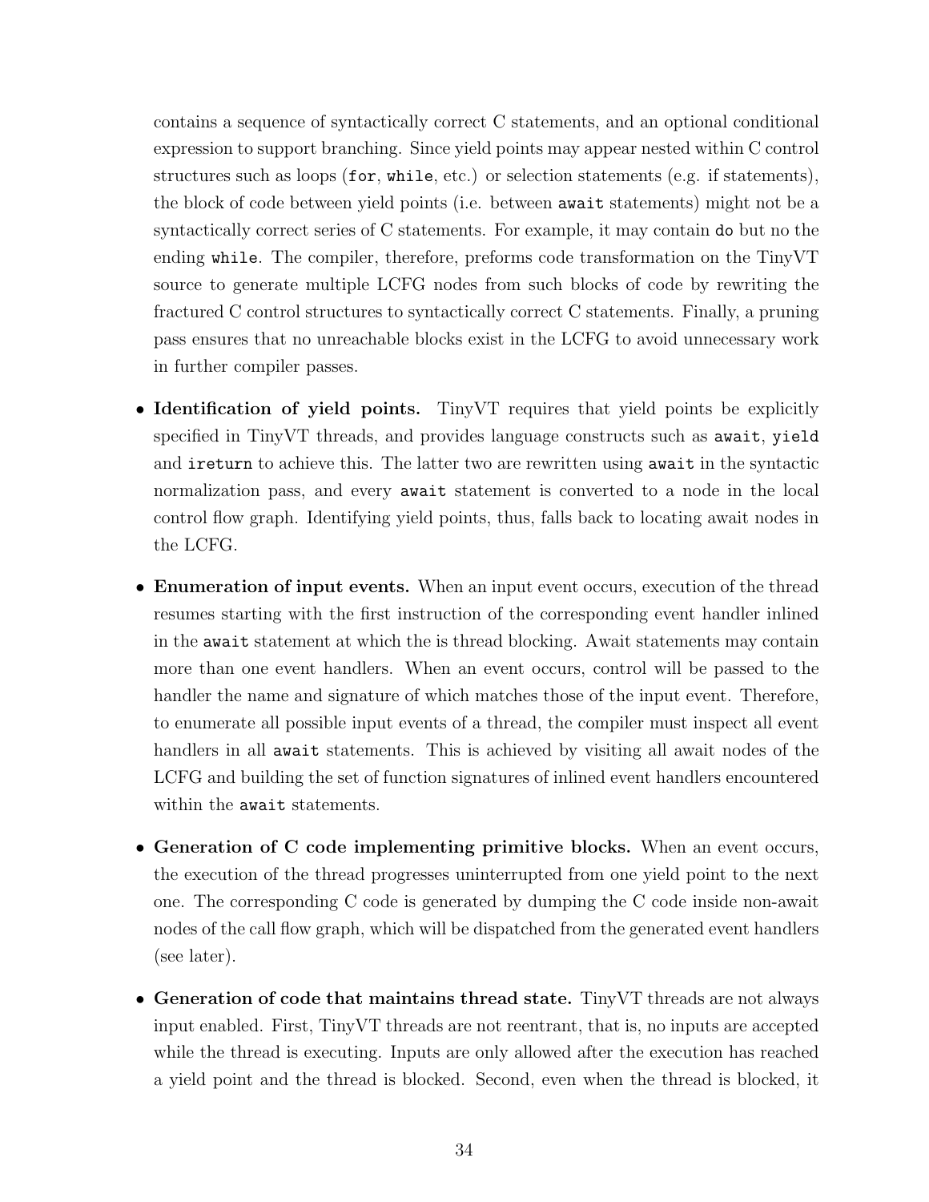contains a sequence of syntactically correct C statements, and an optional conditional expression to support branching. Since yield points may appear nested within C control structures such as loops (`for`, `while`, etc.) or selection statements (e.g. if statements), the block of code between yield points (i.e. between `await` statements) might not be a syntactically correct series of C statements. For example, it may contain `do` but no the ending `while`. The compiler, therefore, preforms code transformation on the TinyVT source to generate multiple LCFG nodes from such blocks of code by rewriting the fractured C control structures to syntactically correct C statements. Finally, a pruning pass ensures that no unreachable blocks exist in the LCFG to avoid unnecessary work in further compiler passes.

- **Identification of yield points.** TinyVT requires that yield points be explicitly specified in TinyVT threads, and provides language constructs such as `await`, `yield` and `ireturn` to achieve this. The latter two are rewritten using `await` in the syntactic normalization pass, and every `await` statement is converted to a node in the local control flow graph. Identifying yield points, thus, falls back to locating await nodes in the LCFG.

- **Enumeration of input events.** When an input event occurs, execution of the thread resumes starting with the first instruction of the corresponding event handler inlined in the `await` statement at which the is thread blocking. Await statements may contain more than one event handlers. When an event occurs, control will be passed to the handler the name and signature of which matches those of the input event. Therefore, to enumerate all possible input events of a thread, the compiler must inspect all event handlers in all `await` statements. This is achieved by visiting all await nodes of the LCFG and building the set of function signatures of inlined event handlers encountered within the `await` statements.

- **Generation of C code implementing primitive blocks.** When an event occurs, the execution of the thread progresses uninterrupted from one yield point to the next one. The corresponding C code is generated by dumping the C code inside non-await nodes of the call flow graph, which will be dispatched from the generated event handlers (see later).

- **Generation of code that maintains thread state.** TinyVT threads are not always input enabled. First, TinyVT threads are not reentrant, that is, no inputs are accepted while the thread is executing. Inputs are only allowed after the execution has reached a yield point and the thread is blocked. Second, even when the thread is blocked, it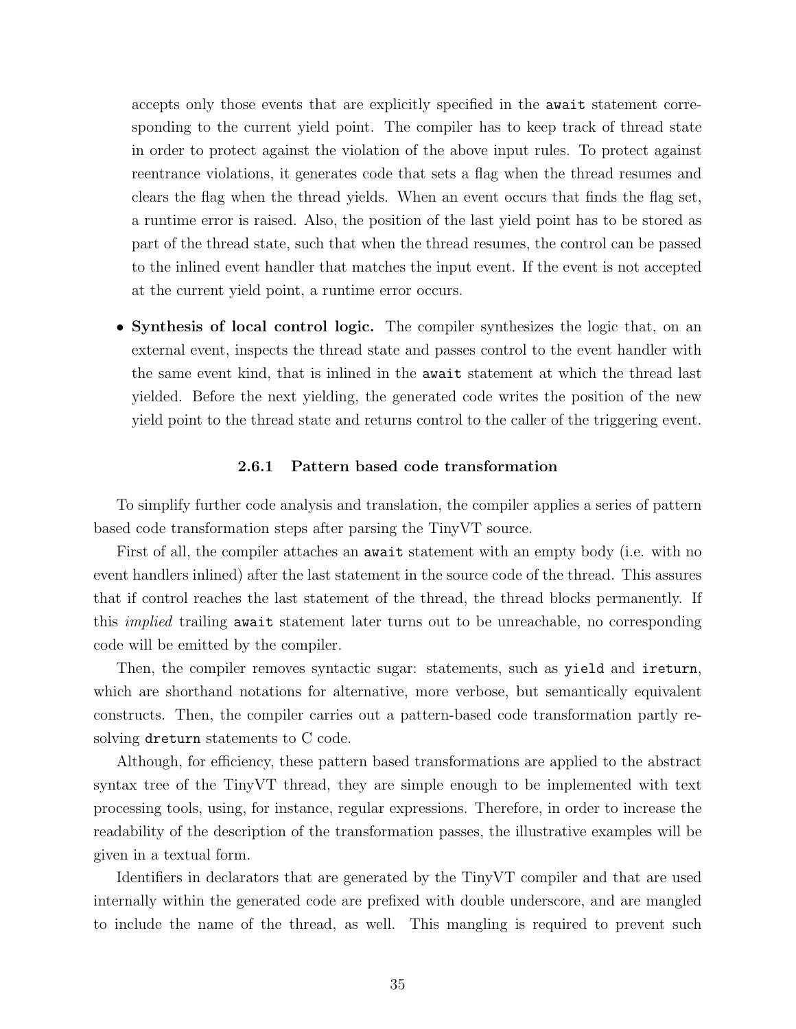accepts only those events that are explicitly specified in the `await` statement corresponding to the current yield point. The compiler has to keep track of thread state in order to protect against the violation of the above input rules. To protect against reentrance violations, it generates code that sets a flag when the thread resumes and clears the flag when the thread yields. When an event occurs that finds the flag set, a runtime error is raised. Also, the position of the last yield point has to be stored as part of the thread state, such that when the thread resumes, the control can be passed to the inlined event handler that matches the input event. If the event is not accepted at the current yield point, a runtime error occurs.

- **Synthesis of local control logic.** The compiler synthesizes the logic that, on an external event, inspects the thread state and passes control to the event handler with the same event kind, that is inlined in the `await` statement at which the thread last yielded. Before the next yielding, the generated code writes the position of the new yield point to the thread state and returns control to the caller of the triggering event.

### 2.6.1 Pattern based code transformation

To simplify further code analysis and translation, the compiler applies a series of pattern based code transformation steps after parsing the TinyVT source.

First of all, the compiler attaches an `await` statement with an empty body (i.e. with no event handlers inlined) after the last statement in the source code of the thread. This assures that if control reaches the last statement of the thread, the thread blocks permanently. If this *implied* trailing `await` statement later turns out to be unreachable, no corresponding code will be emitted by the compiler.

Then, the compiler removes syntactic sugar: statements, such as `yield` and `ireturn`, which are shorthand notations for alternative, more verbose, but semantically equivalent constructs. Then, the compiler carries out a pattern-based code transformation partly resolving `dreturn` statements to C code.

Although, for efficiency, these pattern based transformations are applied to the abstract syntax tree of the TinyVT thread, they are simple enough to be implemented with text processing tools, using, for instance, regular expressions. Therefore, in order to increase the readability of the description of the transformation passes, the illustrative examples will be given in a textual form.

Identifiers in declarators that are generated by the TinyVT compiler and that are used internally within the generated code are prefixed with double underscore, and are mangled to include the name of the thread, as well. This mangling is required to prevent such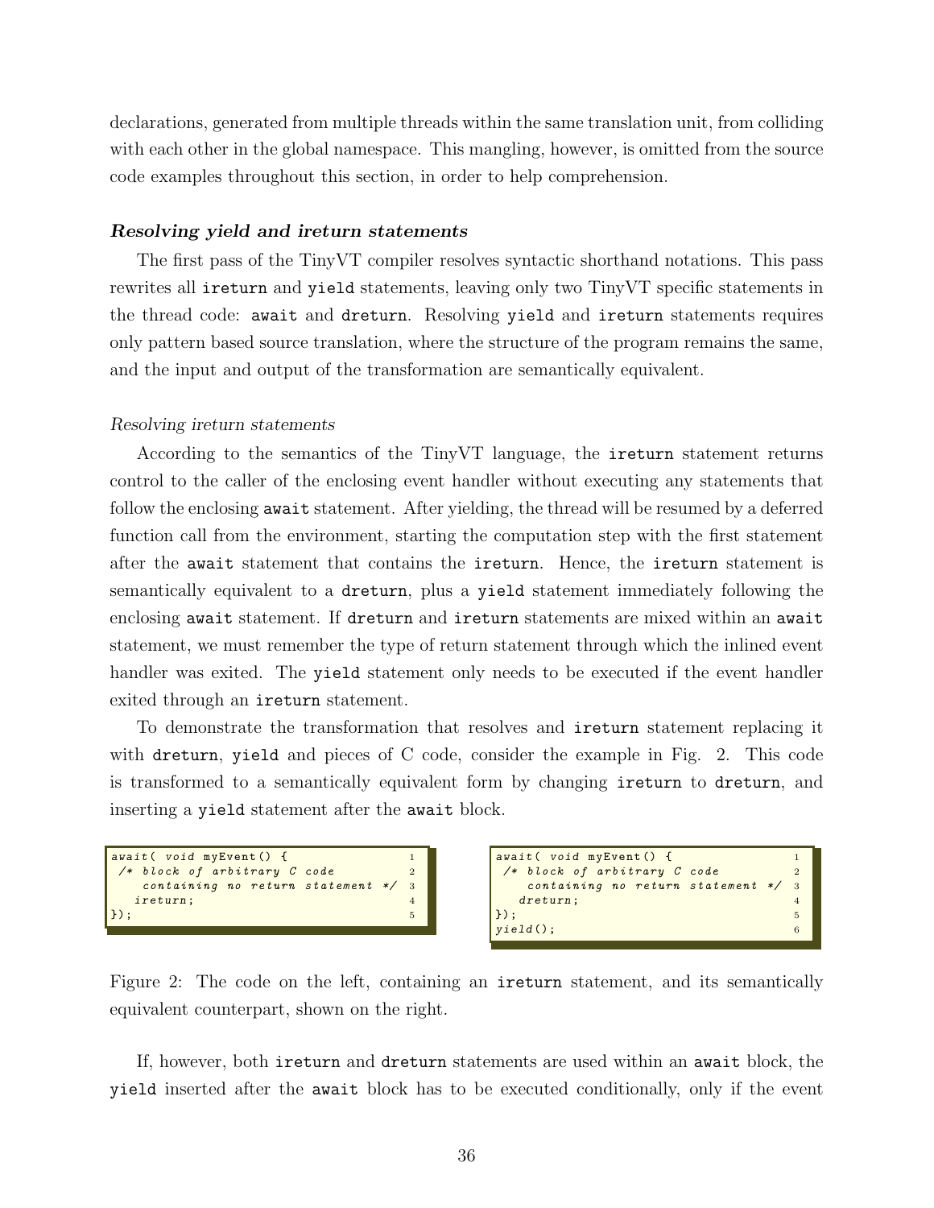declarations, generated from multiple threads within the same translation unit, from colliding with each other in the global namespace. This mangling, however, is omitted from the source code examples throughout this section, in order to help comprehension.

#### *Resolving yield and ireturn statements*

The first pass of the TinyVT compiler resolves syntactic shorthand notations. This pass rewrites all `ireturn` and `yield` statements, leaving only two TinyVT specific statements in the thread code: `await` and `dreturn`. Resolving `yield` and `ireturn` statements requires only pattern based source translation, where the structure of the program remains the same, and the input and output of the transformation are semantically equivalent.

*Resolving ireturn statements*

According to the semantics of the TinyVT language, the `ireturn` statement returns control to the caller of the enclosing event handler without executing any statements that follow the enclosing `await` statement. After yielding, the thread will be resumed by a deferred function call from the environment, starting the computation step with the first statement after the `await` statement that contains the `ireturn`. Hence, the `ireturn` statement is semantically equivalent to a `dreturn`, plus a `yield` statement immediately following the enclosing `await` statement. If `dreturn` and `ireturn` statements are mixed within an `await` statement, we must remember the type of return statement through which the inlined event handler was exited. The `yield` statement only needs to be executed if the event handler exited through an `ireturn` statement.

To demonstrate the transformation that resolves and `ireturn` statement replacing it with `dreturn`, `yield` and pieces of C code, consider the example in Fig. 2. This code is transformed to a semantically equivalent form by changing `ireturn` to `dreturn`, and inserting a `yield` statement after the `await` block.

```
await( void myEvent() {                      1
 /* block of arbitrary C code                 2
    containing no return statement */         3
   ireturn;                                   4
});                                           5
```

```
await( void myEvent() {                      1
 /* block of arbitrary C code                 2
    containing no return statement */         3
   dreturn;                                   4
});                                           5
yield();                                      6
```

Figure 2: The code on the left, containing an `ireturn` statement, and its semantically equivalent counterpart, shown on the right.

If, however, both `ireturn` and `dreturn` statements are used within an `await` block, the `yield` inserted after the `await` block has to be executed conditionally, only if the event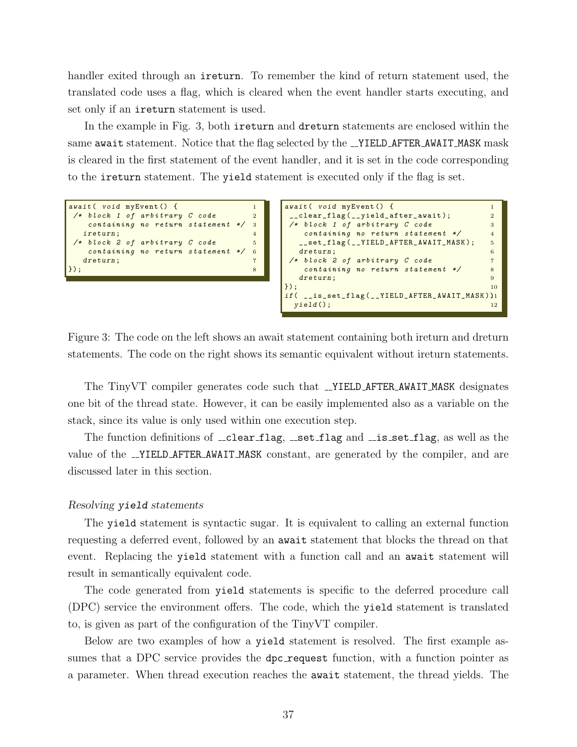handler exited through an `ireturn`. To remember the kind of return statement used, the translated code uses a flag, which is cleared when the event handler starts executing, and set only if an `ireturn` statement is used.

In the example in Fig. 3, both `ireturn` and `dreturn` statements are enclosed within the same `await` statement. Notice that the flag selected by the `__YIELD_AFTER_AWAIT_MASK` mask is cleared in the first statement of the event handler, and it is set in the code corresponding to the `ireturn` statement. The `yield` statement is executed only if the flag is set.

```
await( void myEvent() {                          1
 /* block 1 of arbitrary C code                  2
     containing no return statement */           3
   ireturn;                                      4
 /* block 2 of arbitrary C code                  5
     containing no return statement */           6
   dreturn;                                      7
});                                              8
```

```
await( void myEvent() {                           1
 __clear_flag(__yield_after_await);               2
 /* block 1 of arbitrary C code                   3
     containing no return statement */            4
   __set_flag(__YIELD_AFTER_AWAIT_MASK);          5
   dreturn;                                       6
 /* block 2 of arbitrary C code                   7
     containing no return statement */            8
   dreturn;                                       9
});                                              10
if( __is_set_flag(__YIELD_AFTER_AWAIT_MASK))     11
  yield();                                       12
```

Figure 3: The code on the left shows an await statement containing both ireturn and dreturn statements. The code on the right shows its semantic equivalent without ireturn statements.

The TinyVT compiler generates code such that `__YIELD_AFTER_AWAIT_MASK` designates one bit of the thread state. However, it can be easily implemented also as a variable on the stack, since its value is only used within one execution step.

The function definitions of `__clear_flag`, `__set_flag` and `__is_set_flag`, as well as the value of the `__YIELD_AFTER_AWAIT_MASK` constant, are generated by the compiler, and are discussed later in this section.

*Resolving `yield` statements*

The `yield` statement is syntactic sugar. It is equivalent to calling an external function requesting a deferred event, followed by an `await` statement that blocks the thread on that event. Replacing the `yield` statement with a function call and an `await` statement will result in semantically equivalent code.

The code generated from `yield` statements is specific to the deferred procedure call (DPC) service the environment offers. The code, which the `yield` statement is translated to, is given as part of the configuration of the TinyVT compiler.

Below are two examples of how a `yield` statement is resolved. The first example assumes that a DPC service provides the `dpc_request` function, with a function pointer as a parameter. When thread execution reaches the `await` statement, the thread yields. The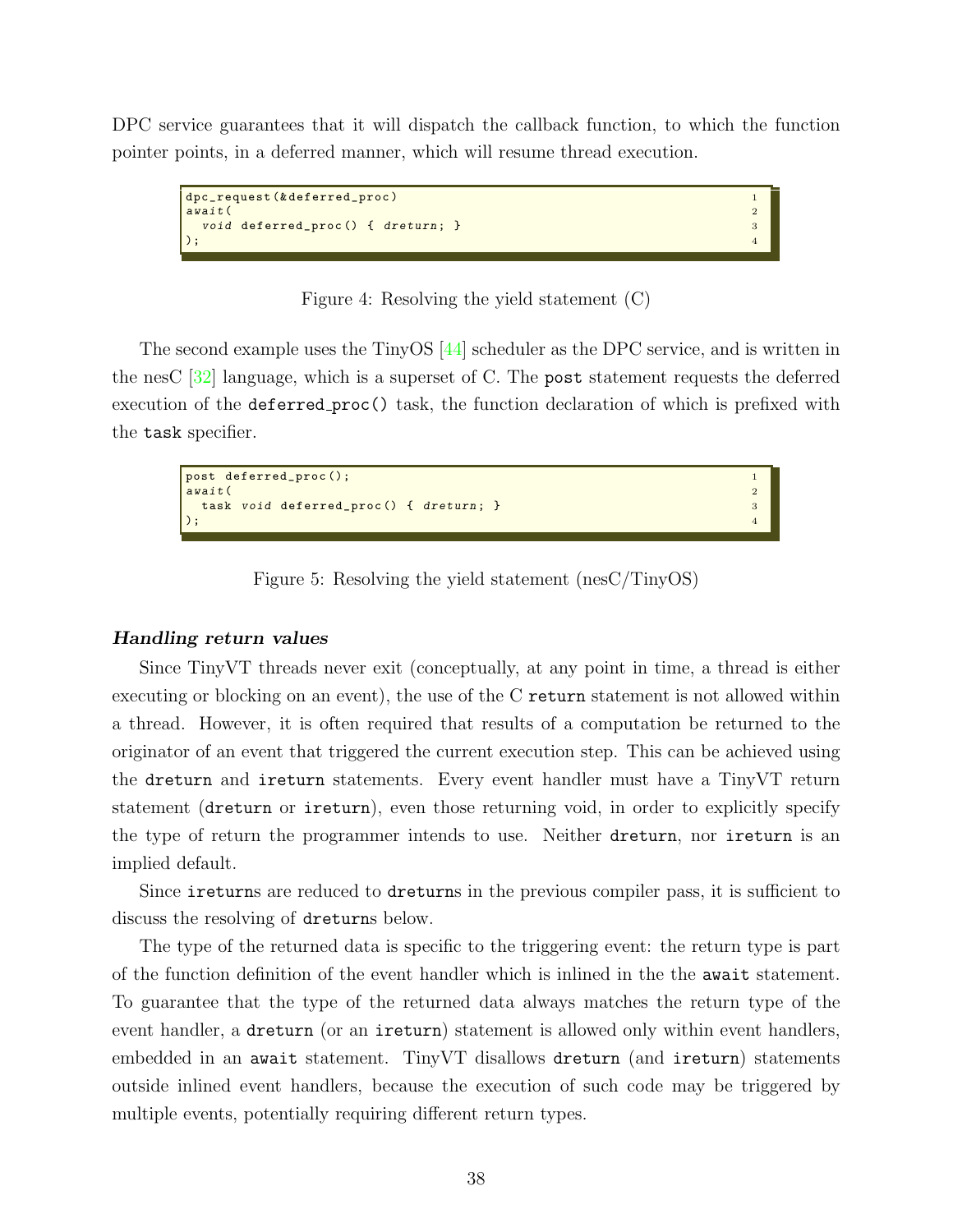DPC service guarantees that it will dispatch the callback function, to which the function pointer points, in a deferred manner, which will resume thread execution.

```
dpc_request(&deferred_proc)
await(
  void deferred_proc() { dreturn; }
);
```

Figure 4: Resolving the yield statement (C)

The second example uses the TinyOS [44] scheduler as the DPC service, and is written in the nesC [32] language, which is a superset of C. The `post` statement requests the deferred execution of the `deferred_proc()` task, the function declaration of which is prefixed with the `task` specifier.

```
post deferred_proc();
await(
  task void deferred_proc() { dreturn; }
);
```

Figure 5: Resolving the yield statement (nesC/TinyOS)

***Handling return values***

Since TinyVT threads never exit (conceptually, at any point in time, a thread is either executing or blocking on an event), the use of the C `return` statement is not allowed within a thread. However, it is often required that results of a computation be returned to the originator of an event that triggered the current execution step. This can be achieved using the `dreturn` and `ireturn` statements. Every event handler must have a TinyVT return statement (`dreturn` or `ireturn`), even those returning void, in order to explicitly specify the type of return the programmer intends to use. Neither `dreturn`, nor `ireturn` is an implied default.

Since `ireturn`s are reduced to `dreturn`s in the previous compiler pass, it is sufficient to discuss the resolving of `dreturn`s below.

The type of the returned data is specific to the triggering event: the return type is part of the function definition of the event handler which is inlined in the the `await` statement. To guarantee that the type of the returned data always matches the return type of the event handler, a `dreturn` (or an `ireturn`) statement is allowed only within event handlers, embedded in an `await` statement. TinyVT disallows `dreturn` (and `ireturn`) statements outside inlined event handlers, because the execution of such code may be triggered by multiple events, potentially requiring different return types.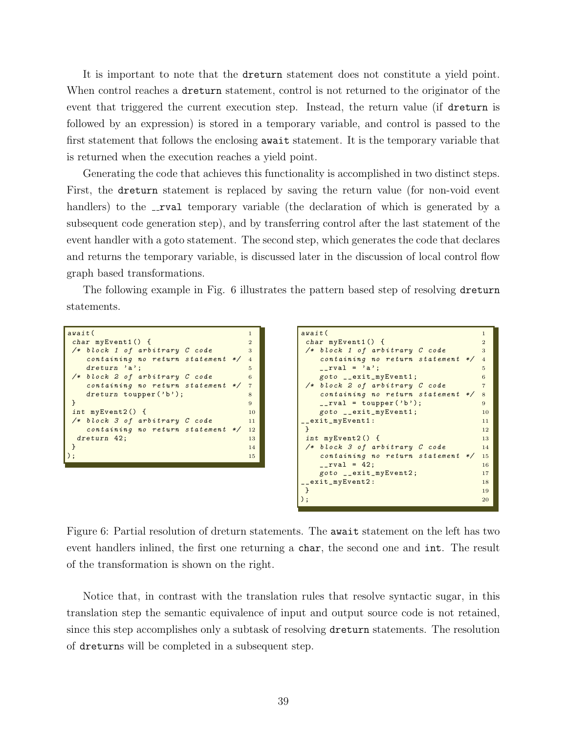It is important to note that the `dreturn` statement does not constitute a yield point. When control reaches a `dreturn` statement, control is not returned to the originator of the event that triggered the current execution step. Instead, the return value (if `dreturn` is followed by an expression) is stored in a temporary variable, and control is passed to the first statement that follows the enclosing `await` statement. It is the temporary variable that is returned when the execution reaches a yield point.

Generating the code that achieves this functionality is accomplished in two distinct steps. First, the `dreturn` statement is replaced by saving the return value (for non-void event handlers) to the `__rval` temporary variable (the declaration of which is generated by a subsequent code generation step), and by transferring control after the last statement of the event handler with a goto statement. The second step, which generates the code that declares and returns the temporary variable, is discussed later in the discussion of local control flow graph based transformations.

The following example in Fig. 6 illustrates the pattern based step of resolving `dreturn` statements.

```
await(                                          1
 char myEvent1() {                              2
 /* block 1 of arbitrary C code                 3
    containing no return statement */           4
    dreturn 'a';                                5
 /* block 2 of arbitrary C code                 6
    containing no return statement */           7
    dreturn toupper('b');                       8
 }                                              9
 int myEvent2() {                               10
 /* block 3 of arbitrary C code                 11
    containing no return statement */           12
  dreturn 42;                                   13
 }                                              14
);                                              15
```

```
await(                                          1
 char myEvent1() {                              2
 /* block 1 of arbitrary C code                 3
    containing no return statement */           4
    __rval = 'a';                               5
    goto __exit_myEvent1;                       6
 /* block 2 of arbitrary C code                 7
    containing no return statement */           8
    __rval = toupper('b');                      9
    goto __exit_myEvent1;                       10
__exit_myEvent1:                                11
 }                                              12
 int myEvent2() {                               13
 /* block 3 of arbitrary C code                 14
    containing no return statement */           15
    __rval = 42;                                16
    goto __exit_myEvent2;                       17
__exit_myEvent2:                                18
 }                                              19
);                                              20
```

Figure 6: Partial resolution of dreturn statements. The `await` statement on the left has two event handlers inlined, the first one returning a `char`, the second one and `int`. The result of the transformation is shown on the right.

Notice that, in contrast with the translation rules that resolve syntactic sugar, in this translation step the semantic equivalence of input and output source code is not retained, since this step accomplishes only a subtask of resolving `dreturn` statements. The resolution of `dreturn`s will be completed in a subsequent step.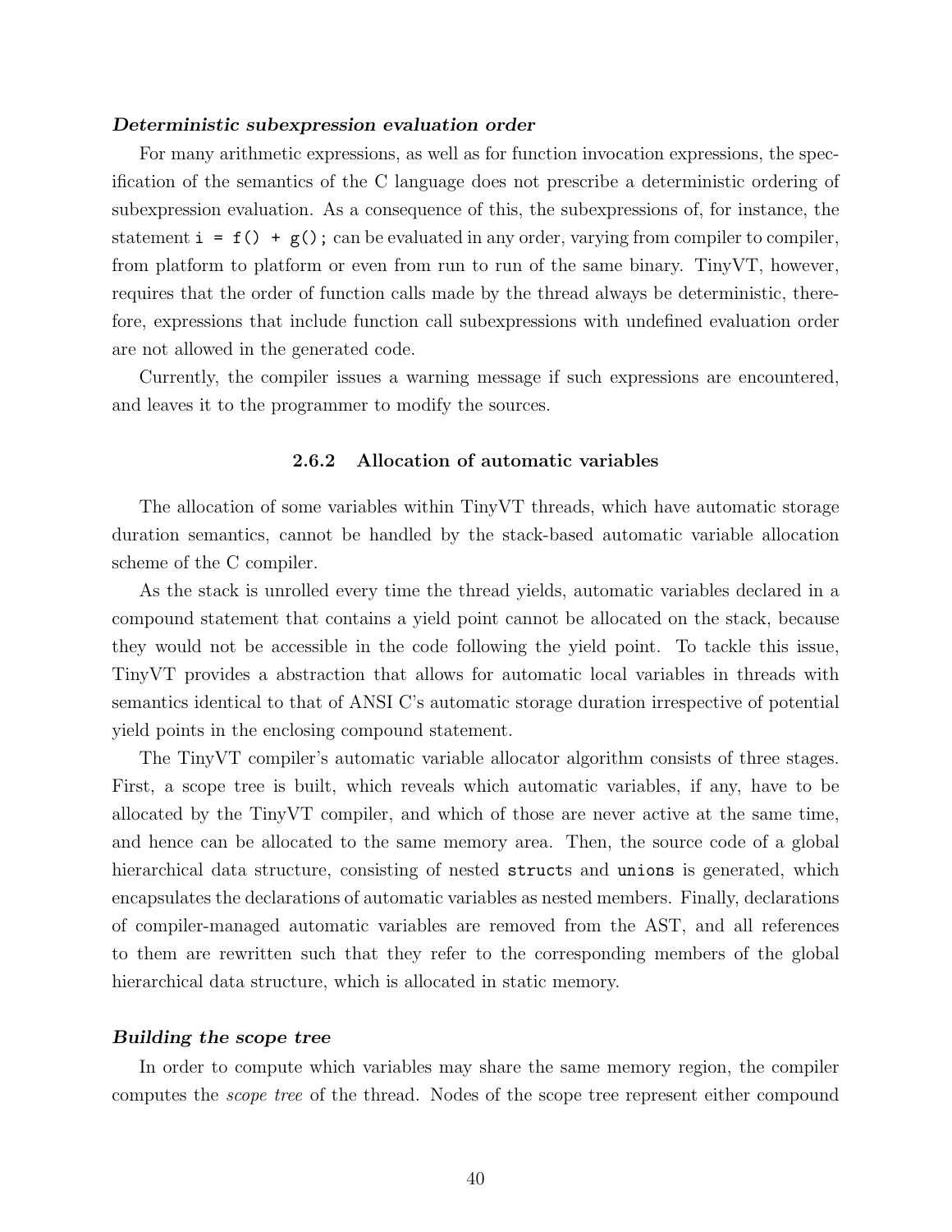***Deterministic subexpression evaluation order***

For many arithmetic expressions, as well as for function invocation expressions, the specification of the semantics of the C language does not prescribe a deterministic ordering of subexpression evaluation. As a consequence of this, the subexpressions of, for instance, the statement `i = f() + g();` can be evaluated in any order, varying from compiler to compiler, from platform to platform or even from run to run of the same binary. TinyVT, however, requires that the order of function calls made by the thread always be deterministic, therefore, expressions that include function call subexpressions with undefined evaluation order are not allowed in the generated code.

Currently, the compiler issues a warning message if such expressions are encountered, and leaves it to the programmer to modify the sources.

### 2.6.2 Allocation of automatic variables

The allocation of some variables within TinyVT threads, which have automatic storage duration semantics, cannot be handled by the stack-based automatic variable allocation scheme of the C compiler.

As the stack is unrolled every time the thread yields, automatic variables declared in a compound statement that contains a yield point cannot be allocated on the stack, because they would not be accessible in the code following the yield point. To tackle this issue, TinyVT provides a abstraction that allows for automatic local variables in threads with semantics identical to that of ANSI C's automatic storage duration irrespective of potential yield points in the enclosing compound statement.

The TinyVT compiler's automatic variable allocator algorithm consists of three stages. First, a scope tree is built, which reveals which automatic variables, if any, have to be allocated by the TinyVT compiler, and which of those are never active at the same time, and hence can be allocated to the same memory area. Then, the source code of a global hierarchical data structure, consisting of nested `struct`s and `unions` is generated, which encapsulates the declarations of automatic variables as nested members. Finally, declarations of compiler-managed automatic variables are removed from the AST, and all references to them are rewritten such that they refer to the corresponding members of the global hierarchical data structure, which is allocated in static memory.

***Building the scope tree***

In order to compute which variables may share the same memory region, the compiler computes the *scope tree* of the thread. Nodes of the scope tree represent either compound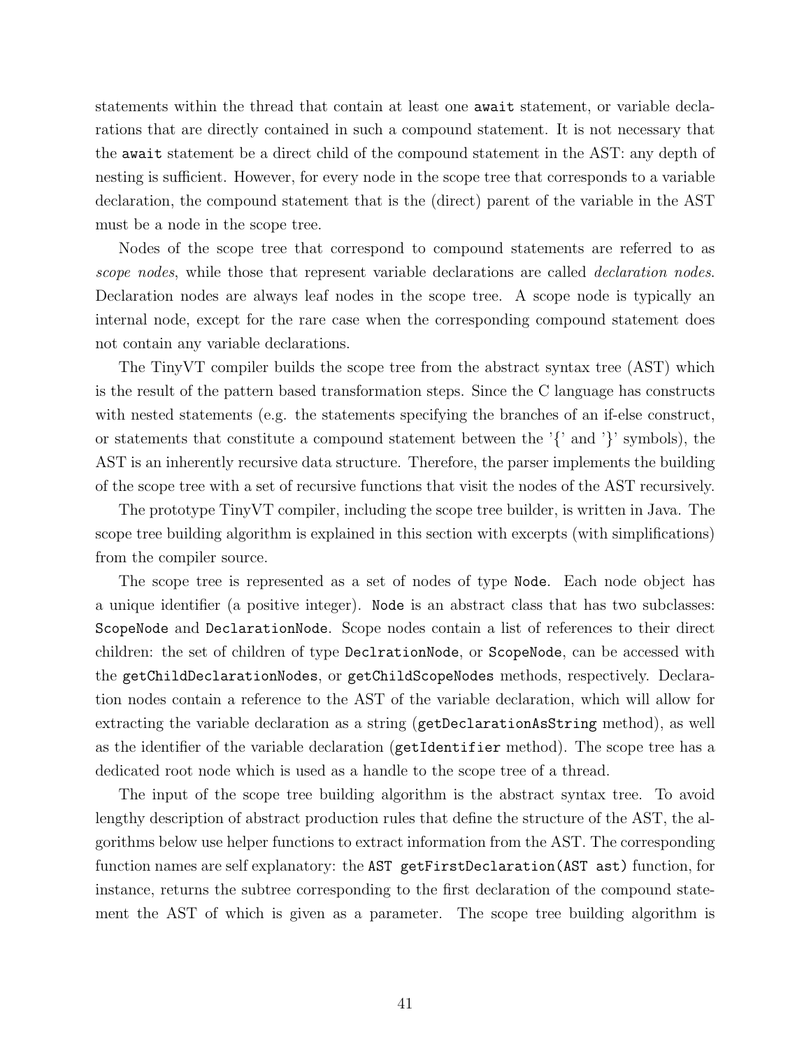statements within the thread that contain at least one `await` statement, or variable declarations that are directly contained in such a compound statement. It is not necessary that the `await` statement be a direct child of the compound statement in the AST: any depth of nesting is sufficient. However, for every node in the scope tree that corresponds to a variable declaration, the compound statement that is the (direct) parent of the variable in the AST must be a node in the scope tree.

Nodes of the scope tree that correspond to compound statements are referred to as *scope nodes*, while those that represent variable declarations are called *declaration nodes*. Declaration nodes are always leaf nodes in the scope tree. A scope node is typically an internal node, except for the rare case when the corresponding compound statement does not contain any variable declarations.

The TinyVT compiler builds the scope tree from the abstract syntax tree (AST) which is the result of the pattern based transformation steps. Since the C language has constructs with nested statements (e.g. the statements specifying the branches of an if-else construct, or statements that constitute a compound statement between the '{' and '}' symbols), the AST is an inherently recursive data structure. Therefore, the parser implements the building of the scope tree with a set of recursive functions that visit the nodes of the AST recursively.

The prototype TinyVT compiler, including the scope tree builder, is written in Java. The scope tree building algorithm is explained in this section with excerpts (with simplifications) from the compiler source.

The scope tree is represented as a set of nodes of type `Node`. Each node object has a unique identifier (a positive integer). `Node` is an abstract class that has two subclasses: `ScopeNode` and `DeclarationNode`. Scope nodes contain a list of references to their direct children: the set of children of type `DeclrationNode`, or `ScopeNode`, can be accessed with the `getChildDeclarationNodes`, or `getChildScopeNodes` methods, respectively. Declaration nodes contain a reference to the AST of the variable declaration, which will allow for extracting the variable declaration as a string (`getDeclarationAsString` method), as well as the identifier of the variable declaration (`getIdentifier` method). The scope tree has a dedicated root node which is used as a handle to the scope tree of a thread.

The input of the scope tree building algorithm is the abstract syntax tree. To avoid lengthy description of abstract production rules that define the structure of the AST, the algorithms below use helper functions to extract information from the AST. The corresponding function names are self explanatory: the `AST getFirstDeclaration(AST ast)` function, for instance, returns the subtree corresponding to the first declaration of the compound statement the AST of which is given as a parameter. The scope tree building algorithm is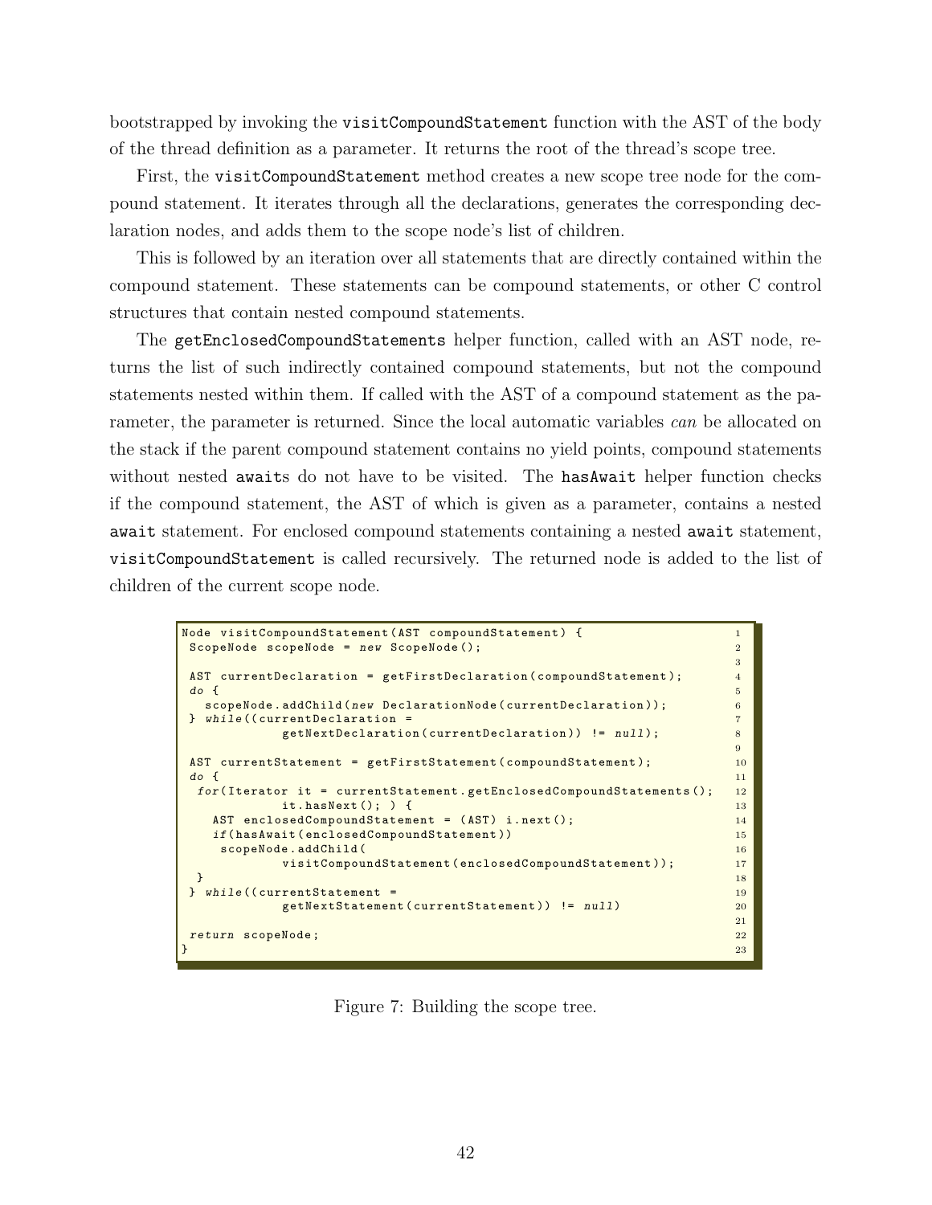bootstrapped by invoking the `visitCompoundStatement` function with the AST of the body of the thread definition as a parameter. It returns the root of the thread's scope tree.

First, the `visitCompoundStatement` method creates a new scope tree node for the compound statement. It iterates through all the declarations, generates the corresponding declaration nodes, and adds them to the scope node's list of children.

This is followed by an iteration over all statements that are directly contained within the compound statement. These statements can be compound statements, or other C control structures that contain nested compound statements.

The `getEnclosedCompoundStatements` helper function, called with an AST node, returns the list of such indirectly contained compound statements, but not the compound statements nested within them. If called with the AST of a compound statement as the parameter, the parameter is returned. Since the local automatic variables *can* be allocated on the stack if the parent compound statement contains no yield points, compound statements without nested `await`s do not have to be visited. The `hasAwait` helper function checks if the compound statement, the AST of which is given as a parameter, contains a nested `await` statement. For enclosed compound statements containing a nested `await` statement, `visitCompoundStatement` is called recursively. The returned node is added to the list of children of the current scope node.

```
Node visitCompoundStatement(AST compoundStatement) {
 ScopeNode scopeNode = new ScopeNode();

 AST currentDeclaration = getFirstDeclaration(compoundStatement);
 do {
   scopeNode.addChild(new DeclarationNode(currentDeclaration));
 } while((currentDeclaration =
            getNextDeclaration(currentDeclaration)) != null);

 AST currentStatement = getFirstStatement(compoundStatement);
 do {
  for(Iterator it = currentStatement.getEnclosedCompoundStatements();
            it.hasNext(); ) {
    AST enclosedCompoundStatement = (AST) i.next();
    if(hasAwait(enclosedCompoundStatement))
     scopeNode.addChild(
            visitCompoundStatement(enclosedCompoundStatement));
  }
 } while((currentStatement =
            getNextStatement(currentStatement)) != null)

 return scopeNode;
}
```

Figure 7: Building the scope tree.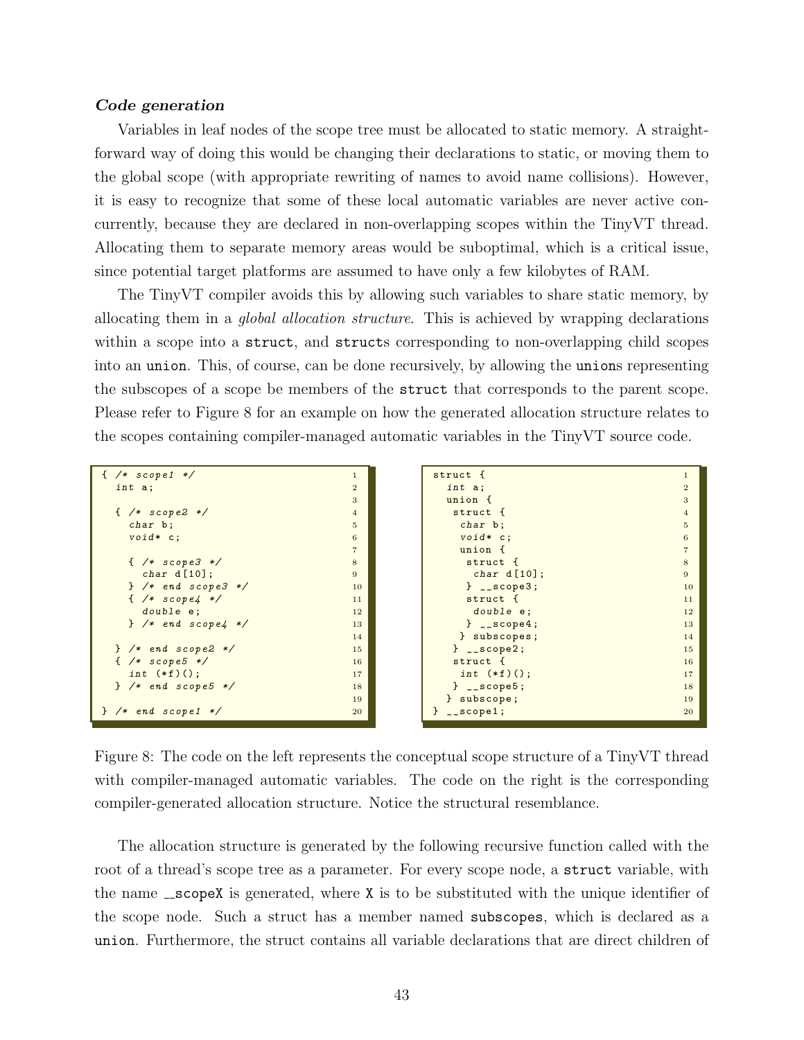***Code generation***

Variables in leaf nodes of the scope tree must be allocated to static memory. A straightforward way of doing this would be changing their declarations to static, or moving them to the global scope (with appropriate rewriting of names to avoid name collisions). However, it is easy to recognize that some of these local automatic variables are never active concurrently, because they are declared in non-overlapping scopes within the TinyVT thread. Allocating them to separate memory areas would be suboptimal, which is a critical issue, since potential target platforms are assumed to have only a few kilobytes of RAM.

The TinyVT compiler avoids this by allowing such variables to share static memory, by allocating them in a *global allocation structure*. This is achieved by wrapping declarations within a scope into a `struct`, and `struct`s corresponding to non-overlapping child scopes into an `union`. This, of course, can be done recursively, by allowing the `union`s representing the subscopes of a scope be members of the `struct` that corresponds to the parent scope. Please refer to Figure 8 for an example on how the generated allocation structure relates to the scopes containing compiler-managed automatic variables in the TinyVT source code.

```
{ /* scope1 */                 1
  int a;                       2
                               3
  { /* scope2 */               4
    char b;                    5
    void* c;                   6
                               7
    { /* scope3 */             8
      char d[10];              9
    } /* end scope3 */         10
    { /* scope4 */             11
      double e;                12
    } /* end scope4 */         13
                               14
  } /* end scope2 */           15
  { /* scope5 */               16
    int (*f)();                17
  } /* end scope5 */           18
                               19
} /* end scope1 */             20
```

```
struct {                       1
  int a;                       2
  union {                      3
   struct {                    4
    char b;                    5
    void* c;                   6
    union {                    7
     struct {                  8
      char d[10];              9
     } __scope3;               10
     struct {                  11
      double e;                12
     } __scope4;               13
    } subscopes;               14
   } __scope2;                 15
   struct {                    16
    int (*f)();                17
   } __scope5;                 18
  } subscope;                  19
} __scope1;                    20
```

Figure 8: The code on the left represents the conceptual scope structure of a TinyVT thread with compiler-managed automatic variables. The code on the right is the corresponding compiler-generated allocation structure. Notice the structural resemblance.

The allocation structure is generated by the following recursive function called with the root of a thread's scope tree as a parameter. For every scope node, a `struct` variable, with the name `__scopeX` is generated, where `X` is to be substituted with the unique identifier of the scope node. Such a struct has a member named `subscopes`, which is declared as a `union`. Furthermore, the struct contains all variable declarations that are direct children of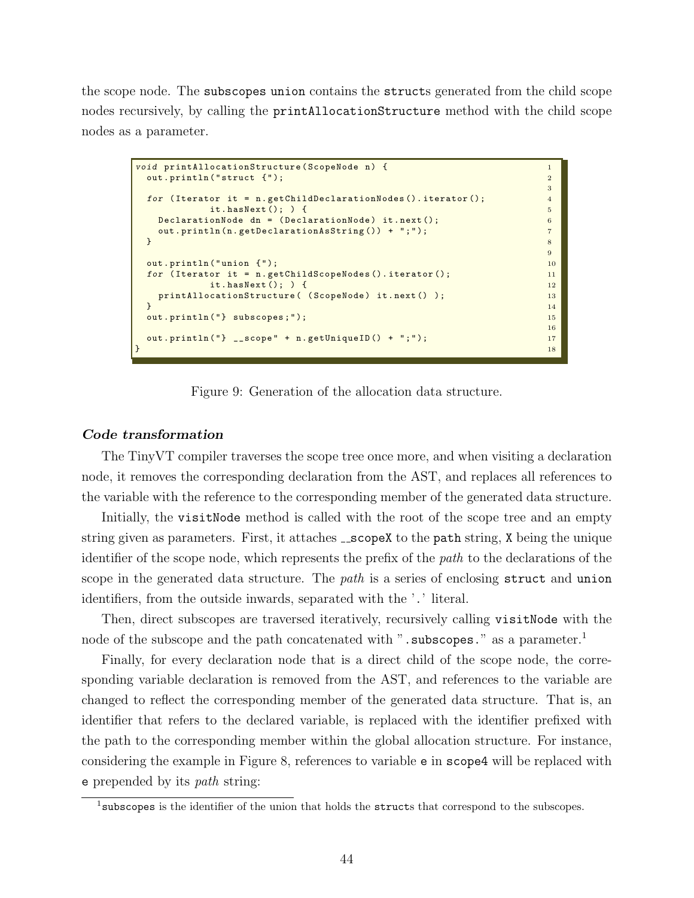the scope node. The subscopes union contains the structs generated from the child scope nodes recursively, by calling the printAllocationStructure method with the child scope nodes as a parameter.

```
void printAllocationStructure(ScopeNode n) {
  out.println("struct {");

  for (Iterator it = n.getChildDeclarationNodes().iterator();
            it.hasNext(); ) {
    DeclarationNode dn = (DeclarationNode) it.next();
    out.println(n.getDeclarationAsString()) + ";");
  }

  out.println("union {");
  for (Iterator it = n.getChildScopeNodes().iterator();
            it.hasNext(); ) {
    printAllocationStructure( (ScopeNode) it.next() );
  }
  out.println("} subscopes;");

  out.println("} __scope" + n.getUniqueID() + ";");
}
```

Figure 9: Generation of the allocation data structure.

***Code transformation***

The TinyVT compiler traverses the scope tree once more, and when visiting a declaration node, it removes the corresponding declaration from the AST, and replaces all references to the variable with the reference to the corresponding member of the generated data structure.

Initially, the visitNode method is called with the root of the scope tree and an empty string given as parameters. First, it attaches __scopeX to the path string, X being the unique identifier of the scope node, which represents the prefix of the *path* to the declarations of the scope in the generated data structure. The *path* is a series of enclosing struct and union identifiers, from the outside inwards, separated with the '.' literal.

Then, direct subscopes are traversed iteratively, recursively calling visitNode with the node of the subscope and the path concatenated with ".subscopes." as a parameter.[1]

Finally, for every declaration node that is a direct child of the scope node, the corresponding variable declaration is removed from the AST, and references to the variable are changed to reflect the corresponding member of the generated data structure. That is, an identifier that refers to the declared variable, is replaced with the identifier prefixed with the path to the corresponding member within the global allocation structure. For instance, considering the example in Figure 8, references to variable e in scope4 will be replaced with e prepended by its *path* string:

[1] subscopes is the identifier of the union that holds the structs that correspond to the subscopes.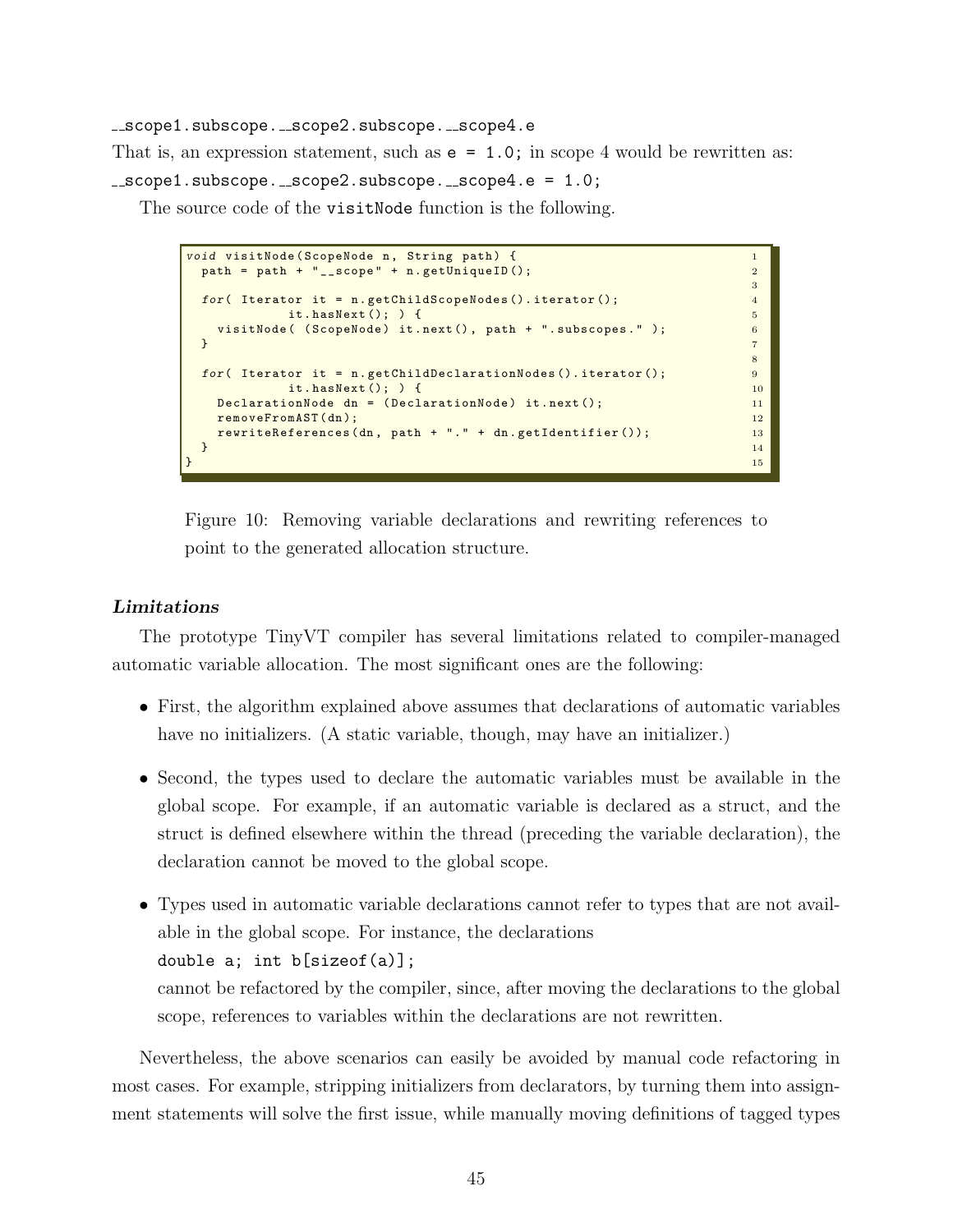`__scope1.subscope.__scope2.subscope.__scope4.e`

That is, an expression statement, such as `e = 1.0;` in scope 4 would be rewritten as:

`__scope1.subscope.__scope2.subscope.__scope4.e = 1.0;`

The source code of the `visitNode` function is the following.

```
void visitNode(ScopeNode n, String path) {
  path = path + "__scope" + n.getUniqueID();

  for( Iterator it = n.getChildScopeNodes().iterator();
             it.hasNext(); ) {
    visitNode( (ScopeNode) it.next(), path + ".subscopes." );
  }

  for( Iterator it = n.getChildDeclarationNodes().iterator();
             it.hasNext(); ) {
    DeclarationNode dn = (DeclarationNode) it.next();
    removeFromAST(dn);
    rewriteReferences(dn, path + "." + dn.getIdentifier());
  }
}
```

Figure 10: Removing variable declarations and rewriting references to point to the generated allocation structure.

***Limitations***

The prototype TinyVT compiler has several limitations related to compiler-managed automatic variable allocation. The most significant ones are the following:

- First, the algorithm explained above assumes that declarations of automatic variables have no initializers. (A static variable, though, may have an initializer.)
- Second, the types used to declare the automatic variables must be available in the global scope. For example, if an automatic variable is declared as a struct, and the struct is defined elsewhere within the thread (preceding the variable declaration), the declaration cannot be moved to the global scope.
- Types used in automatic variable declarations cannot refer to types that are not available in the global scope. For instance, the declarations
  `double a; int b[sizeof(a)];`
  cannot be refactored by the compiler, since, after moving the declarations to the global scope, references to variables within the declarations are not rewritten.

Nevertheless, the above scenarios can easily be avoided by manual code refactoring in most cases. For example, stripping initializers from declarators, by turning them into assignment statements will solve the first issue, while manually moving definitions of tagged types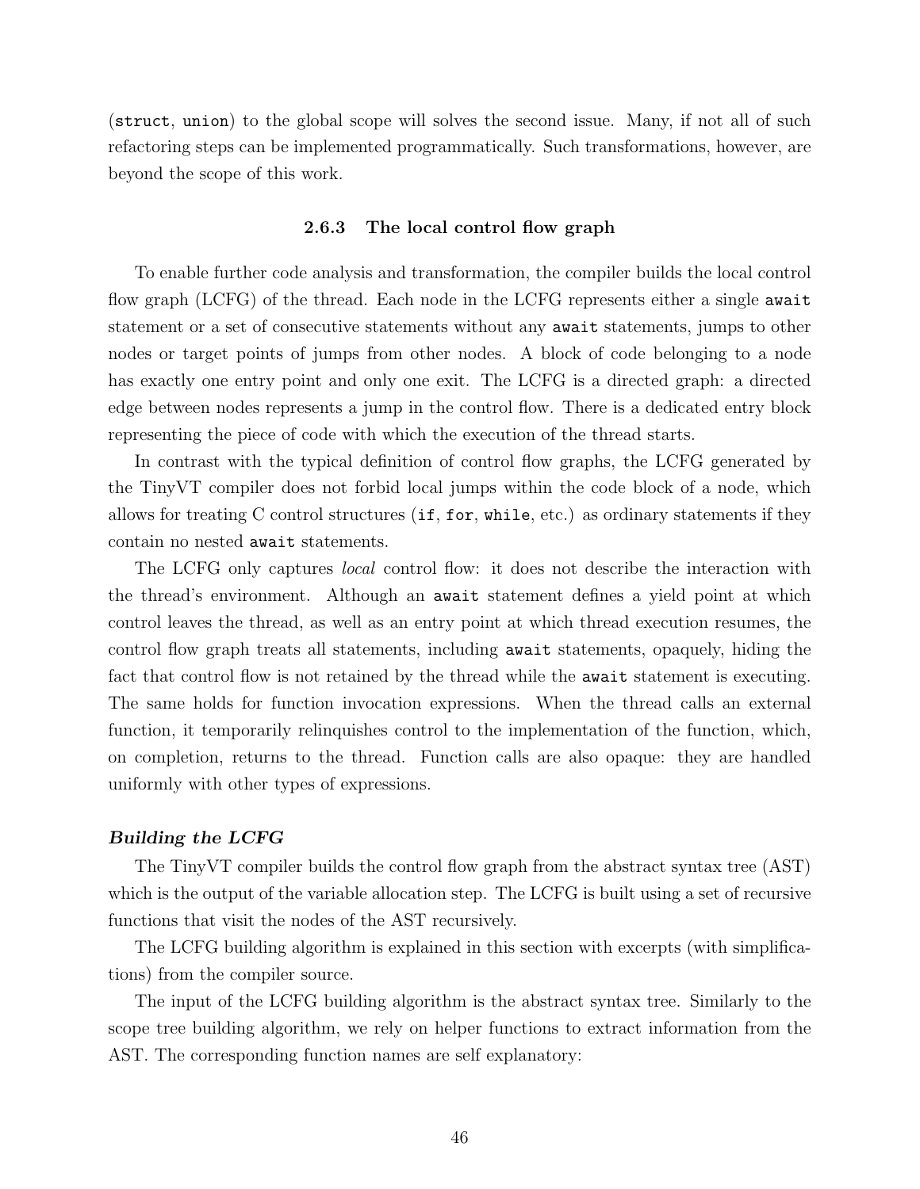(`struct`, `union`) to the global scope will solves the second issue. Many, if not all of such refactoring steps can be implemented programmatically. Such transformations, however, are beyond the scope of this work.

### 2.6.3 The local control flow graph

To enable further code analysis and transformation, the compiler builds the local control flow graph (LCFG) of the thread. Each node in the LCFG represents either a single `await` statement or a set of consecutive statements without any `await` statements, jumps to other nodes or target points of jumps from other nodes. A block of code belonging to a node has exactly one entry point and only one exit. The LCFG is a directed graph: a directed edge between nodes represents a jump in the control flow. There is a dedicated entry block representing the piece of code with which the execution of the thread starts.

In contrast with the typical definition of control flow graphs, the LCFG generated by the TinyVT compiler does not forbid local jumps within the code block of a node, which allows for treating C control structures (`if`, `for`, `while`, etc.) as ordinary statements if they contain no nested `await` statements.

The LCFG only captures *local* control flow: it does not describe the interaction with the thread's environment. Although an `await` statement defines a yield point at which control leaves the thread, as well as an entry point at which thread execution resumes, the control flow graph treats all statements, including `await` statements, opaquely, hiding the fact that control flow is not retained by the thread while the `await` statement is executing. The same holds for function invocation expressions. When the thread calls an external function, it temporarily relinquishes control to the implementation of the function, which, on completion, returns to the thread. Function calls are also opaque: they are handled uniformly with other types of expressions.

#### *Building the LCFG*

The TinyVT compiler builds the control flow graph from the abstract syntax tree (AST) which is the output of the variable allocation step. The LCFG is built using a set of recursive functions that visit the nodes of the AST recursively.

The LCFG building algorithm is explained in this section with excerpts (with simplifications) from the compiler source.

The input of the LCFG building algorithm is the abstract syntax tree. Similarly to the scope tree building algorithm, we rely on helper functions to extract information from the AST. The corresponding function names are self explanatory: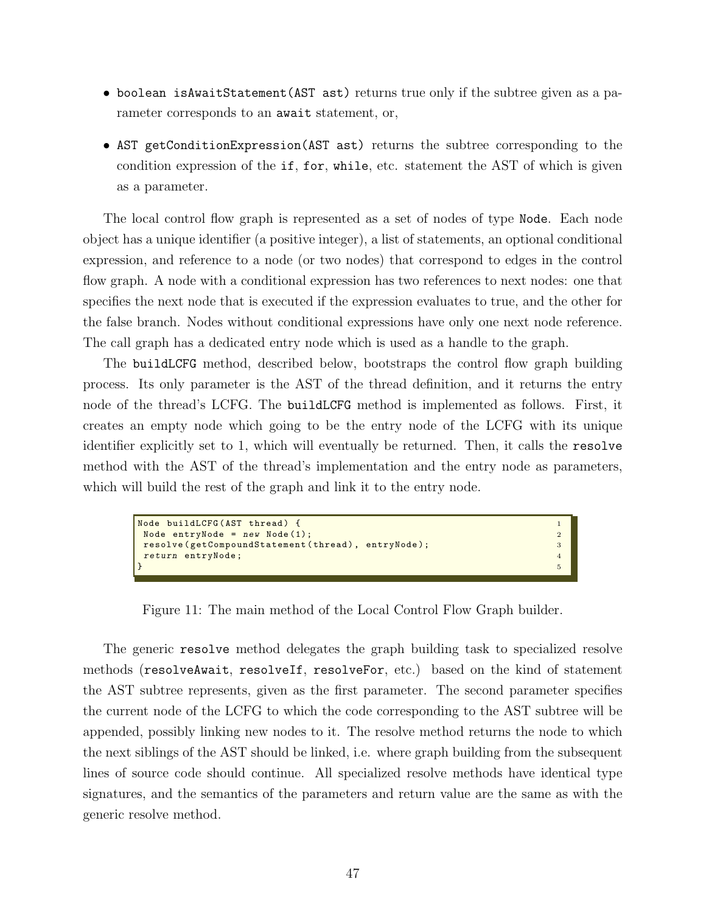- `boolean isAwaitStatement(AST ast)` returns true only if the subtree given as a parameter corresponds to an `await` statement, or,
- `AST getConditionExpression(AST ast)` returns the subtree corresponding to the condition expression of the `if`, `for`, `while`, etc. statement the AST of which is given as a parameter.

The local control flow graph is represented as a set of nodes of type `Node`. Each node object has a unique identifier (a positive integer), a list of statements, an optional conditional expression, and reference to a node (or two nodes) that correspond to edges in the control flow graph. A node with a conditional expression has two references to next nodes: one that specifies the next node that is executed if the expression evaluates to true, and the other for the false branch. Nodes without conditional expressions have only one next node reference. The call graph has a dedicated entry node which is used as a handle to the graph.

The `buildLCFG` method, described below, bootstraps the control flow graph building process. Its only parameter is the AST of the thread definition, and it returns the entry node of the thread's LCFG. The `buildLCFG` method is implemented as follows. First, it creates an empty node which going to be the entry node of the LCFG with its unique identifier explicitly set to 1, which will eventually be returned. Then, it calls the `resolve` method with the AST of the thread's implementation and the entry node as parameters, which will build the rest of the graph and link it to the entry node.

```
Node buildLCFG(AST thread) {                                          1
 Node entryNode = new Node(1);                                        2
 resolve(getCompoundStatement(thread), entryNode);                    3
 return entryNode;                                                    4
}                                                                     5
```

Figure 11: The main method of the Local Control Flow Graph builder.

The generic `resolve` method delegates the graph building task to specialized resolve methods (`resolveAwait`, `resolveIf`, `resolveFor`, etc.) based on the kind of statement the AST subtree represents, given as the first parameter. The second parameter specifies the current node of the LCFG to which the code corresponding to the AST subtree will be appended, possibly linking new nodes to it. The resolve method returns the node to which the next siblings of the AST should be linked, i.e. where graph building from the subsequent lines of source code should continue. All specialized resolve methods have identical type signatures, and the semantics of the parameters and return value are the same as with the generic resolve method.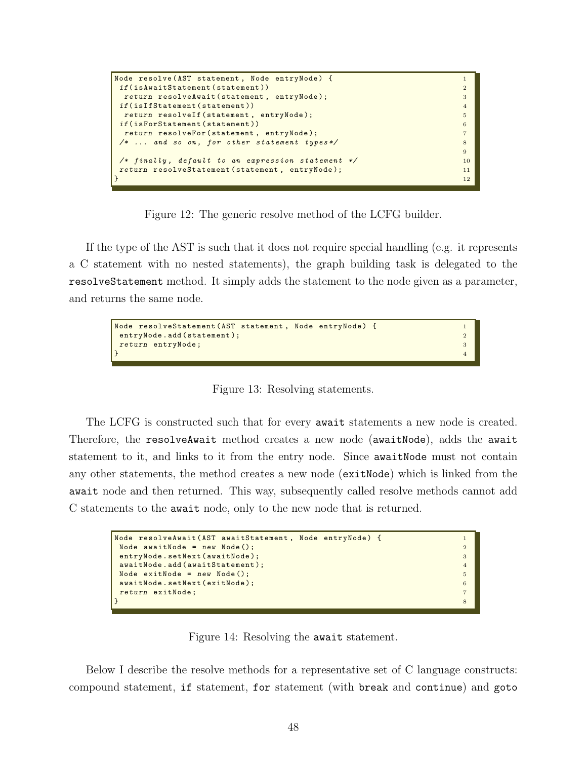```
Node resolve(AST statement, Node entryNode) {
 if(isAwaitStatement(statement))
  return resolveAwait(statement, entryNode);
 if(isIfStatement(statement))
  return resolveIf(statement, entryNode);
 if(isForStatement(statement))
  return resolveFor(statement, entryNode);
 /* ... and so on, for other statement types*/

 /* finally, default to an expression statement */
 return resolveStatement(statement, entryNode);
}
```

Figure 12: The generic resolve method of the LCFG builder.

If the type of the AST is such that it does not require special handling (e.g. it represents a C statement with no nested statements), the graph building task is delegated to the `resolveStatement` method. It simply adds the statement to the node given as a parameter, and returns the same node.

```
Node resolveStatement(AST statement, Node entryNode) {
 entryNode.add(statement);
 return entryNode;
}
```

Figure 13: Resolving statements.

The LCFG is constructed such that for every `await` statements a new node is created. Therefore, the `resolveAwait` method creates a new node (`awaitNode`), adds the `await` statement to it, and links to it from the entry node. Since `awaitNode` must not contain any other statements, the method creates a new node (`exitNode`) which is linked from the `await` node and then returned. This way, subsequently called resolve methods cannot add C statements to the `await` node, only to the new node that is returned.

```
Node resolveAwait(AST awaitStatement, Node entryNode) {
 Node awaitNode = new Node();
 entryNode.setNext(awaitNode);
 awaitNode.add(awaitStatement);
 Node exitNode = new Node();
 awaitNode.setNext(exitNode);
 return exitNode;
}
```

Figure 14: Resolving the `await` statement.

Below I describe the resolve methods for a representative set of C language constructs: compound statement, `if` statement, `for` statement (with `break` and `continue`) and `goto`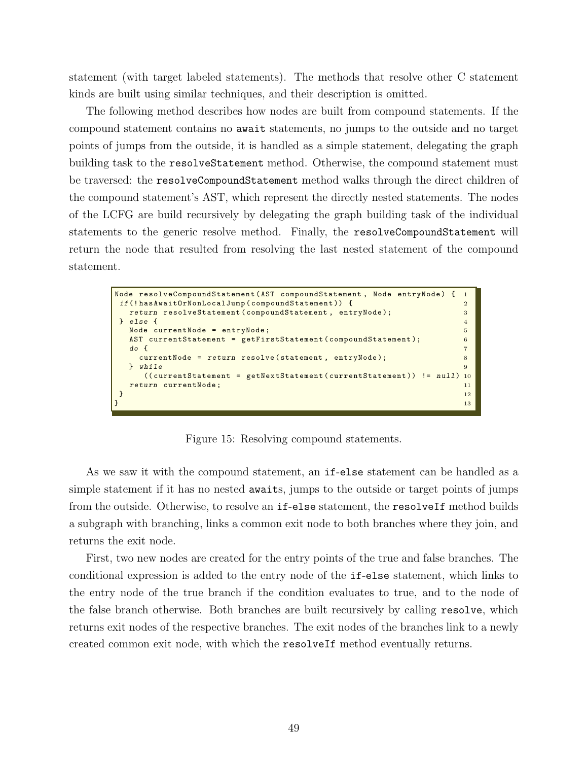statement (with target labeled statements). The methods that resolve other C statement kinds are built using similar techniques, and their description is omitted.

The following method describes how nodes are built from compound statements. If the compound statement contains no `await` statements, no jumps to the outside and no target points of jumps from the outside, it is handled as a simple statement, delegating the graph building task to the `resolveStatement` method. Otherwise, the compound statement must be traversed: the `resolveCompoundStatement` method walks through the direct children of the compound statement's AST, which represent the directly nested statements. The nodes of the LCFG are build recursively by delegating the graph building task of the individual statements to the generic resolve method. Finally, the `resolveCompoundStatement` will return the node that resulted from resolving the last nested statement of the compound statement.

```
Node resolveCompoundStatement(AST compoundStatement, Node entryNode) {   1
 if(!hasAwaitOrNonLocalJump(compoundStatement)) {                         2
   return resolveStatement(compoundStatement, entryNode);                 3
 } else {                                                                 4
   Node currentNode = entryNode;                                          5
   AST currentStatement = getFirstStatement(compoundStatement);           6
   do {                                                                   7
     currentNode = return resolve(statement, entryNode);                  8
   } while                                                                9
      ((currentStatement = getNextStatement(currentStatement)) != null)  10
   return currentNode;                                                   11
 }                                                                       12
}                                                                        13
```

Figure 15: Resolving compound statements.

As we saw it with the compound statement, an `if-else` statement can be handled as a simple statement if it has no nested `await`s, jumps to the outside or target points of jumps from the outside. Otherwise, to resolve an `if-else` statement, the `resolveIf` method builds a subgraph with branching, links a common exit node to both branches where they join, and returns the exit node.

First, two new nodes are created for the entry points of the true and false branches. The conditional expression is added to the entry node of the `if-else` statement, which links to the entry node of the true branch if the condition evaluates to true, and to the node of the false branch otherwise. Both branches are built recursively by calling `resolve`, which returns exit nodes of the respective branches. The exit nodes of the branches link to a newly created common exit node, with which the `resolveIf` method eventually returns.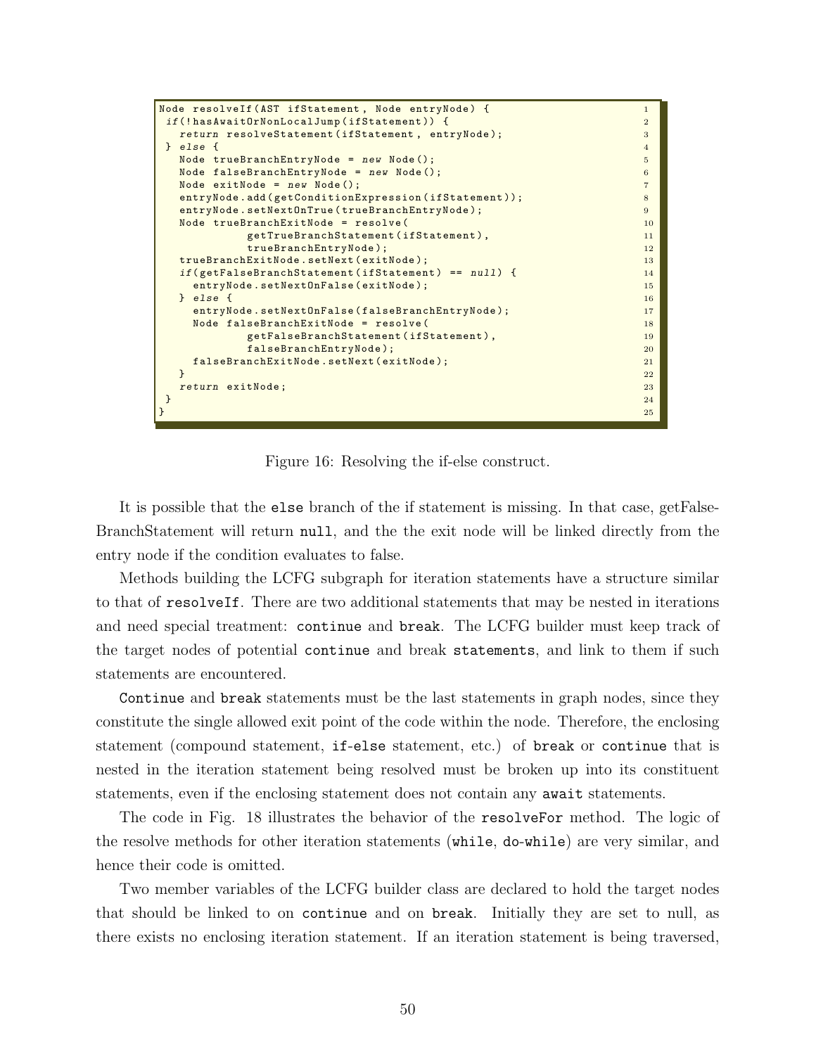```
Node resolveIf(AST ifStatement, Node entryNode) {
 if(!hasAwaitOrNonLocalJump(ifStatement)) {
   return resolveStatement(ifStatement, entryNode);
 } else {
   Node trueBranchEntryNode = new Node();
   Node falseBranchEntryNode = new Node();
   Node exitNode = new Node();
   entryNode.add(getConditionExpression(ifStatement));
   entryNode.setNextOnTrue(trueBranchEntryNode);
   Node trueBranchExitNode = resolve(
             getTrueBranchStatement(ifStatement),
             trueBranchEntryNode);
   trueBranchExitNode.setNext(exitNode);
   if(getFalseBranchStatement(ifStatement) == null) {
     entryNode.setNextOnFalse(exitNode);
   } else {
     entryNode.setNextOnFalse(falseBranchEntryNode);
     Node falseBranchExitNode = resolve(
             getFalseBranchStatement(ifStatement),
             falseBranchEntryNode);
     falseBranchExitNode.setNext(exitNode);
   }
   return exitNode;
 }
}
```

Figure 16: Resolving the if-else construct.

It is possible that the `else` branch of the if statement is missing. In that case, getFalseBranchStatement will return `null`, and the the exit node will be linked directly from the entry node if the condition evaluates to false.

Methods building the LCFG subgraph for iteration statements have a structure similar to that of `resolveIf`. There are two additional statements that may be nested in iterations and need special treatment: `continue` and `break`. The LCFG builder must keep track of the target nodes of potential `continue` and break `statements`, and link to them if such statements are encountered.

`Continue` and `break` statements must be the last statements in graph nodes, since they constitute the single allowed exit point of the code within the node. Therefore, the enclosing statement (compound statement, `if`-`else` statement, etc.) of `break` or `continue` that is nested in the iteration statement being resolved must be broken up into its constituent statements, even if the enclosing statement does not contain any `await` statements.

The code in Fig. 18 illustrates the behavior of the `resolveFor` method. The logic of the resolve methods for other iteration statements (`while`, `do`-`while`) are very similar, and hence their code is omitted.

Two member variables of the LCFG builder class are declared to hold the target nodes that should be linked to on `continue` and on `break`. Initially they are set to null, as there exists no enclosing iteration statement. If an iteration statement is being traversed,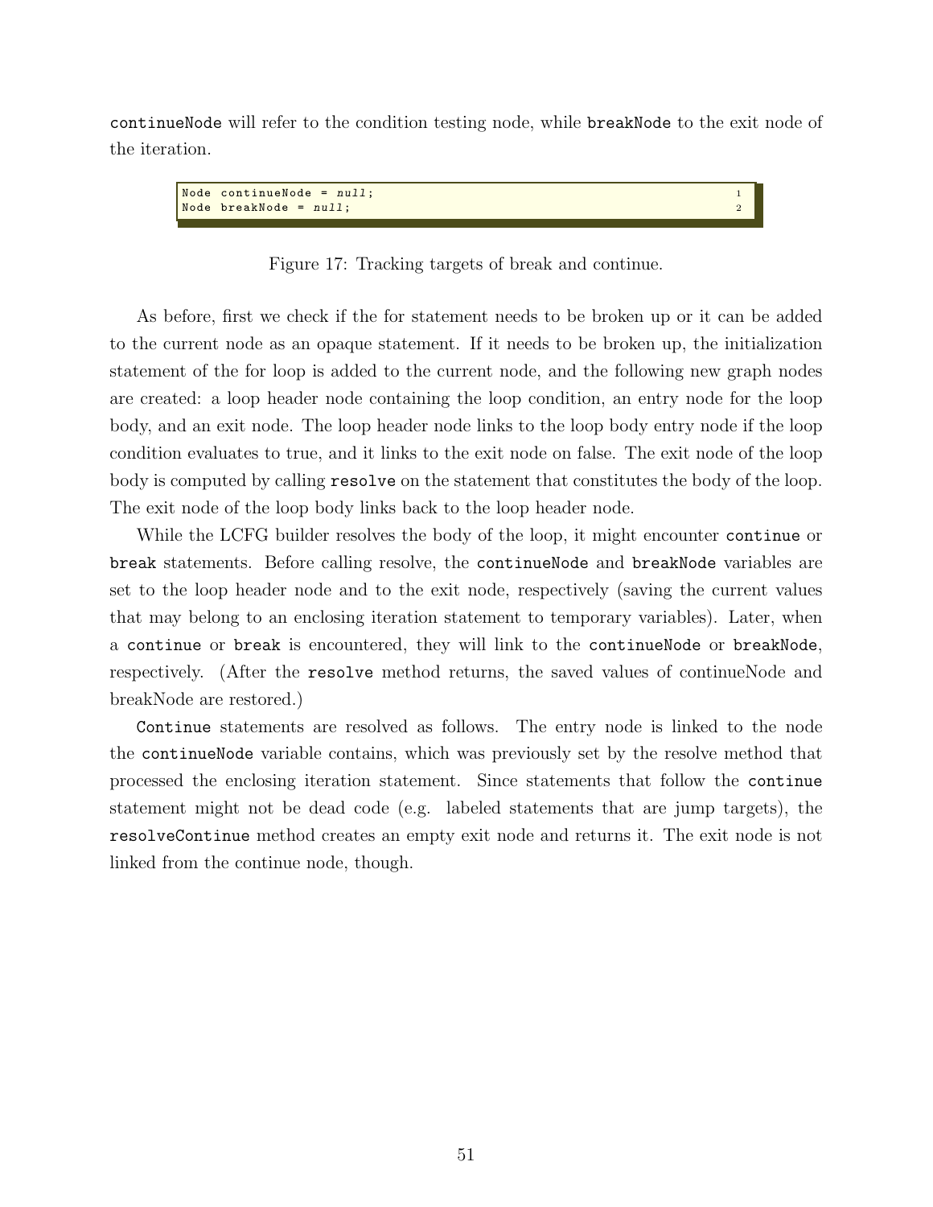`continueNode` will refer to the condition testing node, while `breakNode` to the exit node of the iteration.

```
Node continueNode = null;
Node breakNode = null;
```

Figure 17: Tracking targets of break and continue.

As before, first we check if the for statement needs to be broken up or it can be added to the current node as an opaque statement. If it needs to be broken up, the initialization statement of the for loop is added to the current node, and the following new graph nodes are created: a loop header node containing the loop condition, an entry node for the loop body, and an exit node. The loop header node links to the loop body entry node if the loop condition evaluates to true, and it links to the exit node on false. The exit node of the loop body is computed by calling `resolve` on the statement that constitutes the body of the loop. The exit node of the loop body links back to the loop header node.

While the LCFG builder resolves the body of the loop, it might encounter `continue` or `break` statements. Before calling resolve, the `continueNode` and `breakNode` variables are set to the loop header node and to the exit node, respectively (saving the current values that may belong to an enclosing iteration statement to temporary variables). Later, when a `continue` or `break` is encountered, they will link to the `continueNode` or `breakNode`, respectively. (After the `resolve` method returns, the saved values of continueNode and breakNode are restored.)

`Continue` statements are resolved as follows. The entry node is linked to the node the `continueNode` variable contains, which was previously set by the resolve method that processed the enclosing iteration statement. Since statements that follow the `continue` statement might not be dead code (e.g. labeled statements that are jump targets), the `resolveContinue` method creates an empty exit node and returns it. The exit node is not linked from the continue node, though.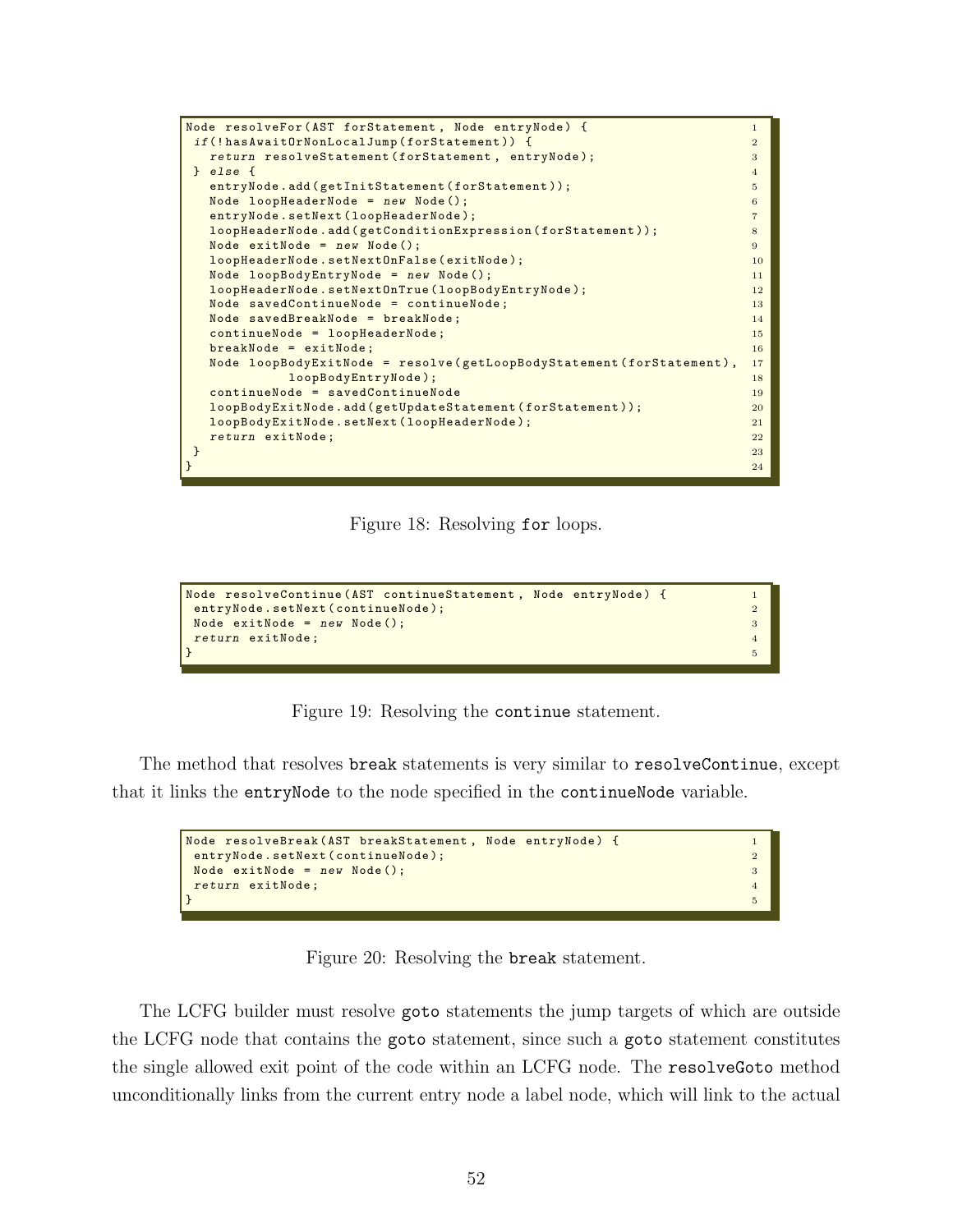```
Node resolveFor(AST forStatement, Node entryNode) {
 if(!hasAwaitOrNonLocalJump(forStatement)) {
   return resolveStatement(forStatement, entryNode);
 } else {
   entryNode.add(getInitStatement(forStatement));
   Node loopHeaderNode = new Node();
   entryNode.setNext(loopHeaderNode);
   loopHeaderNode.add(getConditionExpression(forStatement));
   Node exitNode = new Node();
   loopHeaderNode.setNextOnFalse(exitNode);
   Node loopBodyEntryNode = new Node();
   loopHeaderNode.setNextOnTrue(loopBodyEntryNode);
   Node savedContinueNode = continueNode;
   Node savedBreakNode = breakNode;
   continueNode = loopHeaderNode;
   breakNode = exitNode;
   Node loopBodyExitNode = resolve(getLoopBodyStatement(forStatement),
             loopBodyEntryNode);
   continueNode = savedContinueNode
   loopBodyExitNode.add(getUpdateStatement(forStatement));
   loopBodyExitNode.setNext(loopHeaderNode);
   return exitNode;
 }
}
```

Figure 18: Resolving `for` loops.

```
Node resolveContinue(AST continueStatement, Node entryNode) {
 entryNode.setNext(continueNode);
 Node exitNode = new Node();
 return exitNode;
}
```

Figure 19: Resolving the `continue` statement.

The method that resolves `break` statements is very similar to `resolveContinue`, except that it links the `entryNode` to the node specified in the `continueNode` variable.

```
Node resolveBreak(AST breakStatement, Node entryNode) {
 entryNode.setNext(continueNode);
 Node exitNode = new Node();
 return exitNode;
}
```

Figure 20: Resolving the `break` statement.

The LCFG builder must resolve `goto` statements the jump targets of which are outside the LCFG node that contains the `goto` statement, since such a `goto` statement constitutes the single allowed exit point of the code within an LCFG node. The `resolveGoto` method unconditionally links from the current entry node a label node, which will link to the actual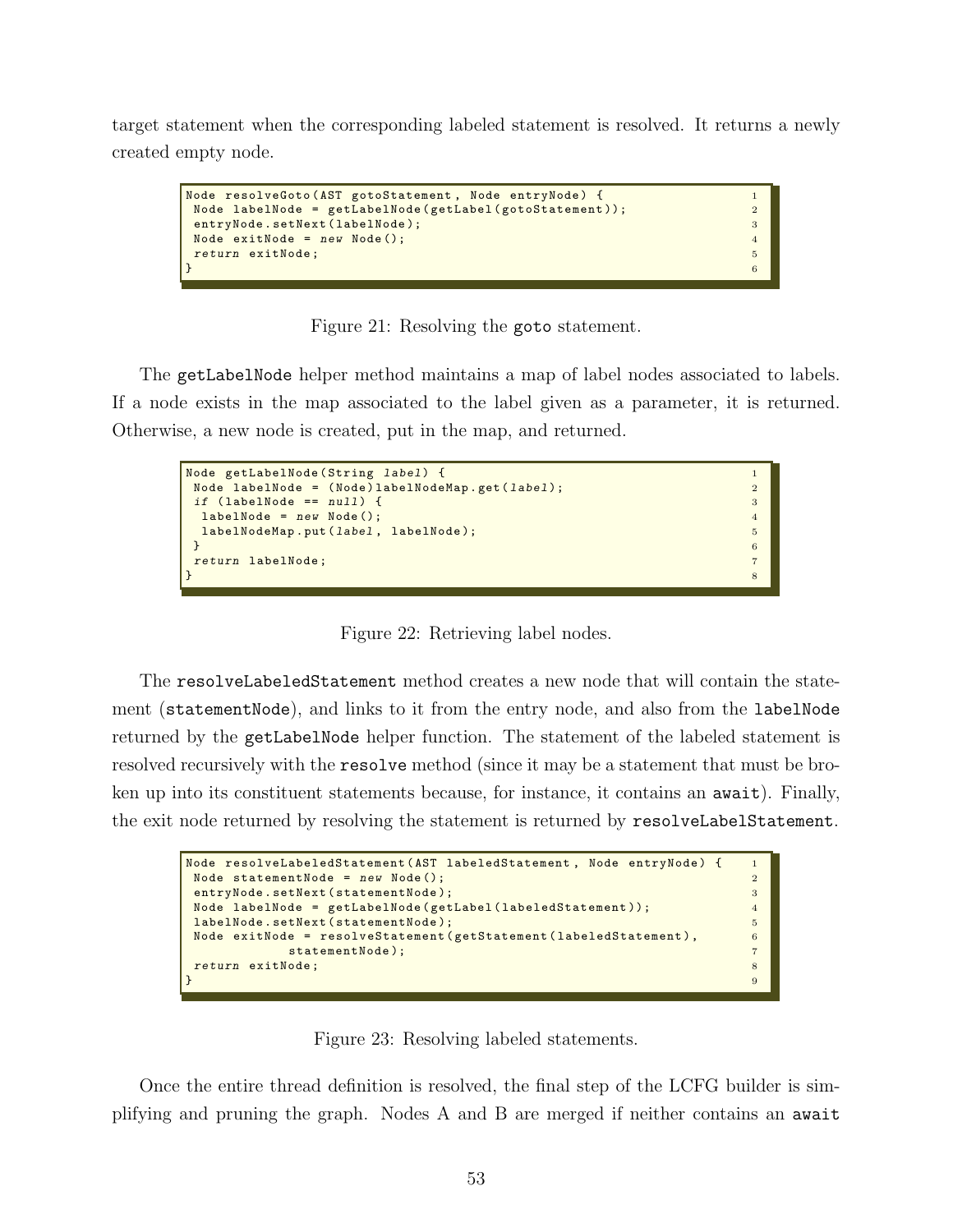target statement when the corresponding labeled statement is resolved. It returns a newly created empty node.

```
Node resolveGoto(AST gotoStatement, Node entryNode) {
 Node labelNode = getLabelNode(getLabel(gotoStatement));
 entryNode.setNext(labelNode);
 Node exitNode = new Node();
 return exitNode;
}
```

Figure 21: Resolving the `goto` statement.

The `getLabelNode` helper method maintains a map of label nodes associated to labels. If a node exists in the map associated to the label given as a parameter, it is returned. Otherwise, a new node is created, put in the map, and returned.

```
Node getLabelNode(String label) {
 Node labelNode = (Node)labelNodeMap.get(label);
 if (labelNode == null) {
  labelNode = new Node();
  labelNodeMap.put(label, labelNode);
 }
 return labelNode;
}
```

Figure 22: Retrieving label nodes.

The `resolveLabeledStatement` method creates a new node that will contain the statement (`statementNode`), and links to it from the entry node, and also from the `labelNode` returned by the `getLabelNode` helper function. The statement of the labeled statement is resolved recursively with the `resolve` method (since it may be a statement that must be broken up into its constituent statements because, for instance, it contains an `await`). Finally, the exit node returned by resolving the statement is returned by `resolveLabelStatement`.

```
Node resolveLabeledStatement(AST labeledStatement, Node entryNode) {
 Node statementNode = new Node();
 entryNode.setNext(statementNode);
 Node labelNode = getLabelNode(getLabel(labeledStatement));
 labelNode.setNext(statementNode);
 Node exitNode = resolveStatement(getStatement(labeledStatement),
             statementNode);
 return exitNode;
}
```

Figure 23: Resolving labeled statements.

Once the entire thread definition is resolved, the final step of the LCFG builder is simplifying and pruning the graph. Nodes A and B are merged if neither contains an `await`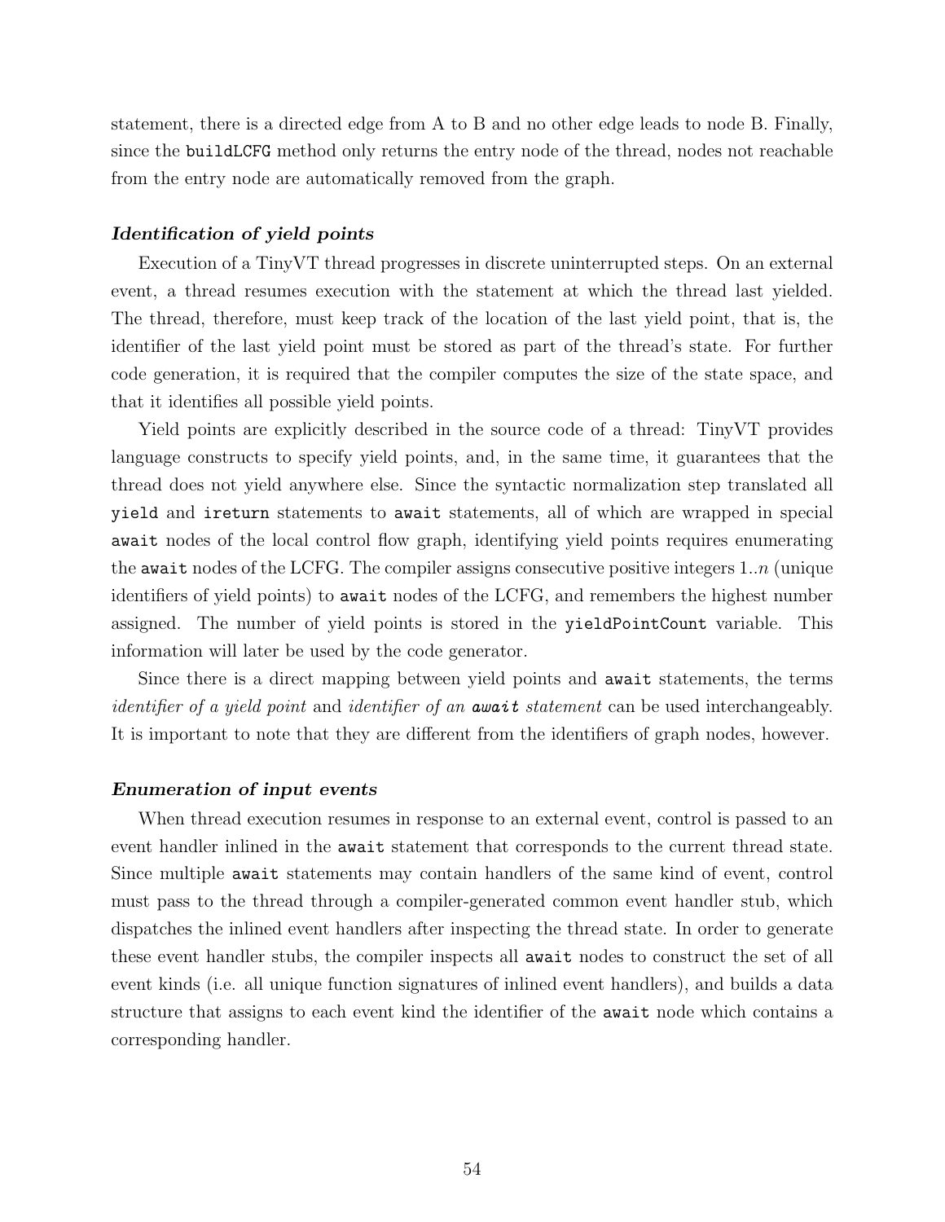statement, there is a directed edge from A to B and no other edge leads to node B. Finally, since the `buildLCFG` method only returns the entry node of the thread, nodes not reachable from the entry node are automatically removed from the graph.

#### *Identification of yield points*

Execution of a TinyVT thread progresses in discrete uninterrupted steps. On an external event, a thread resumes execution with the statement at which the thread last yielded. The thread, therefore, must keep track of the location of the last yield point, that is, the identifier of the last yield point must be stored as part of the thread's state. For further code generation, it is required that the compiler computes the size of the state space, and that it identifies all possible yield points.

Yield points are explicitly described in the source code of a thread: TinyVT provides language constructs to specify yield points, and, in the same time, it guarantees that the thread does not yield anywhere else. Since the syntactic normalization step translated all `yield` and `ireturn` statements to `await` statements, all of which are wrapped in special `await` nodes of the local control flow graph, identifying yield points requires enumerating the `await` nodes of the LCFG. The compiler assigns consecutive positive integers $1..n$ (unique identifiers of yield points) to `await` nodes of the LCFG, and remembers the highest number assigned. The number of yield points is stored in the `yieldPointCount` variable. This information will later be used by the code generator.

Since there is a direct mapping between yield points and `await` statements, the terms *identifier of a yield point* and *identifier of an* ***await*** *statement* can be used interchangeably. It is important to note that they are different from the identifiers of graph nodes, however.

#### *Enumeration of input events*

When thread execution resumes in response to an external event, control is passed to an event handler inlined in the `await` statement that corresponds to the current thread state. Since multiple `await` statements may contain handlers of the same kind of event, control must pass to the thread through a compiler-generated common event handler stub, which dispatches the inlined event handlers after inspecting the thread state. In order to generate these event handler stubs, the compiler inspects all `await` nodes to construct the set of all event kinds (i.e. all unique function signatures of inlined event handlers), and builds a data structure that assigns to each event kind the identifier of the `await` node which contains a corresponding handler.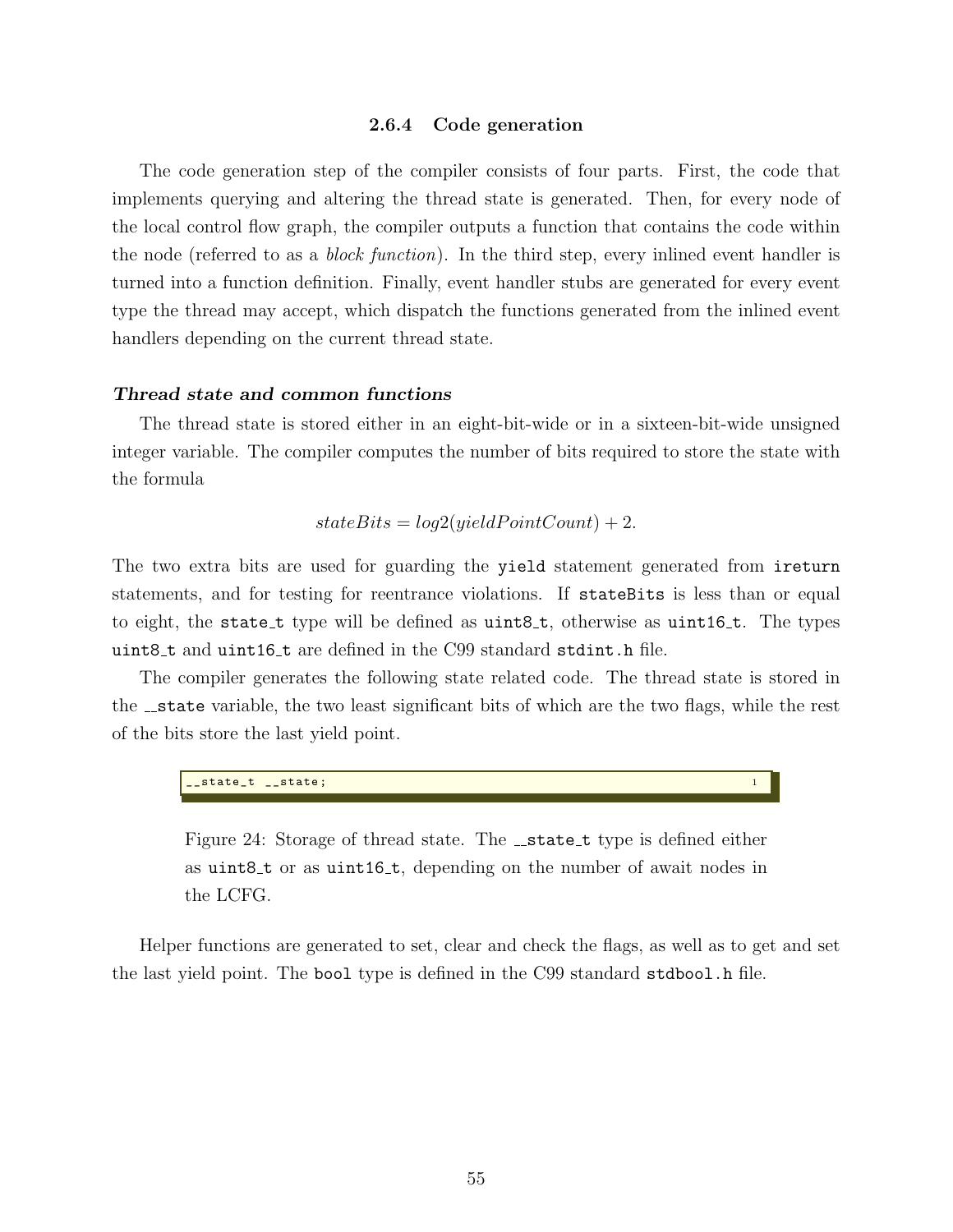### 2.6.4 Code generation

The code generation step of the compiler consists of four parts. First, the code that implements querying and altering the thread state is generated. Then, for every node of the local control flow graph, the compiler outputs a function that contains the code within the node (referred to as a *block function*). In the third step, every inlined event handler is turned into a function definition. Finally, event handler stubs are generated for every event type the thread may accept, which dispatch the functions generated from the inlined event handlers depending on the current thread state.

#### *Thread state and common functions*

The thread state is stored either in an eight-bit-wide or in a sixteen-bit-wide unsigned integer variable. The compiler computes the number of bits required to store the state with the formula

$$stateBits = log2(yieldPointCount) + 2.$$

The two extra bits are used for guarding the `yield` statement generated from `ireturn` statements, and for testing for reentrance violations. If `stateBits` is less than or equal to eight, the `state_t` type will be defined as `uint8_t`, otherwise as `uint16_t`. The types `uint8_t` and `uint16_t` are defined in the C99 standard `stdint.h` file.

The compiler generates the following state related code. The thread state is stored in the `__state` variable, the two least significant bits of which are the two flags, while the rest of the bits store the last yield point.

```
__state_t __state;
```

Figure 24: Storage of thread state. The `__state_t` type is defined either as `uint8_t` or as `uint16_t`, depending on the number of await nodes in the LCFG.

Helper functions are generated to set, clear and check the flags, as well as to get and set the last yield point. The `bool` type is defined in the C99 standard `stdbool.h` file.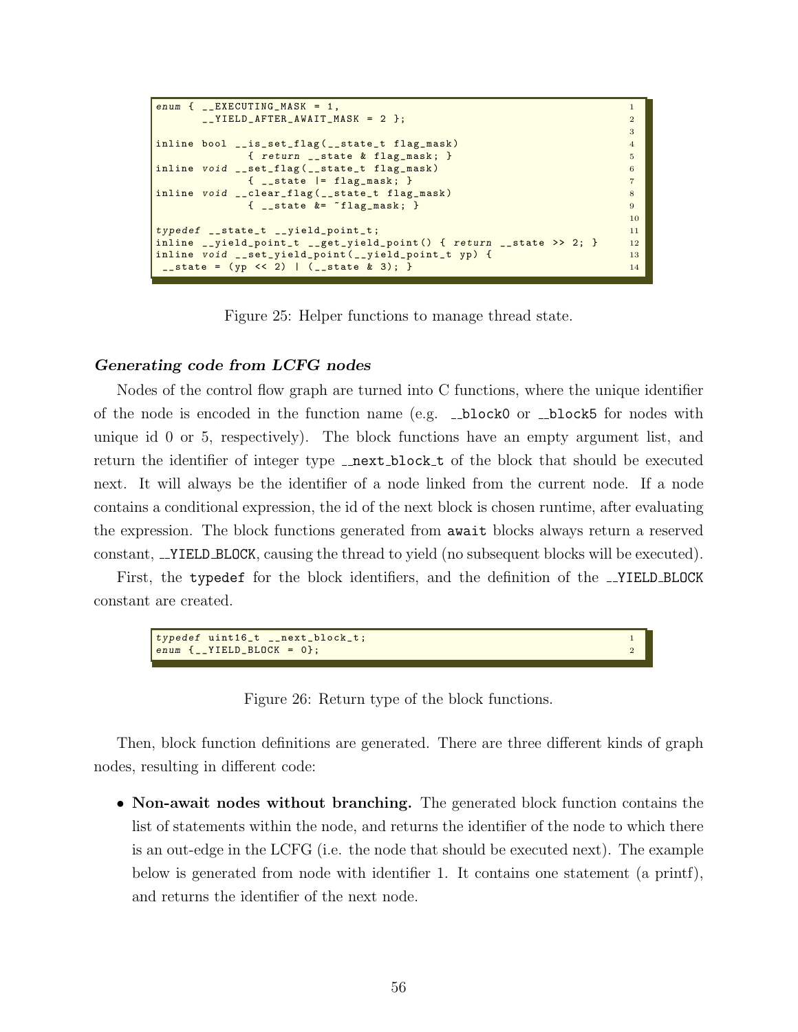```
enum { __EXECUTING_MASK = 1,
       __YIELD_AFTER_AWAIT_MASK = 2 };

inline bool __is_set_flag(__state_t flag_mask)
            { return __state & flag_mask; }
inline void __set_flag(__state_t flag_mask)
            { __state |= flag_mask; }
inline void __clear_flag(__state_t flag_mask)
            { __state &= ~flag_mask; }

typedef __state_t __yield_point_t;
inline __yield_point_t __get_yield_point() { return __state >> 2; }
inline void __set_yield_point(__yield_point_t yp) {
 __state = (yp << 2) | (__state & 3); }
```

Figure 25: Helper functions to manage thread state.

### *Generating code from LCFG nodes*

Nodes of the control flow graph are turned into C functions, where the unique identifier of the node is encoded in the function name (e.g. `__block0` or `__block5` for nodes with unique id 0 or 5, respectively). The block functions have an empty argument list, and return the identifier of integer type `__next_block_t` of the block that should be executed next. It will always be the identifier of a node linked from the current node. If a node contains a conditional expression, the id of the next block is chosen runtime, after evaluating the expression. The block functions generated from `await` blocks always return a reserved constant, `__YIELD_BLOCK`, causing the thread to yield (no subsequent blocks will be executed).

First, the `typedef` for the block identifiers, and the definition of the `__YIELD_BLOCK` constant are created.

```
typedef uint16_t __next_block_t;
enum {__YIELD_BLOCK = 0};
```

Figure 26: Return type of the block functions.

Then, block function definitions are generated. There are three different kinds of graph nodes, resulting in different code:

- **Non-await nodes without branching.** The generated block function contains the list of statements within the node, and returns the identifier of the node to which there is an out-edge in the LCFG (i.e. the node that should be executed next). The example below is generated from node with identifier 1. It contains one statement (a printf), and returns the identifier of the next node.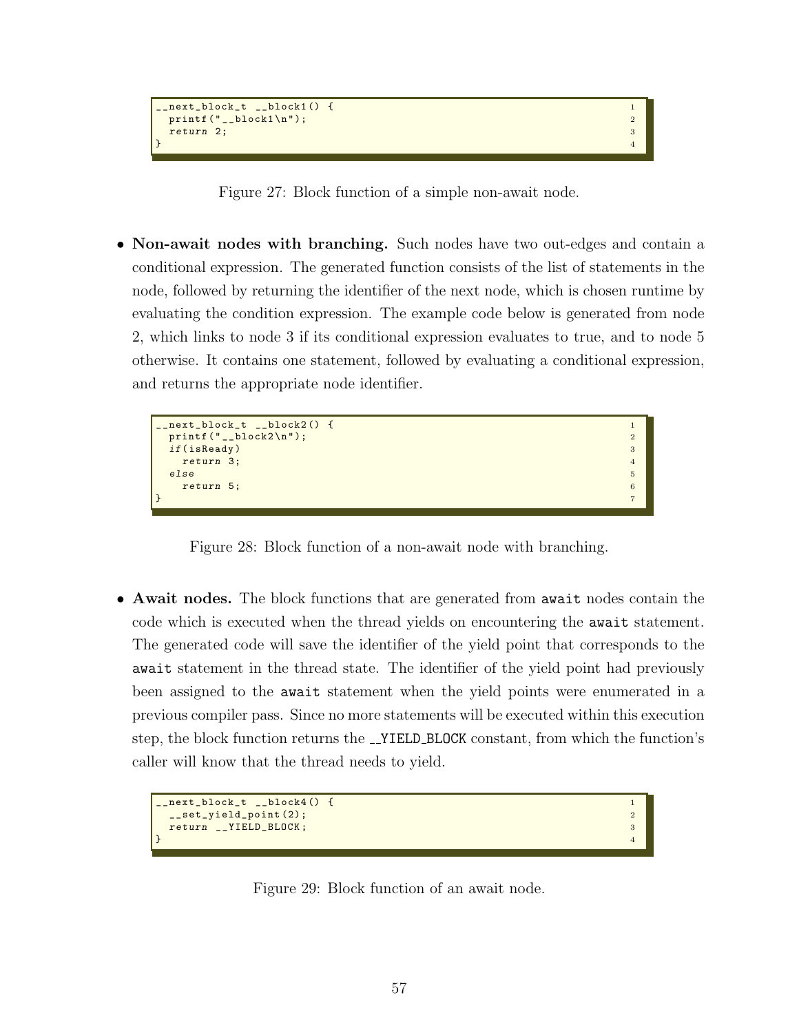```
__next_block_t __block1() {
  printf("__block1\n");
  return 2;
}
```

Figure 27: Block function of a simple non-await node.

- **Non-await nodes with branching.** Such nodes have two out-edges and contain a conditional expression. The generated function consists of the list of statements in the node, followed by returning the identifier of the next node, which is chosen runtime by evaluating the condition expression. The example code below is generated from node 2, which links to node 3 if its conditional expression evaluates to true, and to node 5 otherwise. It contains one statement, followed by evaluating a conditional expression, and returns the appropriate node identifier.

```
__next_block_t __block2() {
  printf("__block2\n");
  if(isReady)
    return 3;
  else
    return 5;
}
```

Figure 28: Block function of a non-await node with branching.

- **Await nodes.** The block functions that are generated from `await` nodes contain the code which is executed when the thread yields on encountering the `await` statement. The generated code will save the identifier of the yield point that corresponds to the `await` statement in the thread state. The identifier of the yield point had previously been assigned to the `await` statement when the yield points were enumerated in a previous compiler pass. Since no more statements will be executed within this execution step, the block function returns the `__YIELD_BLOCK` constant, from which the function's caller will know that the thread needs to yield.

```
__next_block_t __block4() {
  __set_yield_point(2);
  return __YIELD_BLOCK;
}
```

Figure 29: Block function of an await node.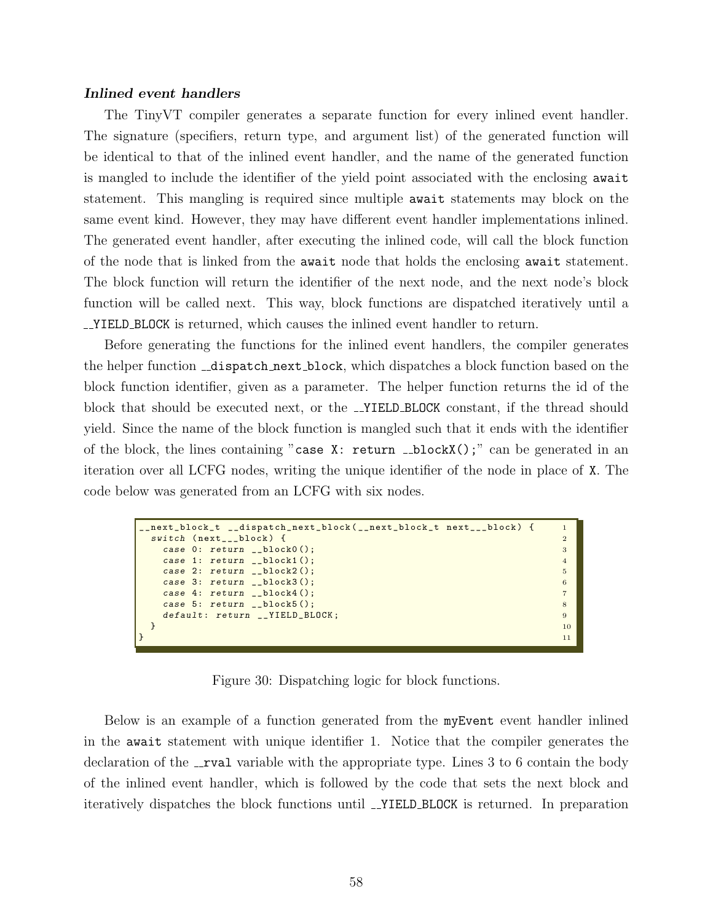***Inlined event handlers***

The TinyVT compiler generates a separate function for every inlined event handler. The signature (specifiers, return type, and argument list) of the generated function will be identical to that of the inlined event handler, and the name of the generated function is mangled to include the identifier of the yield point associated with the enclosing `await` statement. This mangling is required since multiple `await` statements may block on the same event kind. However, they may have different event handler implementations inlined. The generated event handler, after executing the inlined code, will call the block function of the node that is linked from the `await` node that holds the enclosing `await` statement. The block function will return the identifier of the next node, and the next node's block function will be called next. This way, block functions are dispatched iteratively until a `__YIELD_BLOCK` is returned, which causes the inlined event handler to return.

Before generating the functions for the inlined event handlers, the compiler generates the helper function `__dispatch_next_block`, which dispatches a block function based on the block function identifier, given as a parameter. The helper function returns the id of the block that should be executed next, or the `__YIELD_BLOCK` constant, if the thread should yield. Since the name of the block function is mangled such that it ends with the identifier of the block, the lines containing "`case X: return __blockX();`" can be generated in an iteration over all LCFG nodes, writing the unique identifier of the node in place of `X`. The code below was generated from an LCFG with six nodes.

```
__next_block_t __dispatch_next_block(__next_block_t next___block) {
  switch (next___block) {
    case 0: return __block0();
    case 1: return __block1();
    case 2: return __block2();
    case 3: return __block3();
    case 4: return __block4();
    case 5: return __block5();
    default: return __YIELD_BLOCK;
  }
}
```

Figure 30: Dispatching logic for block functions.

Below is an example of a function generated from the `myEvent` event handler inlined in the `await` statement with unique identifier 1. Notice that the compiler generates the declaration of the `__rval` variable with the appropriate type. Lines 3 to 6 contain the body of the inlined event handler, which is followed by the code that sets the next block and iteratively dispatches the block functions until `__YIELD_BLOCK` is returned. In preparation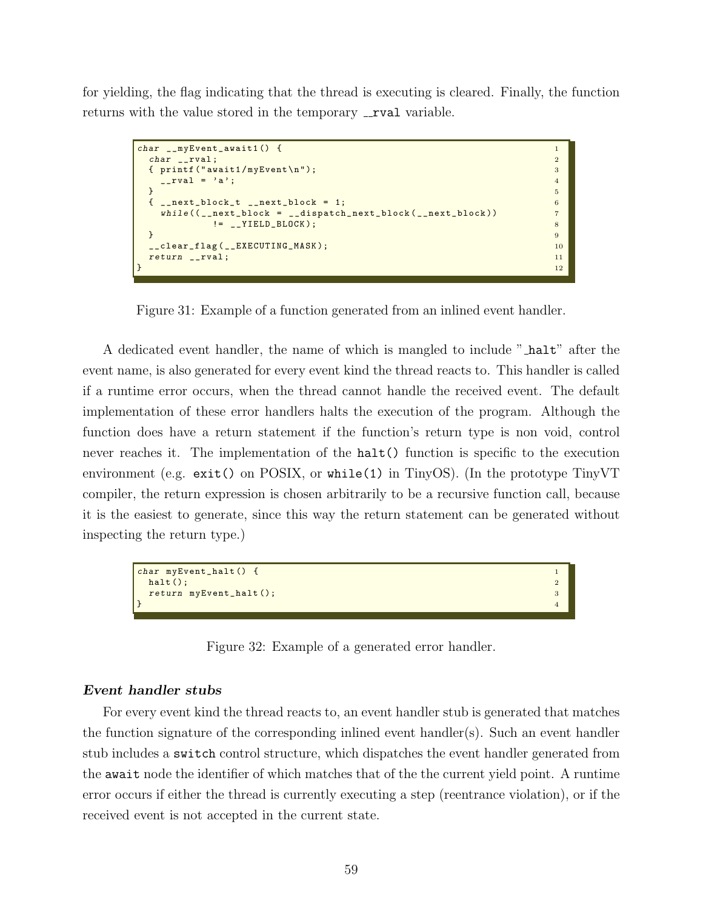for yielding, the flag indicating that the thread is executing is cleared. Finally, the function returns with the value stored in the temporary `__rval` variable.

```
char __myEvent_await1() {
  char __rval;
  { printf("await1/myEvent\n");
    __rval = 'a';
  }
  { __next_block_t __next_block = 1;
    while((__next_block = __dispatch_next_block(__next_block))
             != __YIELD_BLOCK);
  }
  __clear_flag(__EXECUTING_MASK);
  return __rval;
}
```

Figure 31: Example of a function generated from an inlined event handler.

A dedicated event handler, the name of which is mangled to include "`_halt`" after the event name, is also generated for every event kind the thread reacts to. This handler is called if a runtime error occurs, when the thread cannot handle the received event. The default implementation of these error handlers halts the execution of the program. Although the function does have a return statement if the function's return type is non void, control never reaches it. The implementation of the `halt()` function is specific to the execution environment (e.g. `exit()` on POSIX, or `while(1)` in TinyOS). (In the prototype TinyVT compiler, the return expression is chosen arbitrarily to be a recursive function call, because it is the easiest to generate, since this way the return statement can be generated without inspecting the return type.)

```
char myEvent_halt() {
  halt();
  return myEvent_halt();
}
```

Figure 32: Example of a generated error handler.

***Event handler stubs***

For every event kind the thread reacts to, an event handler stub is generated that matches the function signature of the corresponding inlined event handler(s). Such an event handler stub includes a `switch` control structure, which dispatches the event handler generated from the `await` node the identifier of which matches that of the the current yield point. A runtime error occurs if either the thread is currently executing a step (reentrance violation), or if the received event is not accepted in the current state.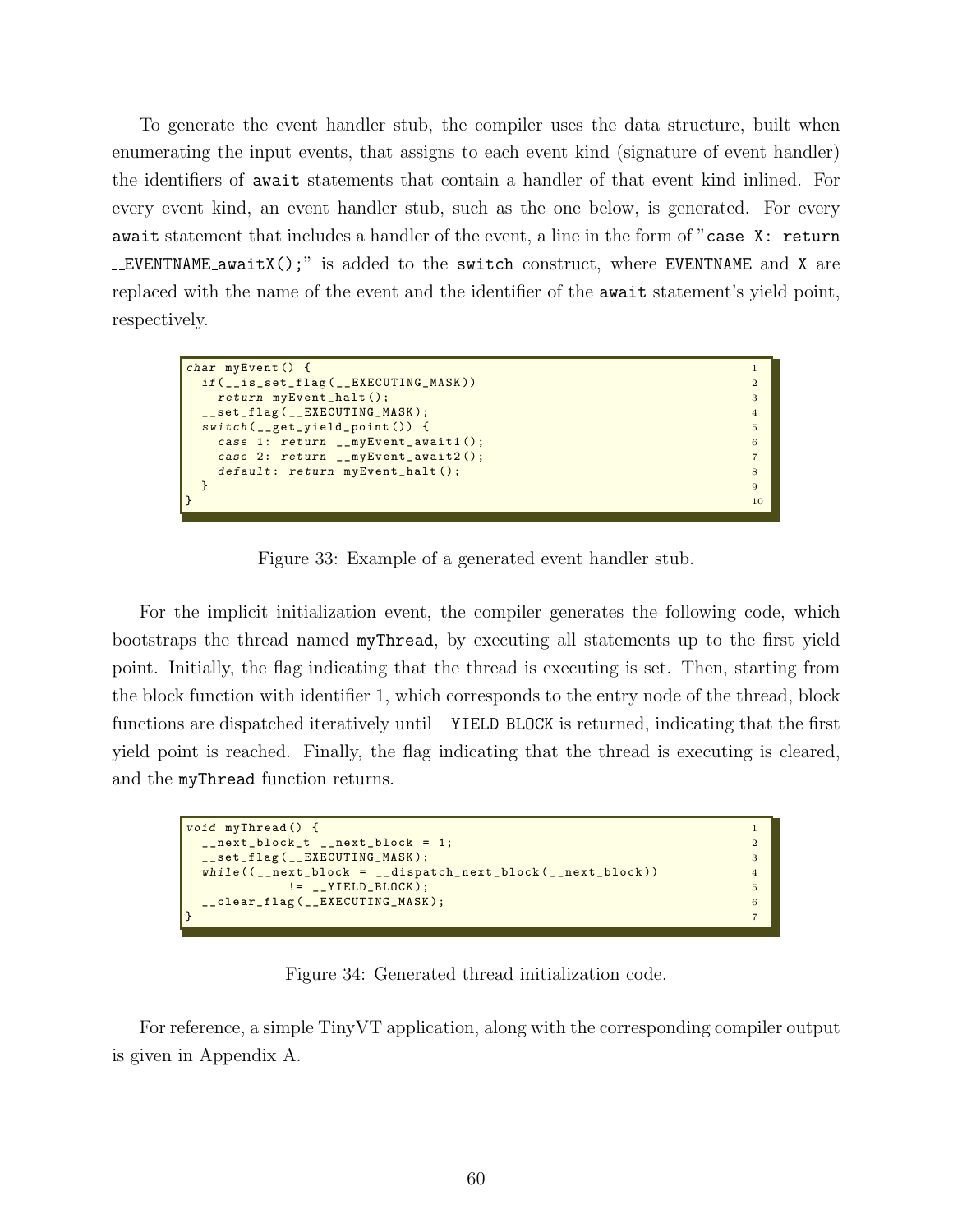To generate the event handler stub, the compiler uses the data structure, built when enumerating the input events, that assigns to each event kind (signature of event handler) the identifiers of `await` statements that contain a handler of that event kind inlined. For every event kind, an event handler stub, such as the one below, is generated. For every `await` statement that includes a handler of the event, a line in the form of "`case X: return __EVENTNAME_awaitX();`" is added to the `switch` construct, where `EVENTNAME` and `X` are replaced with the name of the event and the identifier of the `await` statement's yield point, respectively.

```
char myEvent() {
  if(__is_set_flag(__EXECUTING_MASK))
    return myEvent_halt();
  __set_flag(__EXECUTING_MASK);
  switch(__get_yield_point()) {
    case 1: return __myEvent_await1();
    case 2: return __myEvent_await2();
    default: return myEvent_halt();
  }
}
```

Figure 33: Example of a generated event handler stub.

For the implicit initialization event, the compiler generates the following code, which bootstraps the thread named `myThread`, by executing all statements up to the first yield point. Initially, the flag indicating that the thread is executing is set. Then, starting from the block function with identifier 1, which corresponds to the entry node of the thread, block functions are dispatched iteratively until `__YIELD_BLOCK` is returned, indicating that the first yield point is reached. Finally, the flag indicating that the thread is executing is cleared, and the `myThread` function returns.

```
void myThread() {
  __next_block_t __next_block = 1;
  __set_flag(__EXECUTING_MASK);
  while((__next_block = __dispatch_next_block(__next_block))
           != __YIELD_BLOCK);
  __clear_flag(__EXECUTING_MASK);
}
```

Figure 34: Generated thread initialization code.

For reference, a simple TinyVT application, along with the corresponding compiler output is given in Appendix A.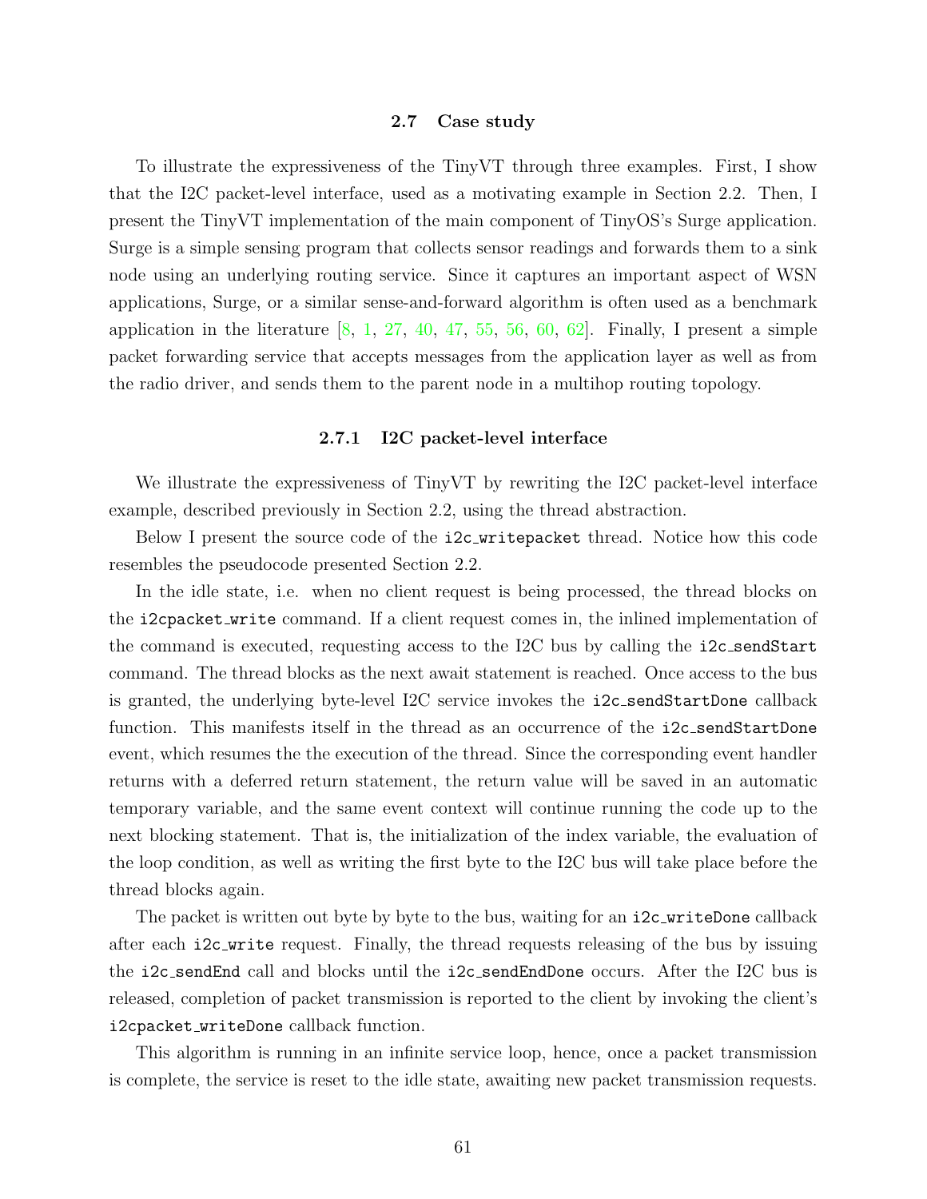## 2.7 Case study

To illustrate the expressiveness of the TinyVT through three examples. First, I show that the I2C packet-level interface, used as a motivating example in Section 2.2. Then, I present the TinyVT implementation of the main component of TinyOS's Surge application. Surge is a simple sensing program that collects sensor readings and forwards them to a sink node using an underlying routing service. Since it captures an important aspect of WSN applications, Surge, or a similar sense-and-forward algorithm is often used as a benchmark application in the literature [8, 1, 27, 40, 47, 55, 56, 60, 62]. Finally, I present a simple packet forwarding service that accepts messages from the application layer as well as from the radio driver, and sends them to the parent node in a multihop routing topology.

### 2.7.1 I2C packet-level interface

We illustrate the expressiveness of TinyVT by rewriting the I2C packet-level interface example, described previously in Section 2.2, using the thread abstraction.

Below I present the source code of the `i2c_writepacket` thread. Notice how this code resembles the pseudocode presented Section 2.2.

In the idle state, i.e. when no client request is being processed, the thread blocks on the `i2cpacket_write` command. If a client request comes in, the inlined implementation of the command is executed, requesting access to the I2C bus by calling the `i2c_sendStart` command. The thread blocks as the next await statement is reached. Once access to the bus is granted, the underlying byte-level I2C service invokes the `i2c_sendStartDone` callback function. This manifests itself in the thread as an occurrence of the `i2c_sendStartDone` event, which resumes the the execution of the thread. Since the corresponding event handler returns with a deferred return statement, the return value will be saved in an automatic temporary variable, and the same event context will continue running the code up to the next blocking statement. That is, the initialization of the index variable, the evaluation of the loop condition, as well as writing the first byte to the I2C bus will take place before the thread blocks again.

The packet is written out byte by byte to the bus, waiting for an `i2c_writeDone` callback after each `i2c_write` request. Finally, the thread requests releasing of the bus by issuing the `i2c_sendEnd` call and blocks until the `i2c_sendEndDone` occurs. After the I2C bus is released, completion of packet transmission is reported to the client by invoking the client's `i2cpacket_writeDone` callback function.

This algorithm is running in an infinite service loop, hence, once a packet transmission is complete, the service is reset to the idle state, awaiting new packet transmission requests.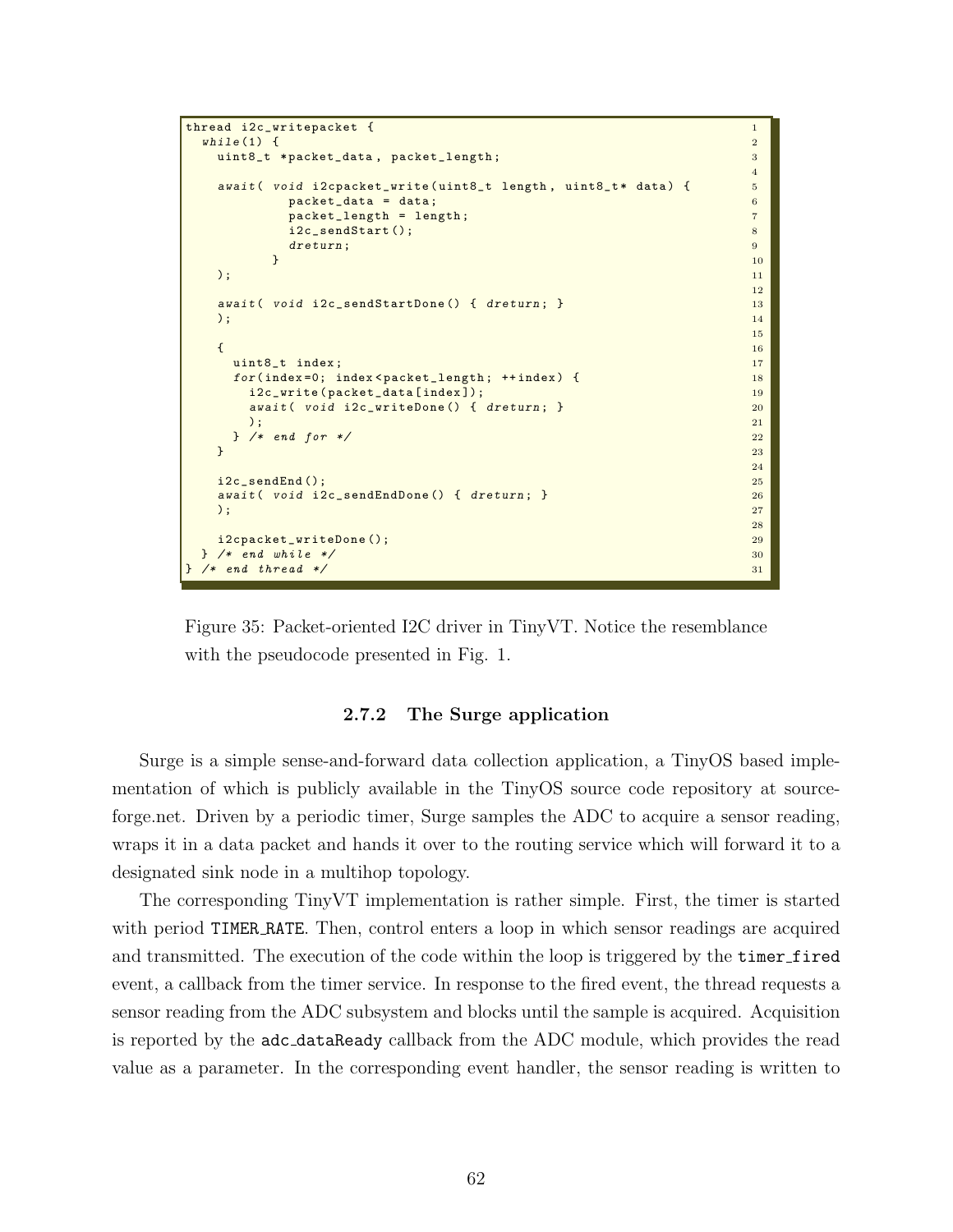```
thread i2c_writepacket {
  while(1) {
    uint8_t *packet_data, packet_length;

    await( void i2cpacket_write(uint8_t length, uint8_t* data) {
             packet_data = data;
             packet_length = length;
             i2c_sendStart();
             dreturn;
           }
    );

    await( void i2c_sendStartDone() { dreturn; }
    );

    {
      uint8_t index;
      for(index=0; index<packet_length; ++index) {
        i2c_write(packet_data[index]);
        await( void i2c_writeDone() { dreturn; }
        );
      } /* end for */
    }

    i2c_sendEnd();
    await( void i2c_sendEndDone() { dreturn; }
    );

    i2cpacket_writeDone();
  } /* end while */
} /* end thread */
```

Figure 35: Packet-oriented I2C driver in TinyVT. Notice the resemblance with the pseudocode presented in Fig. 1.

### 2.7.2 The Surge application

Surge is a simple sense-and-forward data collection application, a TinyOS based implementation of which is publicly available in the TinyOS source code repository at sourceforge.net. Driven by a periodic timer, Surge samples the ADC to acquire a sensor reading, wraps it in a data packet and hands it over to the routing service which will forward it to a designated sink node in a multihop topology.

The corresponding TinyVT implementation is rather simple. First, the timer is started with period `TIMER_RATE`. Then, control enters a loop in which sensor readings are acquired and transmitted. The execution of the code within the loop is triggered by the `timer_fired` event, a callback from the timer service. In response to the fired event, the thread requests a sensor reading from the ADC subsystem and blocks until the sample is acquired. Acquisition is reported by the `adc_dataReady` callback from the ADC module, which provides the read value as a parameter. In the corresponding event handler, the sensor reading is written to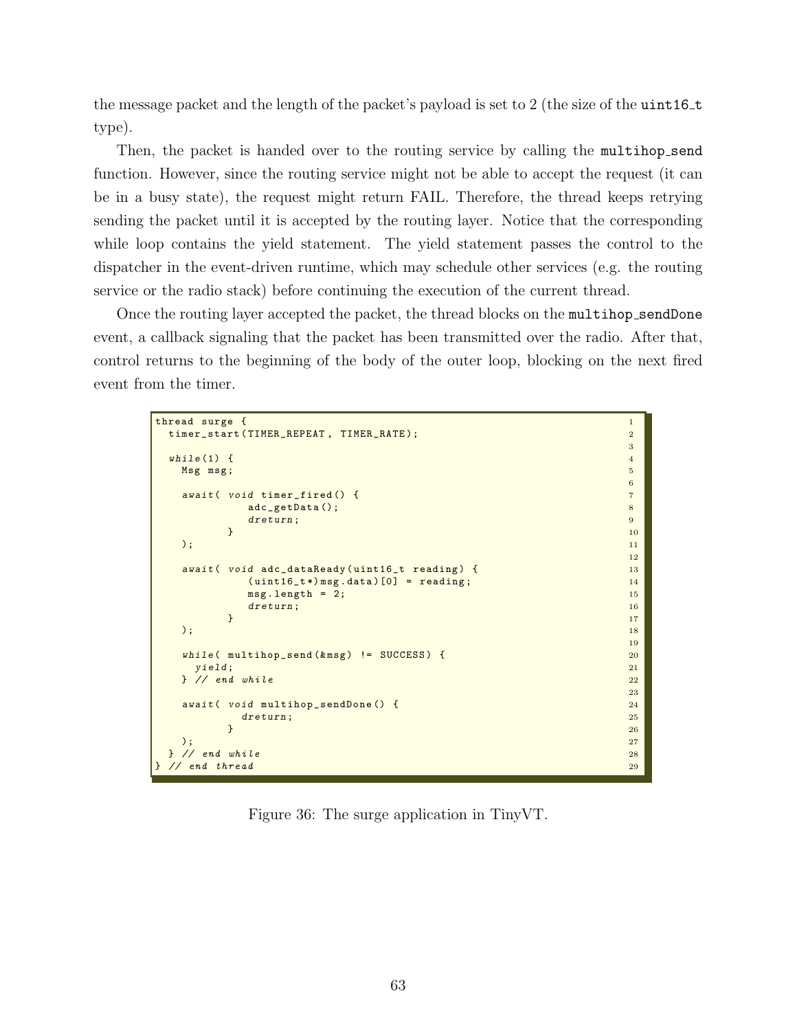the message packet and the length of the packet's payload is set to 2 (the size of the uint16_t type).

Then, the packet is handed over to the routing service by calling the multihop_send function. However, since the routing service might not be able to accept the request (it can be in a busy state), the request might return FAIL. Therefore, the thread keeps retrying sending the packet until it is accepted by the routing layer. Notice that the corresponding while loop contains the yield statement. The yield statement passes the control to the dispatcher in the event-driven runtime, which may schedule other services (e.g. the routing service or the radio stack) before continuing the execution of the current thread.

Once the routing layer accepted the packet, the thread blocks on the multihop_sendDone event, a callback signaling that the packet has been transmitted over the radio. After that, control returns to the beginning of the body of the outer loop, blocking on the next fired event from the timer.

```
thread surge {                                                    1
  timer_start(TIMER_REPEAT, TIMER_RATE);                          2
                                                                  3
  while(1) {                                                      4
    Msg msg;                                                      5
                                                                  6
    await( void timer_fired() {                                   7
              adc_getData();                                      8
              dreturn;                                            9
           }                                                      10
    );                                                            11
                                                                  12
    await( void adc_dataReady(uint16_t reading) {                 13
              (uint16_t*)msg.data)[0] = reading;                  14
              msg.length = 2;                                     15
              dreturn;                                            16
           }                                                      17
    );                                                            18
                                                                  19
    while( multihop_send(&msg) != SUCCESS) {                      20
      yield;                                                      21
    } // end while                                                22
                                                                  23
    await( void multihop_sendDone() {                             24
             dreturn;                                             25
           }                                                      26
    );                                                            27
  } // end while                                                  28
} // end thread                                                   29
```

Figure 36: The surge application in TinyVT.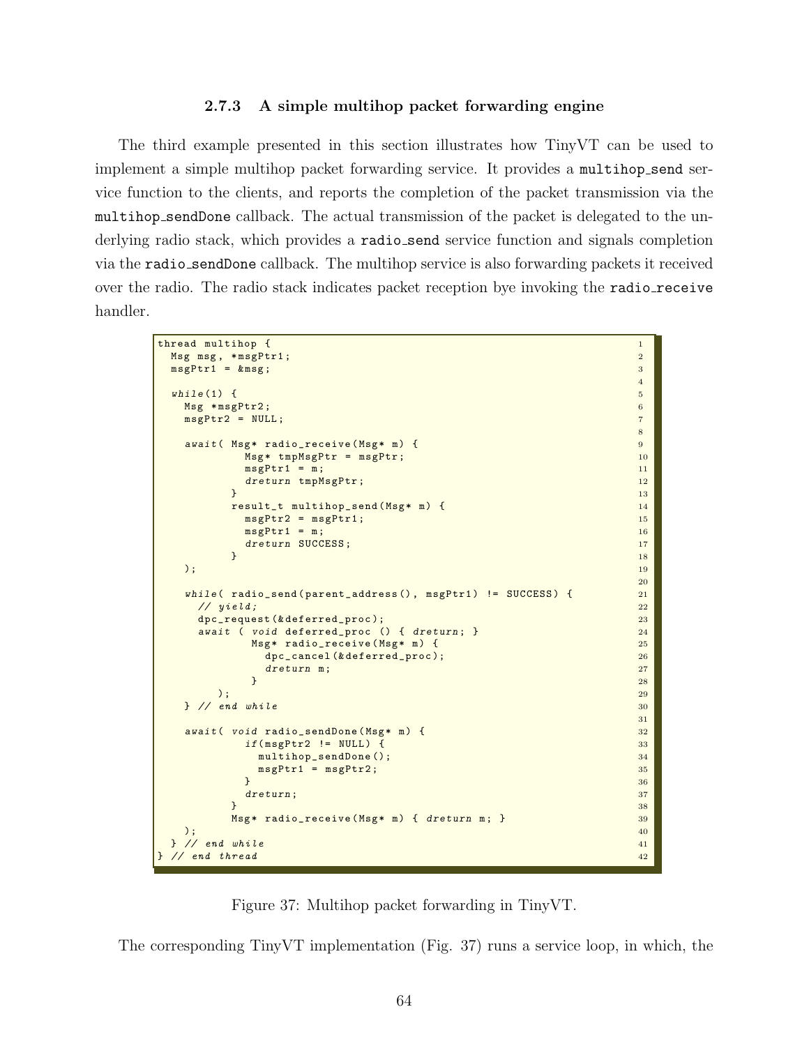### 2.7.3 A simple multihop packet forwarding engine

The third example presented in this section illustrates how TinyVT can be used to implement a simple multihop packet forwarding service. It provides a `multihop_send` service function to the clients, and reports the completion of the packet transmission via the `multihop_sendDone` callback. The actual transmission of the packet is delegated to the underlying radio stack, which provides a `radio_send` service function and signals completion via the `radio_sendDone` callback. The multihop service is also forwarding packets it received over the radio. The radio stack indicates packet reception bye invoking the `radio_receive` handler.

```
thread multihop {                                                    1
  Msg msg, *msgPtr1;                                                 2
  msgPtr1 = &msg;                                                    3
                                                                     4
  while(1) {                                                         5
    Msg *msgPtr2;                                                    6
    msgPtr2 = NULL;                                                  7
                                                                     8
    await( Msg* radio_receive(Msg* m) {                              9
             Msg* tmpMsgPtr = msgPtr;                                10
             msgPtr1 = m;                                            11
             dreturn tmpMsgPtr;                                      12
           }                                                         13
           result_t multihop_send(Msg* m) {                          14
             msgPtr2 = msgPtr1;                                      15
             msgPtr1 = m;                                            16
             dreturn SUCCESS;                                        17
           }                                                         18
    );                                                               19
                                                                     20
    while( radio_send(parent_address(), msgPtr1) != SUCCESS) {       21
      // yield;                                                      22
      dpc_request(&deferred_proc);                                   23
      await ( void deferred_proc () { dreturn; }                     24
              Msg* radio_receive(Msg* m) {                           25
                dpc_cancel(&deferred_proc);                          26
                dreturn m;                                           27
              }                                                      28
          );                                                         29
    } // end while                                                   30
                                                                     31
    await( void radio_sendDone(Msg* m) {                             32
             if(msgPtr2 != NULL) {                                   33
               multihop_sendDone();                                  34
               msgPtr1 = msgPtr2;                                    35
             }                                                       36
             dreturn;                                                37
           }                                                         38
           Msg* radio_receive(Msg* m) { dreturn m; }                 39
    );                                                               40
  } // end while                                                     41
} // end thread                                                      42
```

Figure 37: Multihop packet forwarding in TinyVT.

The corresponding TinyVT implementation (Fig. 37) runs a service loop, in which, the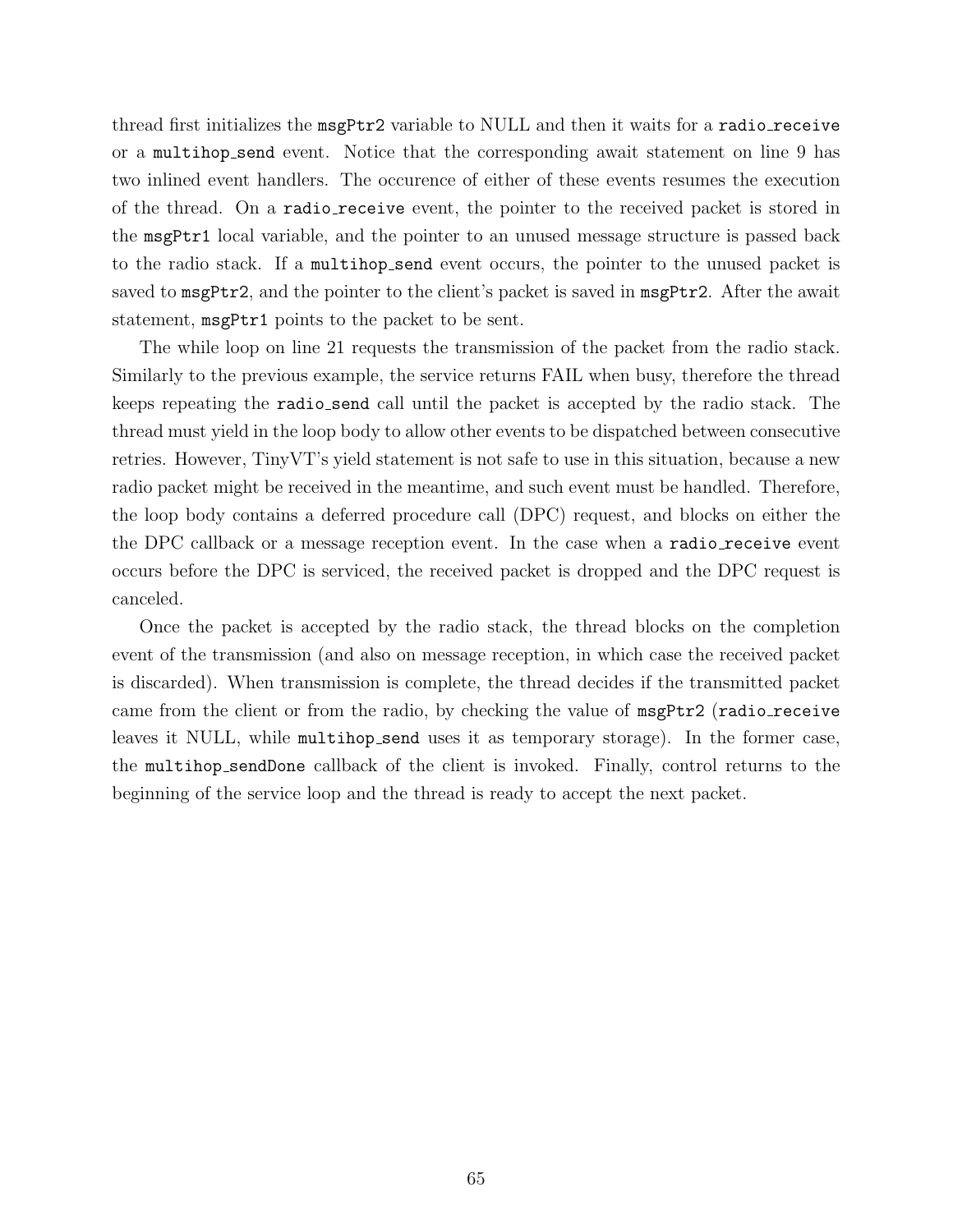thread first initializes the `msgPtr2` variable to NULL and then it waits for a `radio_receive` or a `multihop_send` event. Notice that the corresponding await statement on line 9 has two inlined event handlers. The occurence of either of these events resumes the execution of the thread. On a `radio_receive` event, the pointer to the received packet is stored in the `msgPtr1` local variable, and the pointer to an unused message structure is passed back to the radio stack. If a `multihop_send` event occurs, the pointer to the unused packet is saved to `msgPtr2`, and the pointer to the client's packet is saved in `msgPtr2`. After the await statement, `msgPtr1` points to the packet to be sent.

The while loop on line 21 requests the transmission of the packet from the radio stack. Similarly to the previous example, the service returns FAIL when busy, therefore the thread keeps repeating the `radio_send` call until the packet is accepted by the radio stack. The thread must yield in the loop body to allow other events to be dispatched between consecutive retries. However, TinyVT's yield statement is not safe to use in this situation, because a new radio packet might be received in the meantime, and such event must be handled. Therefore, the loop body contains a deferred procedure call (DPC) request, and blocks on either the the DPC callback or a message reception event. In the case when a `radio_receive` event occurs before the DPC is serviced, the received packet is dropped and the DPC request is canceled.

Once the packet is accepted by the radio stack, the thread blocks on the completion event of the transmission (and also on message reception, in which case the received packet is discarded). When transmission is complete, the thread decides if the transmitted packet came from the client or from the radio, by checking the value of `msgPtr2` (`radio_receive` leaves it NULL, while `multihop_send` uses it as temporary storage). In the former case, the `multihop_sendDone` callback of the client is invoked. Finally, control returns to the beginning of the service loop and the thread is ready to accept the next packet.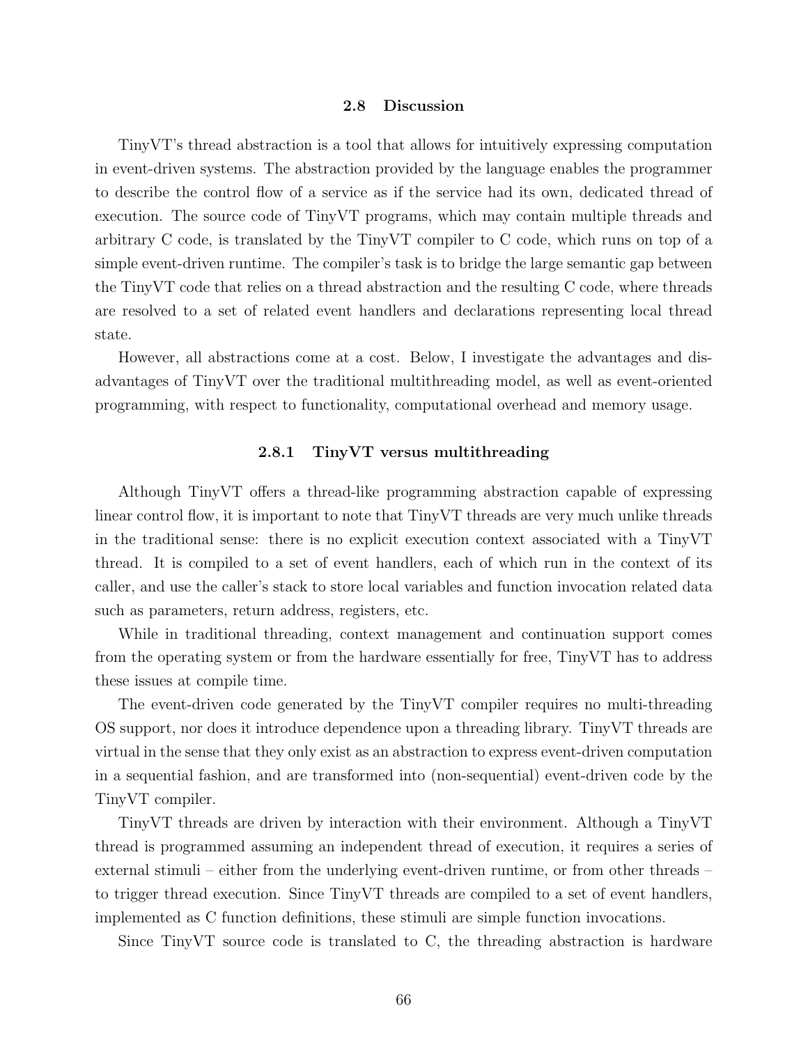### 2.8 Discussion

TinyVT's thread abstraction is a tool that allows for intuitively expressing computation in event-driven systems. The abstraction provided by the language enables the programmer to describe the control flow of a service as if the service had its own, dedicated thread of execution. The source code of TinyVT programs, which may contain multiple threads and arbitrary C code, is translated by the TinyVT compiler to C code, which runs on top of a simple event-driven runtime. The compiler's task is to bridge the large semantic gap between the TinyVT code that relies on a thread abstraction and the resulting C code, where threads are resolved to a set of related event handlers and declarations representing local thread state.

However, all abstractions come at a cost. Below, I investigate the advantages and disadvantages of TinyVT over the traditional multithreading model, as well as event-oriented programming, with respect to functionality, computational overhead and memory usage.

#### 2.8.1 TinyVT versus multithreading

Although TinyVT offers a thread-like programming abstraction capable of expressing linear control flow, it is important to note that TinyVT threads are very much unlike threads in the traditional sense: there is no explicit execution context associated with a TinyVT thread. It is compiled to a set of event handlers, each of which run in the context of its caller, and use the caller's stack to store local variables and function invocation related data such as parameters, return address, registers, etc.

While in traditional threading, context management and continuation support comes from the operating system or from the hardware essentially for free, TinyVT has to address these issues at compile time.

The event-driven code generated by the TinyVT compiler requires no multi-threading OS support, nor does it introduce dependence upon a threading library. TinyVT threads are virtual in the sense that they only exist as an abstraction to express event-driven computation in a sequential fashion, and are transformed into (non-sequential) event-driven code by the TinyVT compiler.

TinyVT threads are driven by interaction with their environment. Although a TinyVT thread is programmed assuming an independent thread of execution, it requires a series of external stimuli – either from the underlying event-driven runtime, or from other threads – to trigger thread execution. Since TinyVT threads are compiled to a set of event handlers, implemented as C function definitions, these stimuli are simple function invocations.

Since TinyVT source code is translated to C, the threading abstraction is hardware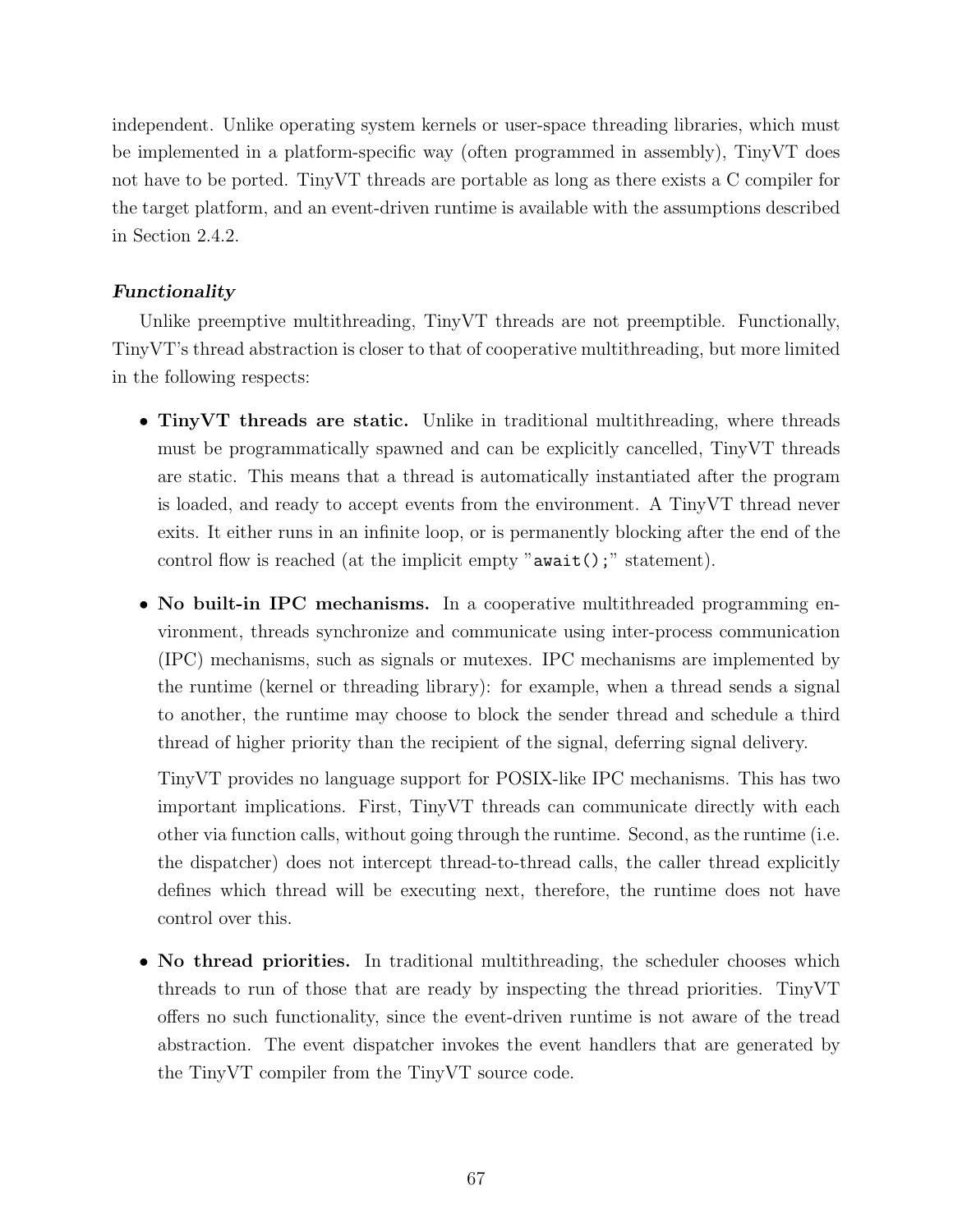independent. Unlike operating system kernels or user-space threading libraries, which must be implemented in a platform-specific way (often programmed in assembly), TinyVT does not have to be ported. TinyVT threads are portable as long as there exists a C compiler for the target platform, and an event-driven runtime is available with the assumptions described in Section 2.4.2.

#### ***Functionality***

Unlike preemptive multithreading, TinyVT threads are not preemptible. Functionally, TinyVT's thread abstraction is closer to that of cooperative multithreading, but more limited in the following respects:

- **TinyVT threads are static.** Unlike in traditional multithreading, where threads must be programmatically spawned and can be explicitly cancelled, TinyVT threads are static. This means that a thread is automatically instantiated after the program is loaded, and ready to accept events from the environment. A TinyVT thread never exits. It either runs in an infinite loop, or is permanently blocking after the end of the control flow is reached (at the implicit empty "`await();`" statement).

- **No built-in IPC mechanisms.** In a cooperative multithreaded programming environment, threads synchronize and communicate using inter-process communication (IPC) mechanisms, such as signals or mutexes. IPC mechanisms are implemented by the runtime (kernel or threading library): for example, when a thread sends a signal to another, the runtime may choose to block the sender thread and schedule a third thread of higher priority than the recipient of the signal, deferring signal delivery.

  TinyVT provides no language support for POSIX-like IPC mechanisms. This has two important implications. First, TinyVT threads can communicate directly with each other via function calls, without going through the runtime. Second, as the runtime (i.e. the dispatcher) does not intercept thread-to-thread calls, the caller thread explicitly defines which thread will be executing next, therefore, the runtime does not have control over this.

- **No thread priorities.** In traditional multithreading, the scheduler chooses which threads to run of those that are ready by inspecting the thread priorities. TinyVT offers no such functionality, since the event-driven runtime is not aware of the tread abstraction. The event dispatcher invokes the event handlers that are generated by the TinyVT compiler from the TinyVT source code.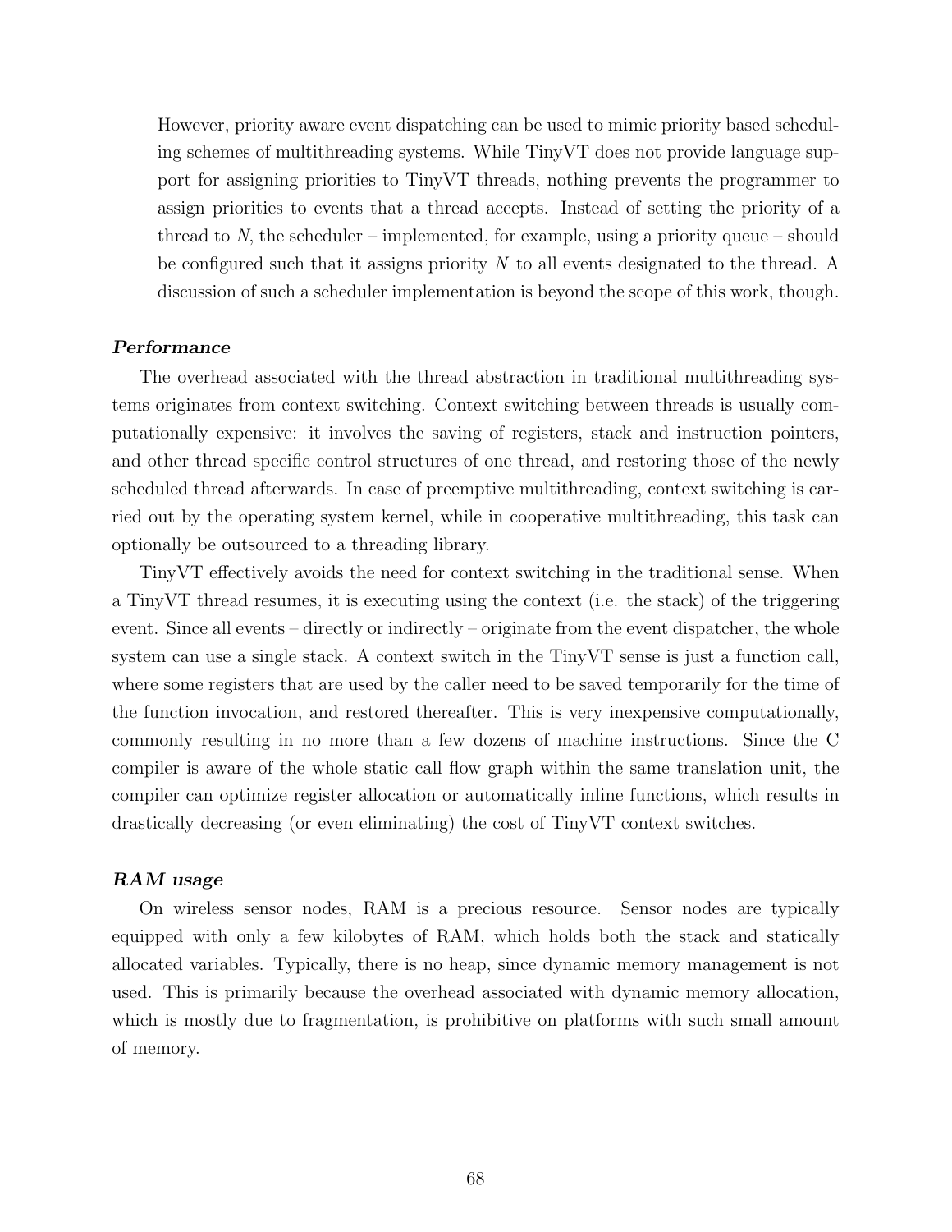> However, priority aware event dispatching can be used to mimic priority based scheduling schemes of multithreading systems. While TinyVT does not provide language support for assigning priorities to TinyVT threads, nothing prevents the programmer to assign priorities to events that a thread accepts. Instead of setting the priority of a thread to $N$, the scheduler – implemented, for example, using a priority queue – should be configured such that it assigns priority $N$ to all events designated to the thread. A discussion of such a scheduler implementation is beyond the scope of this work, though.

***Performance***

The overhead associated with the thread abstraction in traditional multithreading systems originates from context switching. Context switching between threads is usually computationally expensive: it involves the saving of registers, stack and instruction pointers, and other thread specific control structures of one thread, and restoring those of the newly scheduled thread afterwards. In case of preemptive multithreading, context switching is carried out by the operating system kernel, while in cooperative multithreading, this task can optionally be outsourced to a threading library.

TinyVT effectively avoids the need for context switching in the traditional sense. When a TinyVT thread resumes, it is executing using the context (i.e. the stack) of the triggering event. Since all events – directly or indirectly – originate from the event dispatcher, the whole system can use a single stack. A context switch in the TinyVT sense is just a function call, where some registers that are used by the caller need to be saved temporarily for the time of the function invocation, and restored thereafter. This is very inexpensive computationally, commonly resulting in no more than a few dozens of machine instructions. Since the C compiler is aware of the whole static call flow graph within the same translation unit, the compiler can optimize register allocation or automatically inline functions, which results in drastically decreasing (or even eliminating) the cost of TinyVT context switches.

***RAM usage***

On wireless sensor nodes, RAM is a precious resource. Sensor nodes are typically equipped with only a few kilobytes of RAM, which holds both the stack and statically allocated variables. Typically, there is no heap, since dynamic memory management is not used. This is primarily because the overhead associated with dynamic memory allocation, which is mostly due to fragmentation, is prohibitive on platforms with such small amount of memory.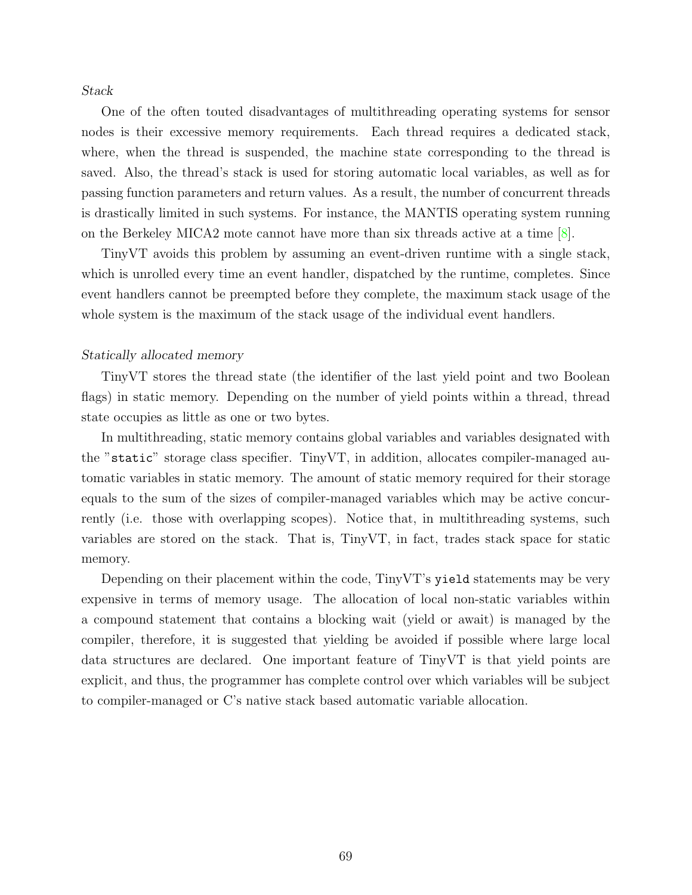*Stack*

One of the often touted disadvantages of multithreading operating systems for sensor nodes is their excessive memory requirements. Each thread requires a dedicated stack, where, when the thread is suspended, the machine state corresponding to the thread is saved. Also, the thread's stack is used for storing automatic local variables, as well as for passing function parameters and return values. As a result, the number of concurrent threads is drastically limited in such systems. For instance, the MANTIS operating system running on the Berkeley MICA2 mote cannot have more than six threads active at a time [8].

TinyVT avoids this problem by assuming an event-driven runtime with a single stack, which is unrolled every time an event handler, dispatched by the runtime, completes. Since event handlers cannot be preempted before they complete, the maximum stack usage of the whole system is the maximum of the stack usage of the individual event handlers.

*Statically allocated memory*

TinyVT stores the thread state (the identifier of the last yield point and two Boolean flags) in static memory. Depending on the number of yield points within a thread, thread state occupies as little as one or two bytes.

In multithreading, static memory contains global variables and variables designated with the "`static`" storage class specifier. TinyVT, in addition, allocates compiler-managed automatic variables in static memory. The amount of static memory required for their storage equals to the sum of the sizes of compiler-managed variables which may be active concurrently (i.e. those with overlapping scopes). Notice that, in multithreading systems, such variables are stored on the stack. That is, TinyVT, in fact, trades stack space for static memory.

Depending on their placement within the code, TinyVT's `yield` statements may be very expensive in terms of memory usage. The allocation of local non-static variables within a compound statement that contains a blocking wait (yield or await) is managed by the compiler, therefore, it is suggested that yielding be avoided if possible where large local data structures are declared. One important feature of TinyVT is that yield points are explicit, and thus, the programmer has complete control over which variables will be subject to compiler-managed or C's native stack based automatic variable allocation.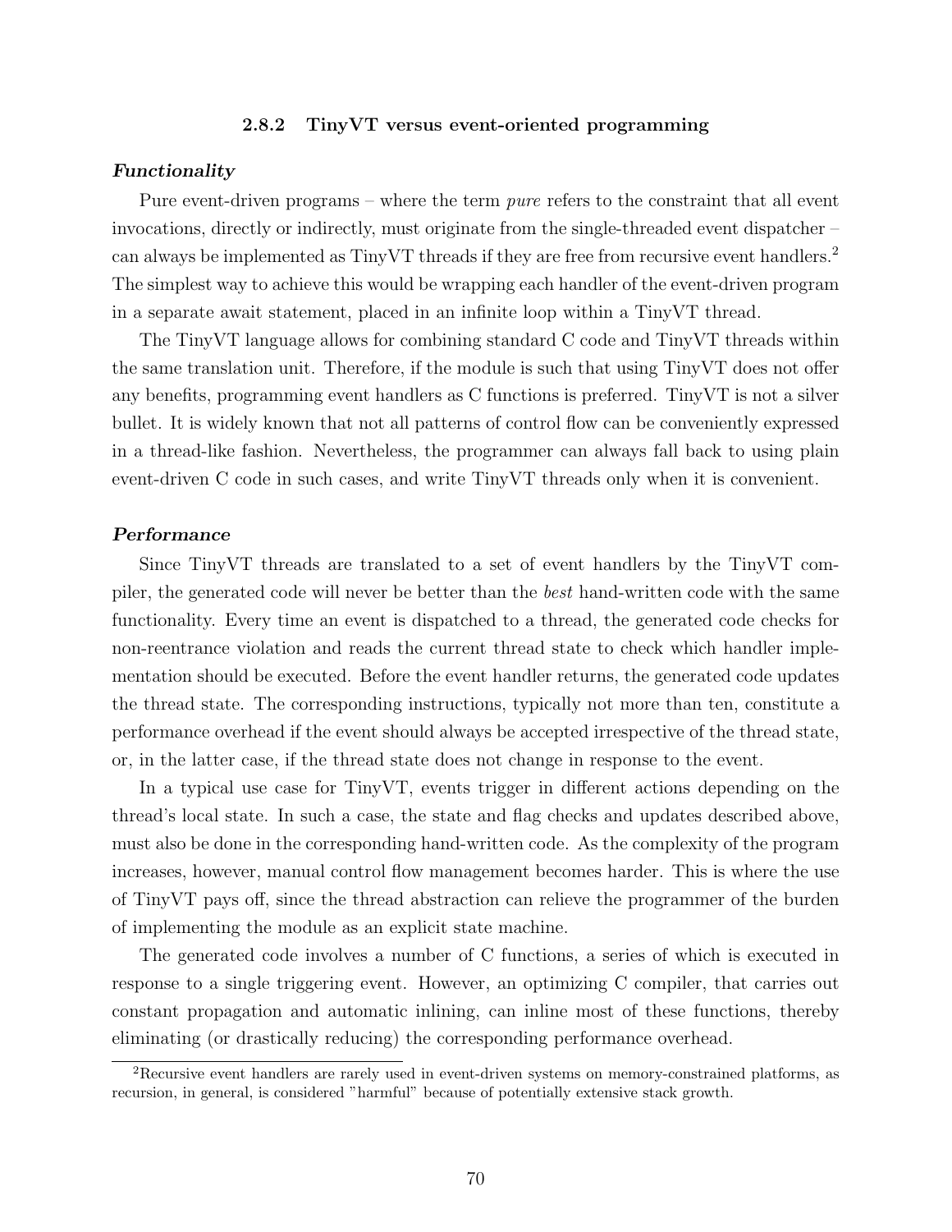### 2.8.2 TinyVT versus event-oriented programming

***Functionality***

Pure event-driven programs – where the term *pure* refers to the constraint that all event invocations, directly or indirectly, must originate from the single-threaded event dispatcher – can always be implemented as TinyVT threads if they are free from recursive event handlers.[2] The simplest way to achieve this would be wrapping each handler of the event-driven program in a separate await statement, placed in an infinite loop within a TinyVT thread.

The TinyVT language allows for combining standard C code and TinyVT threads within the same translation unit. Therefore, if the module is such that using TinyVT does not offer any benefits, programming event handlers as C functions is preferred. TinyVT is not a silver bullet. It is widely known that not all patterns of control flow can be conveniently expressed in a thread-like fashion. Nevertheless, the programmer can always fall back to using plain event-driven C code in such cases, and write TinyVT threads only when it is convenient.

***Performance***

Since TinyVT threads are translated to a set of event handlers by the TinyVT compiler, the generated code will never be better than the *best* hand-written code with the same functionality. Every time an event is dispatched to a thread, the generated code checks for non-reentrance violation and reads the current thread state to check which handler implementation should be executed. Before the event handler returns, the generated code updates the thread state. The corresponding instructions, typically not more than ten, constitute a performance overhead if the event should always be accepted irrespective of the thread state, or, in the latter case, if the thread state does not change in response to the event.

In a typical use case for TinyVT, events trigger in different actions depending on the thread's local state. In such a case, the state and flag checks and updates described above, must also be done in the corresponding hand-written code. As the complexity of the program increases, however, manual control flow management becomes harder. This is where the use of TinyVT pays off, since the thread abstraction can relieve the programmer of the burden of implementing the module as an explicit state machine.

The generated code involves a number of C functions, a series of which is executed in response to a single triggering event. However, an optimizing C compiler, that carries out constant propagation and automatic inlining, can inline most of these functions, thereby eliminating (or drastically reducing) the corresponding performance overhead.

[2] Recursive event handlers are rarely used in event-driven systems on memory-constrained platforms, as recursion, in general, is considered "harmful" because of potentially extensive stack growth.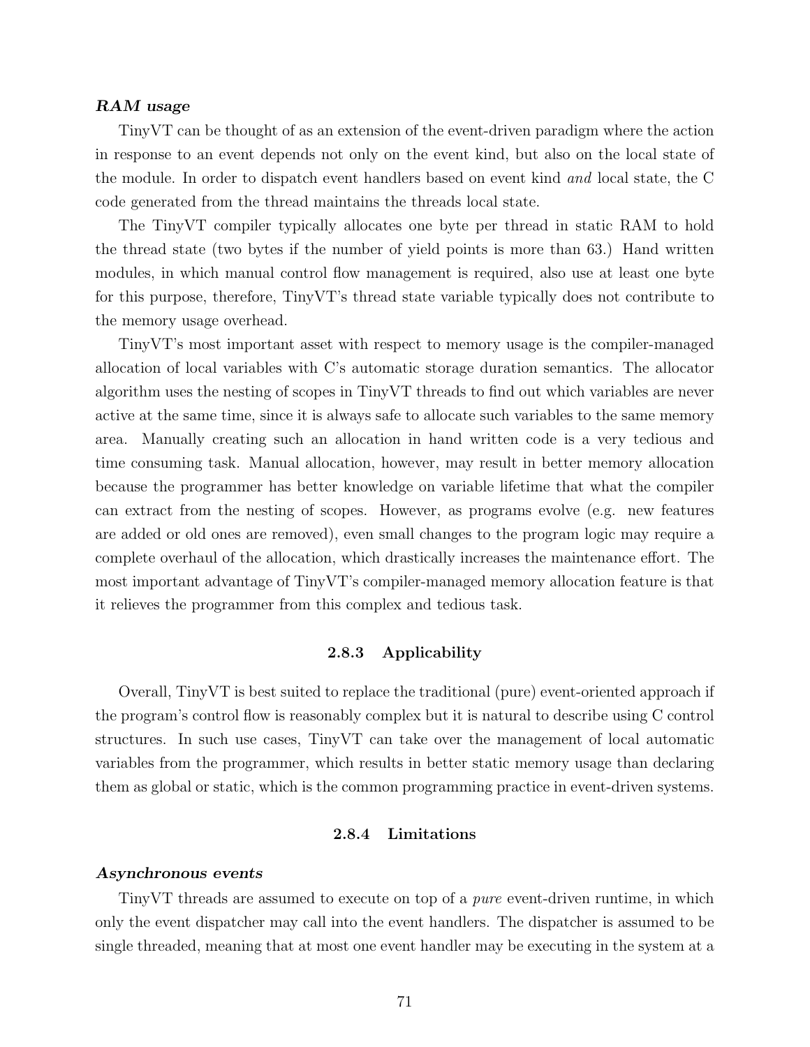***RAM usage***

TinyVT can be thought of as an extension of the event-driven paradigm where the action in response to an event depends not only on the event kind, but also on the local state of the module. In order to dispatch event handlers based on event kind *and* local state, the C code generated from the thread maintains the threads local state.

The TinyVT compiler typically allocates one byte per thread in static RAM to hold the thread state (two bytes if the number of yield points is more than 63.) Hand written modules, in which manual control flow management is required, also use at least one byte for this purpose, therefore, TinyVT's thread state variable typically does not contribute to the memory usage overhead.

TinyVT's most important asset with respect to memory usage is the compiler-managed allocation of local variables with C's automatic storage duration semantics. The allocator algorithm uses the nesting of scopes in TinyVT threads to find out which variables are never active at the same time, since it is always safe to allocate such variables to the same memory area. Manually creating such an allocation in hand written code is a very tedious and time consuming task. Manual allocation, however, may result in better memory allocation because the programmer has better knowledge on variable lifetime that what the compiler can extract from the nesting of scopes. However, as programs evolve (e.g. new features are added or old ones are removed), even small changes to the program logic may require a complete overhaul of the allocation, which drastically increases the maintenance effort. The most important advantage of TinyVT's compiler-managed memory allocation feature is that it relieves the programmer from this complex and tedious task.

### 2.8.3 Applicability

Overall, TinyVT is best suited to replace the traditional (pure) event-oriented approach if the program's control flow is reasonably complex but it is natural to describe using C control structures. In such use cases, TinyVT can take over the management of local automatic variables from the programmer, which results in better static memory usage than declaring them as global or static, which is the common programming practice in event-driven systems.

### 2.8.4 Limitations

***Asynchronous events***

TinyVT threads are assumed to execute on top of a *pure* event-driven runtime, in which only the event dispatcher may call into the event handlers. The dispatcher is assumed to be single threaded, meaning that at most one event handler may be executing in the system at a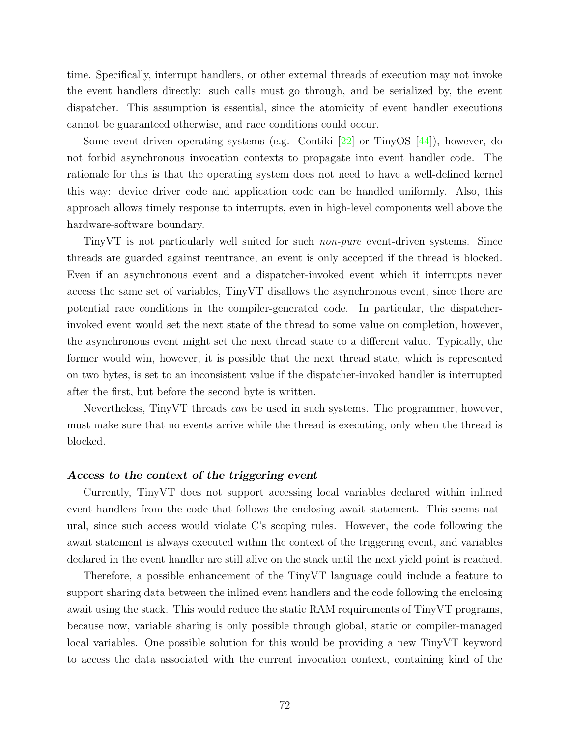time. Specifically, interrupt handlers, or other external threads of execution may not invoke the event handlers directly: such calls must go through, and be serialized by, the event dispatcher. This assumption is essential, since the atomicity of event handler executions cannot be guaranteed otherwise, and race conditions could occur.

Some event driven operating systems (e.g. Contiki [22] or TinyOS [44]), however, do not forbid asynchronous invocation contexts to propagate into event handler code. The rationale for this is that the operating system does not need to have a well-defined kernel this way: device driver code and application code can be handled uniformly. Also, this approach allows timely response to interrupts, even in high-level components well above the hardware-software boundary.

TinyVT is not particularly well suited for such *non-pure* event-driven systems. Since threads are guarded against reentrance, an event is only accepted if the thread is blocked. Even if an asynchronous event and a dispatcher-invoked event which it interrupts never access the same set of variables, TinyVT disallows the asynchronous event, since there are potential race conditions in the compiler-generated code. In particular, the dispatcher-invoked event would set the next state of the thread to some value on completion, however, the asynchronous event might set the next thread state to a different value. Typically, the former would win, however, it is possible that the next thread state, which is represented on two bytes, is set to an inconsistent value if the dispatcher-invoked handler is interrupted after the first, but before the second byte is written.

Nevertheless, TinyVT threads *can* be used in such systems. The programmer, however, must make sure that no events arrive while the thread is executing, only when the thread is blocked.

#### ***Access to the context of the triggering event***

Currently, TinyVT does not support accessing local variables declared within inlined event handlers from the code that follows the enclosing await statement. This seems natural, since such access would violate C's scoping rules. However, the code following the await statement is always executed within the context of the triggering event, and variables declared in the event handler are still alive on the stack until the next yield point is reached.

Therefore, a possible enhancement of the TinyVT language could include a feature to support sharing data between the inlined event handlers and the code following the enclosing await using the stack. This would reduce the static RAM requirements of TinyVT programs, because now, variable sharing is only possible through global, static or compiler-managed local variables. One possible solution for this would be providing a new TinyVT keyword to access the data associated with the current invocation context, containing kind of the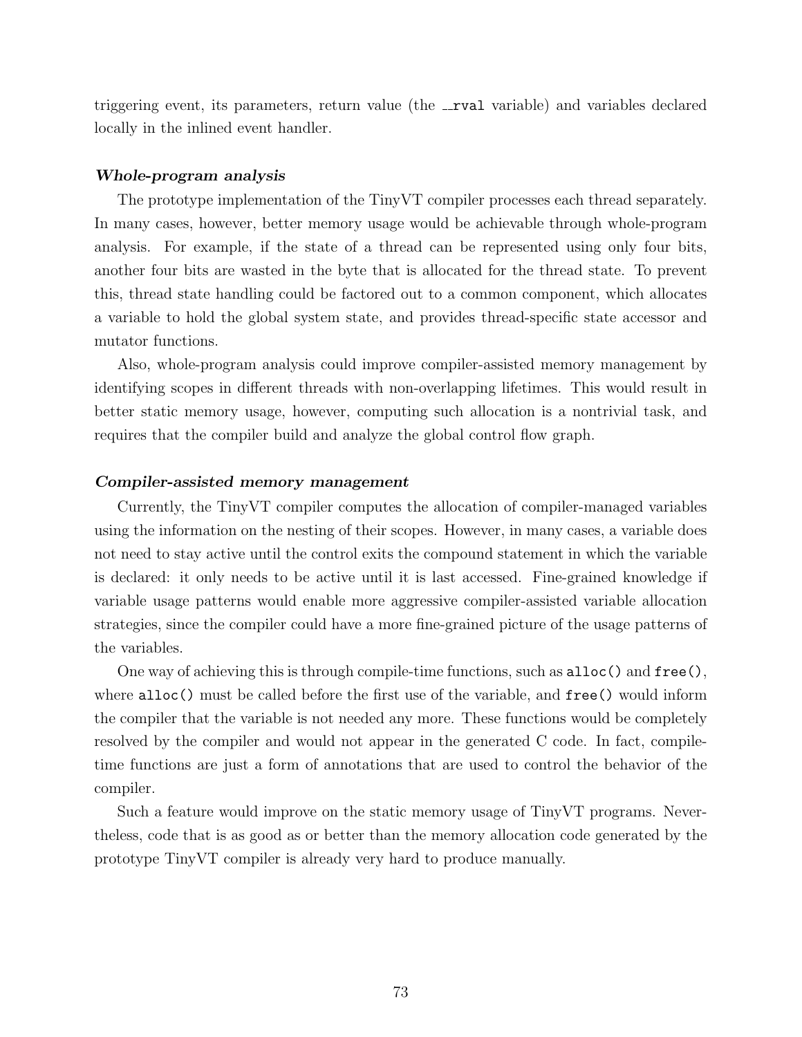triggering event, its parameters, return value (the `__rval` variable) and variables declared locally in the inlined event handler.

#### *Whole-program analysis*

The prototype implementation of the TinyVT compiler processes each thread separately. In many cases, however, better memory usage would be achievable through whole-program analysis. For example, if the state of a thread can be represented using only four bits, another four bits are wasted in the byte that is allocated for the thread state. To prevent this, thread state handling could be factored out to a common component, which allocates a variable to hold the global system state, and provides thread-specific state accessor and mutator functions.

Also, whole-program analysis could improve compiler-assisted memory management by identifying scopes in different threads with non-overlapping lifetimes. This would result in better static memory usage, however, computing such allocation is a nontrivial task, and requires that the compiler build and analyze the global control flow graph.

#### *Compiler-assisted memory management*

Currently, the TinyVT compiler computes the allocation of compiler-managed variables using the information on the nesting of their scopes. However, in many cases, a variable does not need to stay active until the control exits the compound statement in which the variable is declared: it only needs to be active until it is last accessed. Fine-grained knowledge if variable usage patterns would enable more aggressive compiler-assisted variable allocation strategies, since the compiler could have a more fine-grained picture of the usage patterns of the variables.

One way of achieving this is through compile-time functions, such as `alloc()` and `free()`, where `alloc()` must be called before the first use of the variable, and `free()` would inform the compiler that the variable is not needed any more. These functions would be completely resolved by the compiler and would not appear in the generated C code. In fact, compile-time functions are just a form of annotations that are used to control the behavior of the compiler.

Such a feature would improve on the static memory usage of TinyVT programs. Nevertheless, code that is as good as or better than the memory allocation code generated by the prototype TinyVT compiler is already very hard to produce manually.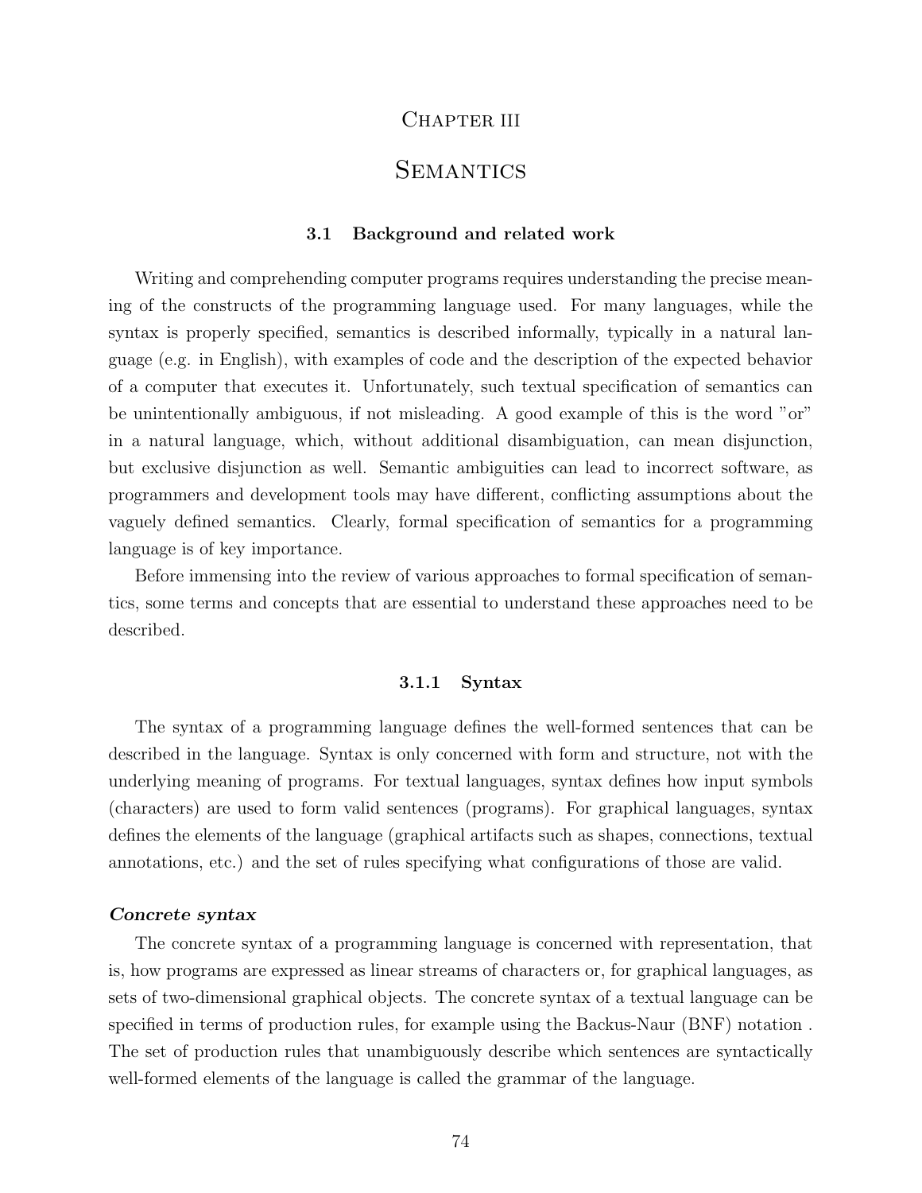# Chapter III

# Semantics

## 3.1 Background and related work

Writing and comprehending computer programs requires understanding the precise meaning of the constructs of the programming language used. For many languages, while the syntax is properly specified, semantics is described informally, typically in a natural language (e.g. in English), with examples of code and the description of the expected behavior of a computer that executes it. Unfortunately, such textual specification of semantics can be unintentionally ambiguous, if not misleading. A good example of this is the word "or" in a natural language, which, without additional disambiguation, can mean disjunction, but exclusive disjunction as well. Semantic ambiguities can lead to incorrect software, as programmers and development tools may have different, conflicting assumptions about the vaguely defined semantics. Clearly, formal specification of semantics for a programming language is of key importance.

Before immensing into the review of various approaches to formal specification of semantics, some terms and concepts that are essential to understand these approaches need to be described.

### 3.1.1 Syntax

The syntax of a programming language defines the well-formed sentences that can be described in the language. Syntax is only concerned with form and structure, not with the underlying meaning of programs. For textual languages, syntax defines how input symbols (characters) are used to form valid sentences (programs). For graphical languages, syntax defines the elements of the language (graphical artifacts such as shapes, connections, textual annotations, etc.) and the set of rules specifying what configurations of those are valid.

***Concrete syntax***

The concrete syntax of a programming language is concerned with representation, that is, how programs are expressed as linear streams of characters or, for graphical languages, as sets of two-dimensional graphical objects. The concrete syntax of a textual language can be specified in terms of production rules, for example using the Backus-Naur (BNF) notation . The set of production rules that unambiguously describe which sentences are syntactically well-formed elements of the language is called the grammar of the language.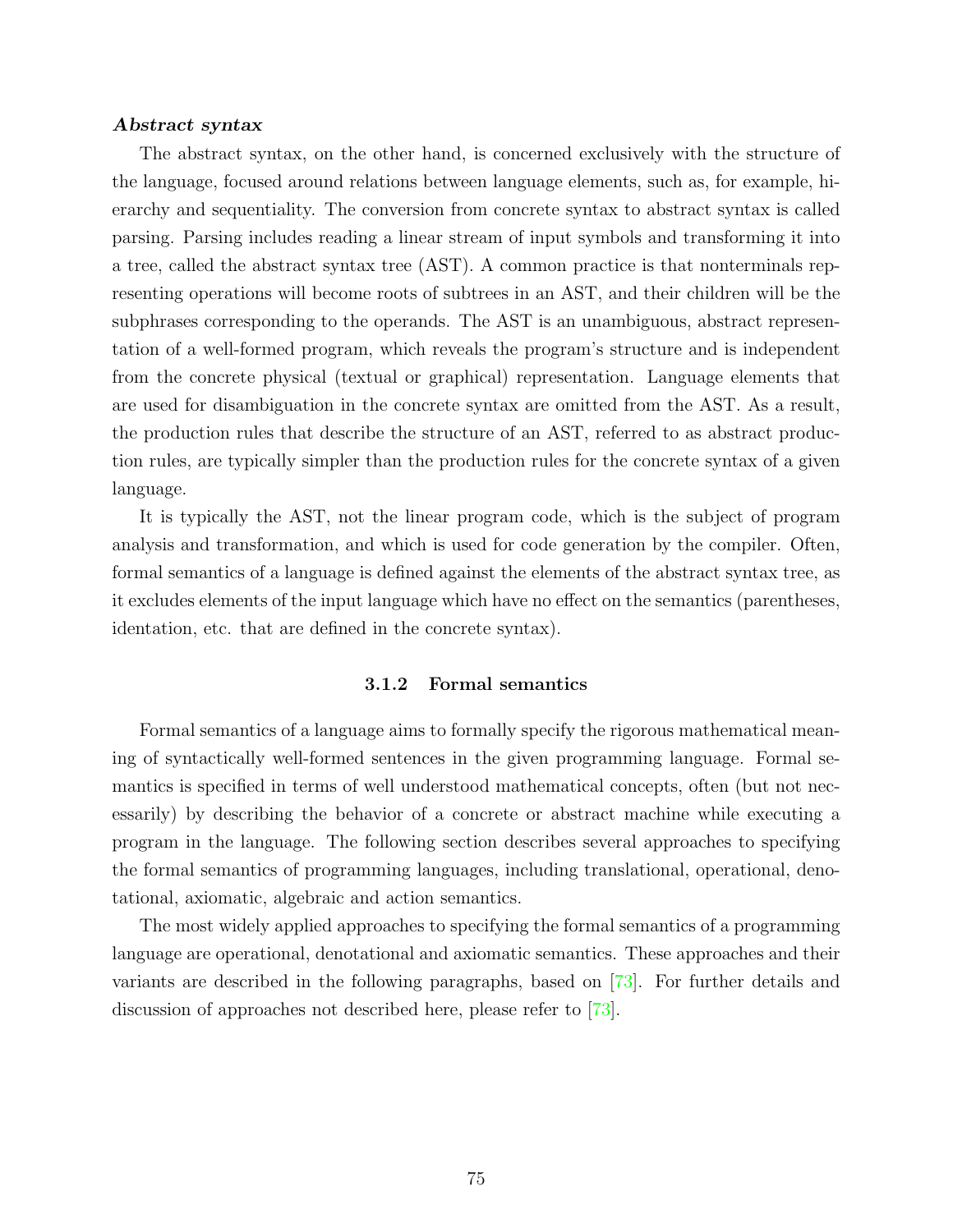***Abstract syntax***

The abstract syntax, on the other hand, is concerned exclusively with the structure of the language, focused around relations between language elements, such as, for example, hierarchy and sequentiality. The conversion from concrete syntax to abstract syntax is called parsing. Parsing includes reading a linear stream of input symbols and transforming it into a tree, called the abstract syntax tree (AST). A common practice is that nonterminals representing operations will become roots of subtrees in an AST, and their children will be the subphrases corresponding to the operands. The AST is an unambiguous, abstract representation of a well-formed program, which reveals the program's structure and is independent from the concrete physical (textual or graphical) representation. Language elements that are used for disambiguation in the concrete syntax are omitted from the AST. As a result, the production rules that describe the structure of an AST, referred to as abstract production rules, are typically simpler than the production rules for the concrete syntax of a given language.

It is typically the AST, not the linear program code, which is the subject of program analysis and transformation, and which is used for code generation by the compiler. Often, formal semantics of a language is defined against the elements of the abstract syntax tree, as it excludes elements of the input language which have no effect on the semantics (parentheses, identation, etc. that are defined in the concrete syntax).

### 3.1.2 Formal semantics

Formal semantics of a language aims to formally specify the rigorous mathematical meaning of syntactically well-formed sentences in the given programming language. Formal semantics is specified in terms of well understood mathematical concepts, often (but not necessarily) by describing the behavior of a concrete or abstract machine while executing a program in the language. The following section describes several approaches to specifying the formal semantics of programming languages, including translational, operational, denotational, axiomatic, algebraic and action semantics.

The most widely applied approaches to specifying the formal semantics of a programming language are operational, denotational and axiomatic semantics. These approaches and their variants are described in the following paragraphs, based on [73]. For further details and discussion of approaches not described here, please refer to [73].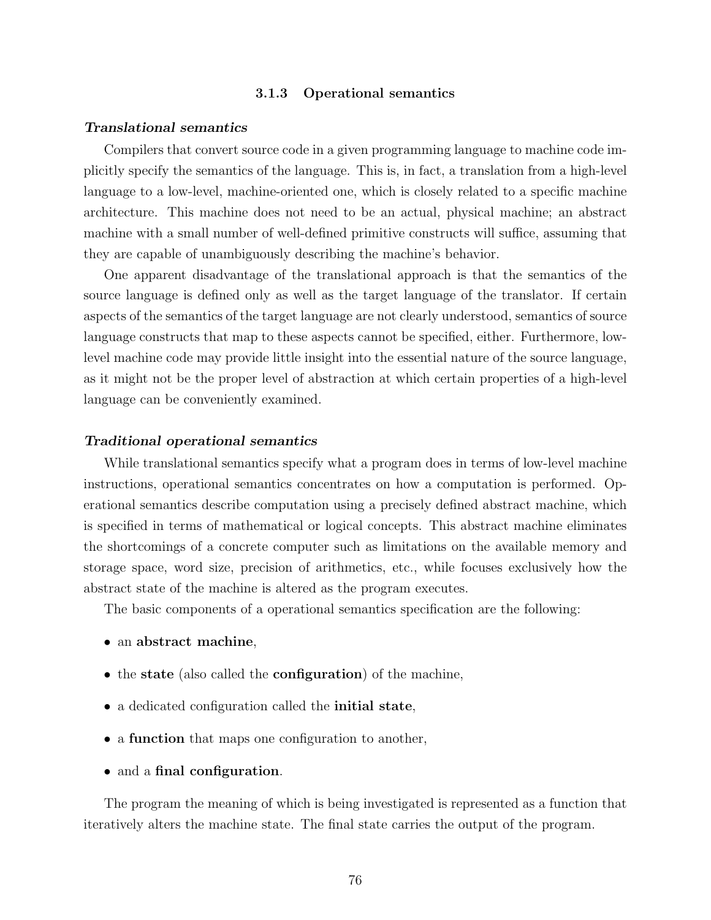### 3.1.3 Operational semantics

***Translational semantics***

Compilers that convert source code in a given programming language to machine code implicitly specify the semantics of the language. This is, in fact, a translation from a high-level language to a low-level, machine-oriented one, which is closely related to a specific machine architecture. This machine does not need to be an actual, physical machine; an abstract machine with a small number of well-defined primitive constructs will suffice, assuming that they are capable of unambiguously describing the machine's behavior.

One apparent disadvantage of the translational approach is that the semantics of the source language is defined only as well as the target language of the translator. If certain aspects of the semantics of the target language are not clearly understood, semantics of source language constructs that map to these aspects cannot be specified, either. Furthermore, low-level machine code may provide little insight into the essential nature of the source language, as it might not be the proper level of abstraction at which certain properties of a high-level language can be conveniently examined.

***Traditional operational semantics***

While translational semantics specify what a program does in terms of low-level machine instructions, operational semantics concentrates on how a computation is performed. Operational semantics describe computation using a precisely defined abstract machine, which is specified in terms of mathematical or logical concepts. This abstract machine eliminates the shortcomings of a concrete computer such as limitations on the available memory and storage space, word size, precision of arithmetics, etc., while focuses exclusively how the abstract state of the machine is altered as the program executes.

The basic components of a operational semantics specification are the following:

- an **abstract machine**,
- the **state** (also called the **configuration**) of the machine,
- a dedicated configuration called the **initial state**,
- a **function** that maps one configuration to another,
- and a **final configuration**.

The program the meaning of which is being investigated is represented as a function that iteratively alters the machine state. The final state carries the output of the program.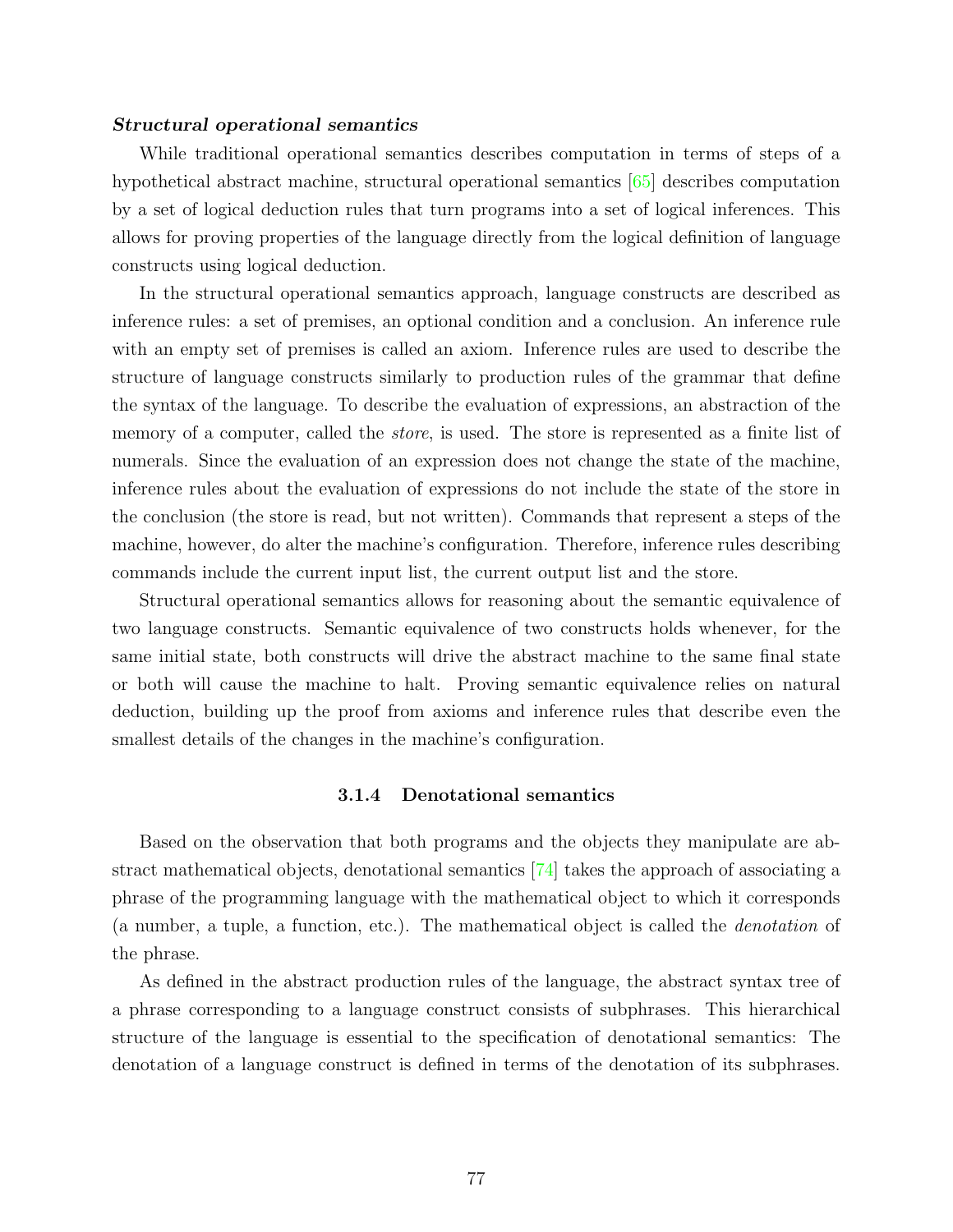***Structural operational semantics***

While traditional operational semantics describes computation in terms of steps of a hypothetical abstract machine, structural operational semantics [65] describes computation by a set of logical deduction rules that turn programs into a set of logical inferences. This allows for proving properties of the language directly from the logical definition of language constructs using logical deduction.

In the structural operational semantics approach, language constructs are described as inference rules: a set of premises, an optional condition and a conclusion. An inference rule with an empty set of premises is called an axiom. Inference rules are used to describe the structure of language constructs similarly to production rules of the grammar that define the syntax of the language. To describe the evaluation of expressions, an abstraction of the memory of a computer, called the *store*, is used. The store is represented as a finite list of numerals. Since the evaluation of an expression does not change the state of the machine, inference rules about the evaluation of expressions do not include the state of the store in the conclusion (the store is read, but not written). Commands that represent a steps of the machine, however, do alter the machine's configuration. Therefore, inference rules describing commands include the current input list, the current output list and the store.

Structural operational semantics allows for reasoning about the semantic equivalence of two language constructs. Semantic equivalence of two constructs holds whenever, for the same initial state, both constructs will drive the abstract machine to the same final state or both will cause the machine to halt. Proving semantic equivalence relies on natural deduction, building up the proof from axioms and inference rules that describe even the smallest details of the changes in the machine's configuration.

### 3.1.4 Denotational semantics

Based on the observation that both programs and the objects they manipulate are abstract mathematical objects, denotational semantics [74] takes the approach of associating a phrase of the programming language with the mathematical object to which it corresponds (a number, a tuple, a function, etc.). The mathematical object is called the *denotation* of the phrase.

As defined in the abstract production rules of the language, the abstract syntax tree of a phrase corresponding to a language construct consists of subphrases. This hierarchical structure of the language is essential to the specification of denotational semantics: The denotation of a language construct is defined in terms of the denotation of its subphrases.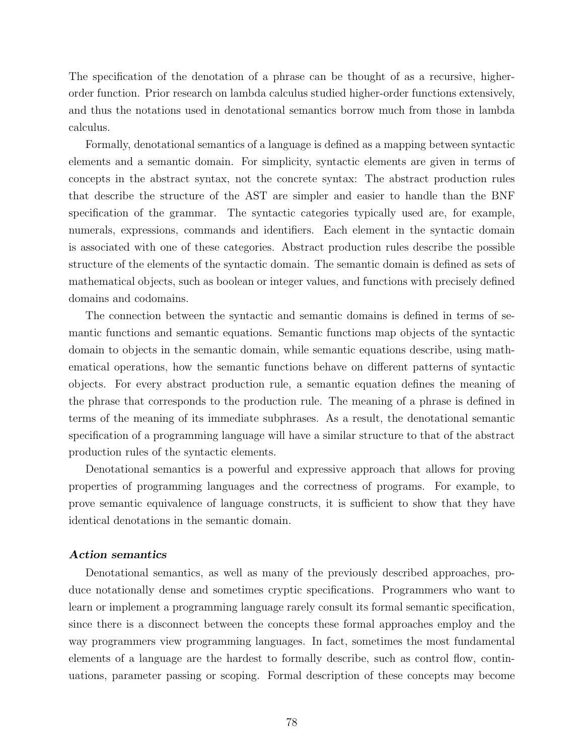The specification of the denotation of a phrase can be thought of as a recursive, higher-order function. Prior research on lambda calculus studied higher-order functions extensively, and thus the notations used in denotational semantics borrow much from those in lambda calculus.

Formally, denotational semantics of a language is defined as a mapping between syntactic elements and a semantic domain. For simplicity, syntactic elements are given in terms of concepts in the abstract syntax, not the concrete syntax: The abstract production rules that describe the structure of the AST are simpler and easier to handle than the BNF specification of the grammar. The syntactic categories typically used are, for example, numerals, expressions, commands and identifiers. Each element in the syntactic domain is associated with one of these categories. Abstract production rules describe the possible structure of the elements of the syntactic domain. The semantic domain is defined as sets of mathematical objects, such as boolean or integer values, and functions with precisely defined domains and codomains.

The connection between the syntactic and semantic domains is defined in terms of semantic functions and semantic equations. Semantic functions map objects of the syntactic domain to objects in the semantic domain, while semantic equations describe, using mathematical operations, how the semantic functions behave on different patterns of syntactic objects. For every abstract production rule, a semantic equation defines the meaning of the phrase that corresponds to the production rule. The meaning of a phrase is defined in terms of the meaning of its immediate subphrases. As a result, the denotational semantic specification of a programming language will have a similar structure to that of the abstract production rules of the syntactic elements.

Denotational semantics is a powerful and expressive approach that allows for proving properties of programming languages and the correctness of programs. For example, to prove semantic equivalence of language constructs, it is sufficient to show that they have identical denotations in the semantic domain.

#### *Action semantics*

Denotational semantics, as well as many of the previously described approaches, produce notationally dense and sometimes cryptic specifications. Programmers who want to learn or implement a programming language rarely consult its formal semantic specification, since there is a disconnect between the concepts these formal approaches employ and the way programmers view programming languages. In fact, sometimes the most fundamental elements of a language are the hardest to formally describe, such as control flow, continuations, parameter passing or scoping. Formal description of these concepts may become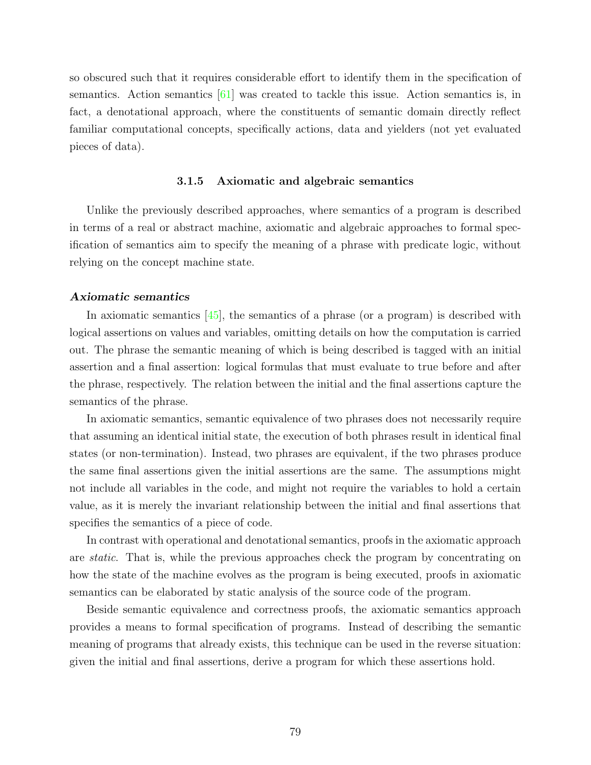so obscured such that it requires considerable effort to identify them in the specification of semantics. Action semantics [61] was created to tackle this issue. Action semantics is, in fact, a denotational approach, where the constituents of semantic domain directly reflect familiar computational concepts, specifically actions, data and yielders (not yet evaluated pieces of data).

### 3.1.5 Axiomatic and algebraic semantics

Unlike the previously described approaches, where semantics of a program is described in terms of a real or abstract machine, axiomatic and algebraic approaches to formal specification of semantics aim to specify the meaning of a phrase with predicate logic, without relying on the concept machine state.

***Axiomatic semantics***

In axiomatic semantics [45], the semantics of a phrase (or a program) is described with logical assertions on values and variables, omitting details on how the computation is carried out. The phrase the semantic meaning of which is being described is tagged with an initial assertion and a final assertion: logical formulas that must evaluate to true before and after the phrase, respectively. The relation between the initial and the final assertions capture the semantics of the phrase.

In axiomatic semantics, semantic equivalence of two phrases does not necessarily require that assuming an identical initial state, the execution of both phrases result in identical final states (or non-termination). Instead, two phrases are equivalent, if the two phrases produce the same final assertions given the initial assertions are the same. The assumptions might not include all variables in the code, and might not require the variables to hold a certain value, as it is merely the invariant relationship between the initial and final assertions that specifies the semantics of a piece of code.

In contrast with operational and denotational semantics, proofs in the axiomatic approach are *static*. That is, while the previous approaches check the program by concentrating on how the state of the machine evolves as the program is being executed, proofs in axiomatic semantics can be elaborated by static analysis of the source code of the program.

Beside semantic equivalence and correctness proofs, the axiomatic semantics approach provides a means to formal specification of programs. Instead of describing the semantic meaning of programs that already exists, this technique can be used in the reverse situation: given the initial and final assertions, derive a program for which these assertions hold.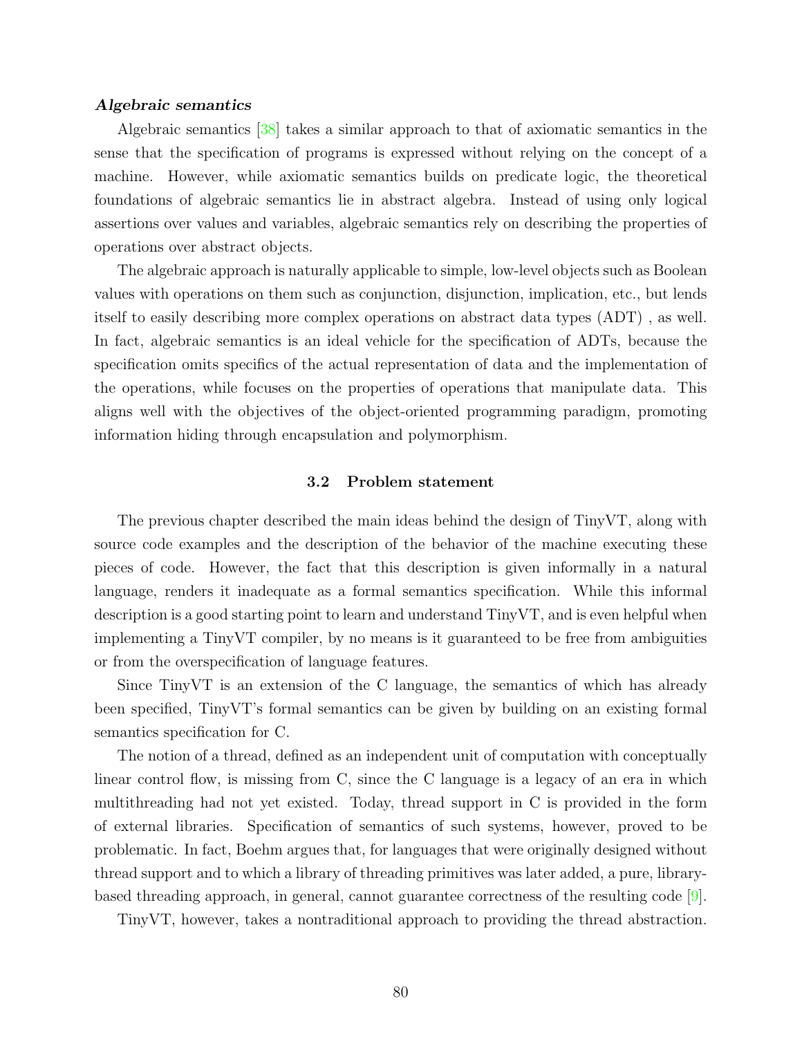***Algebraic semantics***

Algebraic semantics [38] takes a similar approach to that of axiomatic semantics in the sense that the specification of programs is expressed without relying on the concept of a machine. However, while axiomatic semantics builds on predicate logic, the theoretical foundations of algebraic semantics lie in abstract algebra. Instead of using only logical assertions over values and variables, algebraic semantics rely on describing the properties of operations over abstract objects.

The algebraic approach is naturally applicable to simple, low-level objects such as Boolean values with operations on them such as conjunction, disjunction, implication, etc., but lends itself to easily describing more complex operations on abstract data types (ADT) , as well. In fact, algebraic semantics is an ideal vehicle for the specification of ADTs, because the specification omits specifics of the actual representation of data and the implementation of the operations, while focuses on the properties of operations that manipulate data. This aligns well with the objectives of the object-oriented programming paradigm, promoting information hiding through encapsulation and polymorphism.

### 3.2 Problem statement

The previous chapter described the main ideas behind the design of TinyVT, along with source code examples and the description of the behavior of the machine executing these pieces of code. However, the fact that this description is given informally in a natural language, renders it inadequate as a formal semantics specification. While this informal description is a good starting point to learn and understand TinyVT, and is even helpful when implementing a TinyVT compiler, by no means is it guaranteed to be free from ambiguities or from the overspecification of language features.

Since TinyVT is an extension of the C language, the semantics of which has already been specified, TinyVT's formal semantics can be given by building on an existing formal semantics specification for C.

The notion of a thread, defined as an independent unit of computation with conceptually linear control flow, is missing from C, since the C language is a legacy of an era in which multithreading had not yet existed. Today, thread support in C is provided in the form of external libraries. Specification of semantics of such systems, however, proved to be problematic. In fact, Boehm argues that, for languages that were originally designed without thread support and to which a library of threading primitives was later added, a pure, library-based threading approach, in general, cannot guarantee correctness of the resulting code [9].

TinyVT, however, takes a nontraditional approach to providing the thread abstraction.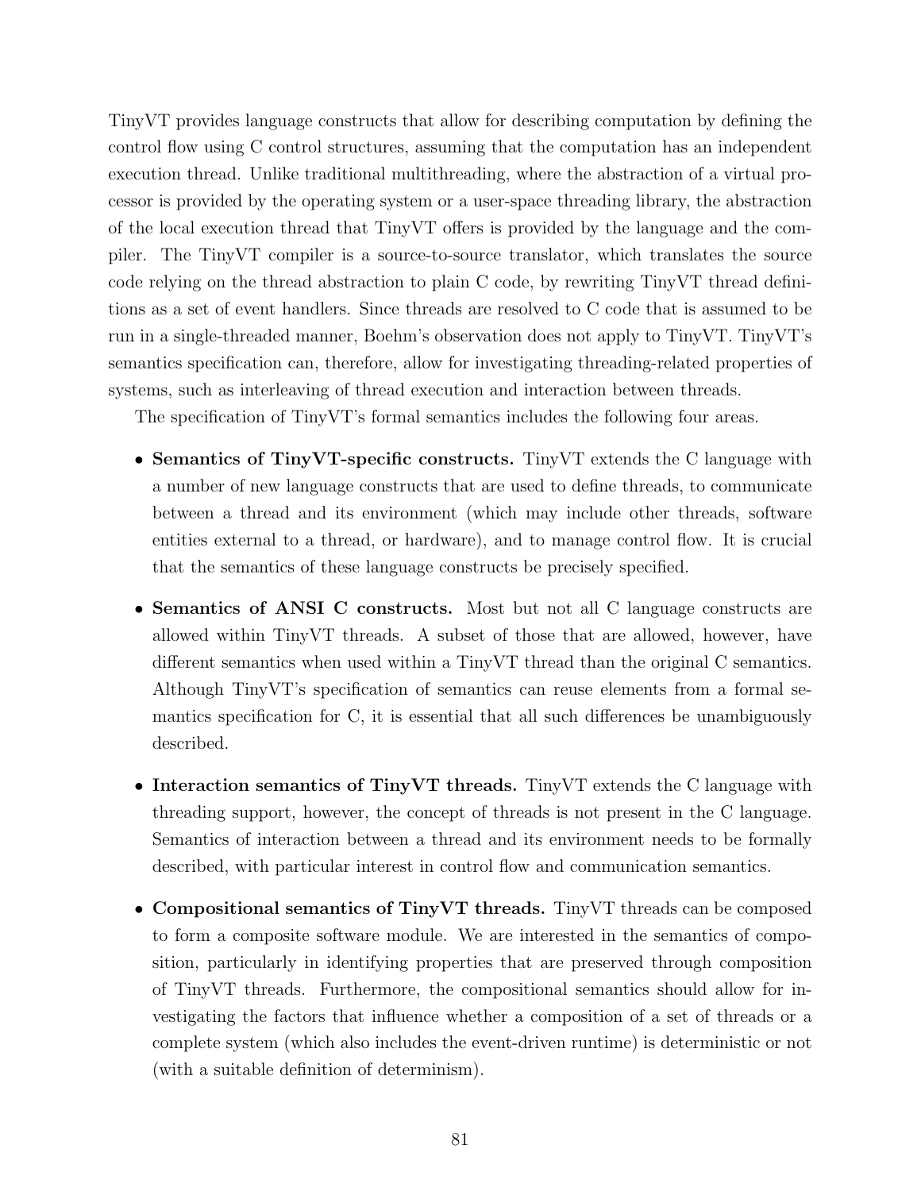TinyVT provides language constructs that allow for describing computation by defining the control flow using C control structures, assuming that the computation has an independent execution thread. Unlike traditional multithreading, where the abstraction of a virtual processor is provided by the operating system or a user-space threading library, the abstraction of the local execution thread that TinyVT offers is provided by the language and the compiler. The TinyVT compiler is a source-to-source translator, which translates the source code relying on the thread abstraction to plain C code, by rewriting TinyVT thread definitions as a set of event handlers. Since threads are resolved to C code that is assumed to be run in a single-threaded manner, Boehm's observation does not apply to TinyVT. TinyVT's semantics specification can, therefore, allow for investigating threading-related properties of systems, such as interleaving of thread execution and interaction between threads.

The specification of TinyVT's formal semantics includes the following four areas.

- **Semantics of TinyVT-specific constructs.** TinyVT extends the C language with a number of new language constructs that are used to define threads, to communicate between a thread and its environment (which may include other threads, software entities external to a thread, or hardware), and to manage control flow. It is crucial that the semantics of these language constructs be precisely specified.

- **Semantics of ANSI C constructs.** Most but not all C language constructs are allowed within TinyVT threads. A subset of those that are allowed, however, have different semantics when used within a TinyVT thread than the original C semantics. Although TinyVT's specification of semantics can reuse elements from a formal semantics specification for C, it is essential that all such differences be unambiguously described.

- **Interaction semantics of TinyVT threads.** TinyVT extends the C language with threading support, however, the concept of threads is not present in the C language. Semantics of interaction between a thread and its environment needs to be formally described, with particular interest in control flow and communication semantics.

- **Compositional semantics of TinyVT threads.** TinyVT threads can be composed to form a composite software module. We are interested in the semantics of composition, particularly in identifying properties that are preserved through composition of TinyVT threads. Furthermore, the compositional semantics should allow for investigating the factors that influence whether a composition of a set of threads or a complete system (which also includes the event-driven runtime) is deterministic or not (with a suitable definition of determinism).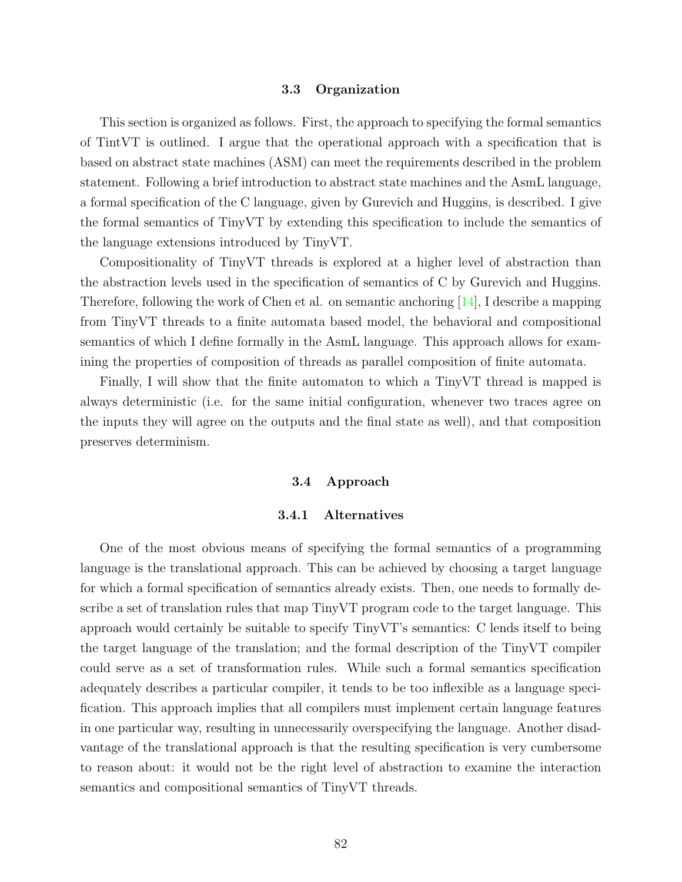### 3.3 Organization

This section is organized as follows. First, the approach to specifying the formal semantics of TintVT is outlined. I argue that the operational approach with a specification that is based on abstract state machines (ASM) can meet the requirements described in the problem statement. Following a brief introduction to abstract state machines and the AsmL language, a formal specification of the C language, given by Gurevich and Huggins, is described. I give the formal semantics of TinyVT by extending this specification to include the semantics of the language extensions introduced by TinyVT.

Compositionality of TinyVT threads is explored at a higher level of abstraction than the abstraction levels used in the specification of semantics of C by Gurevich and Huggins. Therefore, following the work of Chen et al. on semantic anchoring [14], I describe a mapping from TinyVT threads to a finite automata based model, the behavioral and compositional semantics of which I define formally in the AsmL language. This approach allows for examining the properties of composition of threads as parallel composition of finite automata.

Finally, I will show that the finite automaton to which a TinyVT thread is mapped is always deterministic (i.e. for the same initial configuration, whenever two traces agree on the inputs they will agree on the outputs and the final state as well), and that composition preserves determinism.

### 3.4 Approach

#### 3.4.1 Alternatives

One of the most obvious means of specifying the formal semantics of a programming language is the translational approach. This can be achieved by choosing a target language for which a formal specification of semantics already exists. Then, one needs to formally describe a set of translation rules that map TinyVT program code to the target language. This approach would certainly be suitable to specify TinyVT's semantics: C lends itself to being the target language of the translation; and the formal description of the TinyVT compiler could serve as a set of transformation rules. While such a formal semantics specification adequately describes a particular compiler, it tends to be too inflexible as a language specification. This approach implies that all compilers must implement certain language features in one particular way, resulting in unnecessarily overspecifying the language. Another disadvantage of the translational approach is that the resulting specification is very cumbersome to reason about: it would not be the right level of abstraction to examine the interaction semantics and compositional semantics of TinyVT threads.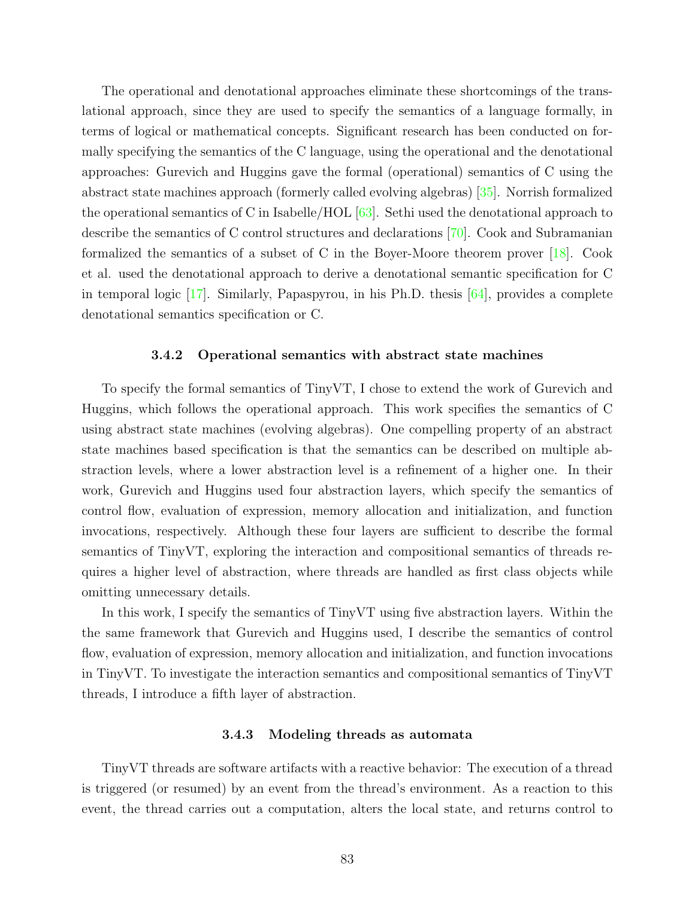The operational and denotational approaches eliminate these shortcomings of the translational approach, since they are used to specify the semantics of a language formally, in terms of logical or mathematical concepts. Significant research has been conducted on formally specifying the semantics of the C language, using the operational and the denotational approaches: Gurevich and Huggins gave the formal (operational) semantics of C using the abstract state machines approach (formerly called evolving algebras) [35]. Norrish formalized the operational semantics of C in Isabelle/HOL [63]. Sethi used the denotational approach to describe the semantics of C control structures and declarations [70]. Cook and Subramanian formalized the semantics of a subset of C in the Boyer-Moore theorem prover [18]. Cook et al. used the denotational approach to derive a denotational semantic specification for C in temporal logic [17]. Similarly, Papaspyrou, in his Ph.D. thesis [64], provides a complete denotational semantics specification or C.

### 3.4.2 Operational semantics with abstract state machines

To specify the formal semantics of TinyVT, I chose to extend the work of Gurevich and Huggins, which follows the operational approach. This work specifies the semantics of C using abstract state machines (evolving algebras). One compelling property of an abstract state machines based specification is that the semantics can be described on multiple abstraction levels, where a lower abstraction level is a refinement of a higher one. In their work, Gurevich and Huggins used four abstraction layers, which specify the semantics of control flow, evaluation of expression, memory allocation and initialization, and function invocations, respectively. Although these four layers are sufficient to describe the formal semantics of TinyVT, exploring the interaction and compositional semantics of threads requires a higher level of abstraction, where threads are handled as first class objects while omitting unnecessary details.

In this work, I specify the semantics of TinyVT using five abstraction layers. Within the the same framework that Gurevich and Huggins used, I describe the semantics of control flow, evaluation of expression, memory allocation and initialization, and function invocations in TinyVT. To investigate the interaction semantics and compositional semantics of TinyVT threads, I introduce a fifth layer of abstraction.

### 3.4.3 Modeling threads as automata

TinyVT threads are software artifacts with a reactive behavior: The execution of a thread is triggered (or resumed) by an event from the thread's environment. As a reaction to this event, the thread carries out a computation, alters the local state, and returns control to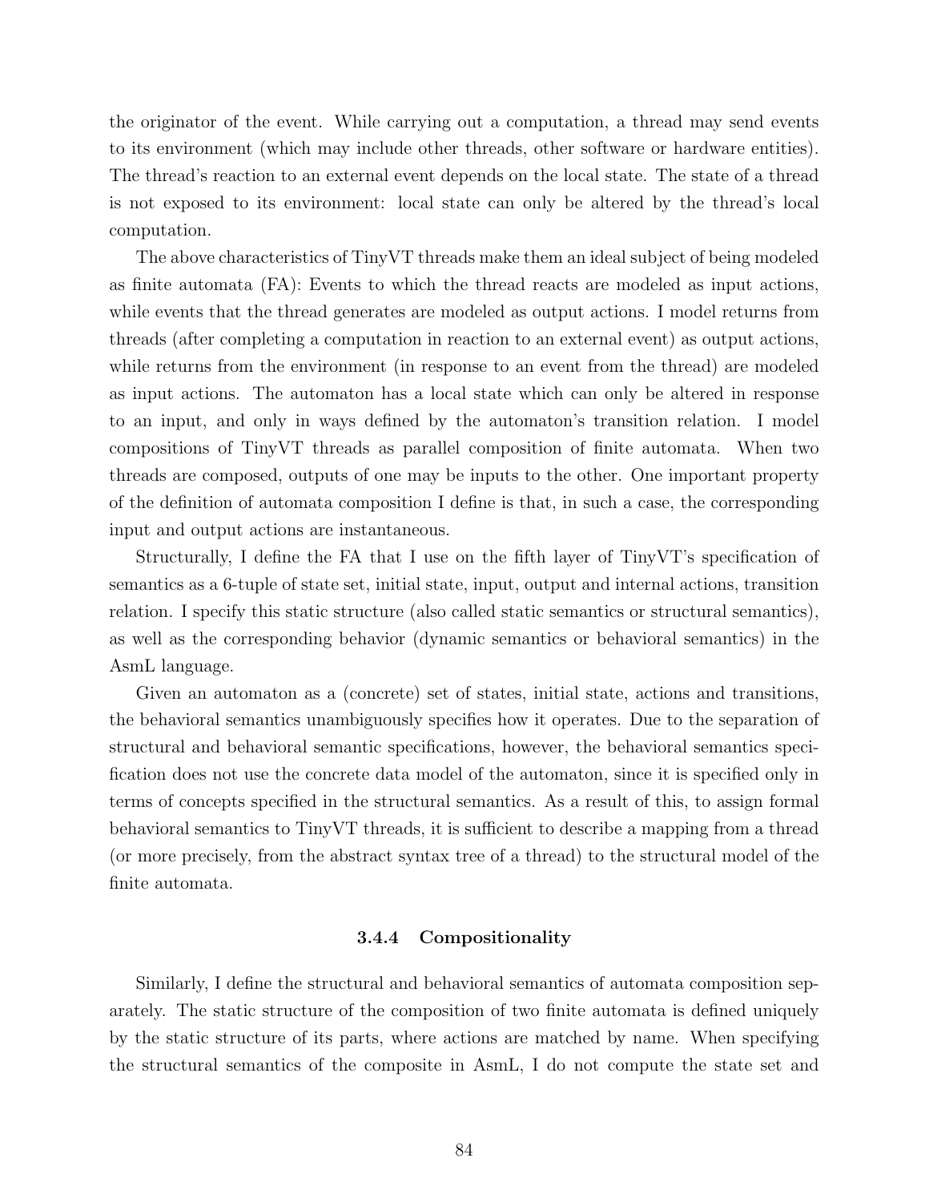the originator of the event. While carrying out a computation, a thread may send events to its environment (which may include other threads, other software or hardware entities). The thread's reaction to an external event depends on the local state. The state of a thread is not exposed to its environment: local state can only be altered by the thread's local computation.

The above characteristics of TinyVT threads make them an ideal subject of being modeled as finite automata (FA): Events to which the thread reacts are modeled as input actions, while events that the thread generates are modeled as output actions. I model returns from threads (after completing a computation in reaction to an external event) as output actions, while returns from the environment (in response to an event from the thread) are modeled as input actions. The automaton has a local state which can only be altered in response to an input, and only in ways defined by the automaton's transition relation. I model compositions of TinyVT threads as parallel composition of finite automata. When two threads are composed, outputs of one may be inputs to the other. One important property of the definition of automata composition I define is that, in such a case, the corresponding input and output actions are instantaneous.

Structurally, I define the FA that I use on the fifth layer of TinyVT's specification of semantics as a 6-tuple of state set, initial state, input, output and internal actions, transition relation. I specify this static structure (also called static semantics or structural semantics), as well as the corresponding behavior (dynamic semantics or behavioral semantics) in the AsmL language.

Given an automaton as a (concrete) set of states, initial state, actions and transitions, the behavioral semantics unambiguously specifies how it operates. Due to the separation of structural and behavioral semantic specifications, however, the behavioral semantics specification does not use the concrete data model of the automaton, since it is specified only in terms of concepts specified in the structural semantics. As a result of this, to assign formal behavioral semantics to TinyVT threads, it is sufficient to describe a mapping from a thread (or more precisely, from the abstract syntax tree of a thread) to the structural model of the finite automata.

### 3.4.4 Compositionality

Similarly, I define the structural and behavioral semantics of automata composition separately. The static structure of the composition of two finite automata is defined uniquely by the static structure of its parts, where actions are matched by name. When specifying the structural semantics of the composite in AsmL, I do not compute the state set and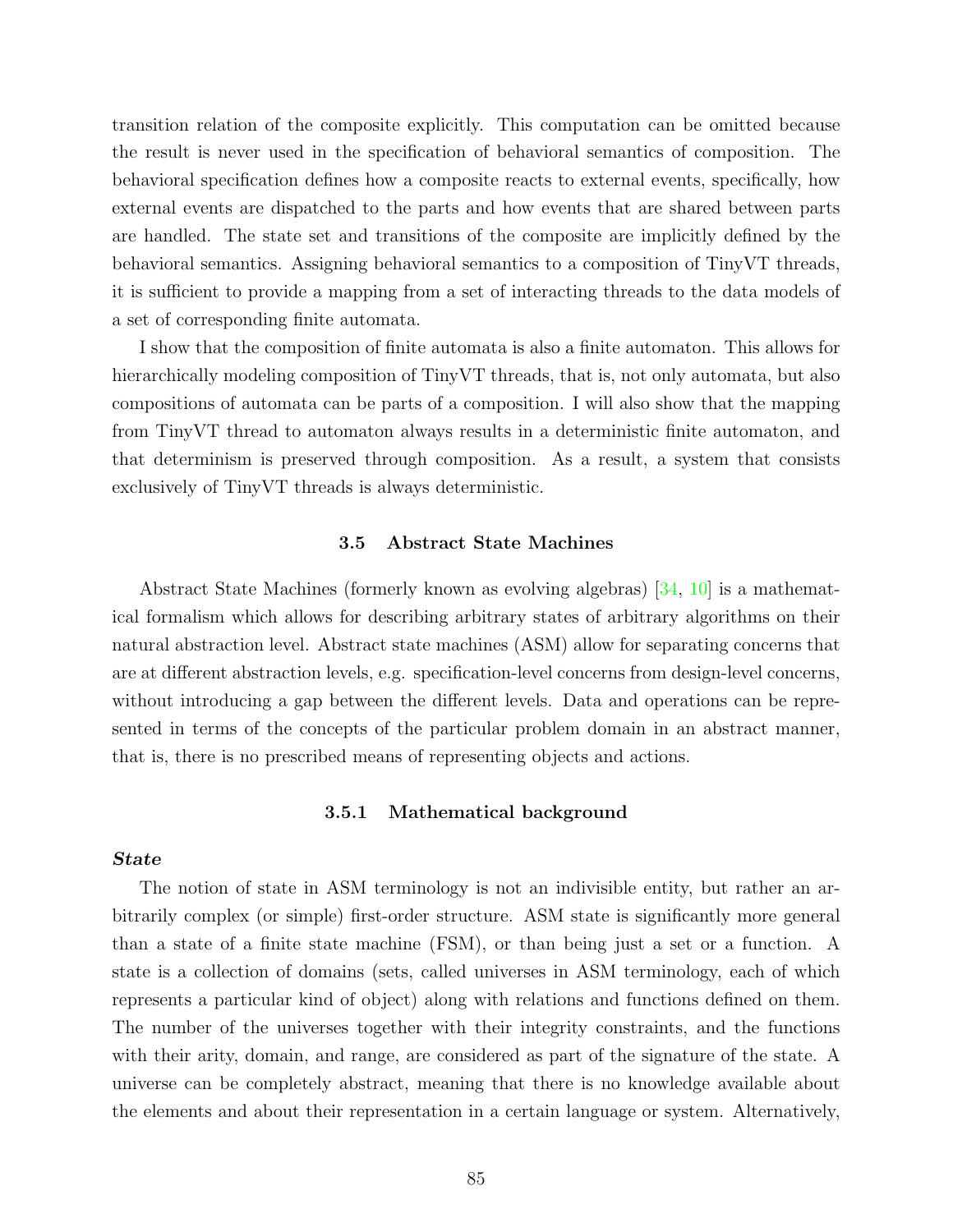transition relation of the composite explicitly. This computation can be omitted because the result is never used in the specification of behavioral semantics of composition. The behavioral specification defines how a composite reacts to external events, specifically, how external events are dispatched to the parts and how events that are shared between parts are handled. The state set and transitions of the composite are implicitly defined by the behavioral semantics. Assigning behavioral semantics to a composition of TinyVT threads, it is sufficient to provide a mapping from a set of interacting threads to the data models of a set of corresponding finite automata.

I show that the composition of finite automata is also a finite automaton. This allows for hierarchically modeling composition of TinyVT threads, that is, not only automata, but also compositions of automata can be parts of a composition. I will also show that the mapping from TinyVT thread to automaton always results in a deterministic finite automaton, and that determinism is preserved through composition. As a result, a system that consists exclusively of TinyVT threads is always deterministic.

### 3.5 Abstract State Machines

Abstract State Machines (formerly known as evolving algebras) [34, 10] is a mathematical formalism which allows for describing arbitrary states of arbitrary algorithms on their natural abstraction level. Abstract state machines (ASM) allow for separating concerns that are at different abstraction levels, e.g. specification-level concerns from design-level concerns, without introducing a gap between the different levels. Data and operations can be represented in terms of the concepts of the particular problem domain in an abstract manner, that is, there is no prescribed means of representing objects and actions.

#### 3.5.1 Mathematical background

***State***

The notion of state in ASM terminology is not an indivisible entity, but rather an arbitrarily complex (or simple) first-order structure. ASM state is significantly more general than a state of a finite state machine (FSM), or than being just a set or a function. A state is a collection of domains (sets, called universes in ASM terminology, each of which represents a particular kind of object) along with relations and functions defined on them. The number of the universes together with their integrity constraints, and the functions with their arity, domain, and range, are considered as part of the signature of the state. A universe can be completely abstract, meaning that there is no knowledge available about the elements and about their representation in a certain language or system. Alternatively,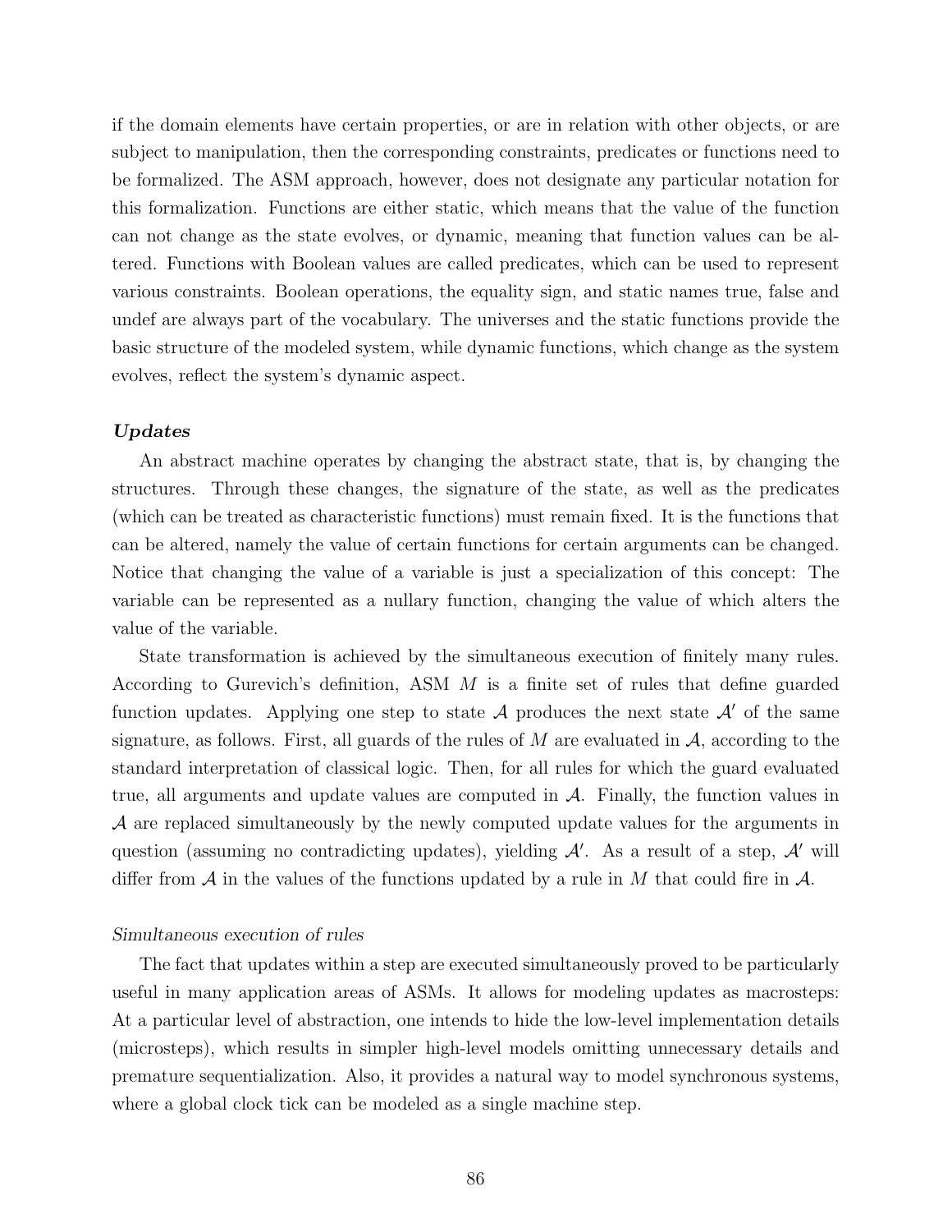if the domain elements have certain properties, or are in relation with other objects, or are subject to manipulation, then the corresponding constraints, predicates or functions need to be formalized. The ASM approach, however, does not designate any particular notation for this formalization. Functions are either static, which means that the value of the function can not change as the state evolves, or dynamic, meaning that function values can be altered. Functions with Boolean values are called predicates, which can be used to represent various constraints. Boolean operations, the equality sign, and static names true, false and undef are always part of the vocabulary. The universes and the static functions provide the basic structure of the modeled system, while dynamic functions, which change as the system evolves, reflect the system's dynamic aspect.

#### ***Updates***

An abstract machine operates by changing the abstract state, that is, by changing the structures. Through these changes, the signature of the state, as well as the predicates (which can be treated as characteristic functions) must remain fixed. It is the functions that can be altered, namely the value of certain functions for certain arguments can be changed. Notice that changing the value of a variable is just a specialization of this concept: The variable can be represented as a nullary function, changing the value of which alters the value of the variable.

State transformation is achieved by the simultaneous execution of finitely many rules. According to Gurevich's definition, ASM $M$ is a finite set of rules that define guarded function updates. Applying one step to state $\mathcal{A}$ produces the next state $\mathcal{A}'$ of the same signature, as follows. First, all guards of the rules of $M$ are evaluated in $\mathcal{A}$, according to the standard interpretation of classical logic. Then, for all rules for which the guard evaluated true, all arguments and update values are computed in $\mathcal{A}$. Finally, the function values in $\mathcal{A}$ are replaced simultaneously by the newly computed update values for the arguments in question (assuming no contradicting updates), yielding $\mathcal{A}'$. As a result of a step, $\mathcal{A}'$ will differ from $\mathcal{A}$ in the values of the functions updated by a rule in $M$ that could fire in $\mathcal{A}$.

##### *Simultaneous execution of rules*

The fact that updates within a step are executed simultaneously proved to be particularly useful in many application areas of ASMs. It allows for modeling updates as macrosteps: At a particular level of abstraction, one intends to hide the low-level implementation details (microsteps), which results in simpler high-level models omitting unnecessary details and premature sequentialization. Also, it provides a natural way to model synchronous systems, where a global clock tick can be modeled as a single machine step.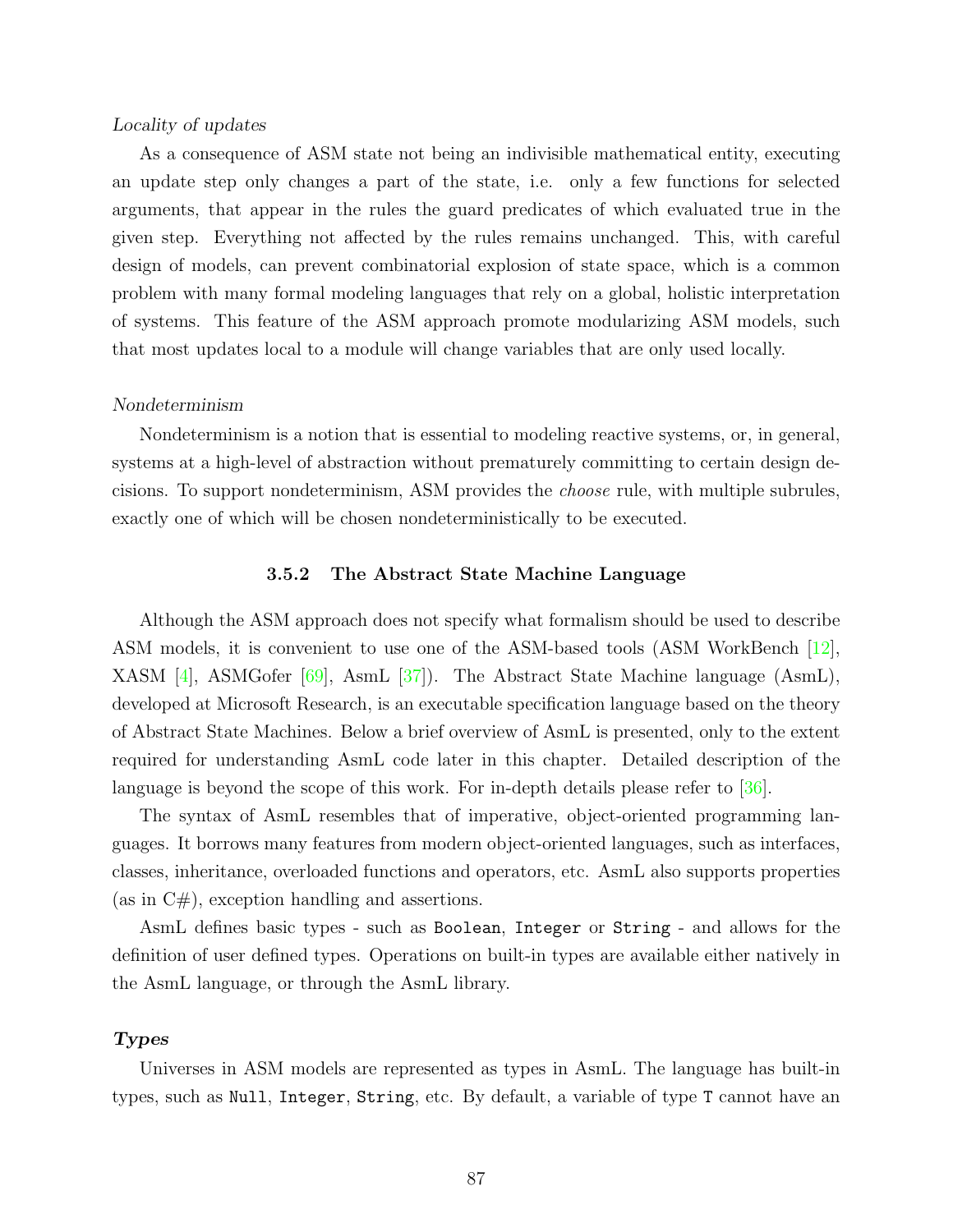*Locality of updates*

As a consequence of ASM state not being an indivisible mathematical entity, executing an update step only changes a part of the state, i.e. only a few functions for selected arguments, that appear in the rules the guard predicates of which evaluated true in the given step. Everything not affected by the rules remains unchanged. This, with careful design of models, can prevent combinatorial explosion of state space, which is a common problem with many formal modeling languages that rely on a global, holistic interpretation of systems. This feature of the ASM approach promote modularizing ASM models, such that most updates local to a module will change variables that are only used locally.

*Nondeterminism*

Nondeterminism is a notion that is essential to modeling reactive systems, or, in general, systems at a high-level of abstraction without prematurely committing to certain design decisions. To support nondeterminism, ASM provides the *choose* rule, with multiple subrules, exactly one of which will be chosen nondeterministically to be executed.

### 3.5.2 The Abstract State Machine Language

Although the ASM approach does not specify what formalism should be used to describe ASM models, it is convenient to use one of the ASM-based tools (ASM WorkBench [12], XASM [4], ASMGofer [69], AsmL [37]). The Abstract State Machine language (AsmL), developed at Microsoft Research, is an executable specification language based on the theory of Abstract State Machines. Below a brief overview of AsmL is presented, only to the extent required for understanding AsmL code later in this chapter. Detailed description of the language is beyond the scope of this work. For in-depth details please refer to [36].

The syntax of AsmL resembles that of imperative, object-oriented programming languages. It borrows many features from modern object-oriented languages, such as interfaces, classes, inheritance, overloaded functions and operators, etc. AsmL also supports properties (as in C#), exception handling and assertions.

AsmL defines basic types - such as `Boolean`, `Integer` or `String` - and allows for the definition of user defined types. Operations on built-in types are available either natively in the AsmL language, or through the AsmL library.

***Types***

Universes in ASM models are represented as types in AsmL. The language has built-in types, such as `Null`, `Integer`, `String`, etc. By default, a variable of type `T` cannot have an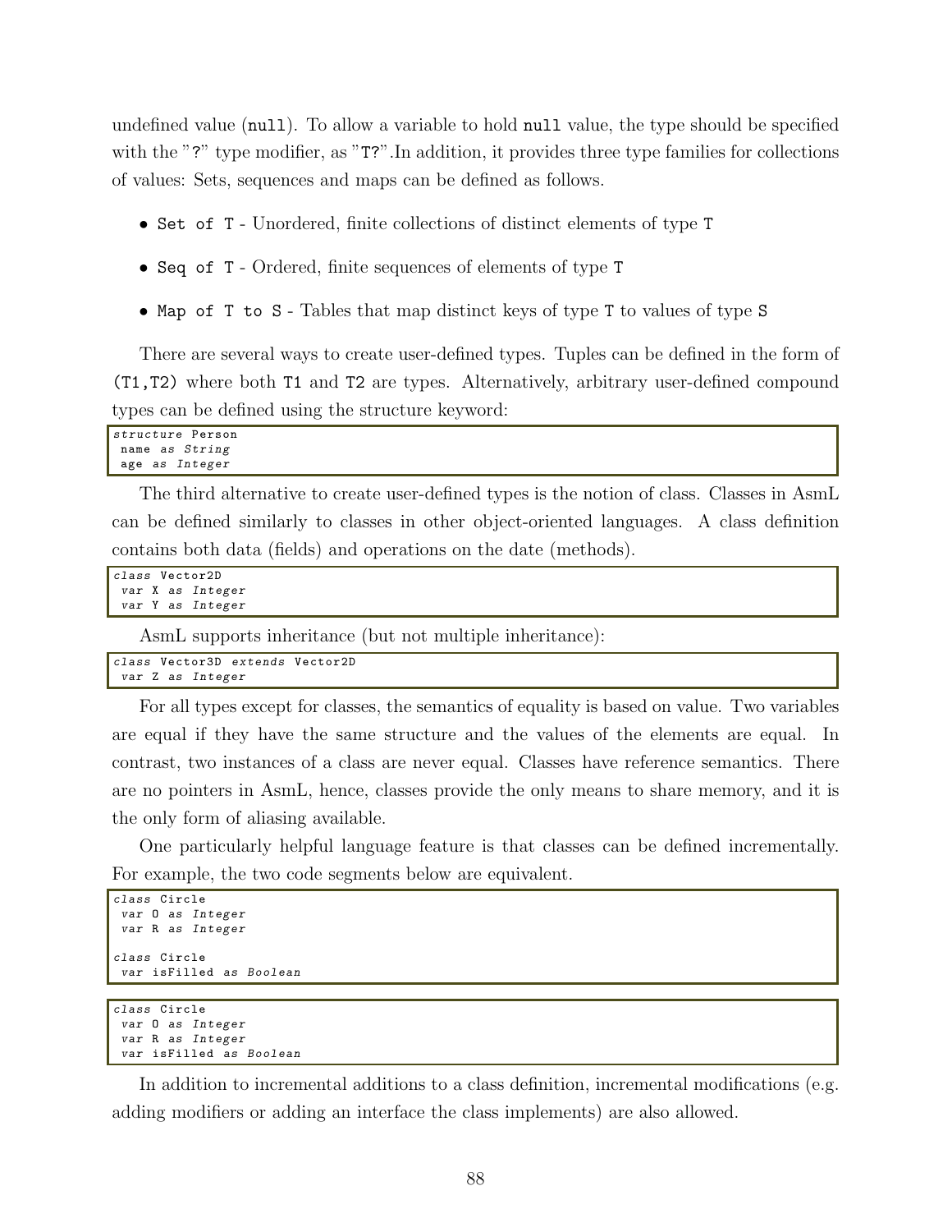undefined value (`null`). To allow a variable to hold `null` value, the type should be specified with the "`?`" type modifier, as "`T?`".In addition, it provides three type families for collections of values: Sets, sequences and maps can be defined as follows.

- `Set of T` - Unordered, finite collections of distinct elements of type `T`
- `Seq of T` - Ordered, finite sequences of elements of type `T`
- `Map of T to S` - Tables that map distinct keys of type `T` to values of type `S`

There are several ways to create user-defined types. Tuples can be defined in the form of `(T1,T2)` where both `T1` and `T2` are types. Alternatively, arbitrary user-defined compound types can be defined using the structure keyword:

```
structure Person
 name as String
 age as Integer
```

The third alternative to create user-defined types is the notion of class. Classes in AsmL can be defined similarly to classes in other object-oriented languages. A class definition contains both data (fields) and operations on the date (methods).

```
class Vector2D
 var X as Integer
 var Y as Integer
```

AsmL supports inheritance (but not multiple inheritance):

```
class Vector3D extends Vector2D
 var Z as Integer
```

For all types except for classes, the semantics of equality is based on value. Two variables are equal if they have the same structure and the values of the elements are equal. In contrast, two instances of a class are never equal. Classes have reference semantics. There are no pointers in AsmL, hence, classes provide the only means to share memory, and it is the only form of aliasing available.

One particularly helpful language feature is that classes can be defined incrementally. For example, the two code segments below are equivalent.

```
class Circle
 var O as Integer
 var R as Integer

class Circle
 var isFilled as Boolean
```

```
class Circle
 var O as Integer
 var R as Integer
 var isFilled as Boolean
```

In addition to incremental additions to a class definition, incremental modifications (e.g. adding modifiers or adding an interface the class implements) are also allowed.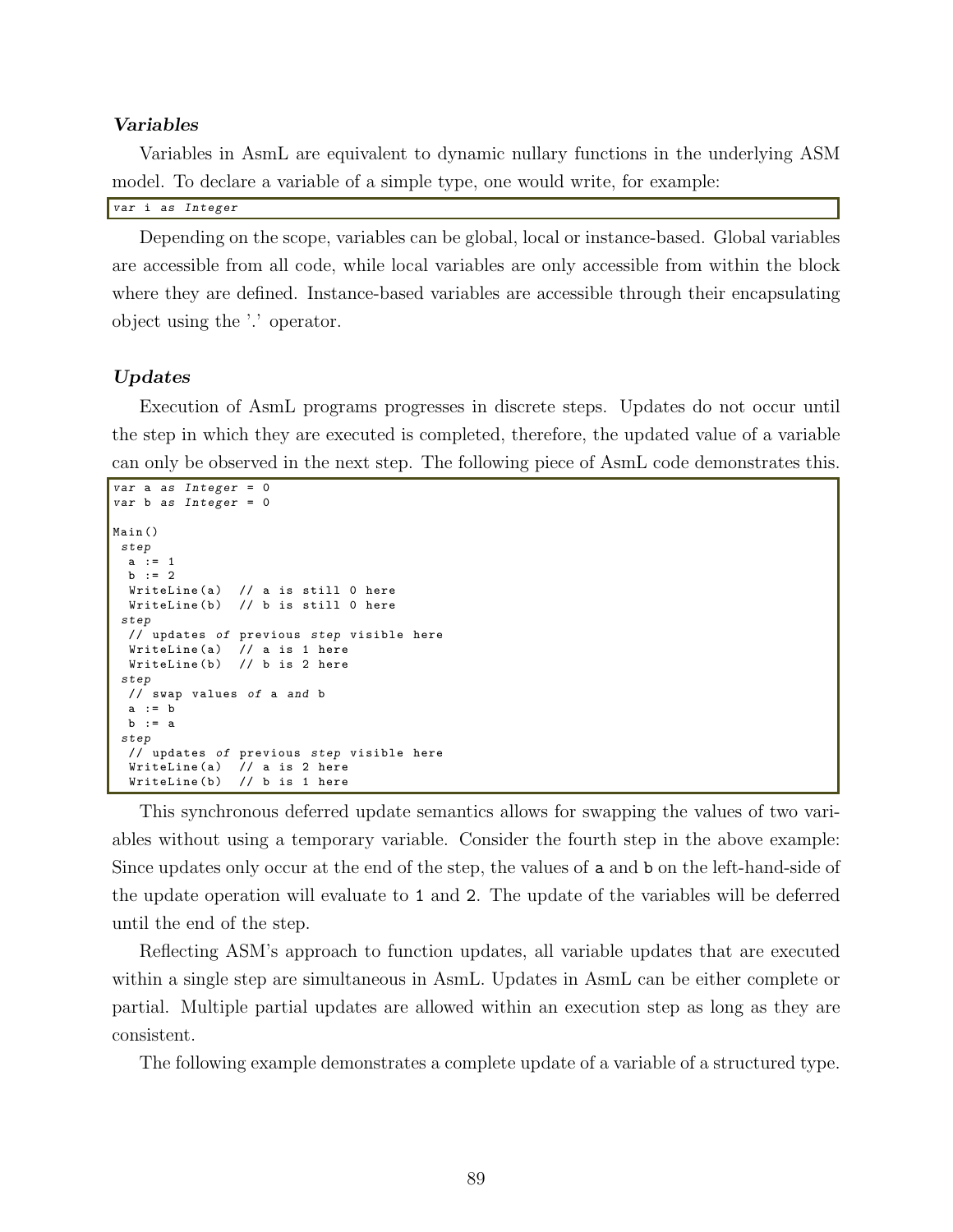***Variables***

Variables in AsmL are equivalent to dynamic nullary functions in the underlying ASM model. To declare a variable of a simple type, one would write, for example:

```
var i as Integer
```

Depending on the scope, variables can be global, local or instance-based. Global variables are accessible from all code, while local variables are only accessible from within the block where they are defined. Instance-based variables are accessible through their encapsulating object using the '.' operator.

***Updates***

Execution of AsmL programs progresses in discrete steps. Updates do not occur until the step in which they are executed is completed, therefore, the updated value of a variable can only be observed in the next step. The following piece of AsmL code demonstrates this.

```
var a as Integer = 0
var b as Integer = 0

Main()
 step
  a := 1
  b := 2
  WriteLine(a)  // a is still 0 here
  WriteLine(b)  // b is still 0 here
 step
  // updates of previous step visible here
  WriteLine(a)  // a is 1 here
  WriteLine(b)  // b is 2 here
 step
  // swap values of a and b
  a := b
  b := a
 step
  // updates of previous step visible here
  WriteLine(a)  // a is 2 here
  WriteLine(b)  // b is 1 here
```

This synchronous deferred update semantics allows for swapping the values of two variables without using a temporary variable. Consider the fourth step in the above example: Since updates only occur at the end of the step, the values of `a` and `b` on the left-hand-side of the update operation will evaluate to `1` and `2`. The update of the variables will be deferred until the end of the step.

Reflecting ASM's approach to function updates, all variable updates that are executed within a single step are simultaneous in AsmL. Updates in AsmL can be either complete or partial. Multiple partial updates are allowed within an execution step as long as they are consistent.

The following example demonstrates a complete update of a variable of a structured type.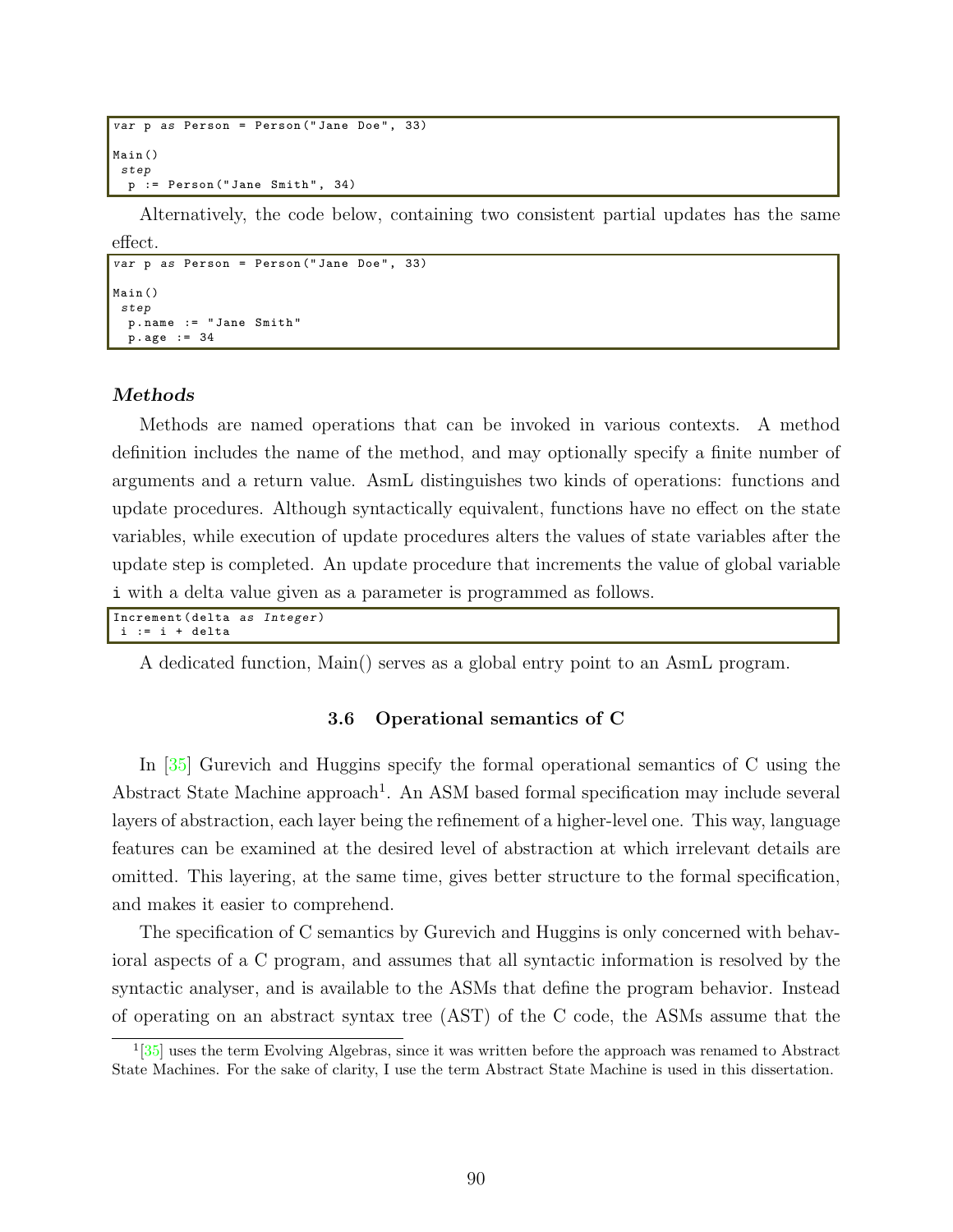```
var p as Person = Person("Jane Doe", 33)

Main()
 step
  p := Person("Jane Smith", 34)
```

Alternatively, the code below, containing two consistent partial updates has the same effect.

```
var p as Person = Person("Jane Doe", 33)

Main()
 step
  p.name := "Jane Smith"
  p.age := 34
```

***Methods***

Methods are named operations that can be invoked in various contexts. A method definition includes the name of the method, and may optionally specify a finite number of arguments and a return value. AsmL distinguishes two kinds of operations: functions and update procedures. Although syntactically equivalent, functions have no effect on the state variables, while execution of update procedures alters the values of state variables after the update step is completed. An update procedure that increments the value of global variable `i` with a delta value given as a parameter is programmed as follows.

```
Increment(delta as Integer)
 i := i + delta
```

A dedicated function, Main() serves as a global entry point to an AsmL program.

### 3.6 Operational semantics of C

In [35] Gurevich and Huggins specify the formal operational semantics of C using the Abstract State Machine approach[1]. An ASM based formal specification may include several layers of abstraction, each layer being the refinement of a higher-level one. This way, language features can be examined at the desired level of abstraction at which irrelevant details are omitted. This layering, at the same time, gives better structure to the formal specification, and makes it easier to comprehend.

The specification of C semantics by Gurevich and Huggins is only concerned with behavioral aspects of a C program, and assumes that all syntactic information is resolved by the syntactic analyser, and is available to the ASMs that define the program behavior. Instead of operating on an abstract syntax tree (AST) of the C code, the ASMs assume that the

---

[1] [35] uses the term Evolving Algebras, since it was written before the approach was renamed to Abstract State Machines. For the sake of clarity, I use the term Abstract State Machine is used in this dissertation.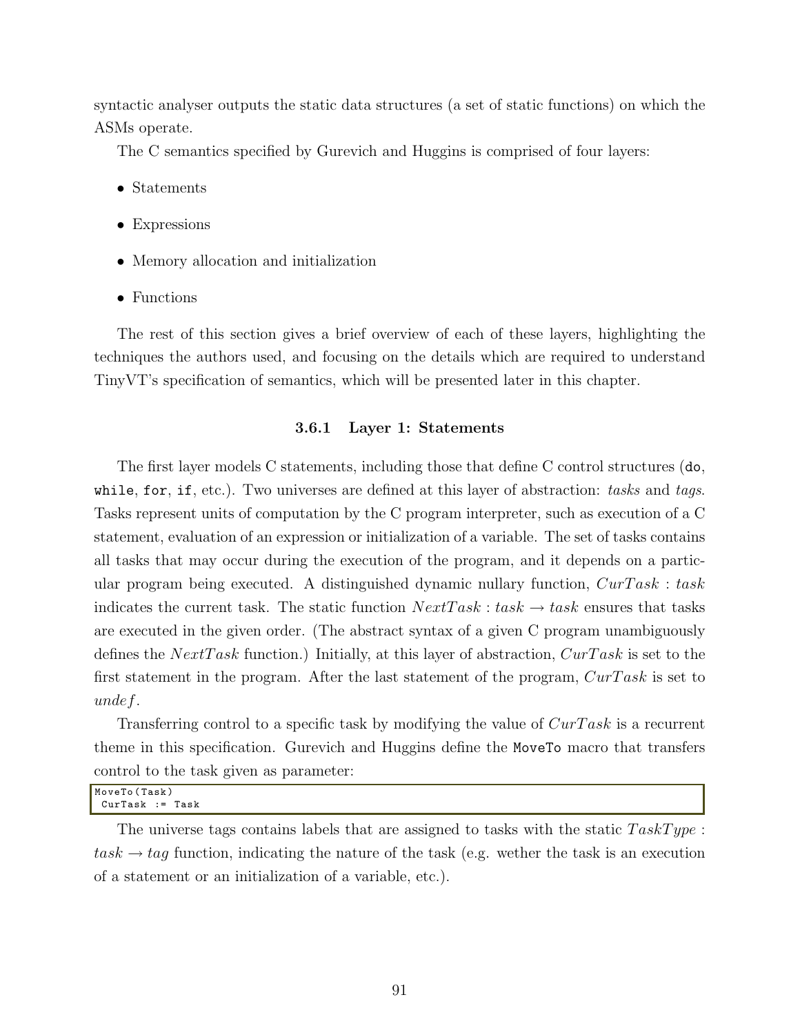syntactic analyser outputs the static data structures (a set of static functions) on which the ASMs operate.

The C semantics specified by Gurevich and Huggins is comprised of four layers:

- Statements
- Expressions
- Memory allocation and initialization
- Functions

The rest of this section gives a brief overview of each of these layers, highlighting the techniques the authors used, and focusing on the details which are required to understand TinyVT's specification of semantics, which will be presented later in this chapter.

### 3.6.1 Layer 1: Statements

The first layer models C statements, including those that define C control structures (`do`, `while`, `for`, `if`, etc.). Two universes are defined at this layer of abstraction: *tasks* and *tags*. Tasks represent units of computation by the C program interpreter, such as execution of a C statement, evaluation of an expression or initialization of a variable. The set of tasks contains all tasks that may occur during the execution of the program, and it depends on a particular program being executed. A distinguished dynamic nullary function, $CurTask : task$ indicates the current task. The static function $NextTask : task \rightarrow task$ ensures that tasks are executed in the given order. (The abstract syntax of a given C program unambiguously defines the $NextTask$ function.) Initially, at this layer of abstraction, $CurTask$ is set to the first statement in the program. After the last statement of the program, $CurTask$ is set to $undef$.

Transferring control to a specific task by modifying the value of $CurTask$ is a recurrent theme in this specification. Gurevich and Huggins define the `MoveTo` macro that transfers control to the task given as parameter:

```
MoveTo(Task)
 CurTask := Task
```

The universe tags contains labels that are assigned to tasks with the static $TaskType : task \rightarrow tag$ function, indicating the nature of the task (e.g. wether the task is an execution of a statement or an initialization of a variable, etc.).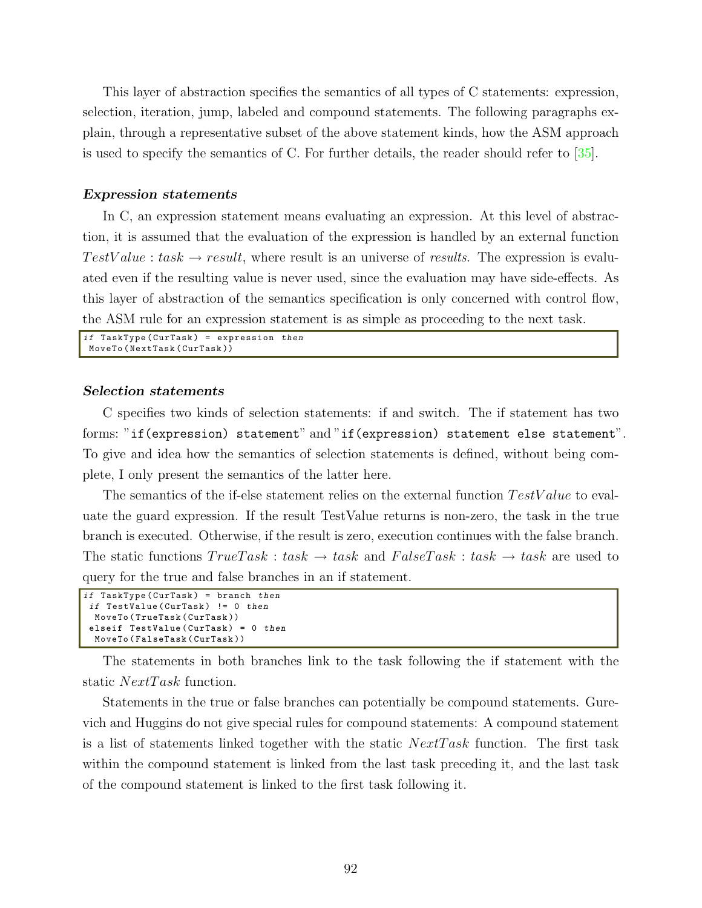This layer of abstraction specifies the semantics of all types of C statements: expression, selection, iteration, jump, labeled and compound statements. The following paragraphs explain, through a representative subset of the above statement kinds, how the ASM approach is used to specify the semantics of C. For further details, the reader should refer to [35].

#### *Expression statements*

In C, an expression statement means evaluating an expression. At this level of abstraction, it is assumed that the evaluation of the expression is handled by an external function $TestValue : task \rightarrow result$, where result is an universe of *results*. The expression is evaluated even if the resulting value is never used, since the evaluation may have side-effects. As this layer of abstraction of the semantics specification is only concerned with control flow, the ASM rule for an expression statement is as simple as proceeding to the next task.

```
if TaskType(CurTask) = expression then
 MoveTo(NextTask(CurTask))
```

#### *Selection statements*

C specifies two kinds of selection statements: if and switch. The if statement has two forms: "`if(expression) statement`" and "`if(expression) statement else statement`". To give and idea how the semantics of selection statements is defined, without being complete, I only present the semantics of the latter here.

The semantics of the if-else statement relies on the external function $TestValue$ to evaluate the guard expression. If the result TestValue returns is non-zero, the task in the true branch is executed. Otherwise, if the result is zero, execution continues with the false branch. The static functions $TrueTask : task \rightarrow task$ and $FalseTask : task \rightarrow task$ are used to query for the true and false branches in an if statement.

```
if TaskType(CurTask) = branch then
 if TestValue(CurTask) != 0 then
  MoveTo(TrueTask(CurTask))
 elseif TestValue(CurTask) = 0 then
  MoveTo(FalseTask(CurTask))
```

The statements in both branches link to the task following the if statement with the static $NextTask$ function.

Statements in the true or false branches can potentially be compound statements. Gurevich and Huggins do not give special rules for compound statements: A compound statement is a list of statements linked together with the static $NextTask$ function. The first task within the compound statement is linked from the last task preceding it, and the last task of the compound statement is linked to the first task following it.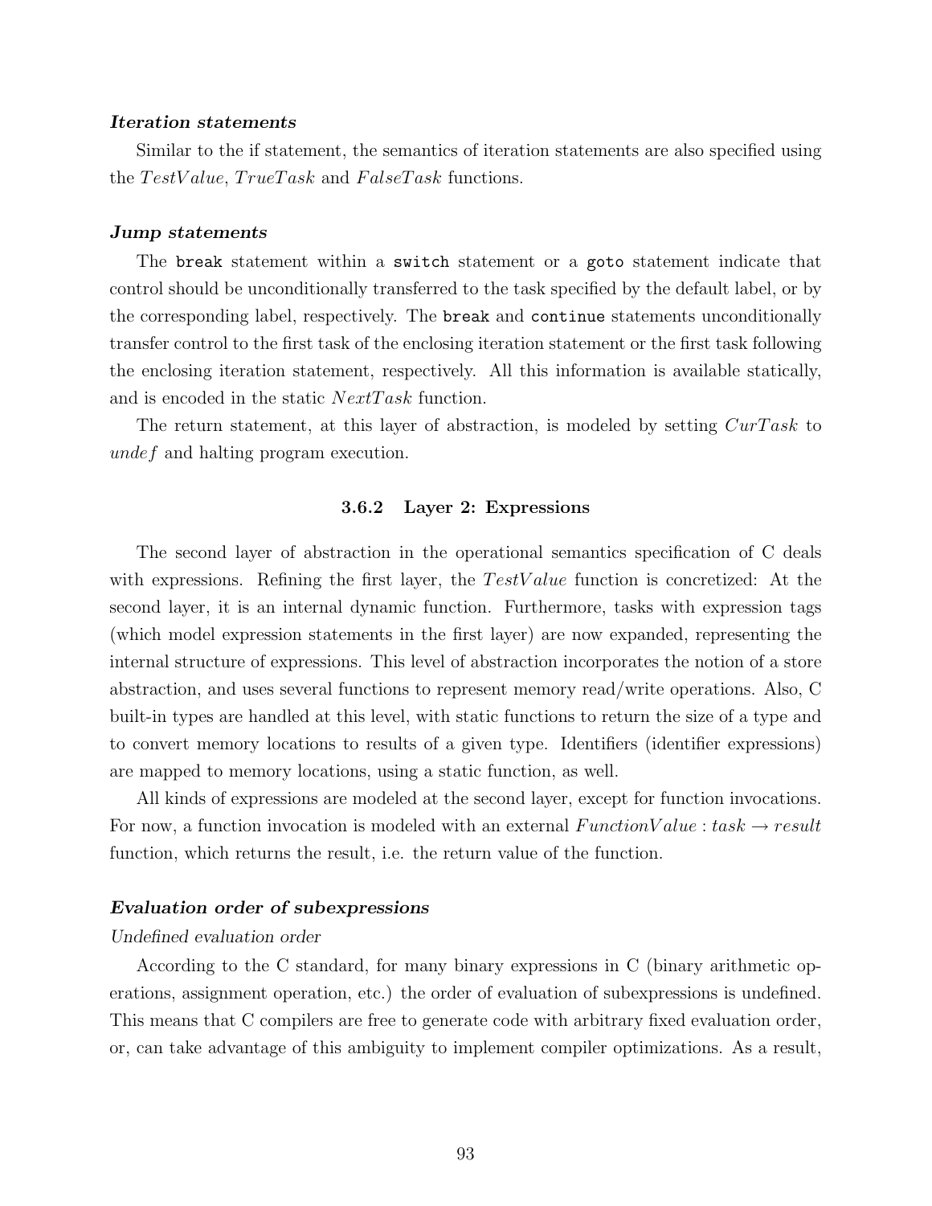#### ***Iteration statements***

Similar to the if statement, the semantics of iteration statements are also specified using the $TestValue$, $TrueTask$ and $FalseTask$ functions.

#### ***Jump statements***

The `break` statement within a `switch` statement or a `goto` statement indicate that control should be unconditionally transferred to the task specified by the default label, or by the corresponding label, respectively. The `break` and `continue` statements unconditionally transfer control to the first task of the enclosing iteration statement or the first task following the enclosing iteration statement, respectively. All this information is available statically, and is encoded in the static $NextTask$ function.

The return statement, at this layer of abstraction, is modeled by setting $CurTask$ to $undef$ and halting program execution.

### 3.6.2 Layer 2: Expressions

The second layer of abstraction in the operational semantics specification of C deals with expressions. Refining the first layer, the $TestValue$ function is concretized: At the second layer, it is an internal dynamic function. Furthermore, tasks with expression tags (which model expression statements in the first layer) are now expanded, representing the internal structure of expressions. This level of abstraction incorporates the notion of a store abstraction, and uses several functions to represent memory read/write operations. Also, C built-in types are handled at this level, with static functions to return the size of a type and to convert memory locations to results of a given type. Identifiers (identifier expressions) are mapped to memory locations, using a static function, as well.

All kinds of expressions are modeled at the second layer, except for function invocations. For now, a function invocation is modeled with an external $FunctionValue : task \rightarrow result$ function, which returns the result, i.e. the return value of the function.

#### ***Evaluation order of subexpressions***

*Undefined evaluation order*

According to the C standard, for many binary expressions in C (binary arithmetic operations, assignment operation, etc.) the order of evaluation of subexpressions is undefined. This means that C compilers are free to generate code with arbitrary fixed evaluation order, or, can take advantage of this ambiguity to implement compiler optimizations. As a result,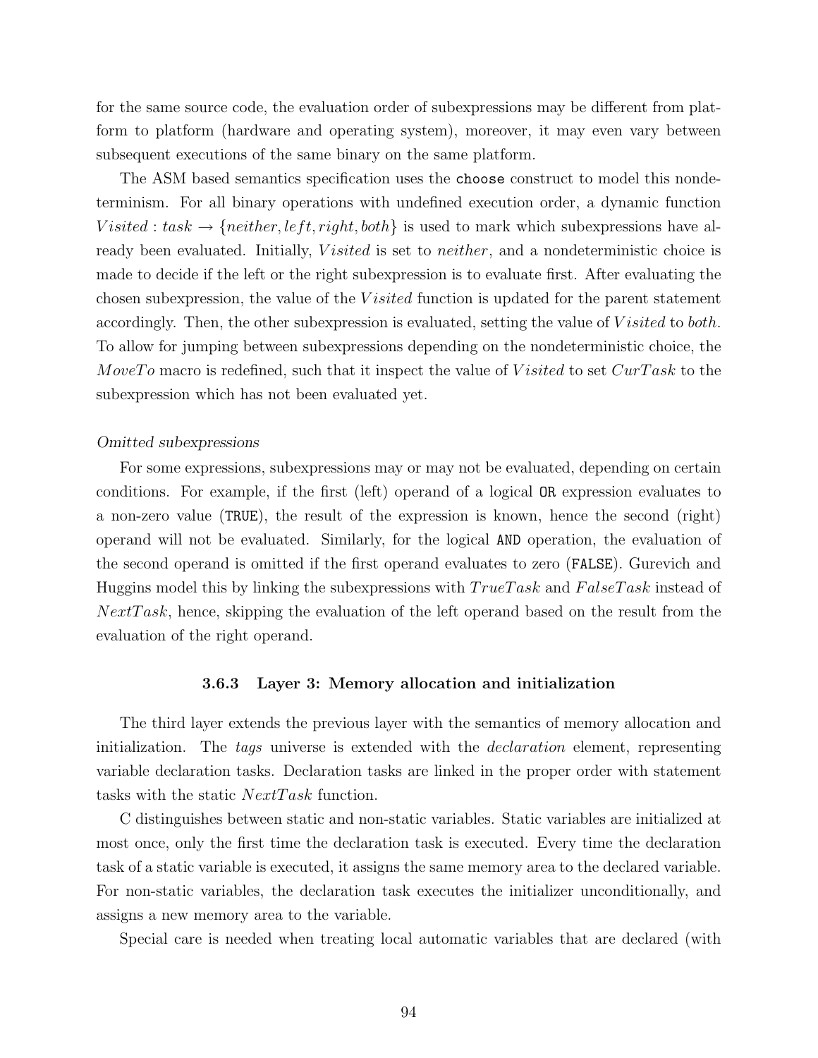for the same source code, the evaluation order of subexpressions may be different from platform to platform (hardware and operating system), moreover, it may even vary between subsequent executions of the same binary on the same platform.

The ASM based semantics specification uses the `choose` construct to model this nondeterminism. For all binary operations with undefined execution order, a dynamic function $Visited : task \rightarrow \{neither, left, right, both\}$ is used to mark which subexpressions have already been evaluated. Initially, $Visited$ is set to *neither*, and a nondeterministic choice is made to decide if the left or the right subexpression is to evaluate first. After evaluating the chosen subexpression, the value of the $Visited$ function is updated for the parent statement accordingly. Then, the other subexpression is evaluated, setting the value of $Visited$ to *both*. To allow for jumping between subexpressions depending on the nondeterministic choice, the $MoveTo$ macro is redefined, such that it inspect the value of $Visited$ to set $CurTask$ to the subexpression which has not been evaluated yet.

*Omitted subexpressions*

For some expressions, subexpressions may or may not be evaluated, depending on certain conditions. For example, if the first (left) operand of a logical `OR` expression evaluates to a non-zero value (`TRUE`), the result of the expression is known, hence the second (right) operand will not be evaluated. Similarly, for the logical `AND` operation, the evaluation of the second operand is omitted if the first operand evaluates to zero (`FALSE`). Gurevich and Huggins model this by linking the subexpressions with $TrueTask$ and $FalseTask$ instead of $NextTask$, hence, skipping the evaluation of the left operand based on the result from the evaluation of the right operand.

### 3.6.3 Layer 3: Memory allocation and initialization

The third layer extends the previous layer with the semantics of memory allocation and initialization. The *tags* universe is extended with the *declaration* element, representing variable declaration tasks. Declaration tasks are linked in the proper order with statement tasks with the static $NextTask$ function.

C distinguishes between static and non-static variables. Static variables are initialized at most once, only the first time the declaration task is executed. Every time the declaration task of a static variable is executed, it assigns the same memory area to the declared variable. For non-static variables, the declaration task executes the initializer unconditionally, and assigns a new memory area to the variable.

Special care is needed when treating local automatic variables that are declared (with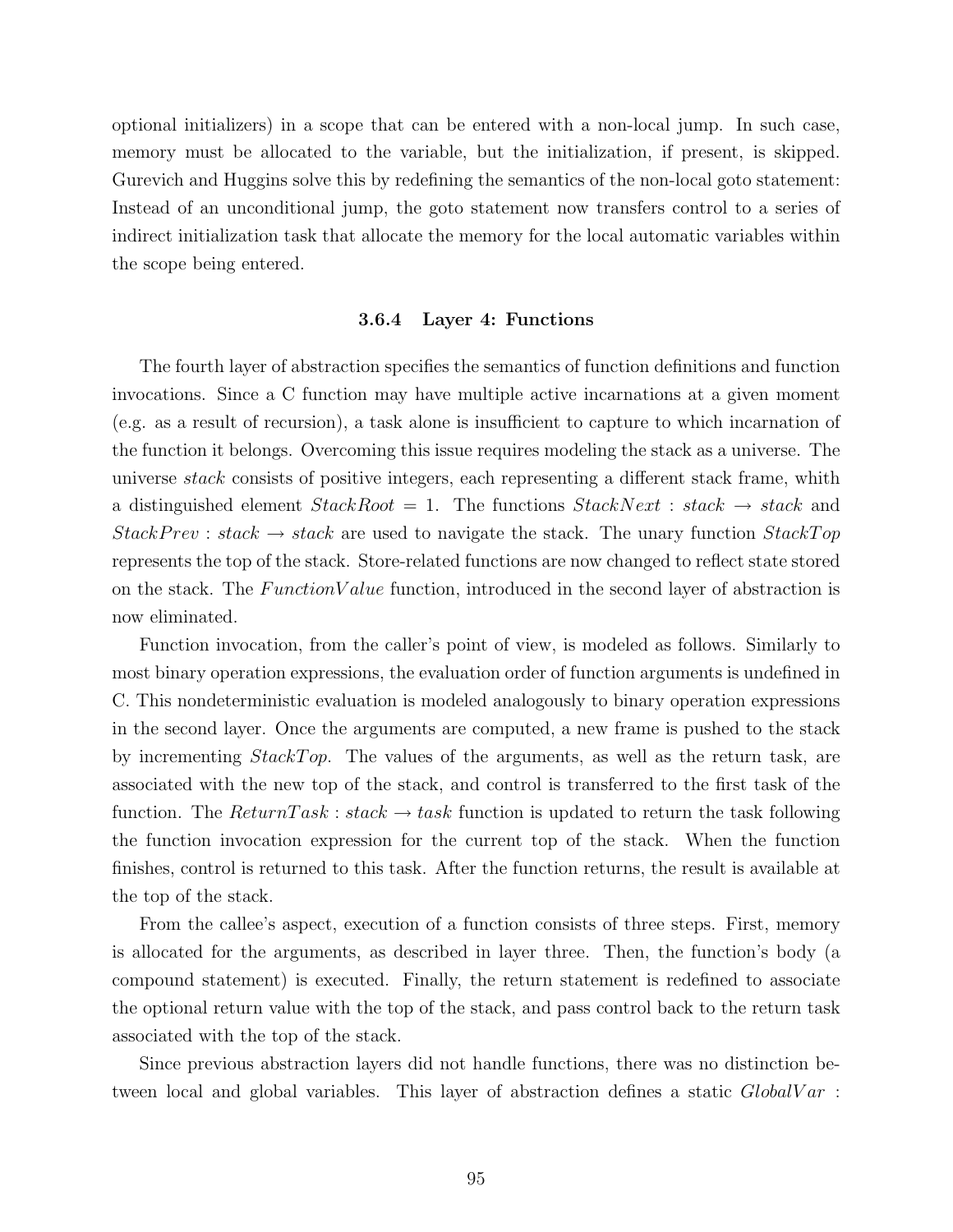optional initializers) in a scope that can be entered with a non-local jump. In such case, memory must be allocated to the variable, but the initialization, if present, is skipped. Gurevich and Huggins solve this by redefining the semantics of the non-local goto statement: Instead of an unconditional jump, the goto statement now transfers control to a series of indirect initialization task that allocate the memory for the local automatic variables within the scope being entered.

### 3.6.4 Layer 4: Functions

The fourth layer of abstraction specifies the semantics of function definitions and function invocations. Since a C function may have multiple active incarnations at a given moment (e.g. as a result of recursion), a task alone is insufficient to capture to which incarnation of the function it belongs. Overcoming this issue requires modeling the stack as a universe. The universe *stack* consists of positive integers, each representing a different stack frame, whith a distinguished element $StackRoot = 1$. The functions $StackNext : stack \rightarrow stack$ and $StackPrev : stack \rightarrow stack$ are used to navigate the stack. The unary function $StackTop$ represents the top of the stack. Store-related functions are now changed to reflect state stored on the stack. The $FunctionValue$ function, introduced in the second layer of abstraction is now eliminated.

Function invocation, from the caller's point of view, is modeled as follows. Similarly to most binary operation expressions, the evaluation order of function arguments is undefined in C. This nondeterministic evaluation is modeled analogously to binary operation expressions in the second layer. Once the arguments are computed, a new frame is pushed to the stack by incrementing $StackTop$. The values of the arguments, as well as the return task, are associated with the new top of the stack, and control is transferred to the first task of the function. The $ReturnTask : stack \rightarrow task$ function is updated to return the task following the function invocation expression for the current top of the stack. When the function finishes, control is returned to this task. After the function returns, the result is available at the top of the stack.

From the callee's aspect, execution of a function consists of three steps. First, memory is allocated for the arguments, as described in layer three. Then, the function's body (a compound statement) is executed. Finally, the return statement is redefined to associate the optional return value with the top of the stack, and pass control back to the return task associated with the top of the stack.

Since previous abstraction layers did not handle functions, there was no distinction between local and global variables. This layer of abstraction defines a static $GlobalVar$ :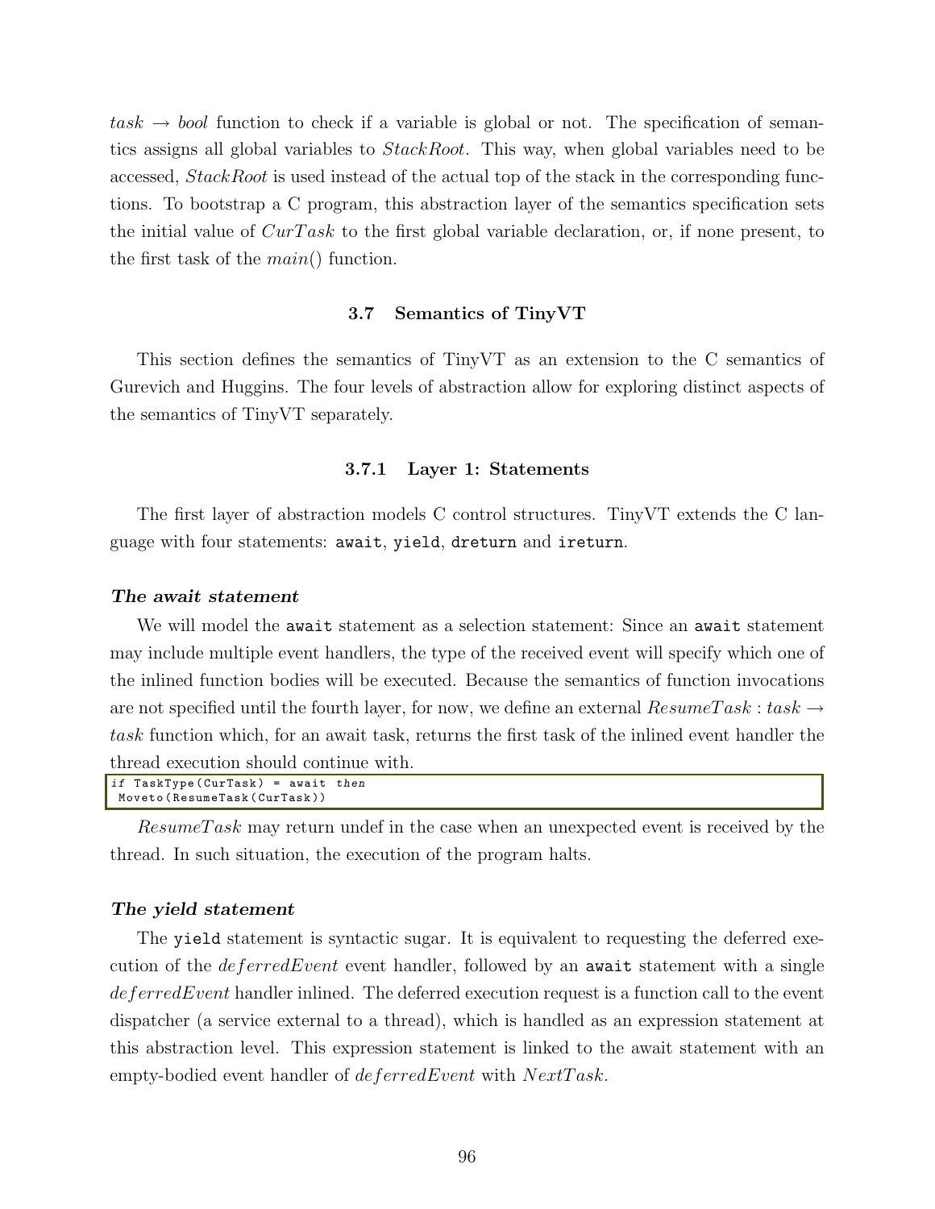$task \rightarrow bool$ function to check if a variable is global or not. The specification of semantics assigns all global variables to *StackRoot*. This way, when global variables need to be accessed, *StackRoot* is used instead of the actual top of the stack in the corresponding functions. To bootstrap a C program, this abstraction layer of the semantics specification sets the initial value of $CurTask$ to the first global variable declaration, or, if none present, to the first task of the $main()$ function.

### 3.7 Semantics of TinyVT

This section defines the semantics of TinyVT as an extension to the C semantics of Gurevich and Huggins. The four levels of abstraction allow for exploring distinct aspects of the semantics of TinyVT separately.

#### 3.7.1 Layer 1: Statements

The first layer of abstraction models C control structures. TinyVT extends the C language with four statements: `await`, `yield`, `dreturn` and `ireturn`.

***The await statement***

We will model the `await` statement as a selection statement: Since an `await` statement may include multiple event handlers, the type of the received event will specify which one of the inlined function bodies will be executed. Because the semantics of function invocations are not specified until the fourth layer, for now, we define an external $ResumeTask : task \rightarrow task$ function which, for an await task, returns the first task of the inlined event handler the thread execution should continue with.

```
if TaskType(CurTask) = await then
 Moveto(ResumeTask(CurTask))
```

$ResumeTask$ may return undef in the case when an unexpected event is received by the thread. In such situation, the execution of the program halts.

***The yield statement***

The `yield` statement is syntactic sugar. It is equivalent to requesting the deferred execution of the $deferredEvent$ event handler, followed by an `await` statement with a single $deferredEvent$ handler inlined. The deferred execution request is a function call to the event dispatcher (a service external to a thread), which is handled as an expression statement at this abstraction level. This expression statement is linked to the await statement with an empty-bodied event handler of $deferredEvent$ with $NextTask$.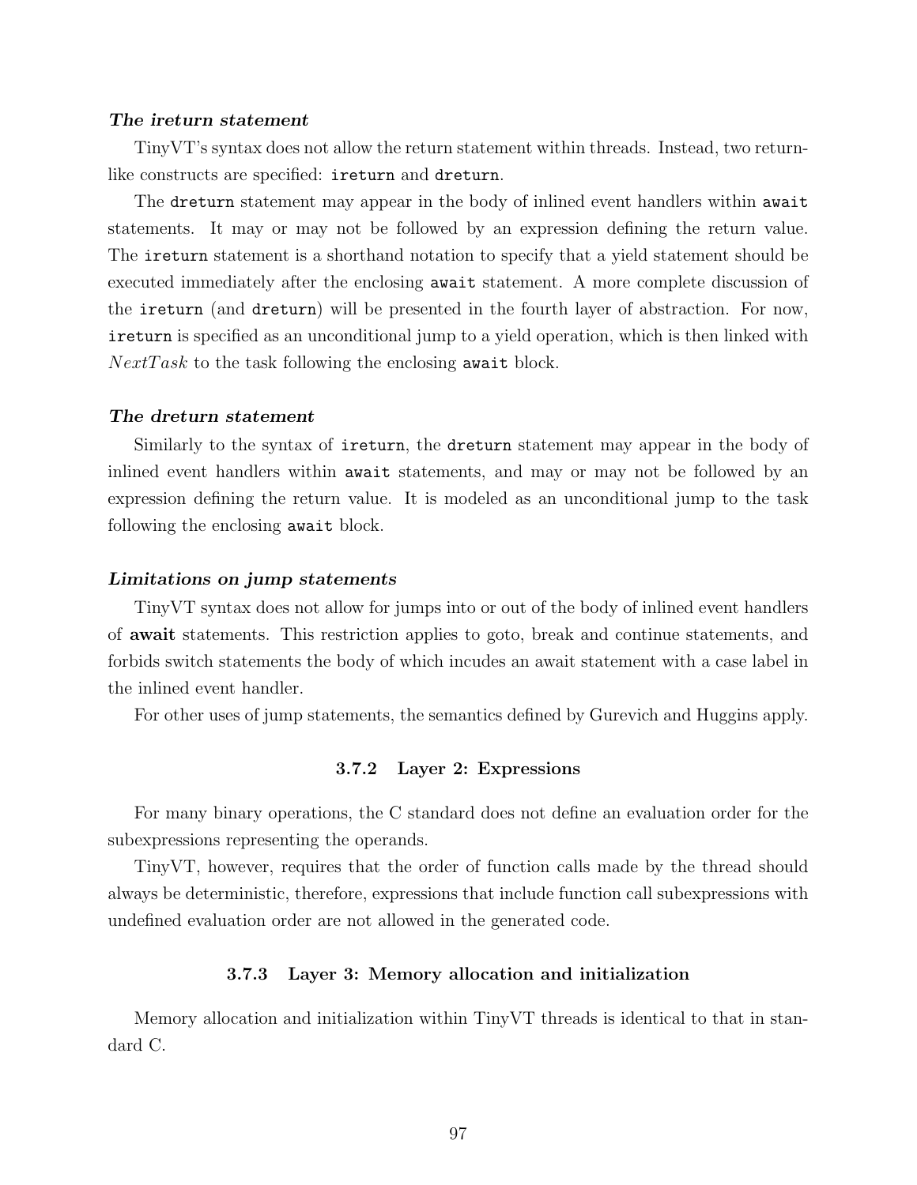***The ireturn statement***

TinyVT's syntax does not allow the return statement within threads. Instead, two return-like constructs are specified: `ireturn` and `dreturn`.

The `dreturn` statement may appear in the body of inlined event handlers within `await` statements. It may or may not be followed by an expression defining the return value. The `ireturn` statement is a shorthand notation to specify that a yield statement should be executed immediately after the enclosing `await` statement. A more complete discussion of the `ireturn` (and `dreturn`) will be presented in the fourth layer of abstraction. For now, `ireturn` is specified as an unconditional jump to a yield operation, which is then linked with $NextTask$ to the task following the enclosing `await` block.

***The dreturn statement***

Similarly to the syntax of `ireturn`, the `dreturn` statement may appear in the body of inlined event handlers within `await` statements, and may or may not be followed by an expression defining the return value. It is modeled as an unconditional jump to the task following the enclosing `await` block.

***Limitations on jump statements***

TinyVT syntax does not allow for jumps into or out of the body of inlined event handlers of **await** statements. This restriction applies to goto, break and continue statements, and forbids switch statements the body of which incudes an await statement with a case label in the inlined event handler.

For other uses of jump statements, the semantics defined by Gurevich and Huggins apply.

### 3.7.2 Layer 2: Expressions

For many binary operations, the C standard does not define an evaluation order for the subexpressions representing the operands.

TinyVT, however, requires that the order of function calls made by the thread should always be deterministic, therefore, expressions that include function call subexpressions with undefined evaluation order are not allowed in the generated code.

### 3.7.3 Layer 3: Memory allocation and initialization

Memory allocation and initialization within TinyVT threads is identical to that in standard C.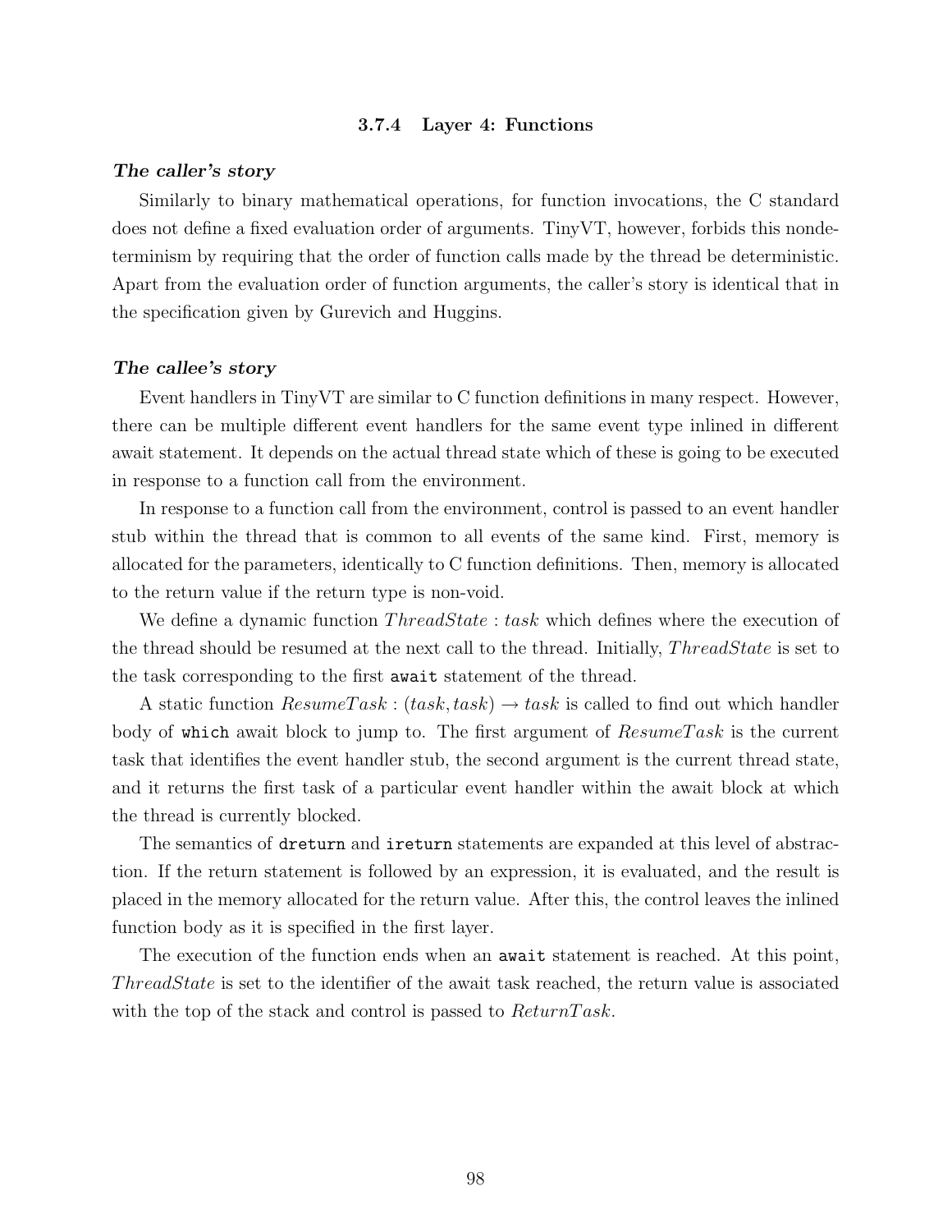### 3.7.4 Layer 4: Functions

***The caller's story***

Similarly to binary mathematical operations, for function invocations, the C standard does not define a fixed evaluation order of arguments. TinyVT, however, forbids this nondeterminism by requiring that the order of function calls made by the thread be deterministic. Apart from the evaluation order of function arguments, the caller's story is identical that in the specification given by Gurevich and Huggins.

***The callee's story***

Event handlers in TinyVT are similar to C function definitions in many respect. However, there can be multiple different event handlers for the same event type inlined in different await statement. It depends on the actual thread state which of these is going to be executed in response to a function call from the environment.

In response to a function call from the environment, control is passed to an event handler stub within the thread that is common to all events of the same kind. First, memory is allocated for the parameters, identically to C function definitions. Then, memory is allocated to the return value if the return type is non-void.

We define a dynamic function $ThreadState : task$ which defines where the execution of the thread should be resumed at the next call to the thread. Initially, $ThreadState$ is set to the task corresponding to the first `await` statement of the thread.

A static function $ResumeTask : (task, task) \rightarrow task$ is called to find out which handler body of `which` await block to jump to. The first argument of $ResumeTask$ is the current task that identifies the event handler stub, the second argument is the current thread state, and it returns the first task of a particular event handler within the await block at which the thread is currently blocked.

The semantics of `dreturn` and `ireturn` statements are expanded at this level of abstraction. If the return statement is followed by an expression, it is evaluated, and the result is placed in the memory allocated for the return value. After this, the control leaves the inlined function body as it is specified in the first layer.

The execution of the function ends when an `await` statement is reached. At this point, $ThreadState$ is set to the identifier of the await task reached, the return value is associated with the top of the stack and control is passed to $ReturnTask$.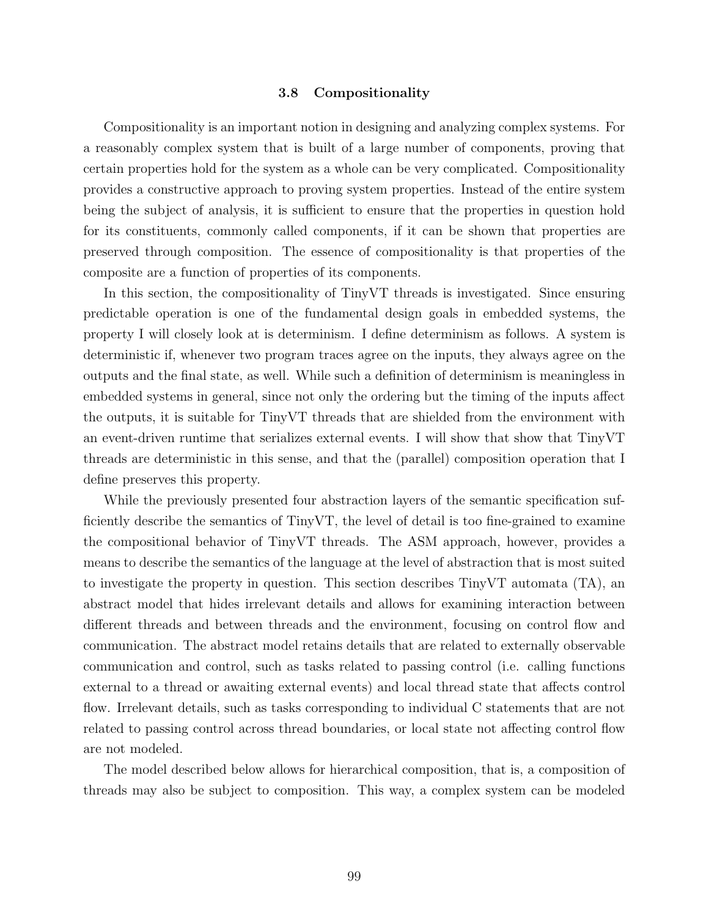### 3.8 Compositionality

Compositionality is an important notion in designing and analyzing complex systems. For a reasonably complex system that is built of a large number of components, proving that certain properties hold for the system as a whole can be very complicated. Compositionality provides a constructive approach to proving system properties. Instead of the entire system being the subject of analysis, it is sufficient to ensure that the properties in question hold for its constituents, commonly called components, if it can be shown that properties are preserved through composition. The essence of compositionality is that properties of the composite are a function of properties of its components.

In this section, the compositionality of TinyVT threads is investigated. Since ensuring predictable operation is one of the fundamental design goals in embedded systems, the property I will closely look at is determinism. I define determinism as follows. A system is deterministic if, whenever two program traces agree on the inputs, they always agree on the outputs and the final state, as well. While such a definition of determinism is meaningless in embedded systems in general, since not only the ordering but the timing of the inputs affect the outputs, it is suitable for TinyVT threads that are shielded from the environment with an event-driven runtime that serializes external events. I will show that show that TinyVT threads are deterministic in this sense, and that the (parallel) composition operation that I define preserves this property.

While the previously presented four abstraction layers of the semantic specification sufficiently describe the semantics of TinyVT, the level of detail is too fine-grained to examine the compositional behavior of TinyVT threads. The ASM approach, however, provides a means to describe the semantics of the language at the level of abstraction that is most suited to investigate the property in question. This section describes TinyVT automata (TA), an abstract model that hides irrelevant details and allows for examining interaction between different threads and between threads and the environment, focusing on control flow and communication. The abstract model retains details that are related to externally observable communication and control, such as tasks related to passing control (i.e. calling functions external to a thread or awaiting external events) and local thread state that affects control flow. Irrelevant details, such as tasks corresponding to individual C statements that are not related to passing control across thread boundaries, or local state not affecting control flow are not modeled.

The model described below allows for hierarchical composition, that is, a composition of threads may also be subject to composition. This way, a complex system can be modeled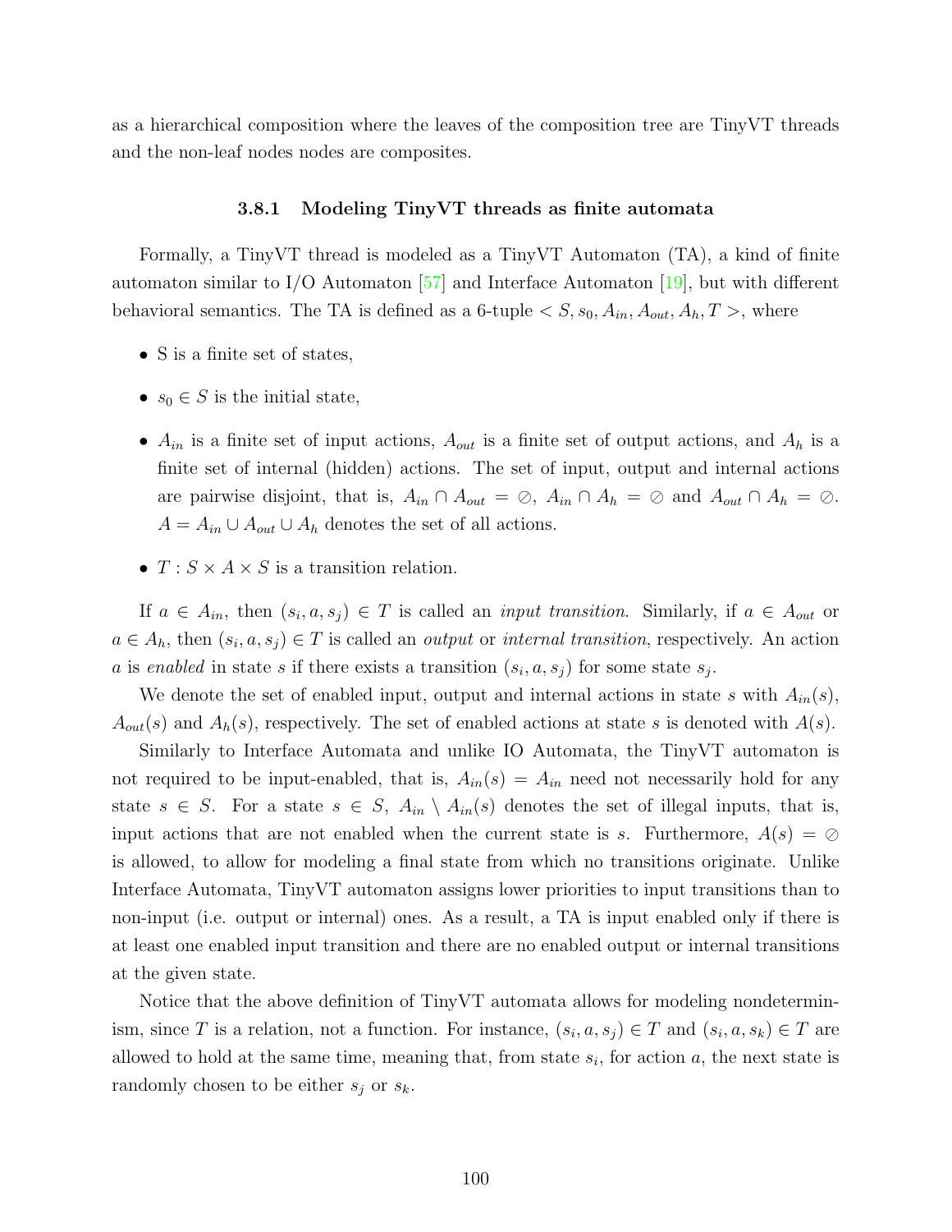as a hierarchical composition where the leaves of the composition tree are TinyVT threads and the non-leaf nodes nodes are composites.

### 3.8.1 Modeling TinyVT threads as finite automata

Formally, a TinyVT thread is modeled as a TinyVT Automaton (TA), a kind of finite automaton similar to I/O Automaton [57] and Interface Automaton [19], but with different behavioral semantics. The TA is defined as a 6-tuple $< S, s_0, A_{in}, A_{out}, A_h, T >$, where

- S is a finite set of states,
- $s_0 \in S$ is the initial state,
- $A_{in}$ is a finite set of input actions, $A_{out}$ is a finite set of output actions, and $A_h$ is a finite set of internal (hidden) actions. The set of input, output and internal actions are pairwise disjoint, that is, $A_{in} \cap A_{out} = \oslash$, $A_{in} \cap A_h = \oslash$ and $A_{out} \cap A_h = \oslash$. $A = A_{in} \cup A_{out} \cup A_h$ denotes the set of all actions.
- $T : S \times A \times S$ is a transition relation.

If $a \in A_{in}$, then $(s_i, a, s_j) \in T$ is called an *input transition*. Similarly, if $a \in A_{out}$ or $a \in A_h$, then $(s_i, a, s_j) \in T$ is called an *output* or *internal transition*, respectively. An action $a$ is *enabled* in state $s$ if there exists a transition $(s_i, a, s_j)$ for some state $s_j$.

We denote the set of enabled input, output and internal actions in state $s$ with $A_{in}(s)$, $A_{out}(s)$ and $A_h(s)$, respectively. The set of enabled actions at state $s$ is denoted with $A(s)$.

Similarly to Interface Automata and unlike IO Automata, the TinyVT automaton is not required to be input-enabled, that is, $A_{in}(s) = A_{in}$ need not necessarily hold for any state $s \in S$. For a state $s \in S$, $A_{in} \setminus A_{in}(s)$ denotes the set of illegal inputs, that is, input actions that are not enabled when the current state is $s$. Furthermore, $A(s) = \oslash$ is allowed, to allow for modeling a final state from which no transitions originate. Unlike Interface Automata, TinyVT automaton assigns lower priorities to input transitions than to non-input (i.e. output or internal) ones. As a result, a TA is input enabled only if there is at least one enabled input transition and there are no enabled output or internal transitions at the given state.

Notice that the above definition of TinyVT automata allows for modeling nondeterminism, since $T$ is a relation, not a function. For instance, $(s_i, a, s_j) \in T$ and $(s_i, a, s_k) \in T$ are allowed to hold at the same time, meaning that, from state $s_i$, for action $a$, the next state is randomly chosen to be either $s_j$ or $s_k$.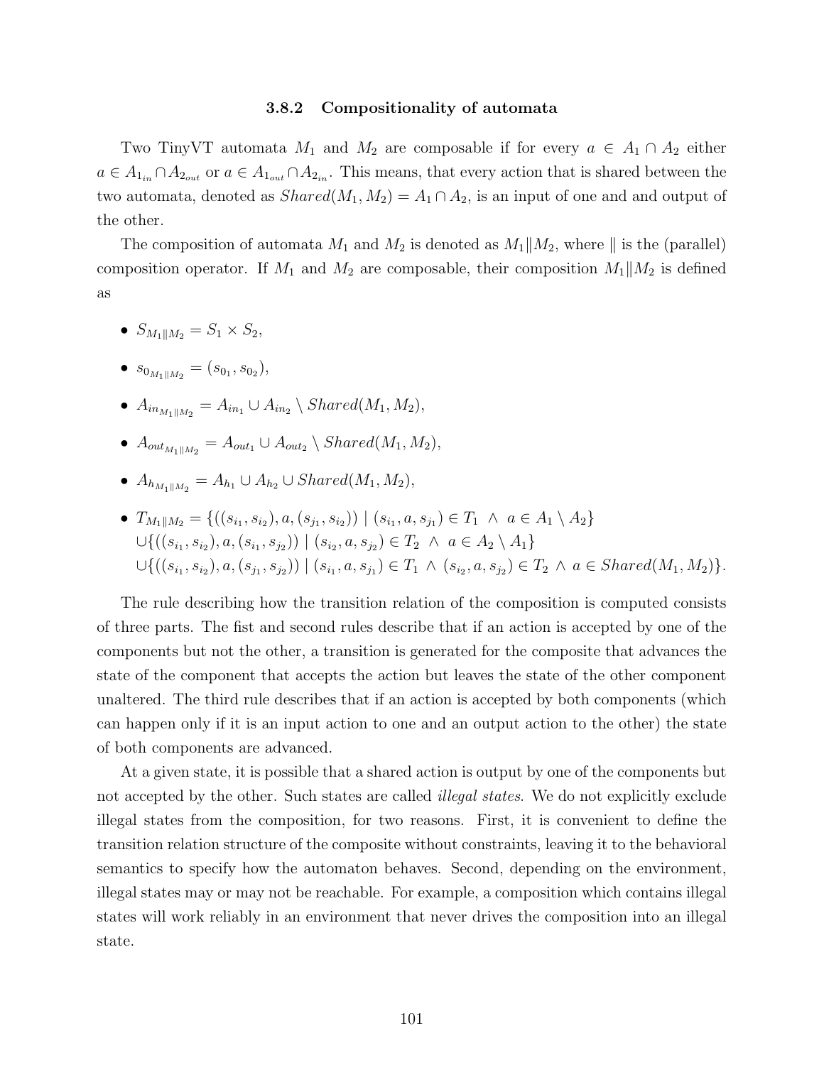### 3.8.2 Compositionality of automata

Two TinyVT automata $M_1$ and $M_2$ are composable if for every $a \in A_1 \cap A_2$ either $a \in A_{1_{in}} \cap A_{2_{out}}$ or $a \in A_{1_{out}} \cap A_{2_{in}}$. This means, that every action that is shared between the two automata, denoted as $Shared(M_1, M_2) = A_1 \cap A_2$, is an input of one and and output of the other.

The composition of automata $M_1$ and $M_2$ is denoted as $M_1 \| M_2$, where $\|$ is the (parallel) composition operator. If $M_1$ and $M_2$ are composable, their composition $M_1 \| M_2$ is defined as

- $S_{M_1 \| M_2} = S_1 \times S_2$,
- $s_{0_{M_1 \| M_2}} = (s_{0_1}, s_{0_2})$,
- $A_{in_{M_1 \| M_2}} = A_{in_1} \cup A_{in_2} \setminus Shared(M_1, M_2)$,
- $A_{out_{M_1 \| M_2}} = A_{out_1} \cup A_{out_2} \setminus Shared(M_1, M_2)$,
- $A_{h_{M_1 \| M_2}} = A_{h_1} \cup A_{h_2} \cup Shared(M_1, M_2)$,
- $T_{M_1 \| M_2} = \{((s_{i_1}, s_{i_2}), a, (s_{j_1}, s_{i_2})) \mid (s_{i_1}, a, s_{j_1}) \in T_1 \ \wedge \ a \in A_1 \setminus A_2\}$
  $\cup \{((s_{i_1}, s_{i_2}), a, (s_{i_1}, s_{j_2})) \mid (s_{i_2}, a, s_{j_2}) \in T_2 \ \wedge \ a \in A_2 \setminus A_1\}$
  $\cup \{((s_{i_1}, s_{i_2}), a, (s_{j_1}, s_{j_2})) \mid (s_{i_1}, a, s_{j_1}) \in T_1 \ \wedge \ (s_{i_2}, a, s_{j_2}) \in T_2 \ \wedge \ a \in Shared(M_1, M_2)\}$.

The rule describing how the transition relation of the composition is computed consists of three parts. The fist and second rules describe that if an action is accepted by one of the components but not the other, a transition is generated for the composite that advances the state of the component that accepts the action but leaves the state of the other component unaltered. The third rule describes that if an action is accepted by both components (which can happen only if it is an input action to one and an output action to the other) the state of both components are advanced.

At a given state, it is possible that a shared action is output by one of the components but not accepted by the other. Such states are called *illegal states*. We do not explicitly exclude illegal states from the composition, for two reasons. First, it is convenient to define the transition relation structure of the composite without constraints, leaving it to the behavioral semantics to specify how the automaton behaves. Second, depending on the environment, illegal states may or may not be reachable. For example, a composition which contains illegal states will work reliably in an environment that never drives the composition into an illegal state.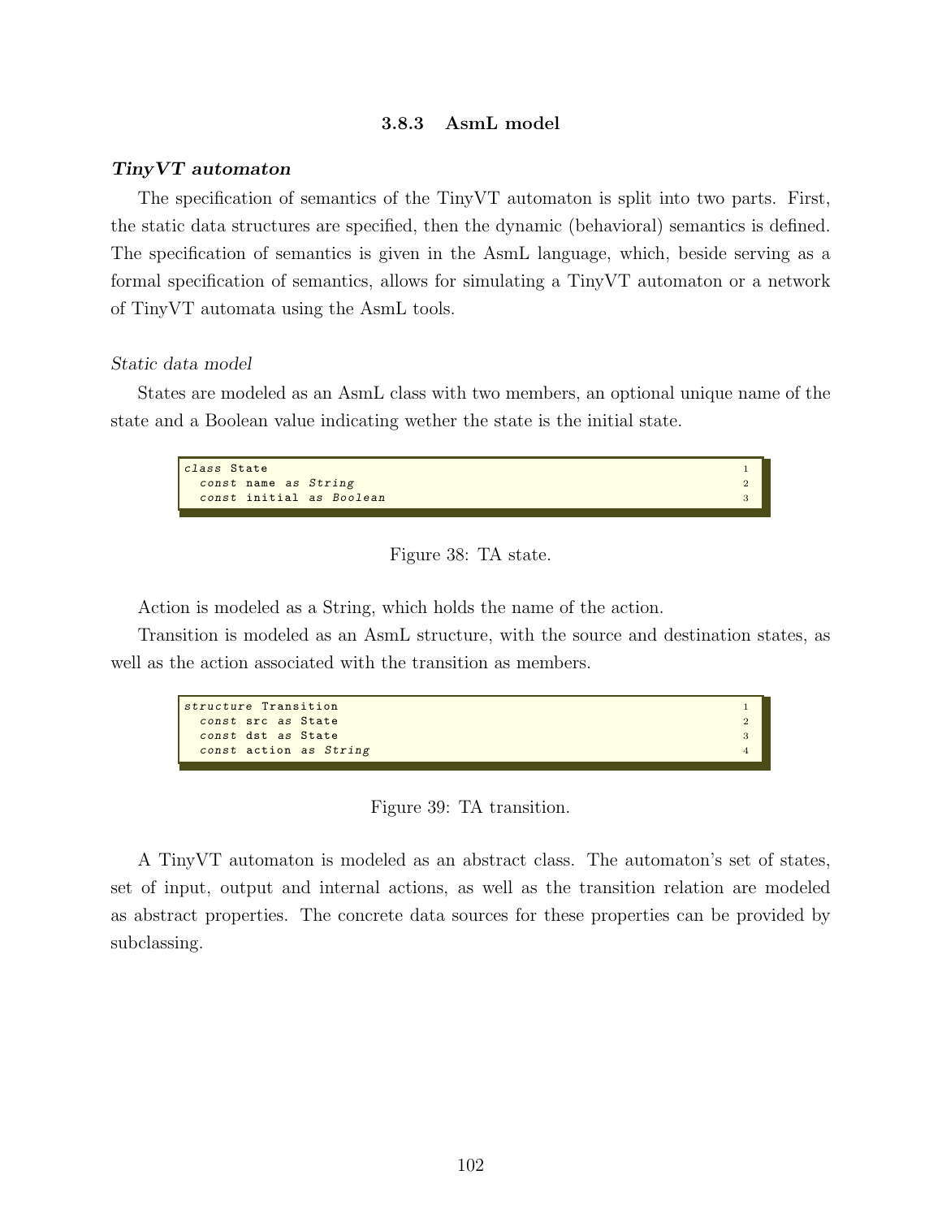### 3.8.3 AsmL model

***TinyVT automaton***

The specification of semantics of the TinyVT automaton is split into two parts. First, the static data structures are specified, then the dynamic (behavioral) semantics is defined. The specification of semantics is given in the AsmL language, which, beside serving as a formal specification of semantics, allows for simulating a TinyVT automaton or a network of TinyVT automata using the AsmL tools.

*Static data model*

States are modeled as an AsmL class with two members, an optional unique name of the state and a Boolean value indicating wether the state is the initial state.

```
class State
  const name as String
  const initial as Boolean
```

Figure 38: TA state.

Action is modeled as a String, which holds the name of the action.

Transition is modeled as an AsmL structure, with the source and destination states, as well as the action associated with the transition as members.

```
structure Transition
  const src as State
  const dst as State
  const action as String
```

Figure 39: TA transition.

A TinyVT automaton is modeled as an abstract class. The automaton's set of states, set of input, output and internal actions, as well as the transition relation are modeled as abstract properties. The concrete data sources for these properties can be provided by subclassing.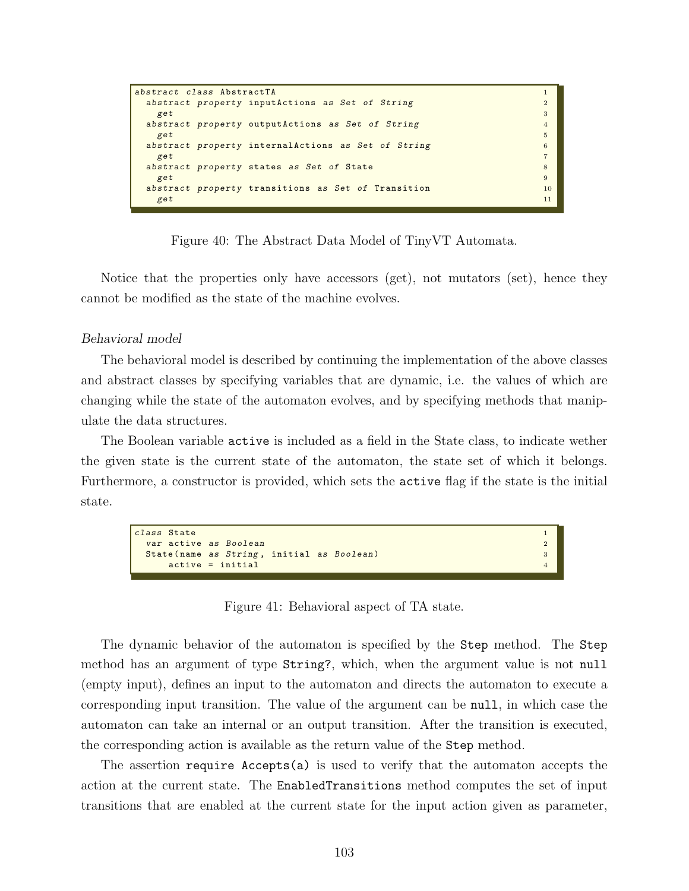```
abstract class AbstractTA
  abstract property inputActions as Set of String
    get
  abstract property outputActions as Set of String
    get
  abstract property internalActions as Set of String
    get
  abstract property states as Set of State
    get
  abstract property transitions as Set of Transition
    get
```

Figure 40: The Abstract Data Model of TinyVT Automata.

Notice that the properties only have accessors (get), not mutators (set), hence they cannot be modified as the state of the machine evolves.

*Behavioral model*

The behavioral model is described by continuing the implementation of the above classes and abstract classes by specifying variables that are dynamic, i.e. the values of which are changing while the state of the automaton evolves, and by specifying methods that manipulate the data structures.

The Boolean variable `active` is included as a field in the State class, to indicate wether the given state is the current state of the automaton, the state set of which it belongs. Furthermore, a constructor is provided, which sets the `active` flag if the state is the initial state.

```
class State
  var active as Boolean
  State(name as String, initial as Boolean)
      active = initial
```

Figure 41: Behavioral aspect of TA state.

The dynamic behavior of the automaton is specified by the `Step` method. The `Step` method has an argument of type `String?`, which, when the argument value is not `null` (empty input), defines an input to the automaton and directs the automaton to execute a corresponding input transition. The value of the argument can be `null`, in which case the automaton can take an internal or an output transition. After the transition is executed, the corresponding action is available as the return value of the `Step` method.

The assertion `require Accepts(a)` is used to verify that the automaton accepts the action at the current state. The `EnabledTransitions` method computes the set of input transitions that are enabled at the current state for the input action given as parameter,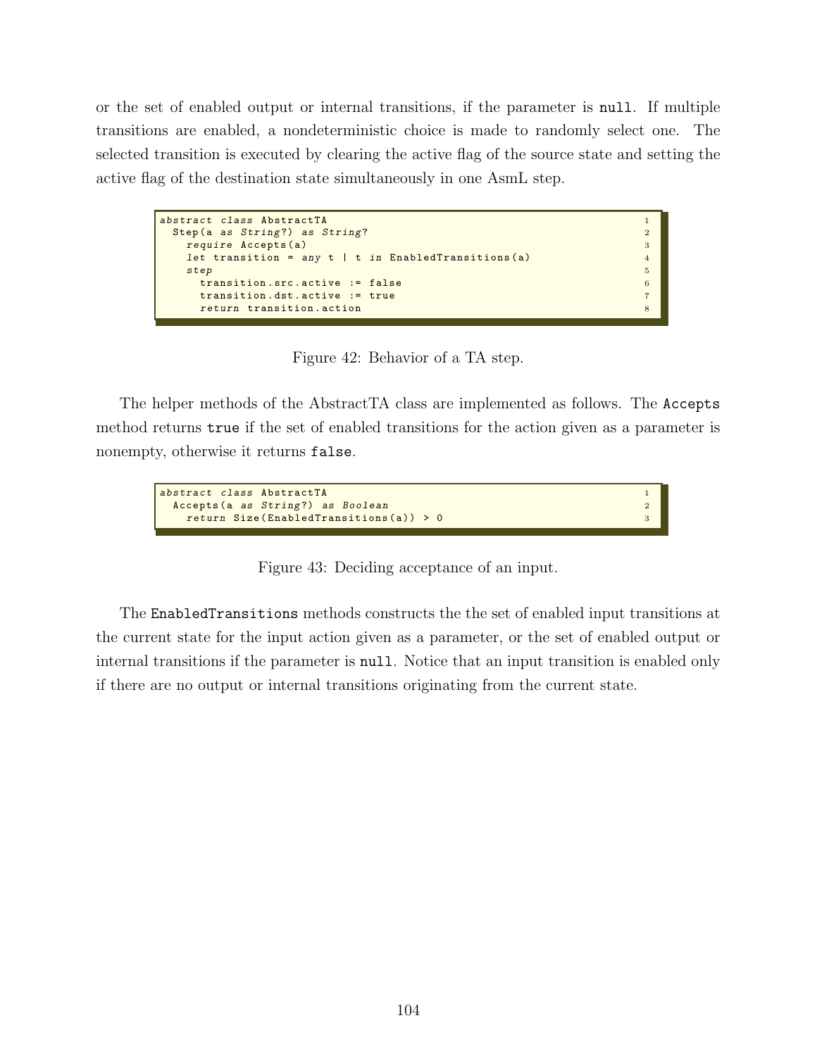or the set of enabled output or internal transitions, if the parameter is `null`. If multiple transitions are enabled, a nondeterministic choice is made to randomly select one. The selected transition is executed by clearing the active flag of the source state and setting the active flag of the destination state simultaneously in one AsmL step.

```
abstract class AbstractTA                                    1
  Step(a as String?) as String?                              2
    require Accepts(a)                                       3
    let transition = any t | t in EnabledTransitions(a)      4
    step                                                     5
      transition.src.active := false                         6
      transition.dst.active := true                          7
      return transition.action                               8
```

Figure 42: Behavior of a TA step.

The helper methods of the AbstractTA class are implemented as follows. The `Accepts` method returns `true` if the set of enabled transitions for the action given as a parameter is nonempty, otherwise it returns `false`.

```
abstract class AbstractTA                                    1
  Accepts(a as String?) as Boolean                           2
    return Size(EnabledTransitions(a)) > 0                   3
```

Figure 43: Deciding acceptance of an input.

The `EnabledTransitions` methods constructs the the set of enabled input transitions at the current state for the input action given as a parameter, or the set of enabled output or internal transitions if the parameter is `null`. Notice that an input transition is enabled only if there are no output or internal transitions originating from the current state.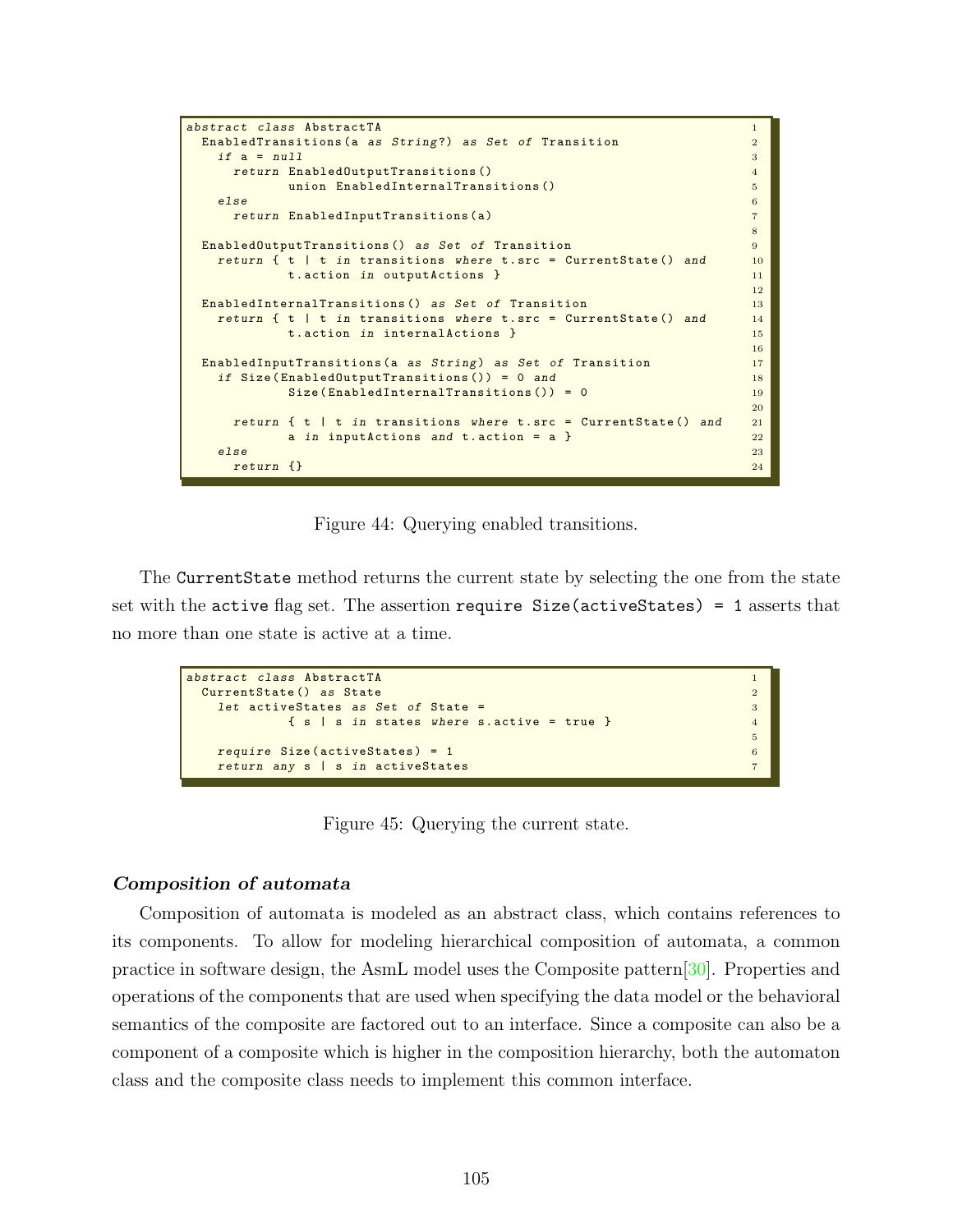```
abstract class AbstractTA
  EnabledTransitions(a as String?) as Set of Transition
    if a = null
      return EnabledOutputTransitions()
             union EnabledInternalTransitions()
    else
      return EnabledInputTransitions(a)

  EnabledOutputTransitions() as Set of Transition
    return { t | t in transitions where t.src = CurrentState() and
             t.action in outputActions }

  EnabledInternalTransitions() as Set of Transition
    return { t | t in transitions where t.src = CurrentState() and
             t.action in internalActions }

  EnabledInputTransitions(a as String) as Set of Transition
    if Size(EnabledOutputTransitions()) = 0 and
             Size(EnabledInternalTransitions()) = 0

      return { t | t in transitions where t.src = CurrentState() and
             a in inputActions and t.action = a }
    else
      return {}
```

Figure 44: Querying enabled transitions.

The `CurrentState` method returns the current state by selecting the one from the state set with the `active` flag set. The assertion `require Size(activeStates) = 1` asserts that no more than one state is active at a time.

```
abstract class AbstractTA
  CurrentState() as State
    let activeStates as Set of State =
             { s | s in states where s.active = true }

    require Size(activeStates) = 1
    return any s | s in activeStates
```

Figure 45: Querying the current state.

***Composition of automata***

Composition of automata is modeled as an abstract class, which contains references to its components. To allow for modeling hierarchical composition of automata, a common practice in software design, the AsmL model uses the Composite pattern[30]. Properties and operations of the components that are used when specifying the data model or the behavioral semantics of the composite are factored out to an interface. Since a composite can also be a component of a composite which is higher in the composition hierarchy, both the automaton class and the composite class needs to implement this common interface.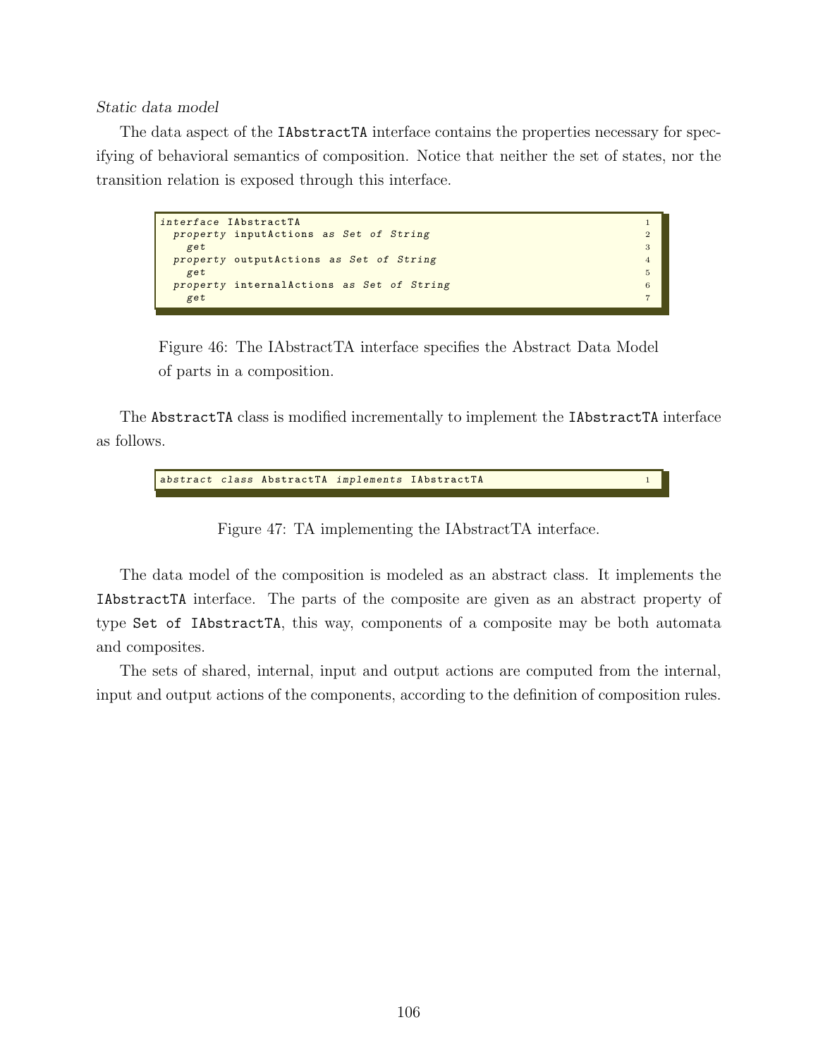*Static data model*

The data aspect of the `IAbstractTA` interface contains the properties necessary for specifying of behavioral semantics of composition. Notice that neither the set of states, nor the transition relation is exposed through this interface.

```
interface IAbstractTA
  property inputActions as Set of String
    get
  property outputActions as Set of String
    get
  property internalActions as Set of String
    get
```

Figure 46: The IAbstractTA interface specifies the Abstract Data Model of parts in a composition.

The `AbstractTA` class is modified incrementally to implement the `IAbstractTA` interface as follows.

```
abstract class AbstractTA implements IAbstractTA
```

Figure 47: TA implementing the IAbstractTA interface.

The data model of the composition is modeled as an abstract class. It implements the `IAbstractTA` interface. The parts of the composite are given as an abstract property of type `Set of IAbstractTA`, this way, components of a composite may be both automata and composites.

The sets of shared, internal, input and output actions are computed from the internal, input and output actions of the components, according to the definition of composition rules.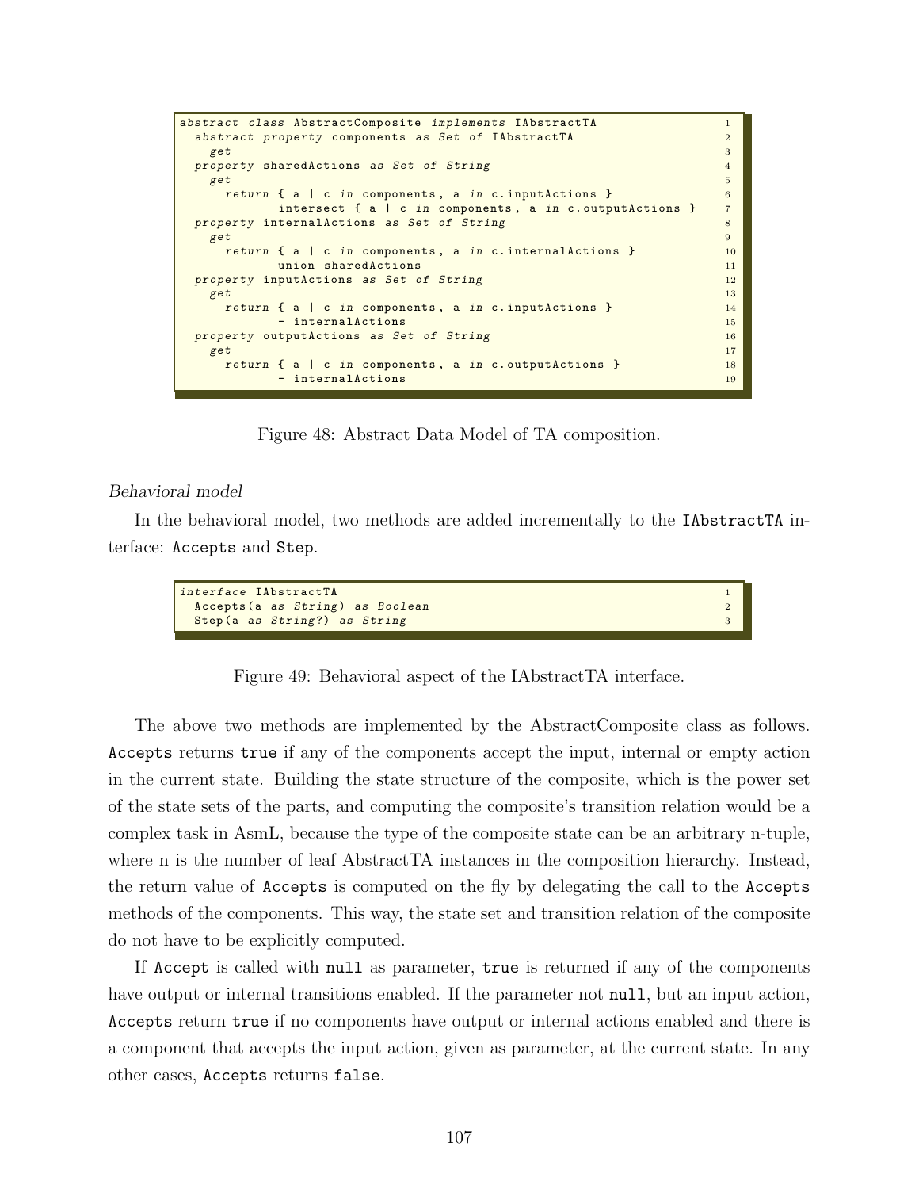```
abstract class AbstractComposite implements IAbstractTA
  abstract property components as Set of IAbstractTA
    get
  property sharedActions as Set of String
    get
      return { a | c in components, a in c.inputActions }
             intersect { a | c in components, a in c.outputActions }
  property internalActions as Set of String
    get
      return { a | c in components, a in c.internalActions }
             union sharedActions
  property inputActions as Set of String
    get
      return { a | c in components, a in c.inputActions }
             - internalActions
  property outputActions as Set of String
    get
      return { a | c in components, a in c.outputActions }
             - internalActions
```

Figure 48: Abstract Data Model of TA composition.

*Behavioral model*

In the behavioral model, two methods are added incrementally to the `IAbstractTA` interface: `Accepts` and `Step`.

```
interface IAbstractTA
  Accepts(a as String) as Boolean
  Step(a as String?) as String
```

Figure 49: Behavioral aspect of the IAbstractTA interface.

The above two methods are implemented by the AbstractComposite class as follows. `Accepts` returns `true` if any of the components accept the input, internal or empty action in the current state. Building the state structure of the composite, which is the power set of the state sets of the parts, and computing the composite's transition relation would be a complex task in AsmL, because the type of the composite state can be an arbitrary n-tuple, where n is the number of leaf AbstractTA instances in the composition hierarchy. Instead, the return value of `Accepts` is computed on the fly by delegating the call to the `Accepts` methods of the components. This way, the state set and transition relation of the composite do not have to be explicitly computed.

If `Accept` is called with `null` as parameter, `true` is returned if any of the components have output or internal transitions enabled. If the parameter not `null`, but an input action, `Accepts` return `true` if no components have output or internal actions enabled and there is a component that accepts the input action, given as parameter, at the current state. In any other cases, `Accepts` returns `false`.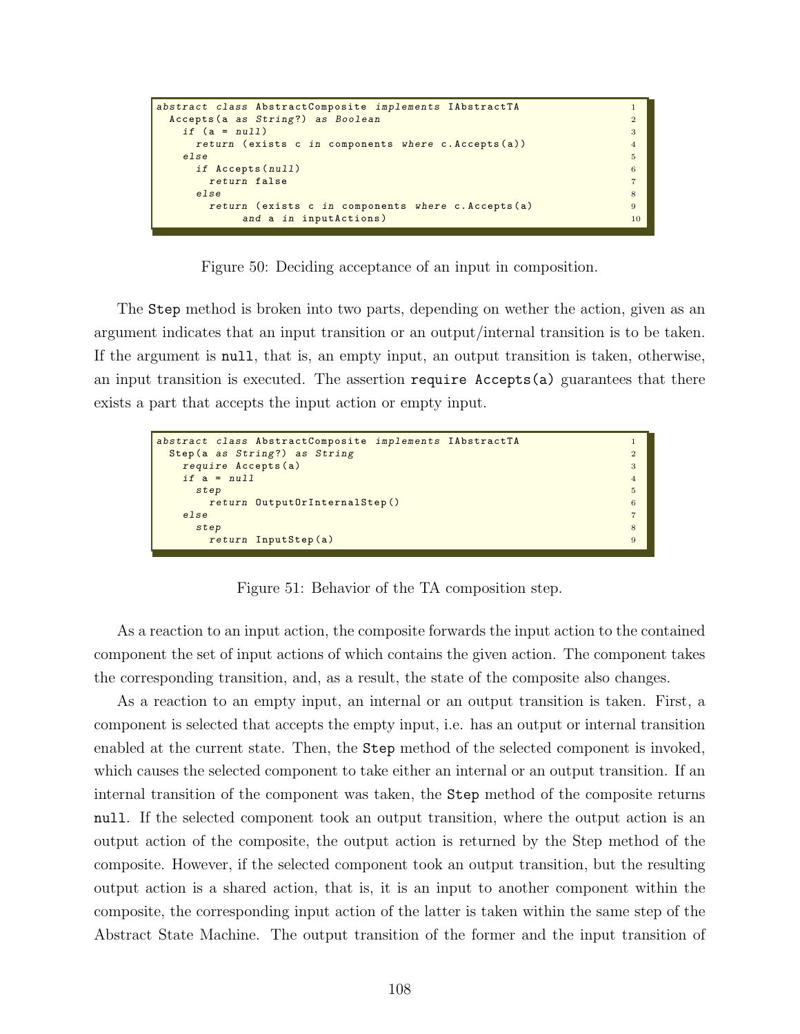```
abstract class AbstractComposite implements IAbstractTA
  Accepts(a as String?) as Boolean
    if (a = null)
      return (exists c in components where c.Accepts(a))
    else
      if Accepts(null)
        return false
      else
        return (exists c in components where c.Accepts(a)
             and a in inputActions)
```

Figure 50: Deciding acceptance of an input in composition.

The `Step` method is broken into two parts, depending on wether the action, given as an argument indicates that an input transition or an output/internal transition is to be taken. If the argument is `null`, that is, an empty input, an output transition is taken, otherwise, an input transition is executed. The assertion `require Accepts(a)` guarantees that there exists a part that accepts the input action or empty input.

```
abstract class AbstractComposite implements IAbstractTA
  Step(a as String?) as String
    require Accepts(a)
    if a = null
      step
        return OutputOrInternalStep()
    else
      step
        return InputStep(a)
```

Figure 51: Behavior of the TA composition step.

As a reaction to an input action, the composite forwards the input action to the contained component the set of input actions of which contains the given action. The component takes the corresponding transition, and, as a result, the state of the composite also changes.

As a reaction to an empty input, an internal or an output transition is taken. First, a component is selected that accepts the empty input, i.e. has an output or internal transition enabled at the current state. Then, the `Step` method of the selected component is invoked, which causes the selected component to take either an internal or an output transition. If an internal transition of the component was taken, the `Step` method of the composite returns `null`. If the selected component took an output transition, where the output action is an output action of the composite, the output action is returned by the Step method of the composite. However, if the selected component took an output transition, but the resulting output action is a shared action, that is, it is an input to another component within the composite, the corresponding input action of the latter is taken within the same step of the Abstract State Machine. The output transition of the former and the input transition of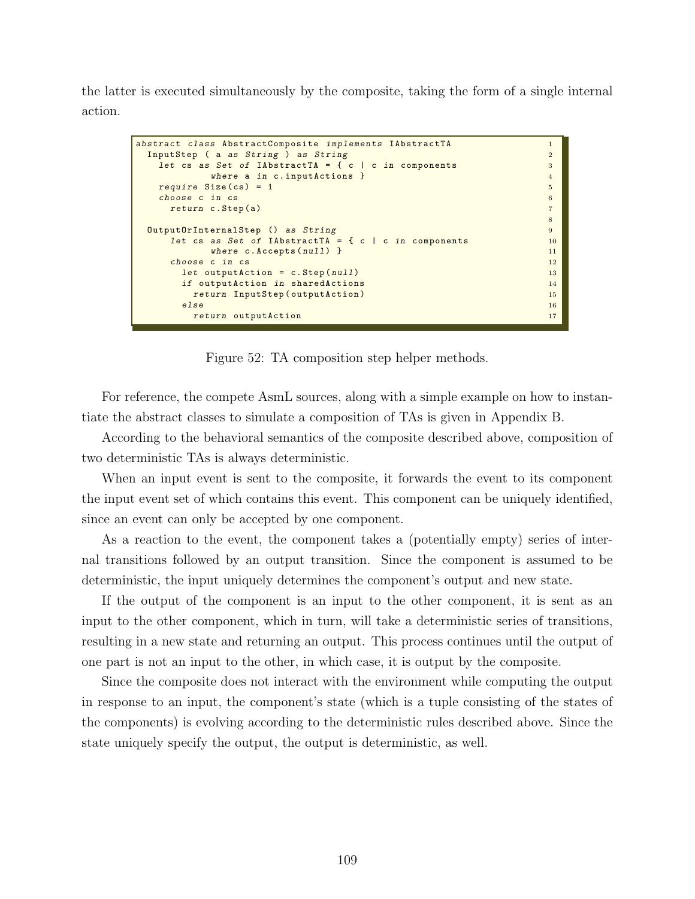the latter is executed simultaneously by the composite, taking the form of a single internal action.

```
abstract class AbstractComposite implements IAbstractTA
  InputStep ( a as String ) as String
    let cs as Set of IAbstractTA = { c | c in components
              where a in c.inputActions }
    require Size(cs) = 1
    choose c in cs
      return c.Step(a)

  OutputOrInternalStep () as String
      let cs as Set of IAbstractTA = { c | c in components
              where c.Accepts(null) }
      choose c in cs
        let outputAction = c.Step(null)
        if outputAction in sharedActions
          return InputStep(outputAction)
        else
          return outputAction
```

Figure 52: TA composition step helper methods.

For reference, the compete AsmL sources, along with a simple example on how to instantiate the abstract classes to simulate a composition of TAs is given in Appendix B.

According to the behavioral semantics of the composite described above, composition of two deterministic TAs is always deterministic.

When an input event is sent to the composite, it forwards the event to its component the input event set of which contains this event. This component can be uniquely identified, since an event can only be accepted by one component.

As a reaction to the event, the component takes a (potentially empty) series of internal transitions followed by an output transition. Since the component is assumed to be deterministic, the input uniquely determines the component's output and new state.

If the output of the component is an input to the other component, it is sent as an input to the other component, which in turn, will take a deterministic series of transitions, resulting in a new state and returning an output. This process continues until the output of one part is not an input to the other, in which case, it is output by the composite.

Since the composite does not interact with the environment while computing the output in response to an input, the component's state (which is a tuple consisting of the states of the components) is evolving according to the deterministic rules described above. Since the state uniquely specify the output, the output is deterministic, as well.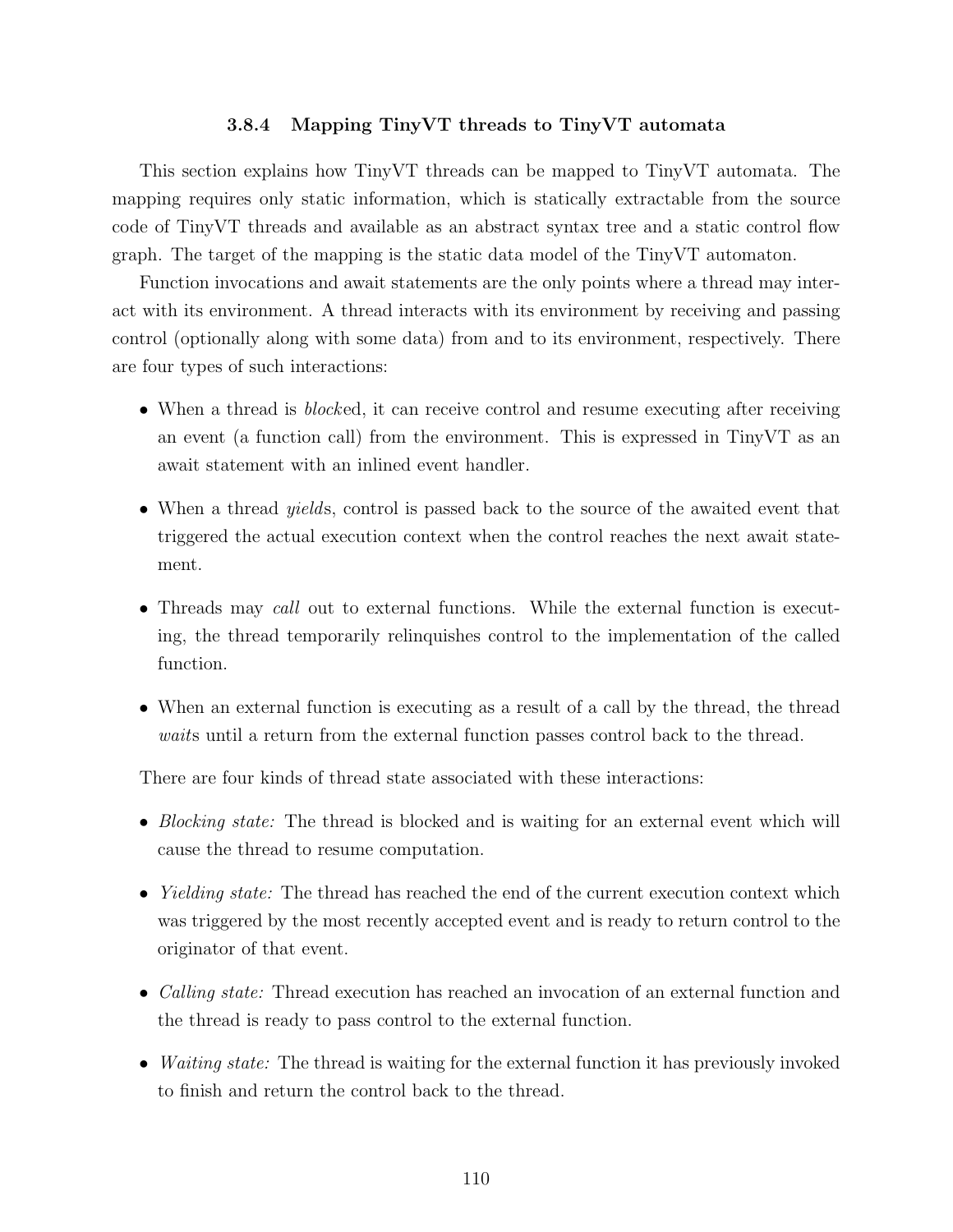### 3.8.4 Mapping TinyVT threads to TinyVT automata

This section explains how TinyVT threads can be mapped to TinyVT automata. The mapping requires only static information, which is statically extractable from the source code of TinyVT threads and available as an abstract syntax tree and a static control flow graph. The target of the mapping is the static data model of the TinyVT automaton.

Function invocations and await statements are the only points where a thread may interact with its environment. A thread interacts with its environment by receiving and passing control (optionally along with some data) from and to its environment, respectively. There are four types of such interactions:

- When a thread is *block*ed, it can receive control and resume executing after receiving an event (a function call) from the environment. This is expressed in TinyVT as an await statement with an inlined event handler.
- When a thread *yield*s, control is passed back to the source of the awaited event that triggered the actual execution context when the control reaches the next await statement.
- Threads may *call* out to external functions. While the external function is executing, the thread temporarily relinquishes control to the implementation of the called function.
- When an external function is executing as a result of a call by the thread, the thread *wait*s until a return from the external function passes control back to the thread.

There are four kinds of thread state associated with these interactions:

- *Blocking state:* The thread is blocked and is waiting for an external event which will cause the thread to resume computation.
- *Yielding state:* The thread has reached the end of the current execution context which was triggered by the most recently accepted event and is ready to return control to the originator of that event.
- *Calling state:* Thread execution has reached an invocation of an external function and the thread is ready to pass control to the external function.
- *Waiting state:* The thread is waiting for the external function it has previously invoked to finish and return the control back to the thread.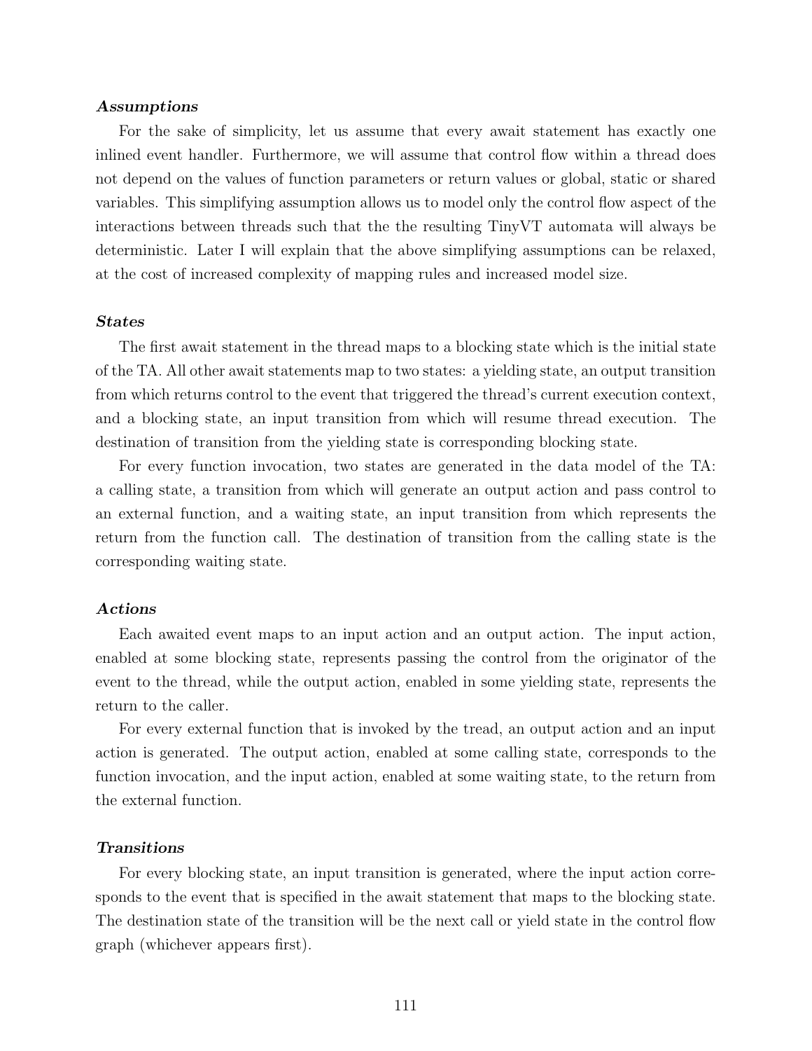***Assumptions***

For the sake of simplicity, let us assume that every await statement has exactly one inlined event handler. Furthermore, we will assume that control flow within a thread does not depend on the values of function parameters or return values or global, static or shared variables. This simplifying assumption allows us to model only the control flow aspect of the interactions between threads such that the the resulting TinyVT automata will always be deterministic. Later I will explain that the above simplifying assumptions can be relaxed, at the cost of increased complexity of mapping rules and increased model size.

***States***

The first await statement in the thread maps to a blocking state which is the initial state of the TA. All other await statements map to two states: a yielding state, an output transition from which returns control to the event that triggered the thread's current execution context, and a blocking state, an input transition from which will resume thread execution. The destination of transition from the yielding state is corresponding blocking state.

For every function invocation, two states are generated in the data model of the TA: a calling state, a transition from which will generate an output action and pass control to an external function, and a waiting state, an input transition from which represents the return from the function call. The destination of transition from the calling state is the corresponding waiting state.

***Actions***

Each awaited event maps to an input action and an output action. The input action, enabled at some blocking state, represents passing the control from the originator of the event to the thread, while the output action, enabled in some yielding state, represents the return to the caller.

For every external function that is invoked by the tread, an output action and an input action is generated. The output action, enabled at some calling state, corresponds to the function invocation, and the input action, enabled at some waiting state, to the return from the external function.

***Transitions***

For every blocking state, an input transition is generated, where the input action corresponds to the event that is specified in the await statement that maps to the blocking state. The destination state of the transition will be the next call or yield state in the control flow graph (whichever appears first).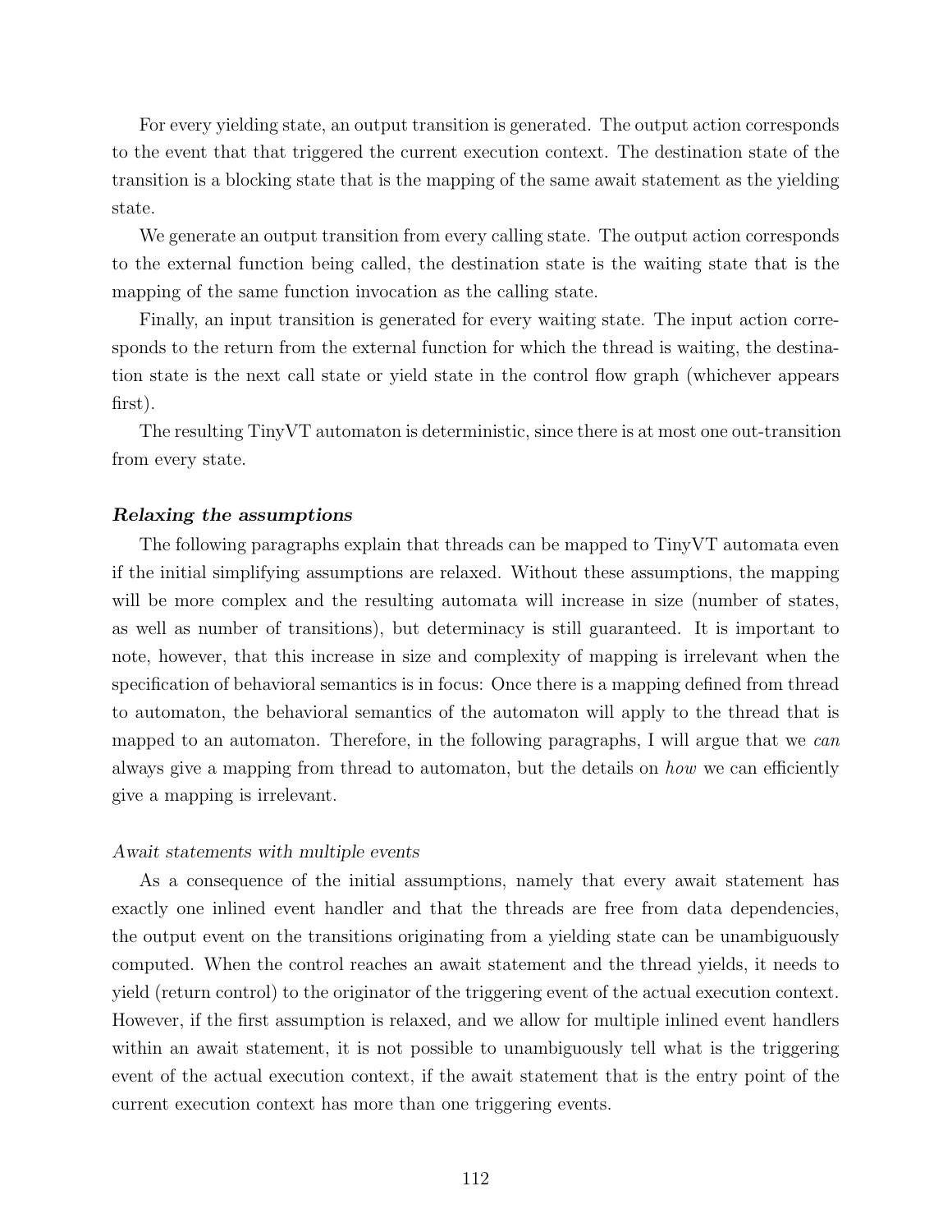For every yielding state, an output transition is generated. The output action corresponds to the event that that triggered the current execution context. The destination state of the transition is a blocking state that is the mapping of the same await statement as the yielding state.

We generate an output transition from every calling state. The output action corresponds to the external function being called, the destination state is the waiting state that is the mapping of the same function invocation as the calling state.

Finally, an input transition is generated for every waiting state. The input action corresponds to the return from the external function for which the thread is waiting, the destination state is the next call state or yield state in the control flow graph (whichever appears first).

The resulting TinyVT automaton is deterministic, since there is at most one out-transition from every state.

#### *Relaxing the assumptions*

The following paragraphs explain that threads can be mapped to TinyVT automata even if the initial simplifying assumptions are relaxed. Without these assumptions, the mapping will be more complex and the resulting automata will increase in size (number of states, as well as number of transitions), but determinacy is still guaranteed. It is important to note, however, that this increase in size and complexity of mapping is irrelevant when the specification of behavioral semantics is in focus: Once there is a mapping defined from thread to automaton, the behavioral semantics of the automaton will apply to the thread that is mapped to an automaton. Therefore, in the following paragraphs, I will argue that we *can* always give a mapping from thread to automaton, but the details on *how* we can efficiently give a mapping is irrelevant.

##### *Await statements with multiple events*

As a consequence of the initial assumptions, namely that every await statement has exactly one inlined event handler and that the threads are free from data dependencies, the output event on the transitions originating from a yielding state can be unambiguously computed. When the control reaches an await statement and the thread yields, it needs to yield (return control) to the originator of the triggering event of the actual execution context. However, if the first assumption is relaxed, and we allow for multiple inlined event handlers within an await statement, it is not possible to unambiguously tell what is the triggering event of the actual execution context, if the await statement that is the entry point of the current execution context has more than one triggering events.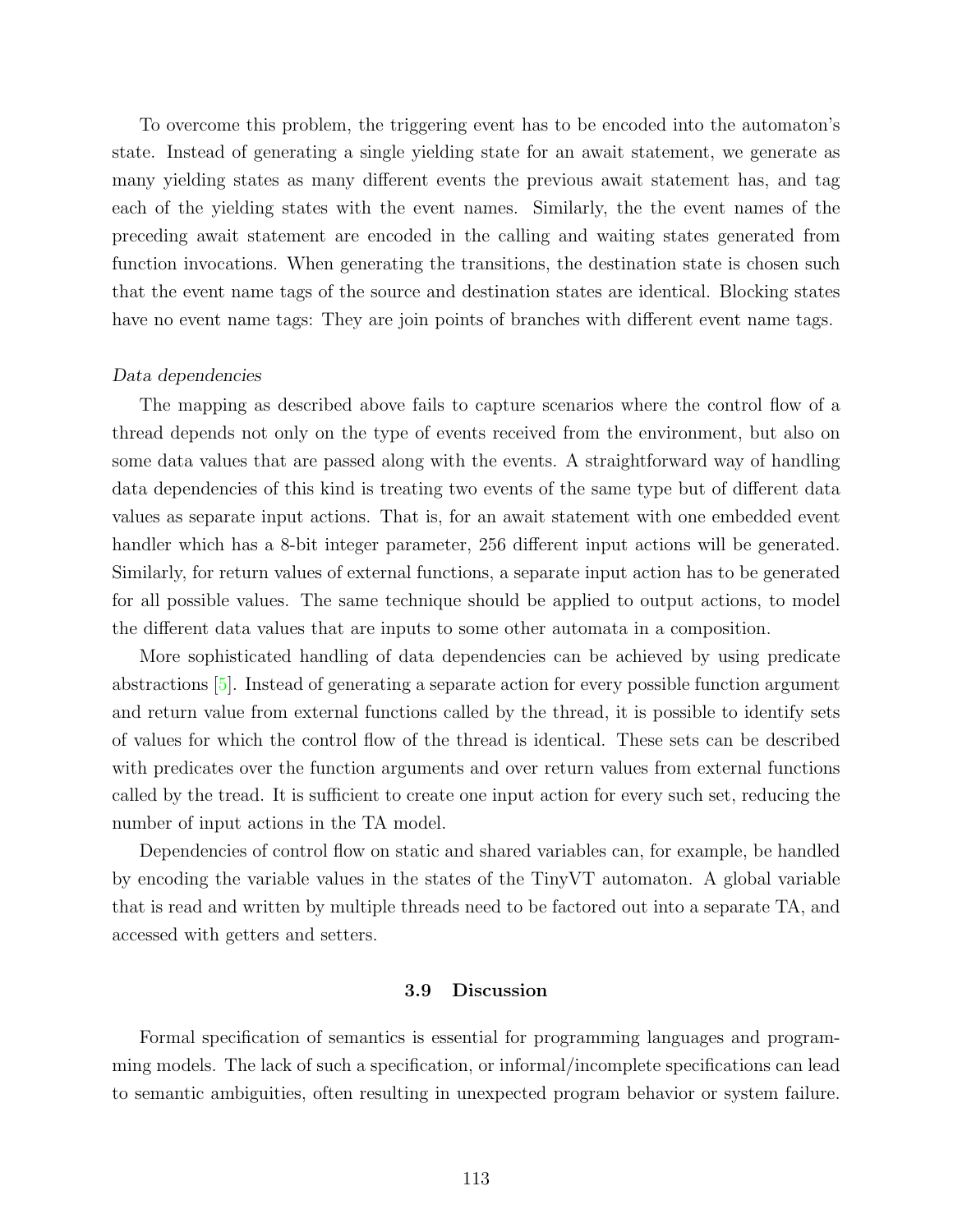To overcome this problem, the triggering event has to be encoded into the automaton's state. Instead of generating a single yielding state for an await statement, we generate as many yielding states as many different events the previous await statement has, and tag each of the yielding states with the event names. Similarly, the the event names of the preceding await statement are encoded in the calling and waiting states generated from function invocations. When generating the transitions, the destination state is chosen such that the event name tags of the source and destination states are identical. Blocking states have no event name tags: They are join points of branches with different event name tags.

*Data dependencies*

The mapping as described above fails to capture scenarios where the control flow of a thread depends not only on the type of events received from the environment, but also on some data values that are passed along with the events. A straightforward way of handling data dependencies of this kind is treating two events of the same type but of different data values as separate input actions. That is, for an await statement with one embedded event handler which has a 8-bit integer parameter, 256 different input actions will be generated. Similarly, for return values of external functions, a separate input action has to be generated for all possible values. The same technique should be applied to output actions, to model the different data values that are inputs to some other automata in a composition.

More sophisticated handling of data dependencies can be achieved by using predicate abstractions [5]. Instead of generating a separate action for every possible function argument and return value from external functions called by the thread, it is possible to identify sets of values for which the control flow of the thread is identical. These sets can be described with predicates over the function arguments and over return values from external functions called by the tread. It is sufficient to create one input action for every such set, reducing the number of input actions in the TA model.

Dependencies of control flow on static and shared variables can, for example, be handled by encoding the variable values in the states of the TinyVT automaton. A global variable that is read and written by multiple threads need to be factored out into a separate TA, and accessed with getters and setters.

### 3.9 Discussion

Formal specification of semantics is essential for programming languages and programming models. The lack of such a specification, or informal/incomplete specifications can lead to semantic ambiguities, often resulting in unexpected program behavior or system failure.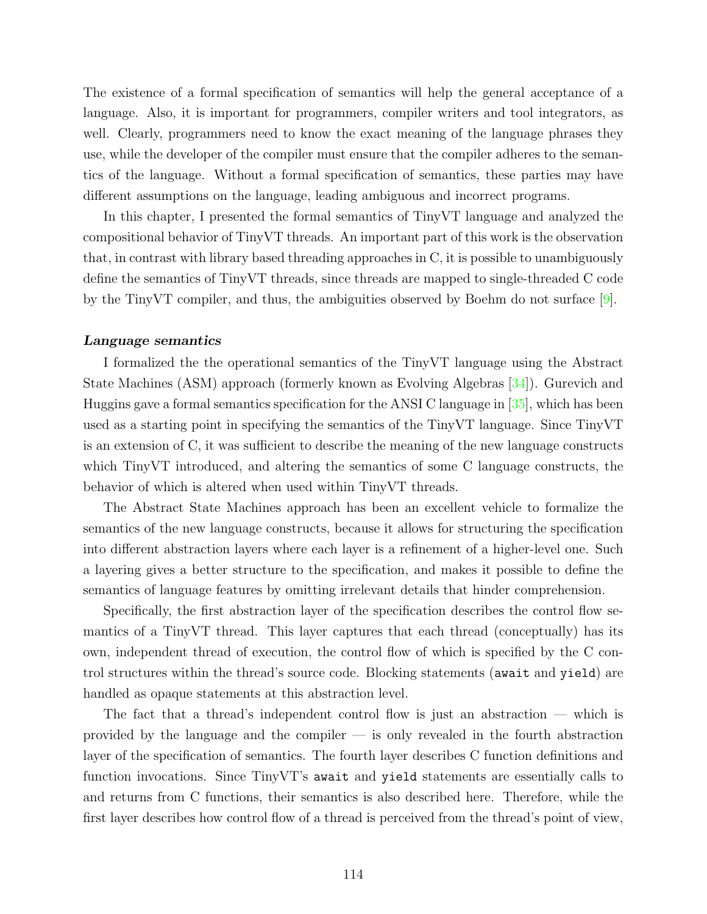The existence of a formal specification of semantics will help the general acceptance of a language. Also, it is important for programmers, compiler writers and tool integrators, as well. Clearly, programmers need to know the exact meaning of the language phrases they use, while the developer of the compiler must ensure that the compiler adheres to the semantics of the language. Without a formal specification of semantics, these parties may have different assumptions on the language, leading ambiguous and incorrect programs.

In this chapter, I presented the formal semantics of TinyVT language and analyzed the compositional behavior of TinyVT threads. An important part of this work is the observation that, in contrast with library based threading approaches in C, it is possible to unambiguously define the semantics of TinyVT threads, since threads are mapped to single-threaded C code by the TinyVT compiler, and thus, the ambiguities observed by Boehm do not surface [9].

***Language semantics***

I formalized the the operational semantics of the TinyVT language using the Abstract State Machines (ASM) approach (formerly known as Evolving Algebras [34]). Gurevich and Huggins gave a formal semantics specification for the ANSI C language in [35], which has been used as a starting point in specifying the semantics of the TinyVT language. Since TinyVT is an extension of C, it was sufficient to describe the meaning of the new language constructs which TinyVT introduced, and altering the semantics of some C language constructs, the behavior of which is altered when used within TinyVT threads.

The Abstract State Machines approach has been an excellent vehicle to formalize the semantics of the new language constructs, because it allows for structuring the specification into different abstraction layers where each layer is a refinement of a higher-level one. Such a layering gives a better structure to the specification, and makes it possible to define the semantics of language features by omitting irrelevant details that hinder comprehension.

Specifically, the first abstraction layer of the specification describes the control flow semantics of a TinyVT thread. This layer captures that each thread (conceptually) has its own, independent thread of execution, the control flow of which is specified by the C control structures within the thread's source code. Blocking statements (`await` and `yield`) are handled as opaque statements at this abstraction level.

The fact that a thread's independent control flow is just an abstraction — which is provided by the language and the compiler — is only revealed in the fourth abstraction layer of the specification of semantics. The fourth layer describes C function definitions and function invocations. Since TinyVT's `await` and `yield` statements are essentially calls to and returns from C functions, their semantics is also described here. Therefore, while the first layer describes how control flow of a thread is perceived from the thread's point of view,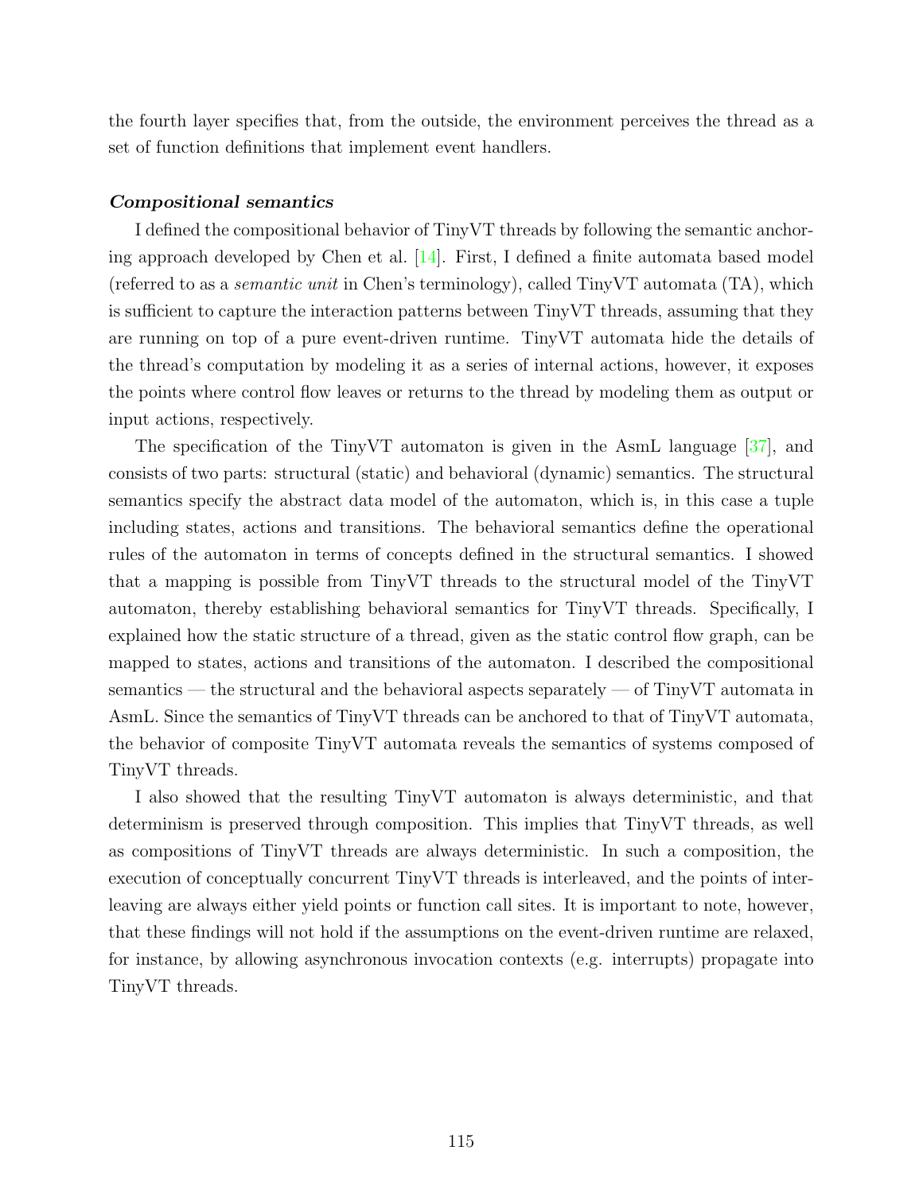the fourth layer specifies that, from the outside, the environment perceives the thread as a set of function definitions that implement event handlers.

***Compositional semantics***

I defined the compositional behavior of TinyVT threads by following the semantic anchoring approach developed by Chen et al. [14]. First, I defined a finite automata based model (referred to as a *semantic unit* in Chen's terminology), called TinyVT automata (TA), which is sufficient to capture the interaction patterns between TinyVT threads, assuming that they are running on top of a pure event-driven runtime. TinyVT automata hide the details of the thread's computation by modeling it as a series of internal actions, however, it exposes the points where control flow leaves or returns to the thread by modeling them as output or input actions, respectively.

The specification of the TinyVT automaton is given in the AsmL language [37], and consists of two parts: structural (static) and behavioral (dynamic) semantics. The structural semantics specify the abstract data model of the automaton, which is, in this case a tuple including states, actions and transitions. The behavioral semantics define the operational rules of the automaton in terms of concepts defined in the structural semantics. I showed that a mapping is possible from TinyVT threads to the structural model of the TinyVT automaton, thereby establishing behavioral semantics for TinyVT threads. Specifically, I explained how the static structure of a thread, given as the static control flow graph, can be mapped to states, actions and transitions of the automaton. I described the compositional semantics — the structural and the behavioral aspects separately — of TinyVT automata in AsmL. Since the semantics of TinyVT threads can be anchored to that of TinyVT automata, the behavior of composite TinyVT automata reveals the semantics of systems composed of TinyVT threads.

I also showed that the resulting TinyVT automaton is always deterministic, and that determinism is preserved through composition. This implies that TinyVT threads, as well as compositions of TinyVT threads are always deterministic. In such a composition, the execution of conceptually concurrent TinyVT threads is interleaved, and the points of interleaving are always either yield points or function call sites. It is important to note, however, that these findings will not hold if the assumptions on the event-driven runtime are relaxed, for instance, by allowing asynchronous invocation contexts (e.g. interrupts) propagate into TinyVT threads.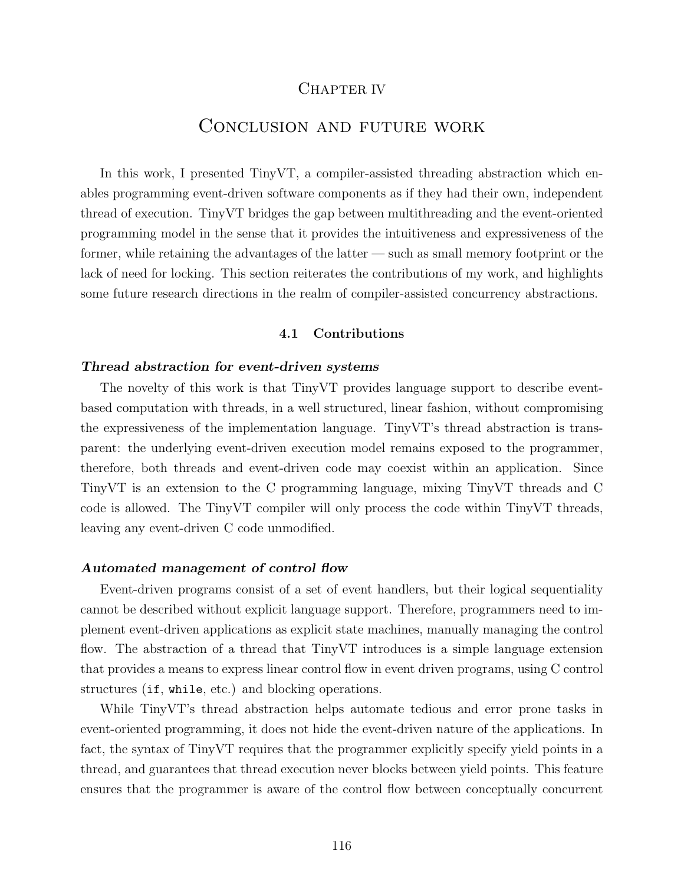# Chapter IV

# Conclusion and future work

In this work, I presented TinyVT, a compiler-assisted threading abstraction which enables programming event-driven software components as if they had their own, independent thread of execution. TinyVT bridges the gap between multithreading and the event-oriented programming model in the sense that it provides the intuitiveness and expressiveness of the former, while retaining the advantages of the latter — such as small memory footprint or the lack of need for locking. This section reiterates the contributions of my work, and highlights some future research directions in the realm of compiler-assisted concurrency abstractions.

## 4.1 Contributions

***Thread abstraction for event-driven systems***

The novelty of this work is that TinyVT provides language support to describe event-based computation with threads, in a well structured, linear fashion, without compromising the expressiveness of the implementation language. TinyVT's thread abstraction is transparent: the underlying event-driven execution model remains exposed to the programmer, therefore, both threads and event-driven code may coexist within an application. Since TinyVT is an extension to the C programming language, mixing TinyVT threads and C code is allowed. The TinyVT compiler will only process the code within TinyVT threads, leaving any event-driven C code unmodified.

***Automated management of control flow***

Event-driven programs consist of a set of event handlers, but their logical sequentiality cannot be described without explicit language support. Therefore, programmers need to implement event-driven applications as explicit state machines, manually managing the control flow. The abstraction of a thread that TinyVT introduces is a simple language extension that provides a means to express linear control flow in event driven programs, using C control structures (`if`, `while`, etc.) and blocking operations.

While TinyVT's thread abstraction helps automate tedious and error prone tasks in event-oriented programming, it does not hide the event-driven nature of the applications. In fact, the syntax of TinyVT requires that the programmer explicitly specify yield points in a thread, and guarantees that thread execution never blocks between yield points. This feature ensures that the programmer is aware of the control flow between conceptually concurrent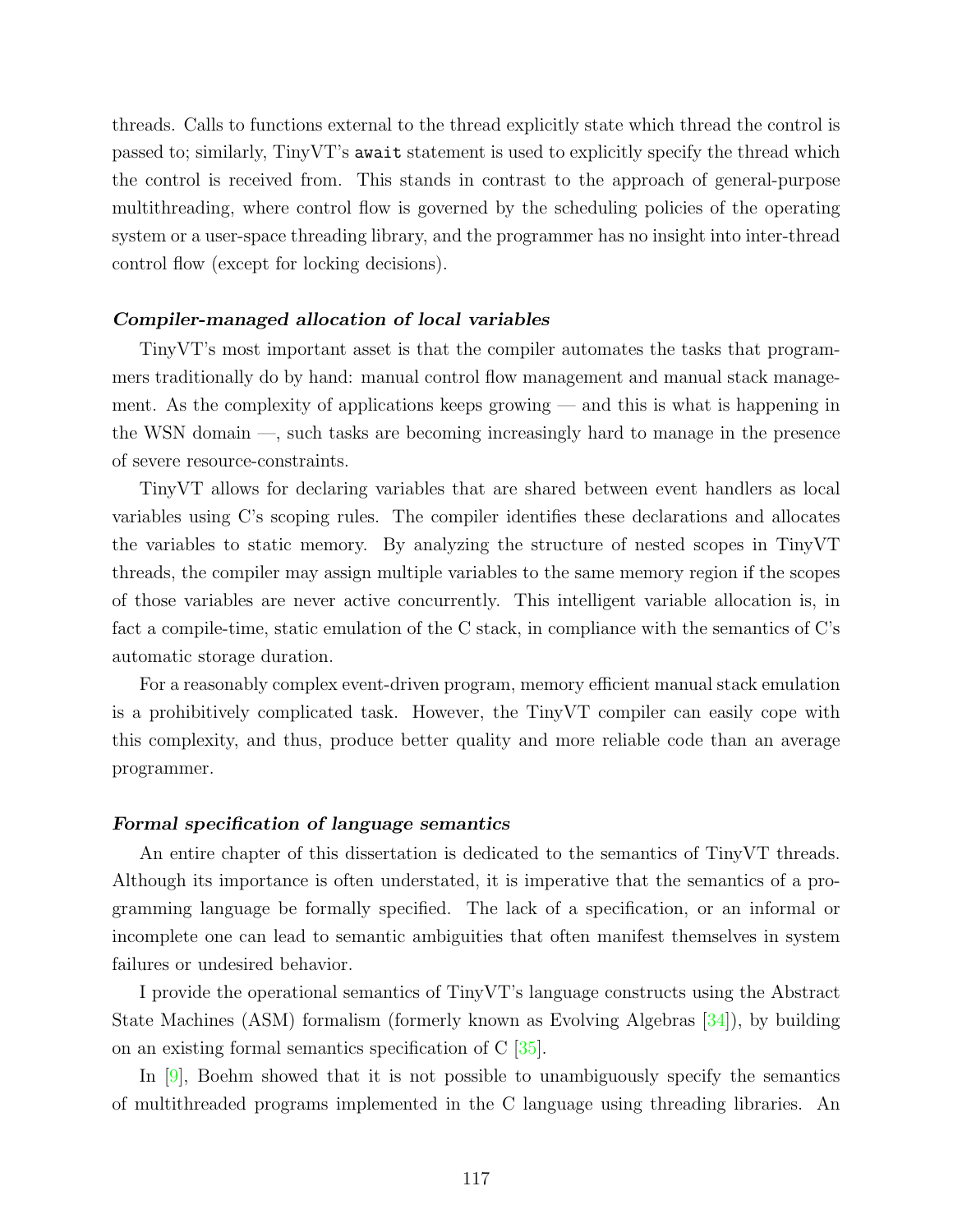threads. Calls to functions external to the thread explicitly state which thread the control is passed to; similarly, TinyVT's `await` statement is used to explicitly specify the thread which the control is received from. This stands in contrast to the approach of general-purpose multithreading, where control flow is governed by the scheduling policies of the operating system or a user-space threading library, and the programmer has no insight into inter-thread control flow (except for locking decisions).

#### *Compiler-managed allocation of local variables*

TinyVT's most important asset is that the compiler automates the tasks that programmers traditionally do by hand: manual control flow management and manual stack management. As the complexity of applications keeps growing — and this is what is happening in the WSN domain —, such tasks are becoming increasingly hard to manage in the presence of severe resource-constraints.

TinyVT allows for declaring variables that are shared between event handlers as local variables using C's scoping rules. The compiler identifies these declarations and allocates the variables to static memory. By analyzing the structure of nested scopes in TinyVT threads, the compiler may assign multiple variables to the same memory region if the scopes of those variables are never active concurrently. This intelligent variable allocation is, in fact a compile-time, static emulation of the C stack, in compliance with the semantics of C's automatic storage duration.

For a reasonably complex event-driven program, memory efficient manual stack emulation is a prohibitively complicated task. However, the TinyVT compiler can easily cope with this complexity, and thus, produce better quality and more reliable code than an average programmer.

#### *Formal specification of language semantics*

An entire chapter of this dissertation is dedicated to the semantics of TinyVT threads. Although its importance is often understated, it is imperative that the semantics of a programming language be formally specified. The lack of a specification, or an informal or incomplete one can lead to semantic ambiguities that often manifest themselves in system failures or undesired behavior.

I provide the operational semantics of TinyVT's language constructs using the Abstract State Machines (ASM) formalism (formerly known as Evolving Algebras [34]), by building on an existing formal semantics specification of C [35].

In [9], Boehm showed that it is not possible to unambiguously specify the semantics of multithreaded programs implemented in the C language using threading libraries. An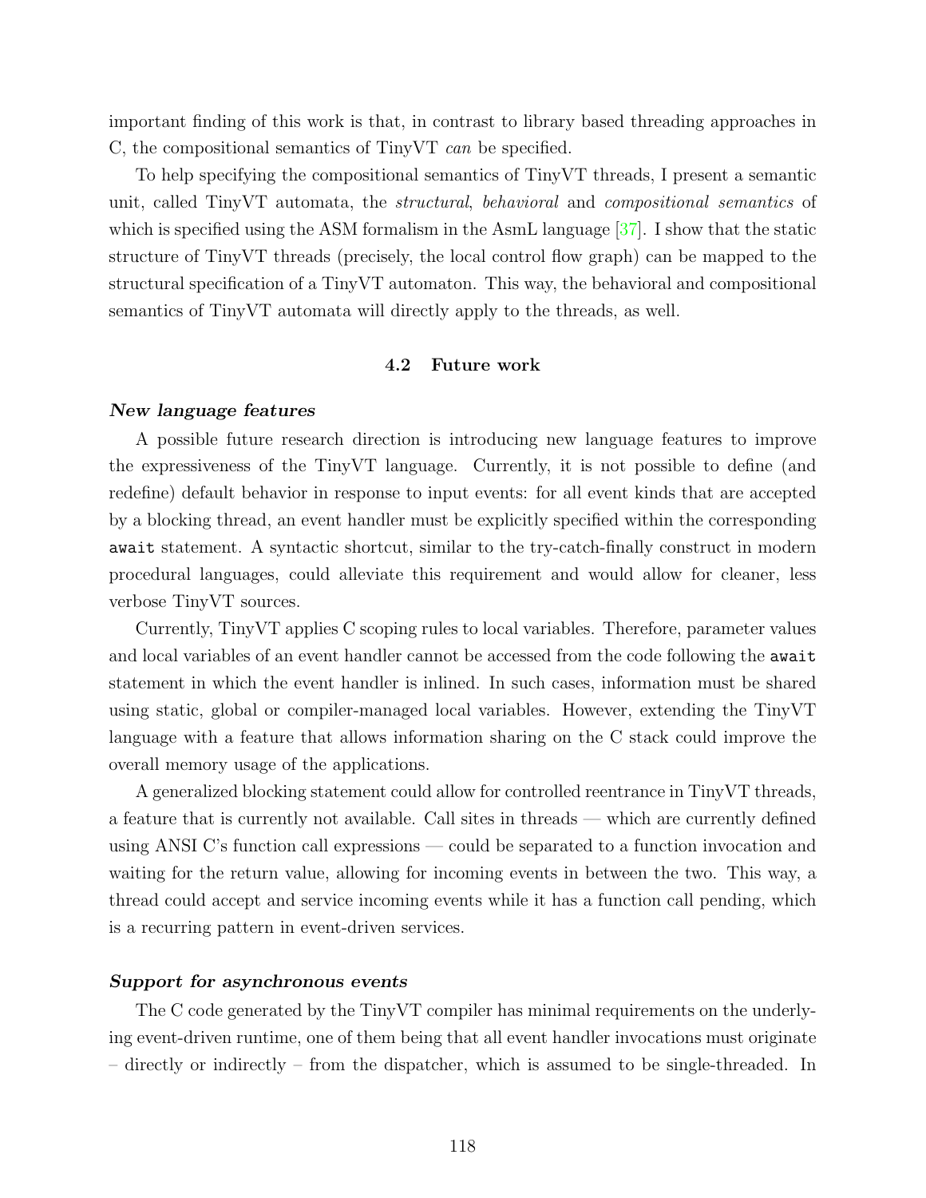important finding of this work is that, in contrast to library based threading approaches in C, the compositional semantics of TinyVT *can* be specified.

To help specifying the compositional semantics of TinyVT threads, I present a semantic unit, called TinyVT automata, the *structural*, *behavioral* and *compositional semantics* of which is specified using the ASM formalism in the AsmL language [37]. I show that the static structure of TinyVT threads (precisely, the local control flow graph) can be mapped to the structural specification of a TinyVT automaton. This way, the behavioral and compositional semantics of TinyVT automata will directly apply to the threads, as well.

## 4.2 Future work

***New language features***

A possible future research direction is introducing new language features to improve the expressiveness of the TinyVT language. Currently, it is not possible to define (and redefine) default behavior in response to input events: for all event kinds that are accepted by a blocking thread, an event handler must be explicitly specified within the corresponding `await` statement. A syntactic shortcut, similar to the try-catch-finally construct in modern procedural languages, could alleviate this requirement and would allow for cleaner, less verbose TinyVT sources.

Currently, TinyVT applies C scoping rules to local variables. Therefore, parameter values and local variables of an event handler cannot be accessed from the code following the `await` statement in which the event handler is inlined. In such cases, information must be shared using static, global or compiler-managed local variables. However, extending the TinyVT language with a feature that allows information sharing on the C stack could improve the overall memory usage of the applications.

A generalized blocking statement could allow for controlled reentrance in TinyVT threads, a feature that is currently not available. Call sites in threads — which are currently defined using ANSI C's function call expressions — could be separated to a function invocation and waiting for the return value, allowing for incoming events in between the two. This way, a thread could accept and service incoming events while it has a function call pending, which is a recurring pattern in event-driven services.

***Support for asynchronous events***

The C code generated by the TinyVT compiler has minimal requirements on the underlying event-driven runtime, one of them being that all event handler invocations must originate – directly or indirectly – from the dispatcher, which is assumed to be single-threaded. In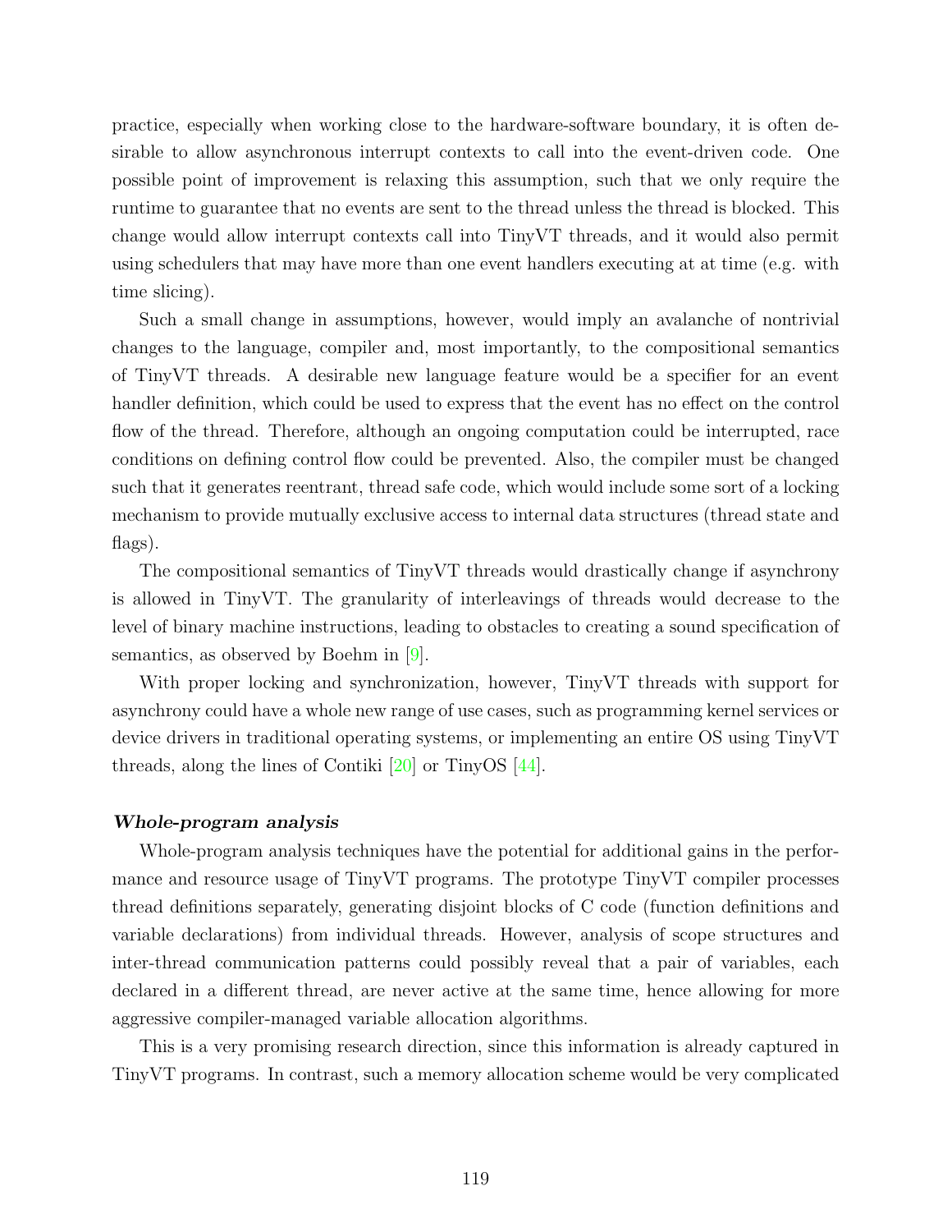practice, especially when working close to the hardware-software boundary, it is often desirable to allow asynchronous interrupt contexts to call into the event-driven code. One possible point of improvement is relaxing this assumption, such that we only require the runtime to guarantee that no events are sent to the thread unless the thread is blocked. This change would allow interrupt contexts call into TinyVT threads, and it would also permit using schedulers that may have more than one event handlers executing at at time (e.g. with time slicing).

Such a small change in assumptions, however, would imply an avalanche of nontrivial changes to the language, compiler and, most importantly, to the compositional semantics of TinyVT threads. A desirable new language feature would be a specifier for an event handler definition, which could be used to express that the event has no effect on the control flow of the thread. Therefore, although an ongoing computation could be interrupted, race conditions on defining control flow could be prevented. Also, the compiler must be changed such that it generates reentrant, thread safe code, which would include some sort of a locking mechanism to provide mutually exclusive access to internal data structures (thread state and flags).

The compositional semantics of TinyVT threads would drastically change if asynchrony is allowed in TinyVT. The granularity of interleavings of threads would decrease to the level of binary machine instructions, leading to obstacles to creating a sound specification of semantics, as observed by Boehm in [9].

With proper locking and synchronization, however, TinyVT threads with support for asynchrony could have a whole new range of use cases, such as programming kernel services or device drivers in traditional operating systems, or implementing an entire OS using TinyVT threads, along the lines of Contiki [20] or TinyOS [44].

***Whole-program analysis***

Whole-program analysis techniques have the potential for additional gains in the performance and resource usage of TinyVT programs. The prototype TinyVT compiler processes thread definitions separately, generating disjoint blocks of C code (function definitions and variable declarations) from individual threads. However, analysis of scope structures and inter-thread communication patterns could possibly reveal that a pair of variables, each declared in a different thread, are never active at the same time, hence allowing for more aggressive compiler-managed variable allocation algorithms.

This is a very promising research direction, since this information is already captured in TinyVT programs. In contrast, such a memory allocation scheme would be very complicated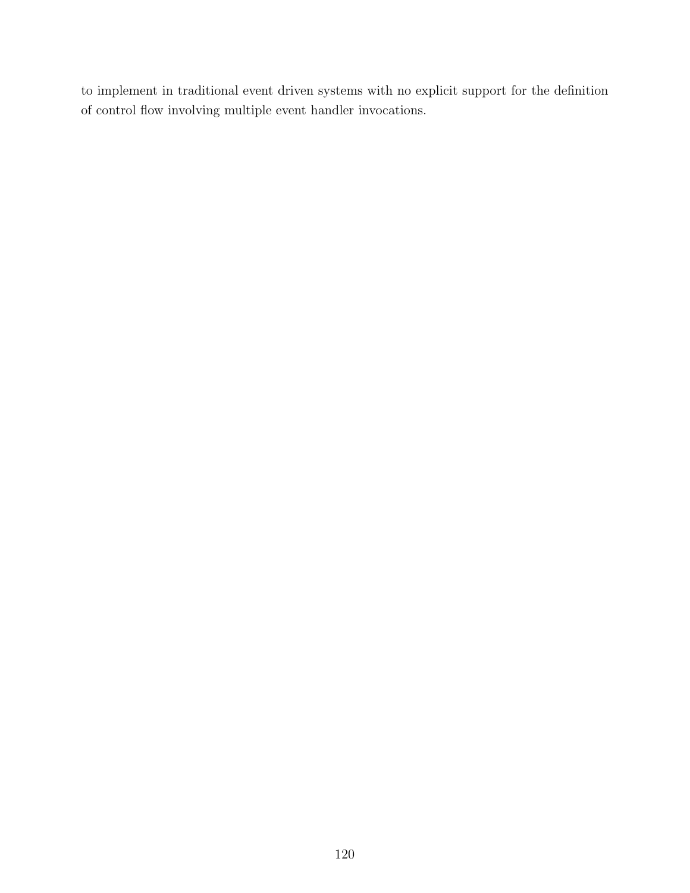to implement in traditional event driven systems with no explicit support for the definition of control flow involving multiple event handler invocations.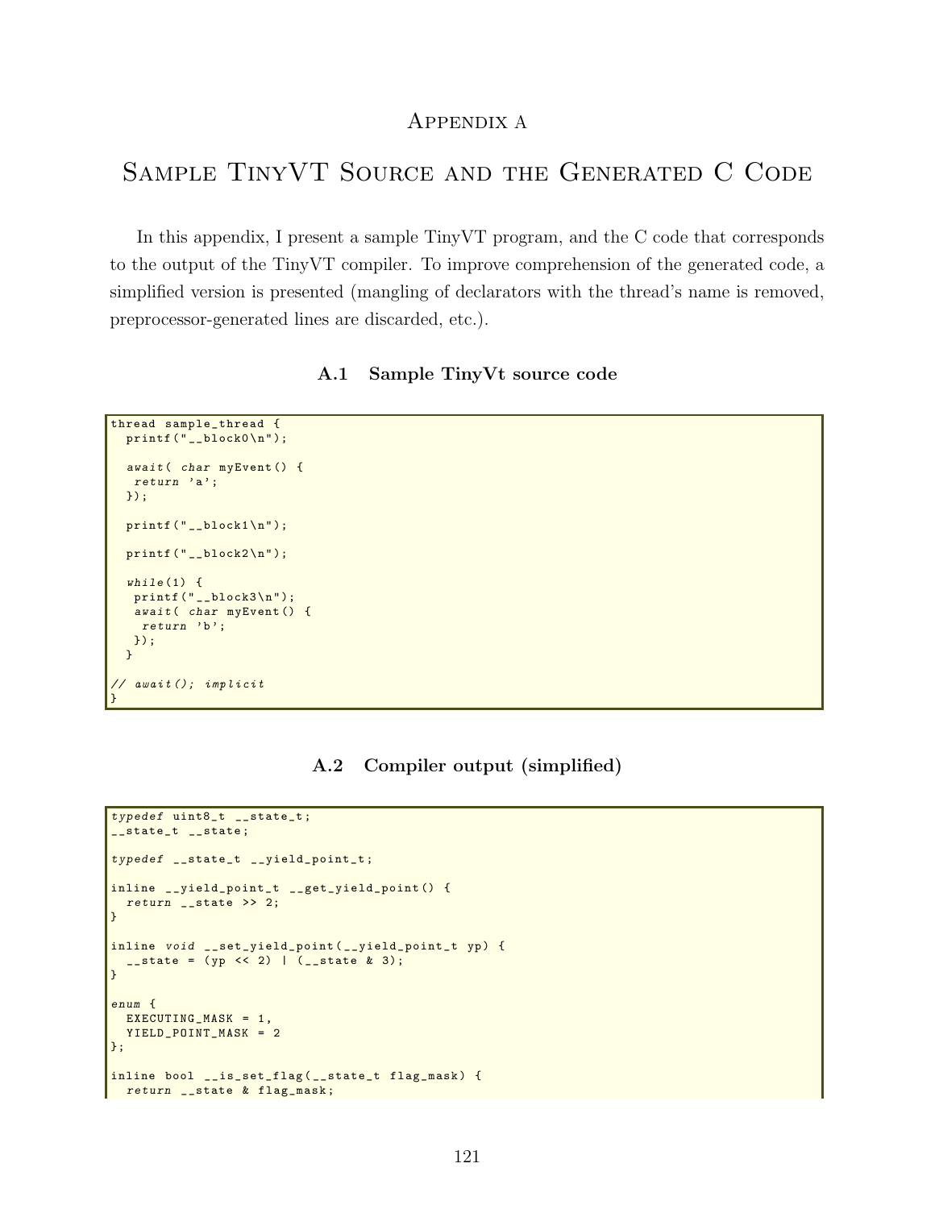# Appendix A

# Sample TinyVT Source and the Generated C Code

In this appendix, I present a sample TinyVT program, and the C code that corresponds to the output of the TinyVT compiler. To improve comprehension of the generated code, a simplified version is presented (mangling of declarators with the thread's name is removed, preprocessor-generated lines are discarded, etc.).

## A.1 Sample TinyVt source code

```
thread sample_thread {
  printf("__block0\n");

  await( char myEvent() {
   return 'a';
  });

  printf("__block1\n");

  printf("__block2\n");

  while(1) {
   printf("__block3\n");
   await( char myEvent() {
    return 'b';
   });
  }

// await(); implicit
}
```

## A.2 Compiler output (simplified)

```
typedef uint8_t __state_t;
__state_t __state;

typedef __state_t __yield_point_t;

inline __yield_point_t __get_yield_point() {
  return __state >> 2;
}

inline void __set_yield_point(__yield_point_t yp) {
  __state = (yp << 2) | (__state & 3);
}

enum {
  EXECUTING_MASK = 1,
  YIELD_POINT_MASK = 2
};

inline bool __is_set_flag(__state_t flag_mask) {
  return __state & flag_mask;
```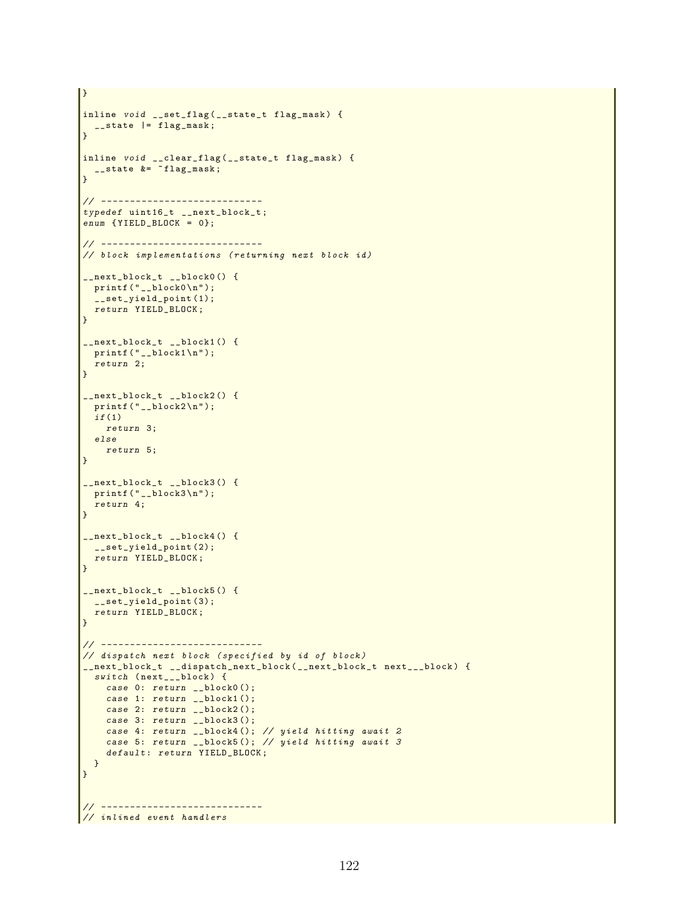```
}

inline void __set_flag(__state_t flag_mask) {
  __state |= flag_mask;
}

inline void __clear_flag(__state_t flag_mask) {
  __state &= ~flag_mask;
}

// ----------------------------
typedef uint16_t __next_block_t;
enum {YIELD_BLOCK = 0};

// ----------------------------
// block implementations (returning next block id)

__next_block_t __block0() {
  printf("__block0\n");
  __set_yield_point(1);
  return YIELD_BLOCK;
}

__next_block_t __block1() {
  printf("__block1\n");
  return 2;
}

__next_block_t __block2() {
  printf("__block2\n");
  if(1)
    return 3;
  else
    return 5;
}

__next_block_t __block3() {
  printf("__block3\n");
  return 4;
}

__next_block_t __block4() {
  __set_yield_point(2);
  return YIELD_BLOCK;
}

__next_block_t __block5() {
  __set_yield_point(3);
  return YIELD_BLOCK;
}

// ----------------------------
// dispatch next block (specified by id of block)
__next_block_t __dispatch_next_block(__next_block_t next___block) {
  switch (next___block) {
    case 0: return __block0();
    case 1: return __block1();
    case 2: return __block2();
    case 3: return __block3();
    case 4: return __block4(); // yield hitting await 2
    case 5: return __block5(); // yield hitting await 3
    default: return YIELD_BLOCK;
  }
}


// ----------------------------
// inlined event handlers
```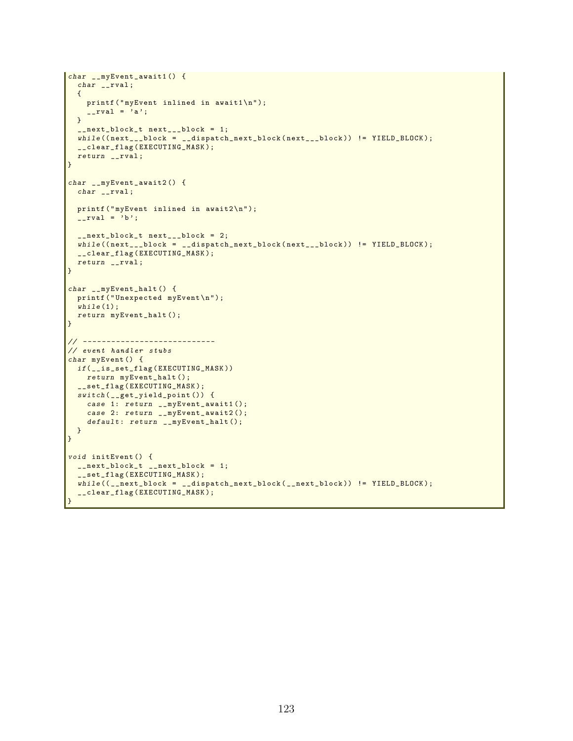```
char __myEvent_await1() {
  char __rval;
  {
    printf("myEvent inlined in await1\n");
    __rval = 'a';
  }
  __next_block_t next___block = 1;
  while((next___block = __dispatch_next_block(next___block)) != YIELD_BLOCK);
  __clear_flag(EXECUTING_MASK);
  return __rval;
}

char __myEvent_await2() {
  char __rval;

  printf("myEvent inlined in await2\n");
  __rval = 'b';

  __next_block_t next___block = 2;
  while((next___block = __dispatch_next_block(next___block)) != YIELD_BLOCK);
  __clear_flag(EXECUTING_MASK);
  return __rval;
}

char __myEvent_halt() {
  printf("Unexpected myEvent\n");
  while(1);
  return myEvent_halt();
}

// ----------------------------
// event handler stubs
char myEvent() {
  if(__is_set_flag(EXECUTING_MASK))
    return myEvent_halt();
  __set_flag(EXECUTING_MASK);
  switch(__get_yield_point()) {
    case 1: return __myEvent_await1();
    case 2: return __myEvent_await2();
    default: return __myEvent_halt();
  }
}

void initEvent() {
  __next_block_t __next_block = 1;
  __set_flag(EXECUTING_MASK);
  while((__next_block = __dispatch_next_block(__next_block)) != YIELD_BLOCK);
  __clear_flag(EXECUTING_MASK);
}
```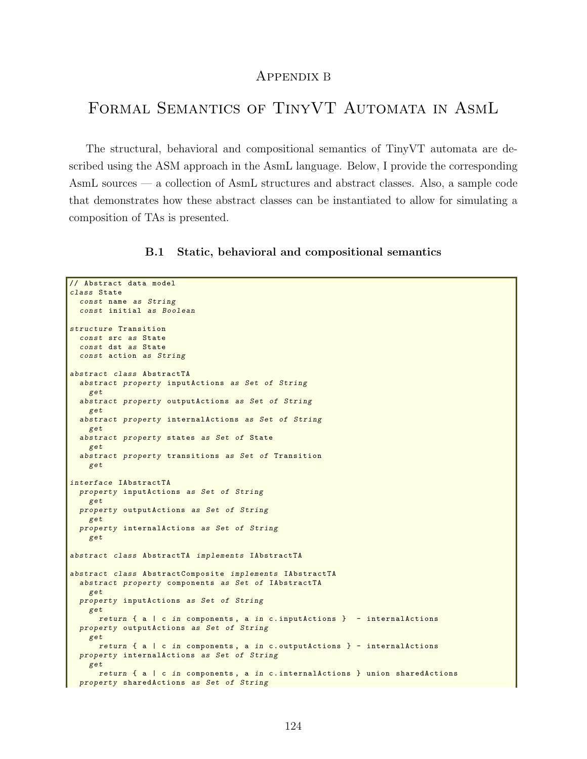# Appendix B

# Formal Semantics of TinyVT Automata in AsmL

The structural, behavioral and compositional semantics of TinyVT automata are described using the ASM approach in the AsmL language. Below, I provide the corresponding AsmL sources — a collection of AsmL structures and abstract classes. Also, a sample code that demonstrates how these abstract classes can be instantiated to allow for simulating a composition of TAs is presented.

## B.1 Static, behavioral and compositional semantics

```
// Abstract data model
class State
  const name as String
  const initial as Boolean

structure Transition
  const src as State
  const dst as State
  const action as String

abstract class AbstractTA
  abstract property inputActions as Set of String
    get
  abstract property outputActions as Set of String
    get
  abstract property internalActions as Set of String
    get
  abstract property states as Set of State
    get
  abstract property transitions as Set of Transition
    get

interface IAbstractTA
  property inputActions as Set of String
    get
  property outputActions as Set of String
    get
  property internalActions as Set of String
    get

abstract class AbstractTA implements IAbstractTA

abstract class AbstractComposite implements IAbstractTA
  abstract property components as Set of IAbstractTA
    get
  property inputActions as Set of String
    get
      return { a | c in components, a in c.inputActions }  - internalActions
  property outputActions as Set of String
    get
      return { a | c in components, a in c.outputActions } - internalActions
  property internalActions as Set of String
    get
      return { a | c in components, a in c.internalActions } union sharedActions
  property sharedActions as Set of String
```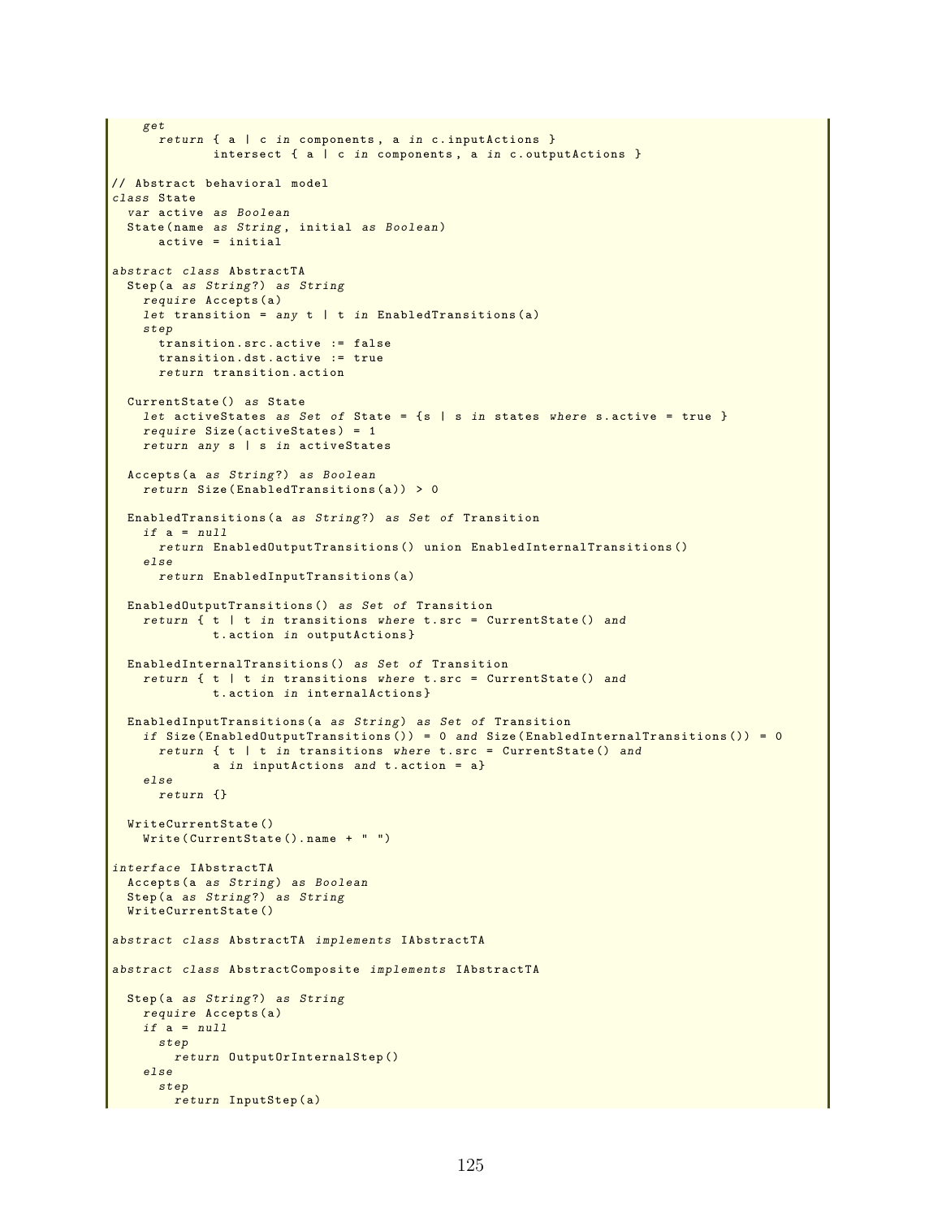```
    get
      return { a | c in components, a in c.inputActions }
             intersect { a | c in components, a in c.outputActions }

// Abstract behavioral model
class State
  var active as Boolean
  State(name as String, initial as Boolean)
      active = initial

abstract class AbstractTA
  Step(a as String?) as String
    require Accepts(a)
    let transition = any t | t in EnabledTransitions(a)
    step
      transition.src.active := false
      transition.dst.active := true
      return transition.action

  CurrentState() as State
    let activeStates as Set of State = {s | s in states where s.active = true }
    require Size(activeStates) = 1
    return any s | s in activeStates

  Accepts(a as String?) as Boolean
    return Size(EnabledTransitions(a)) > 0

  EnabledTransitions(a as String?) as Set of Transition
    if a = null
      return EnabledOutputTransitions() union EnabledInternalTransitions()
    else
      return EnabledInputTransitions(a)

  EnabledOutputTransitions() as Set of Transition
    return { t | t in transitions where t.src = CurrentState() and
             t.action in outputActions}

  EnabledInternalTransitions() as Set of Transition
    return { t | t in transitions where t.src = CurrentState() and
             t.action in internalActions}

  EnabledInputTransitions(a as String) as Set of Transition
    if Size(EnabledOutputTransitions()) = 0 and Size(EnabledInternalTransitions()) = 0
      return { t | t in transitions where t.src = CurrentState() and
             a in inputActions and t.action = a}
    else
      return {}

  WriteCurrentState()
    Write(CurrentState().name + " ")

interface IAbstractTA
  Accepts(a as String) as Boolean
  Step(a as String?) as String
  WriteCurrentState()

abstract class AbstractTA implements IAbstractTA

abstract class AbstractComposite implements IAbstractTA

  Step(a as String?) as String
    require Accepts(a)
    if a = null
      step
        return OutputOrInternalStep()
    else
      step
        return InputStep(a)
```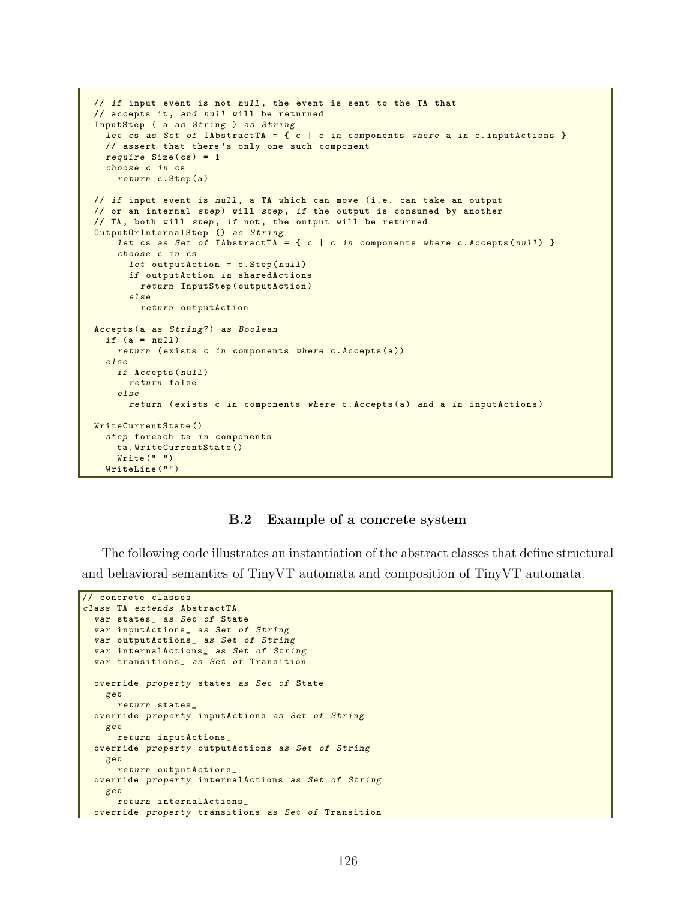```
  // if input event is not null, the event is sent to the TA that
  // accepts it, and null will be returned
  InputStep ( a as String ) as String
    let cs as Set of IAbstractTA = { c | c in components where a in c.inputActions }
    // assert that there's only one such component
    require Size(cs) = 1
    choose c in cs
      return c.Step(a)

  // if input event is null, a TA which can move (i.e. can take an output
  // or an internal step) will step, if the output is consumed by another
  // TA, both will step, if not, the output will be returned
  OutputOrInternalStep () as String
      let cs as Set of IAbstractTA = { c | c in components where c.Accepts(null) }
      choose c in cs
        let outputAction = c.Step(null)
        if outputAction in sharedActions
          return InputStep(outputAction)
        else
          return outputAction

  Accepts(a as String?) as Boolean
    if (a = null)
      return (exists c in components where c.Accepts(a))
    else
      if Accepts(null)
        return false
      else
        return (exists c in components where c.Accepts(a) and a in inputActions)

  WriteCurrentState()
    step foreach ta in components
      ta.WriteCurrentState()
      Write(" ")
    WriteLine("")
```

### B.2 Example of a concrete system

The following code illustrates an instantiation of the abstract classes that define structural and behavioral semantics of TinyVT automata and composition of TinyVT automata.

```
// concrete classes
class TA extends AbstractTA
  var states_ as Set of State
  var inputActions_ as Set of String
  var outputActions_ as Set of String
  var internalActions_ as Set of String
  var transitions_ as Set of Transition

  override property states as Set of State
    get
      return states_
  override property inputActions as Set of String
    get
      return inputActions_
  override property outputActions as Set of String
    get
      return outputActions_
  override property internalActions as Set of String
    get
      return internalActions_
  override property transitions as Set of Transition
```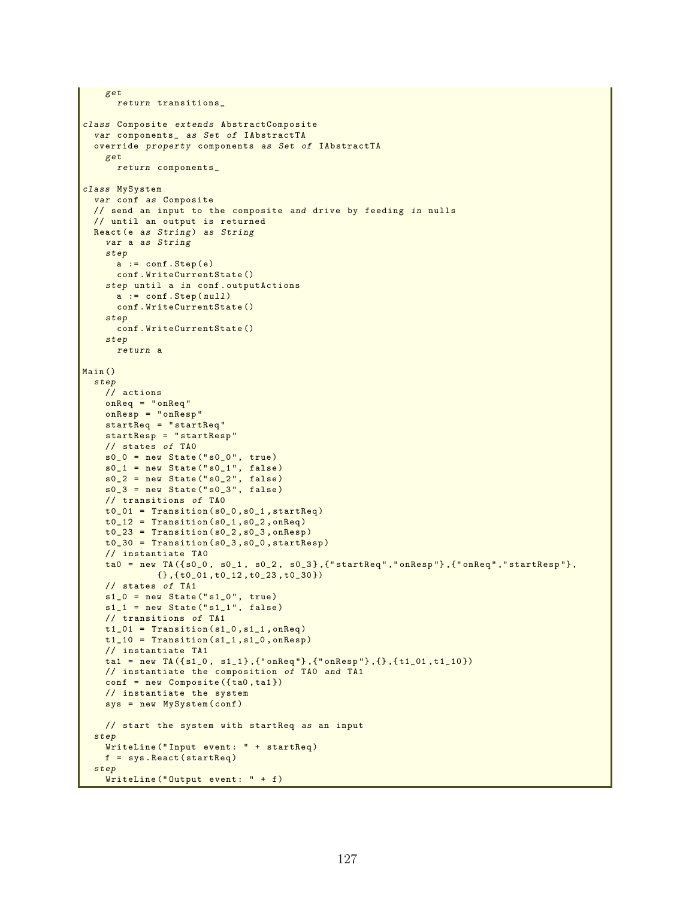```
    get
      return transitions_

class Composite extends AbstractComposite
  var components_ as Set of IAbstractTA
  override property components as Set of IAbstractTA
    get
      return components_

class MySystem
  var conf as Composite
  // send an input to the composite and drive by feeding in nulls
  // until an output is returned
  React(e as String) as String
    var a as String
    step
      a := conf.Step(e)
      conf.WriteCurrentState()
    step until a in conf.outputActions
      a := conf.Step(null)
      conf.WriteCurrentState()
    step
      conf.WriteCurrentState()
    step
      return a

Main()
  step
    // actions
    onReq = "onReq"
    onResp = "onResp"
    startReq = "startReq"
    startResp = "startResp"
    // states of TA0
    s0_0 = new State("s0_0", true)
    s0_1 = new State("s0_1", false)
    s0_2 = new State("s0_2", false)
    s0_3 = new State("s0_3", false)
    // transitions of TA0
    t0_01 = Transition(s0_0,s0_1,startReq)
    t0_12 = Transition(s0_1,s0_2,onReq)
    t0_23 = Transition(s0_2,s0_3,onResp)
    t0_30 = Transition(s0_3,s0_0,startResp)
    // instantiate TA0
    ta0 = new TA({s0_0, s0_1, s0_2, s0_3},{"startReq","onResp"},{"onReq","startResp"},
             {},{t0_01,t0_12,t0_23,t0_30})
    // states of TA1
    s1_0 = new State("s1_0", true)
    s1_1 = new State("s1_1", false)
    // transitions of TA1
    t1_01 = Transition(s1_0,s1_1,onReq)
    t1_10 = Transition(s1_1,s1_0,onResp)
    // instantiate TA1
    ta1 = new TA({s1_0, s1_1},{"onReq"},{"onResp"},{},{t1_01,t1_10})
    // instantiate the composition of TA0 and TA1
    conf = new Composite({ta0,ta1})
    // instantiate the system
    sys = new MySystem(conf)

    // start the system with startReq as an input
  step
    WriteLine("Input event: " + startReq)
    f = sys.React(startReq)
  step
    WriteLine("Output event: " + f)
```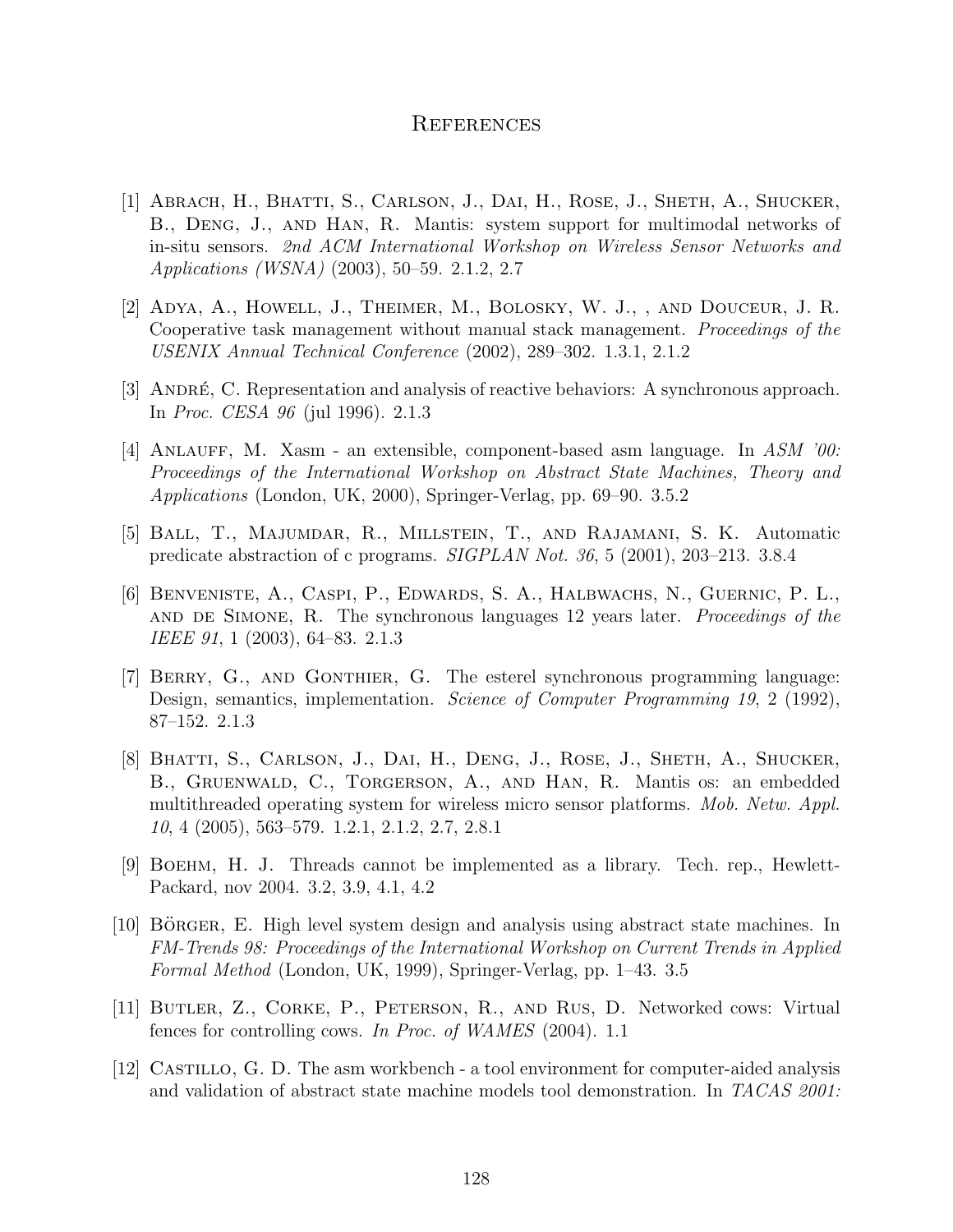# References

[1] Abrach, H., Bhatti, S., Carlson, J., Dai, H., Rose, J., Sheth, A., Shucker, B., Deng, J., and Han, R. Mantis: system support for multimodal networks of in-situ sensors. *2nd ACM International Workshop on Wireless Sensor Networks and Applications (WSNA)* (2003), 50–59. 2.1.2, 2.7

[2] Adya, A., Howell, J., Theimer, M., Bolosky, W. J., , and Douceur, J. R. Cooperative task management without manual stack management. *Proceedings of the USENIX Annual Technical Conference* (2002), 289–302. 1.3.1, 2.1.2

[3] André, C. Representation and analysis of reactive behaviors: A synchronous approach. In *Proc. CESA 96* (jul 1996). 2.1.3

[4] Anlauff, M. Xasm - an extensible, component-based asm language. In *ASM '00: Proceedings of the International Workshop on Abstract State Machines, Theory and Applications* (London, UK, 2000), Springer-Verlag, pp. 69–90. 3.5.2

[5] Ball, T., Majumdar, R., Millstein, T., and Rajamani, S. K. Automatic predicate abstraction of c programs. *SIGPLAN Not. 36*, 5 (2001), 203–213. 3.8.4

[6] Benveniste, A., Caspi, P., Edwards, S. A., Halbwachs, N., Guernic, P. L., and de Simone, R. The synchronous languages 12 years later. *Proceedings of the IEEE 91*, 1 (2003), 64–83. 2.1.3

[7] Berry, G., and Gonthier, G. The esterel synchronous programming language: Design, semantics, implementation. *Science of Computer Programming 19*, 2 (1992), 87–152. 2.1.3

[8] Bhatti, S., Carlson, J., Dai, H., Deng, J., Rose, J., Sheth, A., Shucker, B., Gruenwald, C., Torgerson, A., and Han, R. Mantis os: an embedded multithreaded operating system for wireless micro sensor platforms. *Mob. Netw. Appl. 10*, 4 (2005), 563–579. 1.2.1, 2.1.2, 2.7, 2.8.1

[9] Boehm, H. J. Threads cannot be implemented as a library. Tech. rep., Hewlett-Packard, nov 2004. 3.2, 3.9, 4.1, 4.2

[10] Börger, E. High level system design and analysis using abstract state machines. In *FM-Trends 98: Proceedings of the International Workshop on Current Trends in Applied Formal Method* (London, UK, 1999), Springer-Verlag, pp. 1–43. 3.5

[11] Butler, Z., Corke, P., Peterson, R., and Rus, D. Networked cows: Virtual fences for controlling cows. *In Proc. of WAMES* (2004). 1.1

[12] Castillo, G. D. The asm workbench - a tool environment for computer-aided analysis and validation of abstract state machine models tool demonstration. In *TACAS 2001:*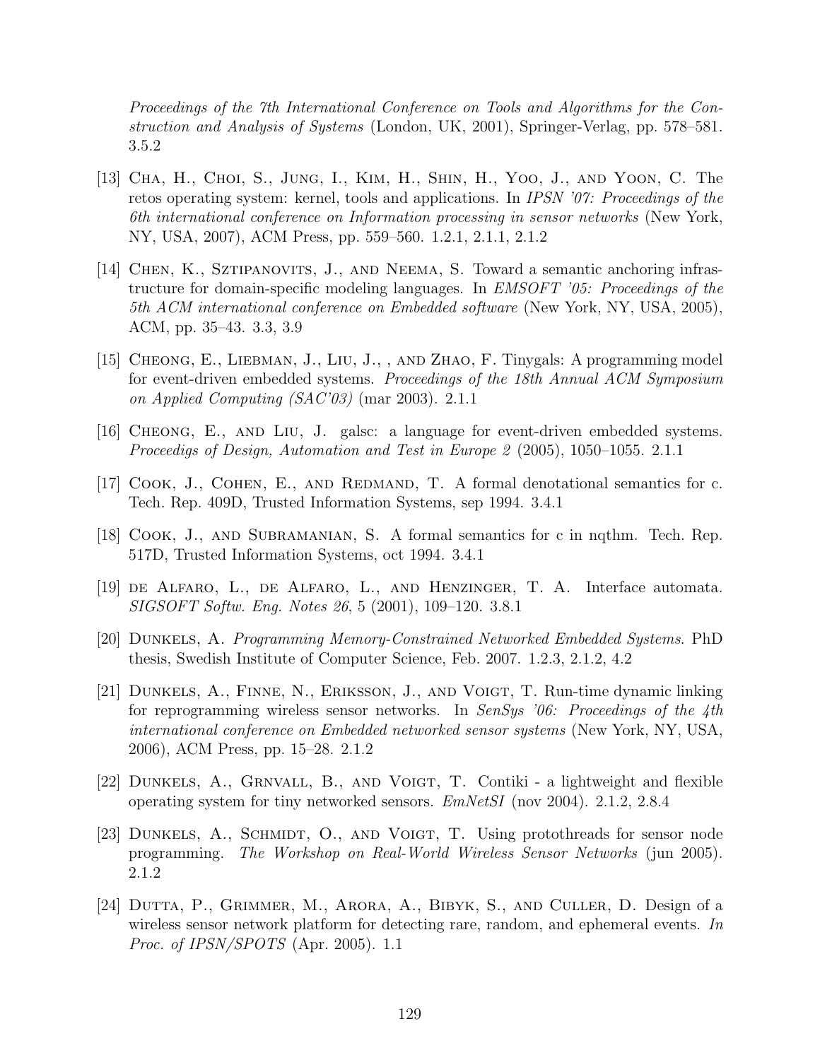*Proceedings of the 7th International Conference on Tools and Algorithms for the Construction and Analysis of Systems* (London, UK, 2001), Springer-Verlag, pp. 578–581. 3.5.2

[13] Cha, H., Choi, S., Jung, I., Kim, H., Shin, H., Yoo, J., and Yoon, C. The retos operating system: kernel, tools and applications. In *IPSN '07: Proceedings of the 6th international conference on Information processing in sensor networks* (New York, NY, USA, 2007), ACM Press, pp. 559–560. 1.2.1, 2.1.1, 2.1.2

[14] Chen, K., Sztipanovits, J., and Neema, S. Toward a semantic anchoring infrastructure for domain-specific modeling languages. In *EMSOFT '05: Proceedings of the 5th ACM international conference on Embedded software* (New York, NY, USA, 2005), ACM, pp. 35–43. 3.3, 3.9

[15] Cheong, E., Liebman, J., Liu, J., , and Zhao, F. Tinygals: A programming model for event-driven embedded systems. *Proceedings of the 18th Annual ACM Symposium on Applied Computing (SAC'03)* (mar 2003). 2.1.1

[16] Cheong, E., and Liu, J. galsc: a language for event-driven embedded systems. *Proceedigs of Design, Automation and Test in Europe 2* (2005), 1050–1055. 2.1.1

[17] Cook, J., Cohen, E., and Redmand, T. A formal denotational semantics for c. Tech. Rep. 409D, Trusted Information Systems, sep 1994. 3.4.1

[18] Cook, J., and Subramanian, S. A formal semantics for c in nqthm. Tech. Rep. 517D, Trusted Information Systems, oct 1994. 3.4.1

[19] de Alfaro, L., de Alfaro, L., and Henzinger, T. A. Interface automata. *SIGSOFT Softw. Eng. Notes 26*, 5 (2001), 109–120. 3.8.1

[20] Dunkels, A. *Programming Memory-Constrained Networked Embedded Systems*. PhD thesis, Swedish Institute of Computer Science, Feb. 2007. 1.2.3, 2.1.2, 4.2

[21] Dunkels, A., Finne, N., Eriksson, J., and Voigt, T. Run-time dynamic linking for reprogramming wireless sensor networks. In *SenSys '06: Proceedings of the 4th international conference on Embedded networked sensor systems* (New York, NY, USA, 2006), ACM Press, pp. 15–28. 2.1.2

[22] Dunkels, A., Grnvall, B., and Voigt, T. Contiki - a lightweight and flexible operating system for tiny networked sensors. *EmNetSI* (nov 2004). 2.1.2, 2.8.4

[23] Dunkels, A., Schmidt, O., and Voigt, T. Using protothreads for sensor node programming. *The Workshop on Real-World Wireless Sensor Networks* (jun 2005). 2.1.2

[24] Dutta, P., Grimmer, M., Arora, A., Bibyk, S., and Culler, D. Design of a wireless sensor network platform for detecting rare, random, and ephemeral events. *In Proc. of IPSN/SPOTS* (Apr. 2005). 1.1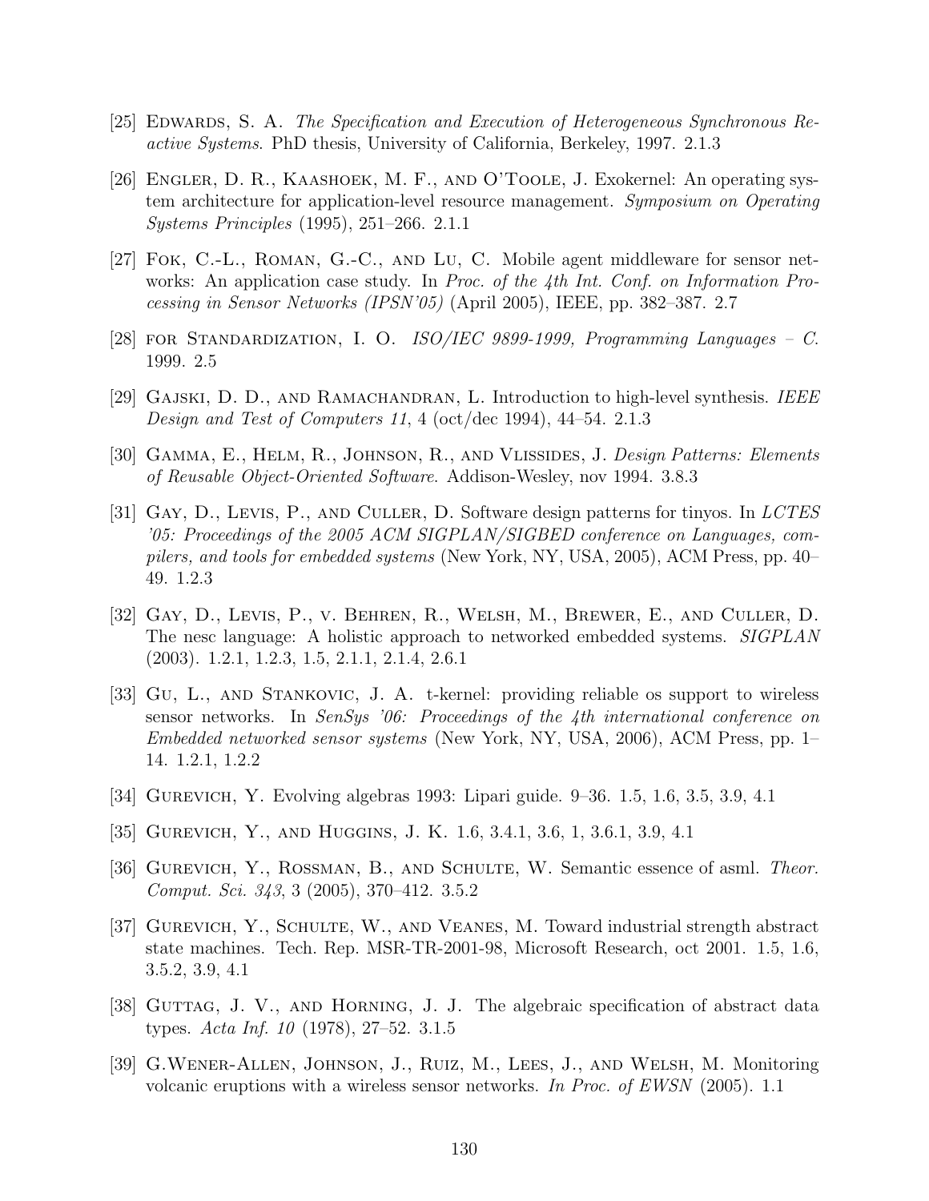[25] Edwards, S. A. *The Specification and Execution of Heterogeneous Synchronous Reactive Systems*. PhD thesis, University of California, Berkeley, 1997. 2.1.3

[26] Engler, D. R., Kaashoek, M. F., and O'Toole, J. Exokernel: An operating system architecture for application-level resource management. *Symposium on Operating Systems Principles* (1995), 251–266. 2.1.1

[27] Fok, C.-L., Roman, G.-C., and Lu, C. Mobile agent middleware for sensor networks: An application case study. In *Proc. of the 4th Int. Conf. on Information Processing in Sensor Networks (IPSN'05)* (April 2005), IEEE, pp. 382–387. 2.7

[28] for Standardization, I. O. *ISO/IEC 9899-1999, Programming Languages – C.* 1999. 2.5

[29] Gajski, D. D., and Ramachandran, L. Introduction to high-level synthesis. *IEEE Design and Test of Computers 11*, 4 (oct/dec 1994), 44–54. 2.1.3

[30] Gamma, E., Helm, R., Johnson, R., and Vlissides, J. *Design Patterns: Elements of Reusable Object-Oriented Software*. Addison-Wesley, nov 1994. 3.8.3

[31] Gay, D., Levis, P., and Culler, D. Software design patterns for tinyos. In *LCTES '05: Proceedings of the 2005 ACM SIGPLAN/SIGBED conference on Languages, compilers, and tools for embedded systems* (New York, NY, USA, 2005), ACM Press, pp. 40–49. 1.2.3

[32] Gay, D., Levis, P., v. Behren, R., Welsh, M., Brewer, E., and Culler, D. The nesc language: A holistic approach to networked embedded systems. *SIGPLAN* (2003). 1.2.1, 1.2.3, 1.5, 2.1.1, 2.1.4, 2.6.1

[33] Gu, L., and Stankovic, J. A. t-kernel: providing reliable os support to wireless sensor networks. In *SenSys '06: Proceedings of the 4th international conference on Embedded networked sensor systems* (New York, NY, USA, 2006), ACM Press, pp. 1–14. 1.2.1, 1.2.2

[34] Gurevich, Y. Evolving algebras 1993: Lipari guide. 9–36. 1.5, 1.6, 3.5, 3.9, 4.1

[35] Gurevich, Y., and Huggins, J. K. 1.6, 3.4.1, 3.6, 1, 3.6.1, 3.9, 4.1

[36] Gurevich, Y., Rossman, B., and Schulte, W. Semantic essence of asml. *Theor. Comput. Sci. 343*, 3 (2005), 370–412. 3.5.2

[37] Gurevich, Y., Schulte, W., and Veanes, M. Toward industrial strength abstract state machines. Tech. Rep. MSR-TR-2001-98, Microsoft Research, oct 2001. 1.5, 1.6, 3.5.2, 3.9, 4.1

[38] Guttag, J. V., and Horning, J. J. The algebraic specification of abstract data types. *Acta Inf. 10* (1978), 27–52. 3.1.5

[39] G.Wener-Allen, Johnson, J., Ruiz, M., Lees, J., and Welsh, M. Monitoring volcanic eruptions with a wireless sensor networks. *In Proc. of EWSN* (2005). 1.1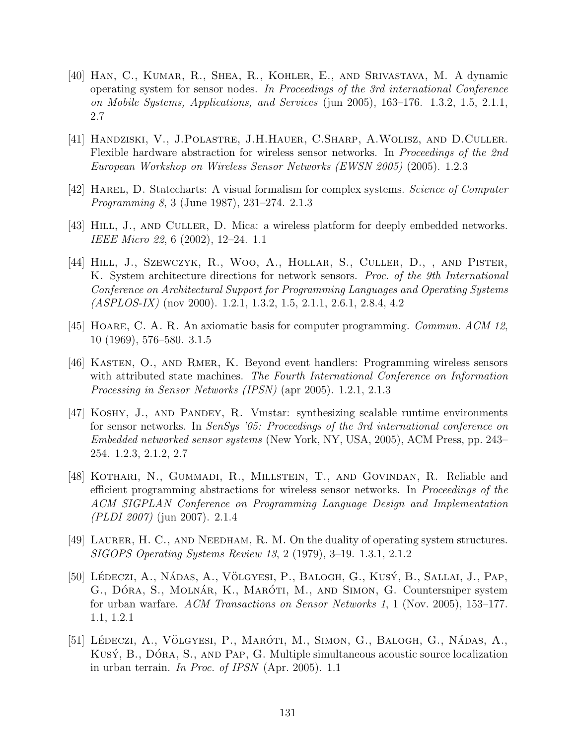[40] Han, C., Kumar, R., Shea, R., Kohler, E., and Srivastava, M. A dynamic operating system for sensor nodes. *In Proceedings of the 3rd international Conference on Mobile Systems, Applications, and Services* (jun 2005), 163–176. 1.3.2, 1.5, 2.1.1, 2.7

[41] Handziski, V., J.Polastre, J.H.Hauer, C.Sharp, A.Wolisz, and D.Culler. Flexible hardware abstraction for wireless sensor networks. In *Proceedings of the 2nd European Workshop on Wireless Sensor Networks (EWSN 2005)* (2005). 1.2.3

[42] Harel, D. Statecharts: A visual formalism for complex systems. *Science of Computer Programming 8*, 3 (June 1987), 231–274. 2.1.3

[43] Hill, J., and Culler, D. Mica: a wireless platform for deeply embedded networks. *IEEE Micro 22*, 6 (2002), 12–24. 1.1

[44] Hill, J., Szewczyk, R., Woo, A., Hollar, S., Culler, D., , and Pister, K. System architecture directions for network sensors. *Proc. of the 9th International Conference on Architectural Support for Programming Languages and Operating Systems (ASPLOS-IX)* (nov 2000). 1.2.1, 1.3.2, 1.5, 2.1.1, 2.6.1, 2.8.4, 4.2

[45] Hoare, C. A. R. An axiomatic basis for computer programming. *Commun. ACM 12*, 10 (1969), 576–580. 3.1.5

[46] Kasten, O., and Rmer, K. Beyond event handlers: Programming wireless sensors with attributed state machines. *The Fourth International Conference on Information Processing in Sensor Networks (IPSN)* (apr 2005). 1.2.1, 2.1.3

[47] Koshy, J., and Pandey, R. Vmstar: synthesizing scalable runtime environments for sensor networks. In *SenSys '05: Proceedings of the 3rd international conference on Embedded networked sensor systems* (New York, NY, USA, 2005), ACM Press, pp. 243–254. 1.2.3, 2.1.2, 2.7

[48] Kothari, N., Gummadi, R., Millstein, T., and Govindan, R. Reliable and efficient programming abstractions for wireless sensor networks. In *Proceedings of the ACM SIGPLAN Conference on Programming Language Design and Implementation (PLDI 2007)* (jun 2007). 2.1.4

[49] Laurer, H. C., and Needham, R. M. On the duality of operating system structures. *SIGOPS Operating Systems Review 13*, 2 (1979), 3–19. 1.3.1, 2.1.2

[50] Lédeczi, A., Nádas, A., Völgyesi, P., Balogh, G., Kusý, B., Sallai, J., Pap, G., Dóra, S., Molnár, K., Maróti, M., and Simon, G. Countersniper system for urban warfare. *ACM Transactions on Sensor Networks 1*, 1 (Nov. 2005), 153–177. 1.1, 1.2.1

[51] Lédeczi, A., Völgyesi, P., Maróti, M., Simon, G., Balogh, G., Nádas, A., Kusý, B., Dóra, S., and Pap, G. Multiple simultaneous acoustic source localization in urban terrain. *In Proc. of IPSN* (Apr. 2005). 1.1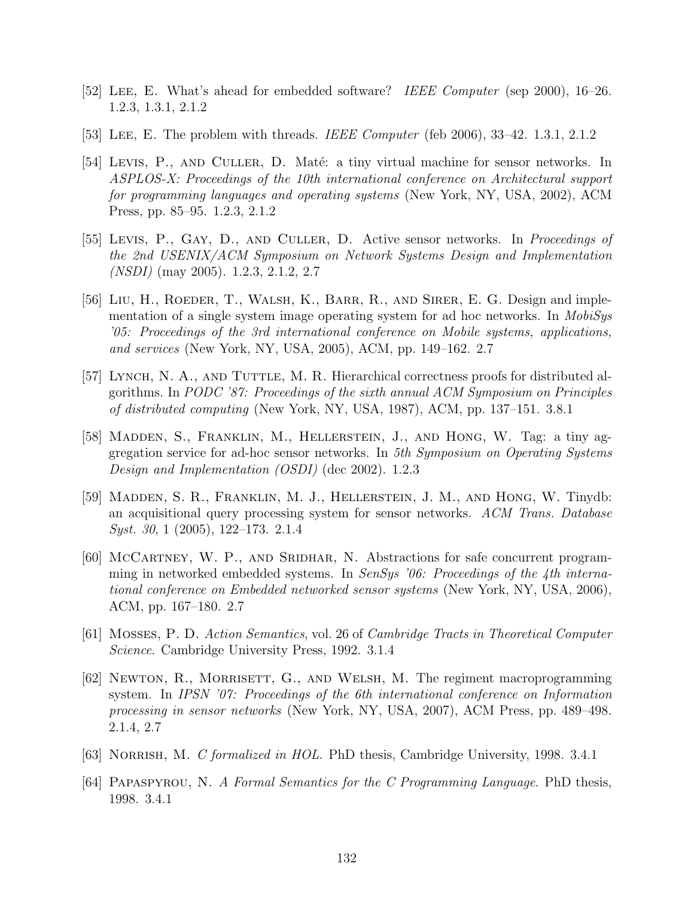[52] Lee, E. What's ahead for embedded software? *IEEE Computer* (sep 2000), 16–26. 1.2.3, 1.3.1, 2.1.2

[53] Lee, E. The problem with threads. *IEEE Computer* (feb 2006), 33–42. 1.3.1, 2.1.2

[54] Levis, P., and Culler, D. Maté: a tiny virtual machine for sensor networks. In *ASPLOS-X: Proceedings of the 10th international conference on Architectural support for programming languages and operating systems* (New York, NY, USA, 2002), ACM Press, pp. 85–95. 1.2.3, 2.1.2

[55] Levis, P., Gay, D., and Culler, D. Active sensor networks. In *Proceedings of the 2nd USENIX/ACM Symposium on Network Systems Design and Implementation (NSDI)* (may 2005). 1.2.3, 2.1.2, 2.7

[56] Liu, H., Roeder, T., Walsh, K., Barr, R., and Sirer, E. G. Design and implementation of a single system image operating system for ad hoc networks. In *MobiSys '05: Proceedings of the 3rd international conference on Mobile systems, applications, and services* (New York, NY, USA, 2005), ACM, pp. 149–162. 2.7

[57] Lynch, N. A., and Tuttle, M. R. Hierarchical correctness proofs for distributed algorithms. In *PODC '87: Proceedings of the sixth annual ACM Symposium on Principles of distributed computing* (New York, NY, USA, 1987), ACM, pp. 137–151. 3.8.1

[58] Madden, S., Franklin, M., Hellerstein, J., and Hong, W. Tag: a tiny aggregation service for ad-hoc sensor networks. In *5th Symposium on Operating Systems Design and Implementation (OSDI)* (dec 2002). 1.2.3

[59] Madden, S. R., Franklin, M. J., Hellerstein, J. M., and Hong, W. Tinydb: an acquisitional query processing system for sensor networks. *ACM Trans. Database Syst. 30*, 1 (2005), 122–173. 2.1.4

[60] McCartney, W. P., and Sridhar, N. Abstractions for safe concurrent programming in networked embedded systems. In *SenSys '06: Proceedings of the 4th international conference on Embedded networked sensor systems* (New York, NY, USA, 2006), ACM, pp. 167–180. 2.7

[61] Mosses, P. D. *Action Semantics*, vol. 26 of *Cambridge Tracts in Theoretical Computer Science*. Cambridge University Press, 1992. 3.1.4

[62] Newton, R., Morrisett, G., and Welsh, M. The regiment macroprogramming system. In *IPSN '07: Proceedings of the 6th international conference on Information processing in sensor networks* (New York, NY, USA, 2007), ACM Press, pp. 489–498. 2.1.4, 2.7

[63] Norrish, M. *C formalized in HOL*. PhD thesis, Cambridge University, 1998. 3.4.1

[64] Papaspyrou, N. *A Formal Semantics for the C Programming Language*. PhD thesis, 1998. 3.4.1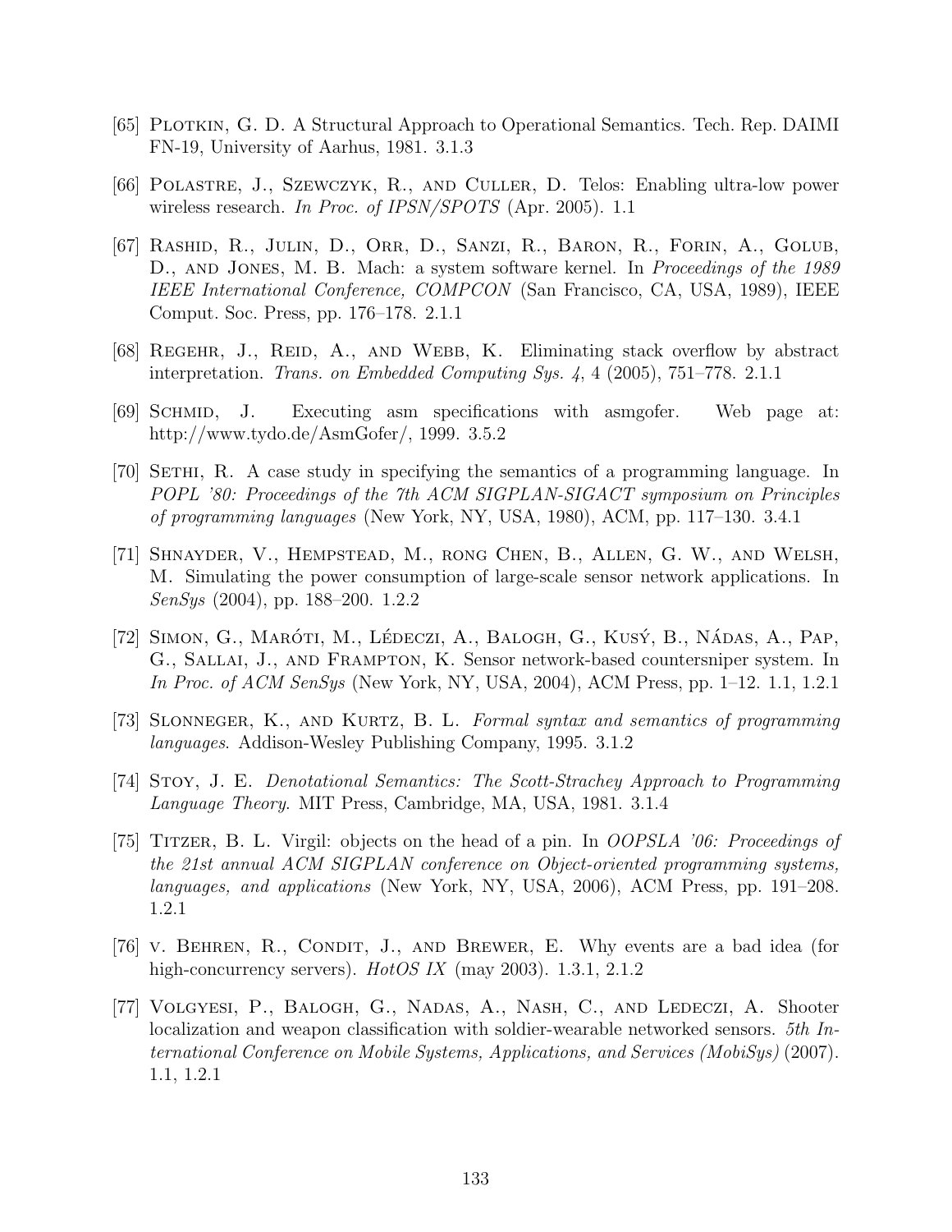[65] Plotkin, G. D. A Structural Approach to Operational Semantics. Tech. Rep. DAIMI FN-19, University of Aarhus, 1981. 3.1.3

[66] Polastre, J., Szewczyk, R., and Culler, D. Telos: Enabling ultra-low power wireless research. *In Proc. of IPSN/SPOTS* (Apr. 2005). 1.1

[67] Rashid, R., Julin, D., Orr, D., Sanzi, R., Baron, R., Forin, A., Golub, D., and Jones, M. B. Mach: a system software kernel. In *Proceedings of the 1989 IEEE International Conference, COMPCON* (San Francisco, CA, USA, 1989), IEEE Comput. Soc. Press, pp. 176–178. 2.1.1

[68] Regehr, J., Reid, A., and Webb, K. Eliminating stack overflow by abstract interpretation. *Trans. on Embedded Computing Sys. 4*, 4 (2005), 751–778. 2.1.1

[69] Schmid, J. Executing asm specifications with asmgofer. Web page at: http://www.tydo.de/AsmGofer/, 1999. 3.5.2

[70] Sethi, R. A case study in specifying the semantics of a programming language. In *POPL '80: Proceedings of the 7th ACM SIGPLAN-SIGACT symposium on Principles of programming languages* (New York, NY, USA, 1980), ACM, pp. 117–130. 3.4.1

[71] Shnayder, V., Hempstead, M., rong Chen, B., Allen, G. W., and Welsh, M. Simulating the power consumption of large-scale sensor network applications. In *SenSys* (2004), pp. 188–200. 1.2.2

[72] Simon, G., Maróti, M., Lédeczi, A., Balogh, G., Kusý, B., Nádas, A., Pap, G., Sallai, J., and Frampton, K. Sensor network-based countersniper system. In *In Proc. of ACM SenSys* (New York, NY, USA, 2004), ACM Press, pp. 1–12. 1.1, 1.2.1

[73] Slonneger, K., and Kurtz, B. L. *Formal syntax and semantics of programming languages*. Addison-Wesley Publishing Company, 1995. 3.1.2

[74] Stoy, J. E. *Denotational Semantics: The Scott-Strachey Approach to Programming Language Theory*. MIT Press, Cambridge, MA, USA, 1981. 3.1.4

[75] Titzer, B. L. Virgil: objects on the head of a pin. In *OOPSLA '06: Proceedings of the 21st annual ACM SIGPLAN conference on Object-oriented programming systems, languages, and applications* (New York, NY, USA, 2006), ACM Press, pp. 191–208. 1.2.1

[76] v. Behren, R., Condit, J., and Brewer, E. Why events are a bad idea (for high-concurrency servers). *HotOS IX* (may 2003). 1.3.1, 2.1.2

[77] Volgyesi, P., Balogh, G., Nadas, A., Nash, C., and Ledeczi, A. Shooter localization and weapon classification with soldier-wearable networked sensors. *5th International Conference on Mobile Systems, Applications, and Services (MobiSys)* (2007). 1.1, 1.2.1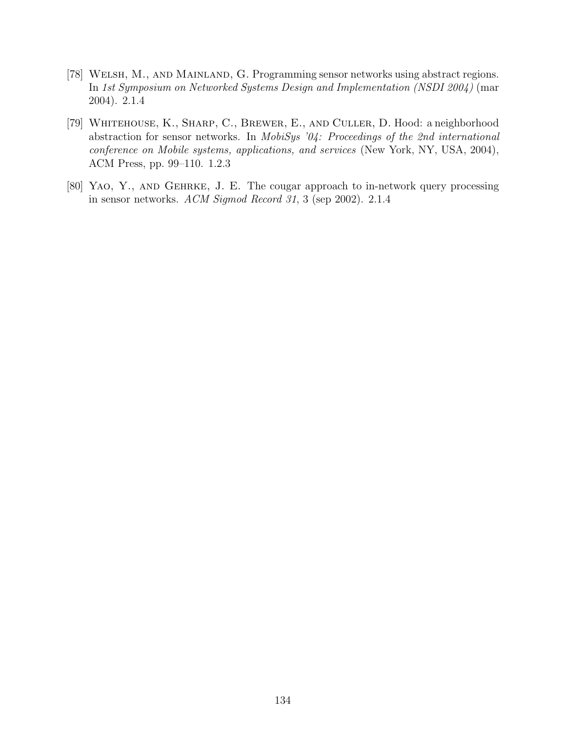[78] Welsh, M., and Mainland, G. Programming sensor networks using abstract regions. In *1st Symposium on Networked Systems Design and Implementation (NSDI 2004)* (mar 2004). 2.1.4

[79] Whitehouse, K., Sharp, C., Brewer, E., and Culler, D. Hood: a neighborhood abstraction for sensor networks. In *MobiSys '04: Proceedings of the 2nd international conference on Mobile systems, applications, and services* (New York, NY, USA, 2004), ACM Press, pp. 99–110. 1.2.3

[80] Yao, Y., and Gehrke, J. E. The cougar approach to in-network query processing in sensor networks. *ACM Sigmod Record 31*, 3 (sep 2002). 2.1.4